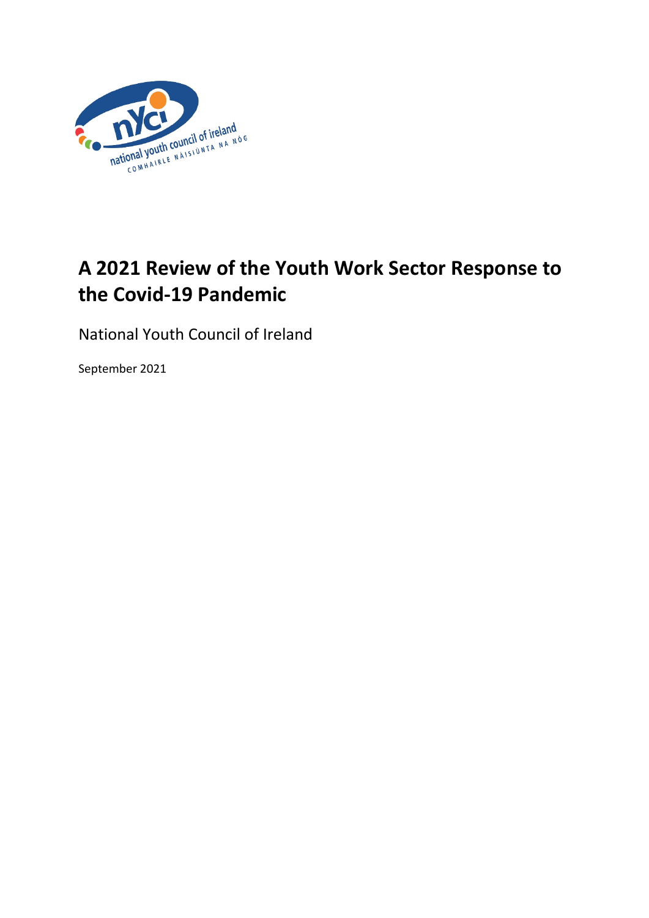# A 2021 Review of the Youth Work Sector Response to the Covid-19 Pandemic

National Youth Council of Ireland

September 2021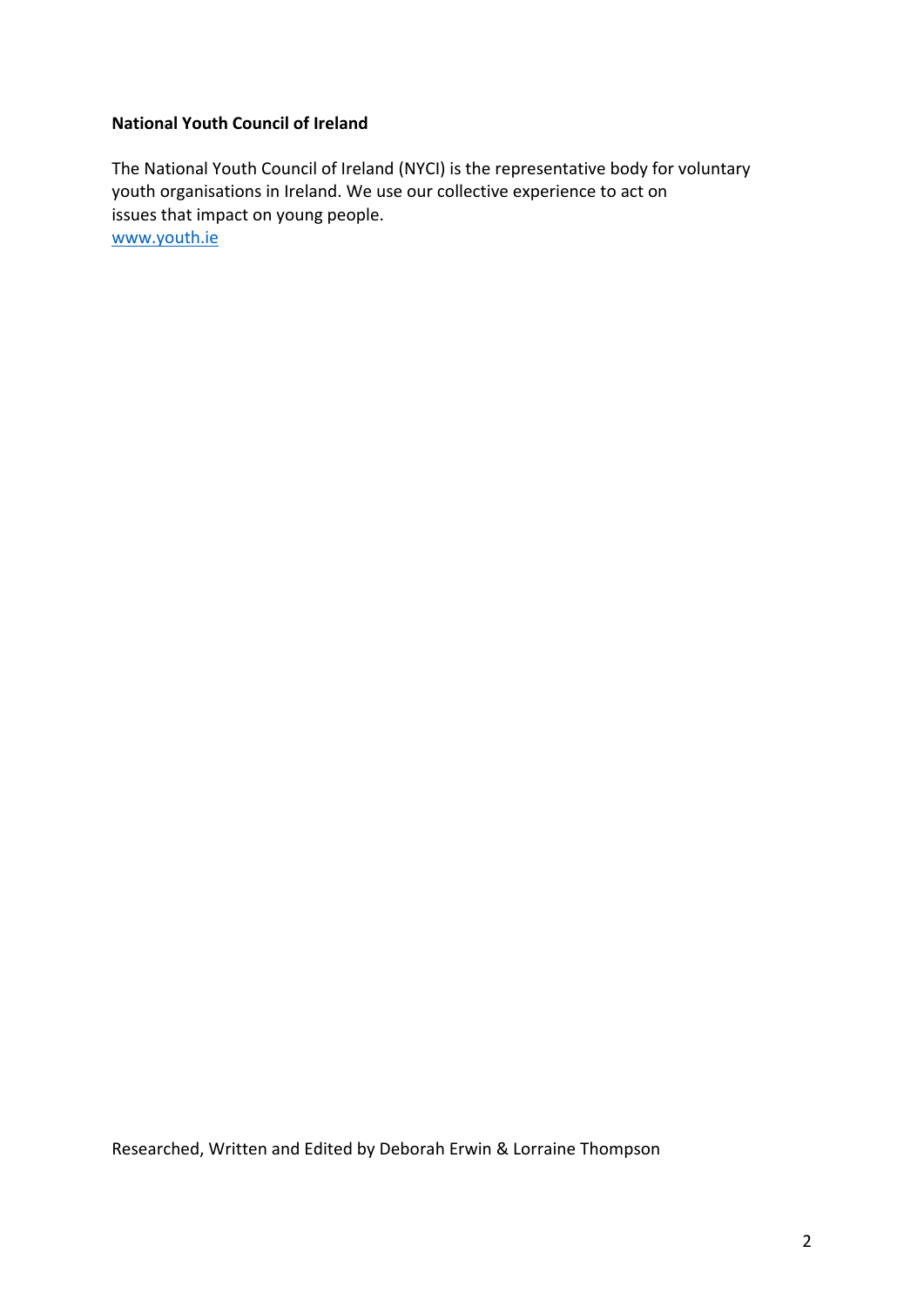**National Youth Council of Ireland**

The National Youth Council of Ireland (NYCI) is the representative body for voluntary youth organisations in Ireland. We use our collective experience to act on issues that impact on young people.
www.youth.ie

Researched, Written and Edited by Deborah Erwin & Lorraine Thompson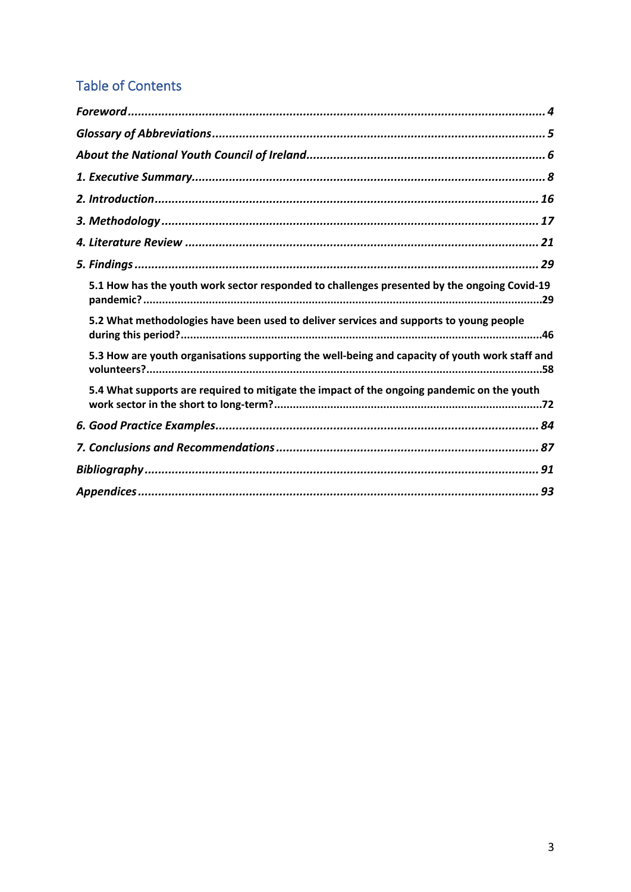## Table of Contents

*Foreword* ........................................................................................................... 4

*Glossary of Abbreviations* ................................................................................. 5

*About the National Youth Council of Ireland* ...................................................... 6

*1. Executive Summary* ....................................................................................... 8

*2. Introduction* ................................................................................................ 16

*3. Methodology* ................................................................................................ 17

*4. Literature Review* ........................................................................................ 21

*5. Findings* ....................................................................................................... 29

**5.1 How has the youth work sector responded to challenges presented by the ongoing Covid-19 pandemic?** ..................................................................................................... 29

**5.2 What methodologies have been used to deliver services and supports to young people during this period?** ...................................................................................................... 46

**5.3 How are youth organisations supporting the well-being and capacity of youth work staff and volunteers?** ................................................................................................................ 58

**5.4 What supports are required to mitigate the impact of the ongoing pandemic on the youth work sector in the short to long-term?** ......................................................................... 72

*6. Good Practice Examples* ............................................................................... 84

*7. Conclusions and Recommendations* ............................................................. 87

*Bibliography* .................................................................................................... 91

*Appendices* ...................................................................................................... 93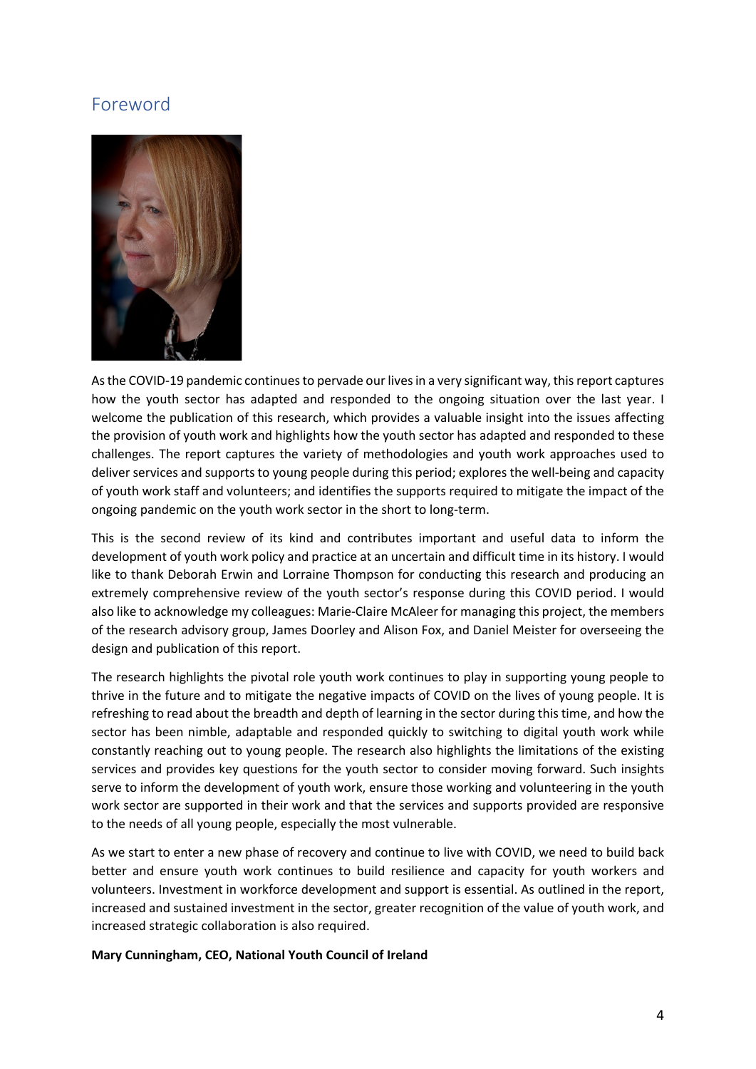## Foreword

As the COVID-19 pandemic continues to pervade our lives in a very significant way, this report captures how the youth sector has adapted and responded to the ongoing situation over the last year. I welcome the publication of this research, which provides a valuable insight into the issues affecting the provision of youth work and highlights how the youth sector has adapted and responded to these challenges. The report captures the variety of methodologies and youth work approaches used to deliver services and supports to young people during this period; explores the well-being and capacity of youth work staff and volunteers; and identifies the supports required to mitigate the impact of the ongoing pandemic on the youth work sector in the short to long-term.

This is the second review of its kind and contributes important and useful data to inform the development of youth work policy and practice at an uncertain and difficult time in its history. I would like to thank Deborah Erwin and Lorraine Thompson for conducting this research and producing an extremely comprehensive review of the youth sector's response during this COVID period. I would also like to acknowledge my colleagues: Marie-Claire McAleer for managing this project, the members of the research advisory group, James Doorley and Alison Fox, and Daniel Meister for overseeing the design and publication of this report.

The research highlights the pivotal role youth work continues to play in supporting young people to thrive in the future and to mitigate the negative impacts of COVID on the lives of young people. It is refreshing to read about the breadth and depth of learning in the sector during this time, and how the sector has been nimble, adaptable and responded quickly to switching to digital youth work while constantly reaching out to young people. The research also highlights the limitations of the existing services and provides key questions for the youth sector to consider moving forward. Such insights serve to inform the development of youth work, ensure those working and volunteering in the youth work sector are supported in their work and that the services and supports provided are responsive to the needs of all young people, especially the most vulnerable.

As we start to enter a new phase of recovery and continue to live with COVID, we need to build back better and ensure youth work continues to build resilience and capacity for youth workers and volunteers. Investment in workforce development and support is essential. As outlined in the report, increased and sustained investment in the sector, greater recognition of the value of youth work, and increased strategic collaboration is also required.

**Mary Cunningham, CEO, National Youth Council of Ireland**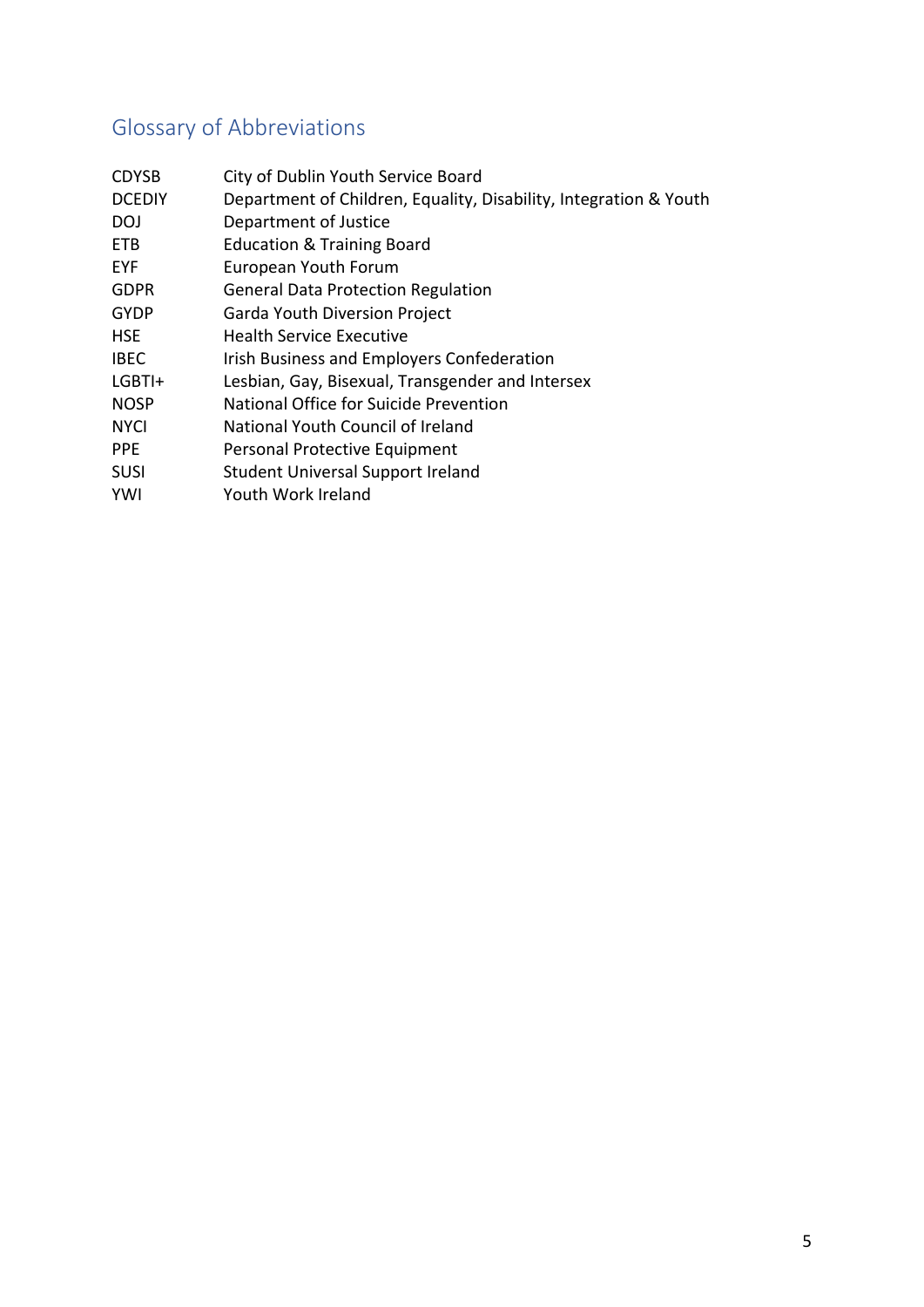## Glossary of Abbreviations

| | |
|---|---|
| CDYSB | City of Dublin Youth Service Board |
| DCEDIY | Department of Children, Equality, Disability, Integration & Youth |
| DOJ | Department of Justice |
| ETB | Education & Training Board |
| EYF | European Youth Forum |
| GDPR | General Data Protection Regulation |
| GYDP | Garda Youth Diversion Project |
| HSE | Health Service Executive |
| IBEC | Irish Business and Employers Confederation |
| LGBTI+ | Lesbian, Gay, Bisexual, Transgender and Intersex |
| NOSP | National Office for Suicide Prevention |
| NYCI | National Youth Council of Ireland |
| PPE | Personal Protective Equipment |
| SUSI | Student Universal Support Ireland |
| YWI | Youth Work Ireland |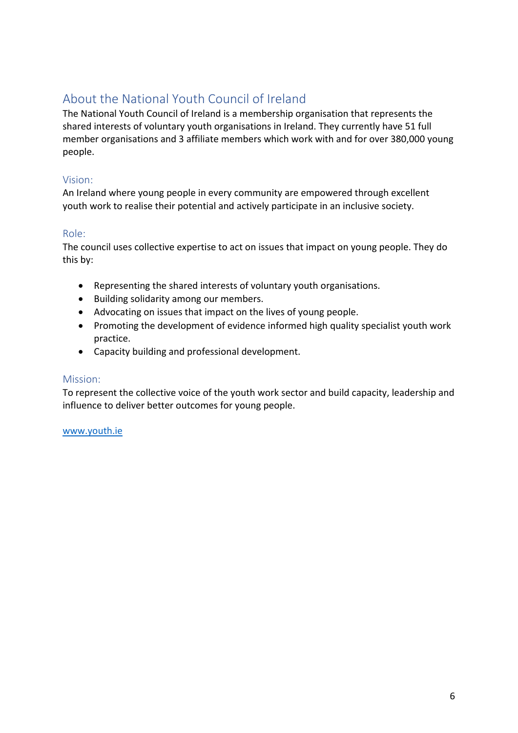## About the National Youth Council of Ireland

The National Youth Council of Ireland is a membership organisation that represents the shared interests of voluntary youth organisations in Ireland. They currently have 51 full member organisations and 3 affiliate members which work with and for over 380,000 young people.

### Vision:

An Ireland where young people in every community are empowered through excellent youth work to realise their potential and actively participate in an inclusive society.

### Role:

The council uses collective expertise to act on issues that impact on young people. They do this by:

- Representing the shared interests of voluntary youth organisations.
- Building solidarity among our members.
- Advocating on issues that impact on the lives of young people.
- Promoting the development of evidence informed high quality specialist youth work practice.
- Capacity building and professional development.

### Mission:

To represent the collective voice of the youth work sector and build capacity, leadership and influence to deliver better outcomes for young people.

[www.youth.ie](http://www.youth.ie)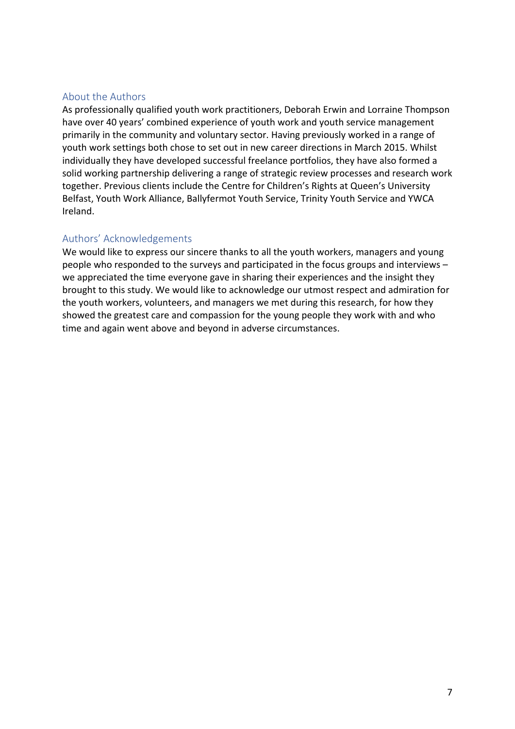## About the Authors

As professionally qualified youth work practitioners, Deborah Erwin and Lorraine Thompson have over 40 years' combined experience of youth work and youth service management primarily in the community and voluntary sector. Having previously worked in a range of youth work settings both chose to set out in new career directions in March 2015. Whilst individually they have developed successful freelance portfolios, they have also formed a solid working partnership delivering a range of strategic review processes and research work together. Previous clients include the Centre for Children's Rights at Queen's University Belfast, Youth Work Alliance, Ballyfermot Youth Service, Trinity Youth Service and YWCA Ireland.

## Authors' Acknowledgements

We would like to express our sincere thanks to all the youth workers, managers and young people who responded to the surveys and participated in the focus groups and interviews – we appreciated the time everyone gave in sharing their experiences and the insight they brought to this study. We would like to acknowledge our utmost respect and admiration for the youth workers, volunteers, and managers we met during this research, for how they showed the greatest care and compassion for the young people they work with and who time and again went above and beyond in adverse circumstances.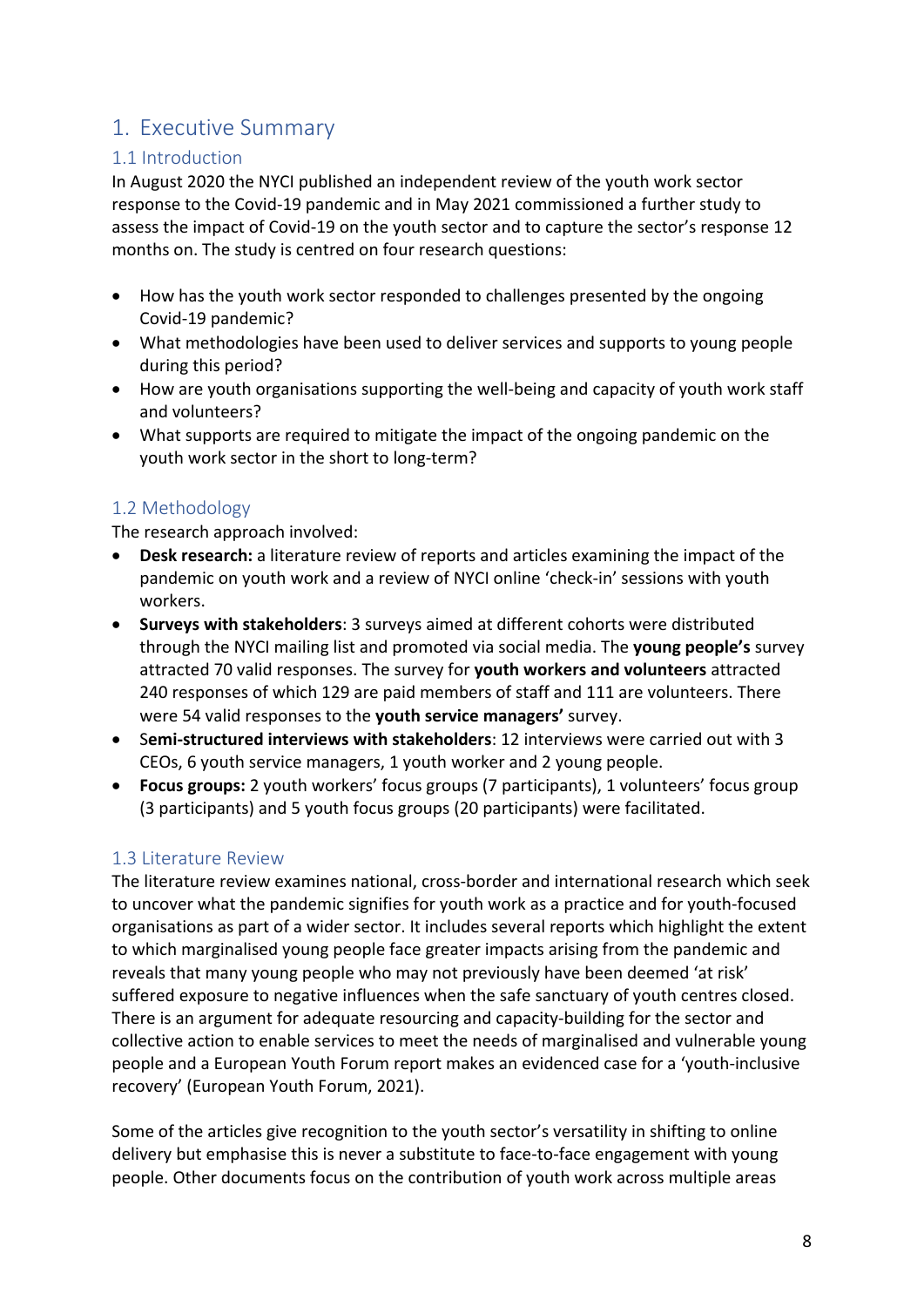# 1. Executive Summary

## 1.1 Introduction

In August 2020 the NYCI published an independent review of the youth work sector response to the Covid-19 pandemic and in May 2021 commissioned a further study to assess the impact of Covid-19 on the youth sector and to capture the sector's response 12 months on. The study is centred on four research questions:

- How has the youth work sector responded to challenges presented by the ongoing Covid-19 pandemic?
- What methodologies have been used to deliver services and supports to young people during this period?
- How are youth organisations supporting the well-being and capacity of youth work staff and volunteers?
- What supports are required to mitigate the impact of the ongoing pandemic on the youth work sector in the short to long-term?

## 1.2 Methodology

The research approach involved:

- **Desk research:** a literature review of reports and articles examining the impact of the pandemic on youth work and a review of NYCI online 'check-in' sessions with youth workers.
- **Surveys with stakeholders**: 3 surveys aimed at different cohorts were distributed through the NYCI mailing list and promoted via social media. The **young people's** survey attracted 70 valid responses. The survey for **youth workers and volunteers** attracted 240 responses of which 129 are paid members of staff and 111 are volunteers. There were 54 valid responses to the **youth service managers'** survey.
- **Semi-structured interviews with stakeholders**: 12 interviews were carried out with 3 CEOs, 6 youth service managers, 1 youth worker and 2 young people.
- **Focus groups:** 2 youth workers' focus groups (7 participants), 1 volunteers' focus group (3 participants) and 5 youth focus groups (20 participants) were facilitated.

## 1.3 Literature Review

The literature review examines national, cross-border and international research which seek to uncover what the pandemic signifies for youth work as a practice and for youth-focused organisations as part of a wider sector. It includes several reports which highlight the extent to which marginalised young people face greater impacts arising from the pandemic and reveals that many young people who may not previously have been deemed 'at risk' suffered exposure to negative influences when the safe sanctuary of youth centres closed. There is an argument for adequate resourcing and capacity-building for the sector and collective action to enable services to meet the needs of marginalised and vulnerable young people and a European Youth Forum report makes an evidenced case for a 'youth-inclusive recovery' (European Youth Forum, 2021).

Some of the articles give recognition to the youth sector's versatility in shifting to online delivery but emphasise this is never a substitute to face-to-face engagement with young people. Other documents focus on the contribution of youth work across multiple areas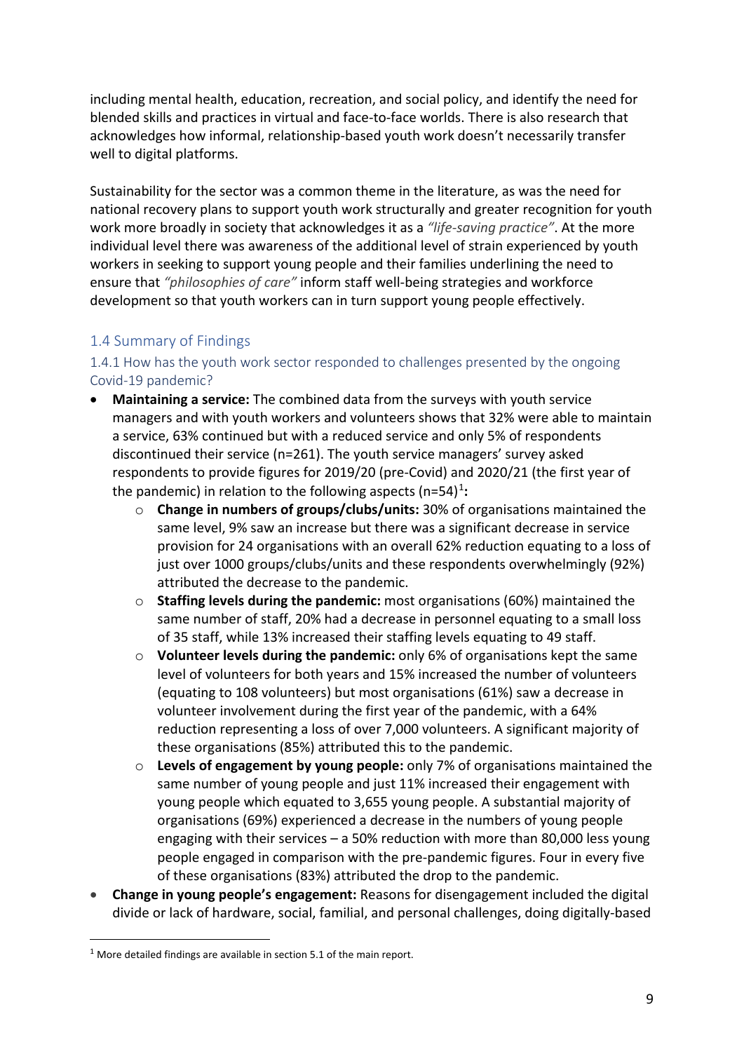including mental health, education, recreation, and social policy, and identify the need for blended skills and practices in virtual and face-to-face worlds. There is also research that acknowledges how informal, relationship-based youth work doesn't necessarily transfer well to digital platforms.

Sustainability for the sector was a common theme in the literature, as was the need for national recovery plans to support youth work structurally and greater recognition for youth work more broadly in society that acknowledges it as a *"life-saving practice"*. At the more individual level there was awareness of the additional level of strain experienced by youth workers in seeking to support young people and their families underlining the need to ensure that *"philosophies of care"* inform staff well-being strategies and workforce development so that youth workers can in turn support young people effectively.

## 1.4 Summary of Findings

### 1.4.1 How has the youth work sector responded to challenges presented by the ongoing Covid-19 pandemic?

- **Maintaining a service:** The combined data from the surveys with youth service managers and with youth workers and volunteers shows that 32% were able to maintain a service, 63% continued but with a reduced service and only 5% of respondents discontinued their service (n=261). The youth service managers' survey asked respondents to provide figures for 2019/20 (pre-Covid) and 2020/21 (the first year of the pandemic) in relation to the following aspects (n=54)[1]**:**
    - **Change in numbers of groups/clubs/units:** 30% of organisations maintained the same level, 9% saw an increase but there was a significant decrease in service provision for 24 organisations with an overall 62% reduction equating to a loss of just over 1000 groups/clubs/units and these respondents overwhelmingly (92%) attributed the decrease to the pandemic.
    - **Staffing levels during the pandemic:** most organisations (60%) maintained the same number of staff, 20% had a decrease in personnel equating to a small loss of 35 staff, while 13% increased their staffing levels equating to 49 staff.
    - **Volunteer levels during the pandemic:** only 6% of organisations kept the same level of volunteers for both years and 15% increased the number of volunteers (equating to 108 volunteers) but most organisations (61%) saw a decrease in volunteer involvement during the first year of the pandemic, with a 64% reduction representing a loss of over 7,000 volunteers. A significant majority of these organisations (85%) attributed this to the pandemic.
    - **Levels of engagement by young people:** only 7% of organisations maintained the same number of young people and just 11% increased their engagement with young people which equated to 3,655 young people. A substantial majority of organisations (69%) experienced a decrease in the numbers of young people engaging with their services – a 50% reduction with more than 80,000 less young people engaged in comparison with the pre-pandemic figures. Four in every five of these organisations (83%) attributed the drop to the pandemic.
- **Change in young people's engagement:** Reasons for disengagement included the digital divide or lack of hardware, social, familial, and personal challenges, doing digitally-based

[1] More detailed findings are available in section 5.1 of the main report.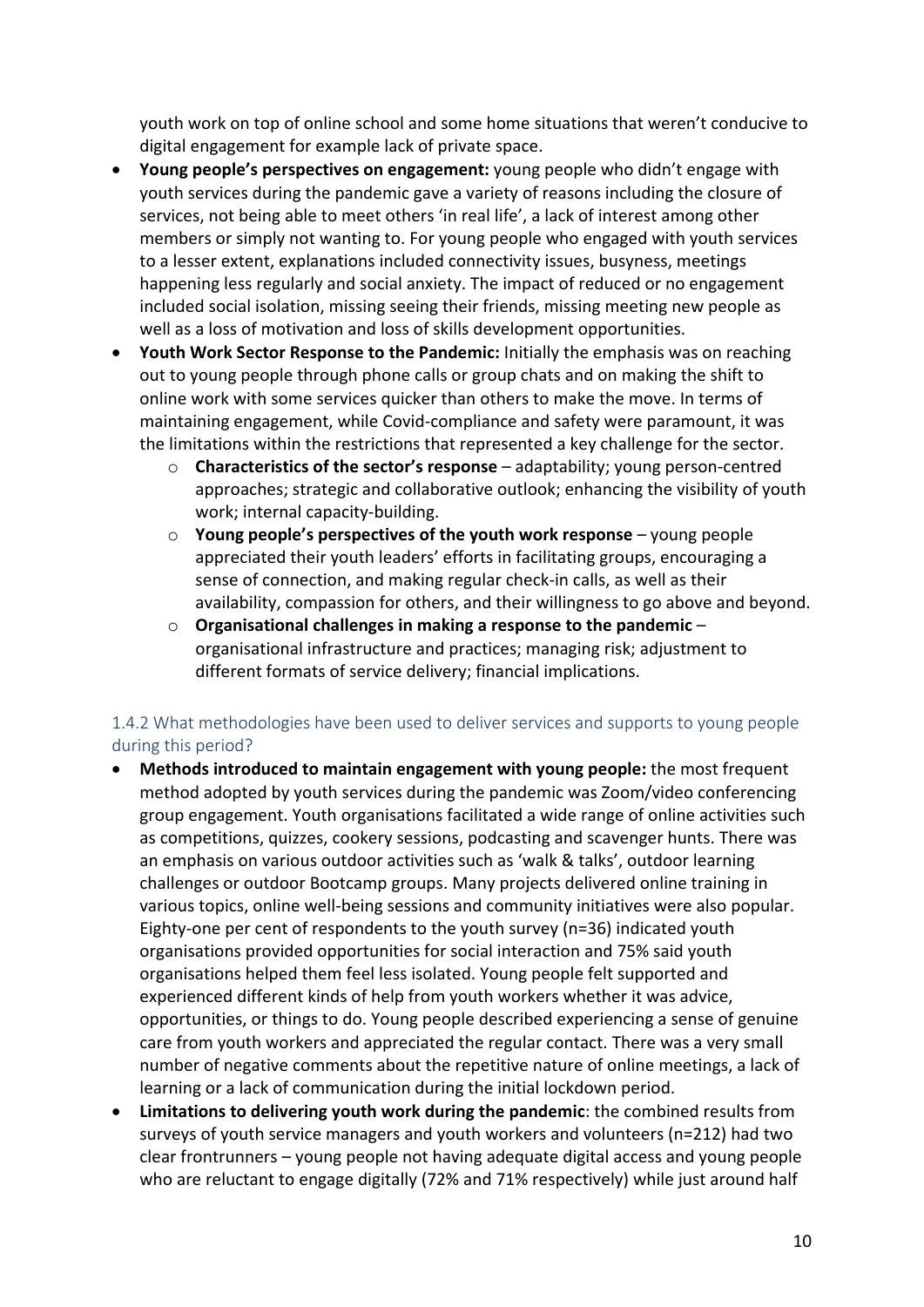youth work on top of online school and some home situations that weren't conducive to digital engagement for example lack of private space.

- **Young people's perspectives on engagement:** young people who didn't engage with youth services during the pandemic gave a variety of reasons including the closure of services, not being able to meet others 'in real life', a lack of interest among other members or simply not wanting to. For young people who engaged with youth services to a lesser extent, explanations included connectivity issues, busyness, meetings happening less regularly and social anxiety. The impact of reduced or no engagement included social isolation, missing seeing their friends, missing meeting new people as well as a loss of motivation and loss of skills development opportunities.
- **Youth Work Sector Response to the Pandemic:** Initially the emphasis was on reaching out to young people through phone calls or group chats and on making the shift to online work with some services quicker than others to make the move. In terms of maintaining engagement, while Covid-compliance and safety were paramount, it was the limitations within the restrictions that represented a key challenge for the sector.
  - **Characteristics of the sector's response** – adaptability; young person-centred approaches; strategic and collaborative outlook; enhancing the visibility of youth work; internal capacity-building.
  - **Young people's perspectives of the youth work response** – young people appreciated their youth leaders' efforts in facilitating groups, encouraging a sense of connection, and making regular check-in calls, as well as their availability, compassion for others, and their willingness to go above and beyond.
  - **Organisational challenges in making a response to the pandemic** – organisational infrastructure and practices; managing risk; adjustment to different formats of service delivery; financial implications.

### 1.4.2 What methodologies have been used to deliver services and supports to young people during this period?

- **Methods introduced to maintain engagement with young people:** the most frequent method adopted by youth services during the pandemic was Zoom/video conferencing group engagement. Youth organisations facilitated a wide range of online activities such as competitions, quizzes, cookery sessions, podcasting and scavenger hunts. There was an emphasis on various outdoor activities such as 'walk & talks', outdoor learning challenges or outdoor Bootcamp groups. Many projects delivered online training in various topics, online well-being sessions and community initiatives were also popular. Eighty-one per cent of respondents to the youth survey (n=36) indicated youth organisations provided opportunities for social interaction and 75% said youth organisations helped them feel less isolated. Young people felt supported and experienced different kinds of help from youth workers whether it was advice, opportunities, or things to do. Young people described experiencing a sense of genuine care from youth workers and appreciated the regular contact. There was a very small number of negative comments about the repetitive nature of online meetings, a lack of learning or a lack of communication during the initial lockdown period.
- **Limitations to delivering youth work during the pandemic**: the combined results from surveys of youth service managers and youth workers and volunteers (n=212) had two clear frontrunners – young people not having adequate digital access and young people who are reluctant to engage digitally (72% and 71% respectively) while just around half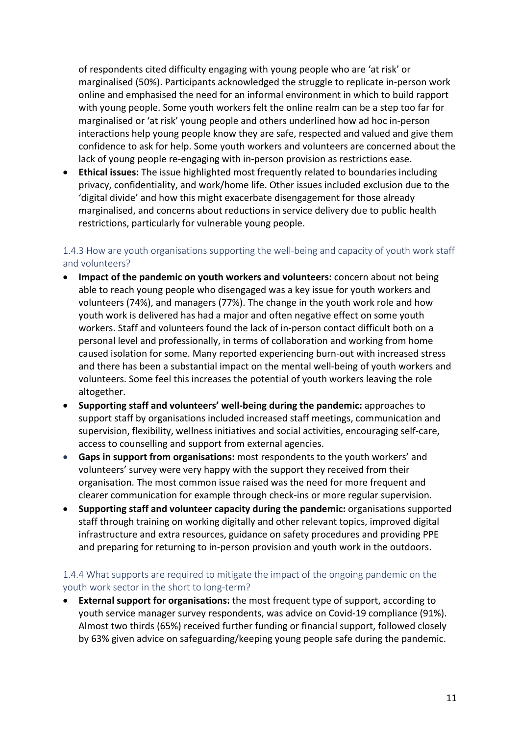of respondents cited difficulty engaging with young people who are 'at risk' or marginalised (50%). Participants acknowledged the struggle to replicate in-person work online and emphasised the need for an informal environment in which to build rapport with young people. Some youth workers felt the online realm can be a step too far for marginalised or 'at risk' young people and others underlined how ad hoc in-person interactions help young people know they are safe, respected and valued and give them confidence to ask for help. Some youth workers and volunteers are concerned about the lack of young people re-engaging with in-person provision as restrictions ease.
- **Ethical issues:** The issue highlighted most frequently related to boundaries including privacy, confidentiality, and work/home life. Other issues included exclusion due to the 'digital divide' and how this might exacerbate disengagement for those already marginalised, and concerns about reductions in service delivery due to public health restrictions, particularly for vulnerable young people.

### 1.4.3 How are youth organisations supporting the well-being and capacity of youth work staff and volunteers?

- **Impact of the pandemic on youth workers and volunteers:** concern about not being able to reach young people who disengaged was a key issue for youth workers and volunteers (74%), and managers (77%). The change in the youth work role and how youth work is delivered has had a major and often negative effect on some youth workers. Staff and volunteers found the lack of in-person contact difficult both on a personal level and professionally, in terms of collaboration and working from home caused isolation for some. Many reported experiencing burn-out with increased stress and there has been a substantial impact on the mental well-being of youth workers and volunteers. Some feel this increases the potential of youth workers leaving the role altogether.
- **Supporting staff and volunteers' well-being during the pandemic:** approaches to support staff by organisations included increased staff meetings, communication and supervision, flexibility, wellness initiatives and social activities, encouraging self-care, access to counselling and support from external agencies.
- **Gaps in support from organisations:** most respondents to the youth workers' and volunteers' survey were very happy with the support they received from their organisation. The most common issue raised was the need for more frequent and clearer communication for example through check-ins or more regular supervision.
- **Supporting staff and volunteer capacity during the pandemic:** organisations supported staff through training on working digitally and other relevant topics, improved digital infrastructure and extra resources, guidance on safety procedures and providing PPE and preparing for returning to in-person provision and youth work in the outdoors.

### 1.4.4 What supports are required to mitigate the impact of the ongoing pandemic on the youth work sector in the short to long-term?

- **External support for organisations:** the most frequent type of support, according to youth service manager survey respondents, was advice on Covid-19 compliance (91%). Almost two thirds (65%) received further funding or financial support, followed closely by 63% given advice on safeguarding/keeping young people safe during the pandemic.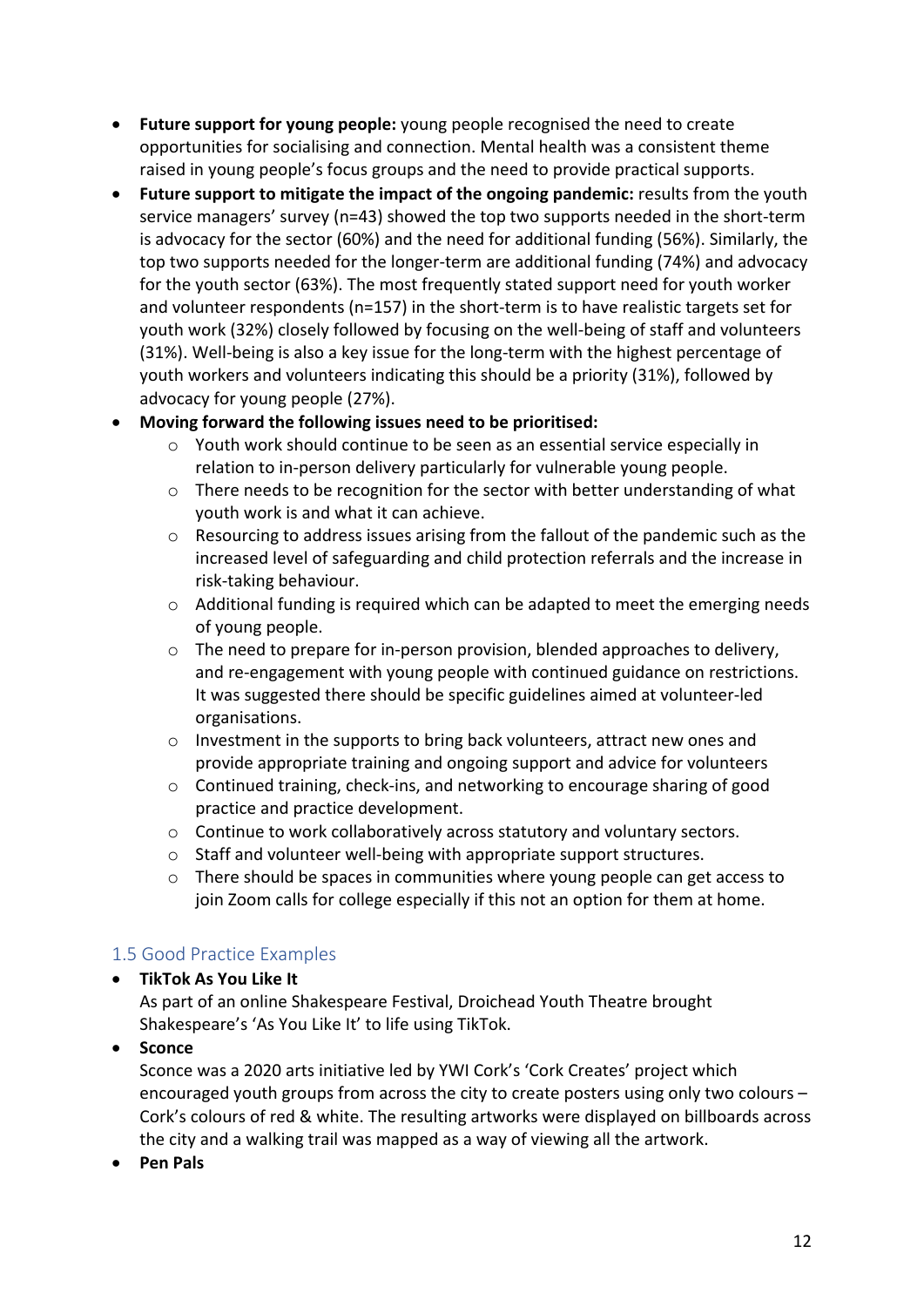- **Future support for young people:** young people recognised the need to create opportunities for socialising and connection. Mental health was a consistent theme raised in young people's focus groups and the need to provide practical supports.
- **Future support to mitigate the impact of the ongoing pandemic:** results from the youth service managers' survey (n=43) showed the top two supports needed in the short-term is advocacy for the sector (60%) and the need for additional funding (56%). Similarly, the top two supports needed for the longer-term are additional funding (74%) and advocacy for the youth sector (63%). The most frequently stated support need for youth worker and volunteer respondents (n=157) in the short-term is to have realistic targets set for youth work (32%) closely followed by focusing on the well-being of staff and volunteers (31%). Well-being is also a key issue for the long-term with the highest percentage of youth workers and volunteers indicating this should be a priority (31%), followed by advocacy for young people (27%).
- **Moving forward the following issues need to be prioritised:**
  - Youth work should continue to be seen as an essential service especially in relation to in-person delivery particularly for vulnerable young people.
  - There needs to be recognition for the sector with better understanding of what youth work is and what it can achieve.
  - Resourcing to address issues arising from the fallout of the pandemic such as the increased level of safeguarding and child protection referrals and the increase in risk-taking behaviour.
  - Additional funding is required which can be adapted to meet the emerging needs of young people.
  - The need to prepare for in-person provision, blended approaches to delivery, and re-engagement with young people with continued guidance on restrictions. It was suggested there should be specific guidelines aimed at volunteer-led organisations.
  - Investment in the supports to bring back volunteers, attract new ones and provide appropriate training and ongoing support and advice for volunteers
  - Continued training, check-ins, and networking to encourage sharing of good practice and practice development.
  - Continue to work collaboratively across statutory and voluntary sectors.
  - Staff and volunteer well-being with appropriate support structures.
  - There should be spaces in communities where young people can get access to join Zoom calls for college especially if this not an option for them at home.

## 1.5 Good Practice Examples

- **TikTok As You Like It**
  As part of an online Shakespeare Festival, Droichead Youth Theatre brought Shakespeare's 'As You Like It' to life using TikTok.
- **Sconce**
  Sconce was a 2020 arts initiative led by YWI Cork's 'Cork Creates' project which encouraged youth groups from across the city to create posters using only two colours – Cork's colours of red & white. The resulting artworks were displayed on billboards across the city and a walking trail was mapped as a way of viewing all the artwork.
- **Pen Pals**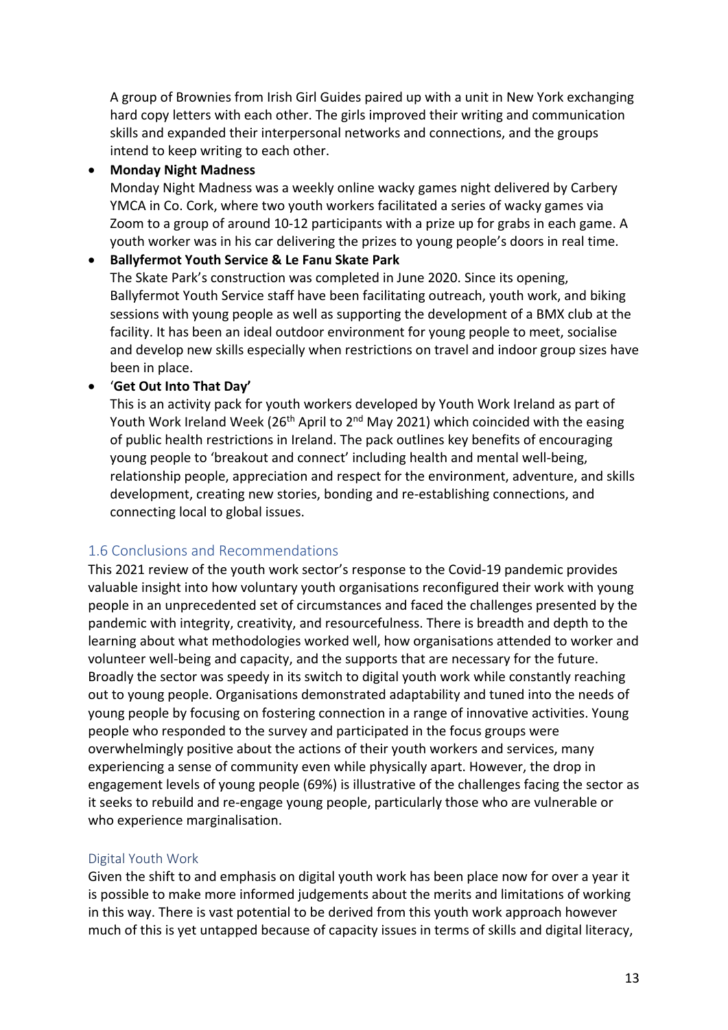A group of Brownies from Irish Girl Guides paired up with a unit in New York exchanging hard copy letters with each other. The girls improved their writing and communication skills and expanded their interpersonal networks and connections, and the groups intend to keep writing to each other.

- **Monday Night Madness**
  Monday Night Madness was a weekly online wacky games night delivered by Carbery YMCA in Co. Cork, where two youth workers facilitated a series of wacky games via Zoom to a group of around 10-12 participants with a prize up for grabs in each game. A youth worker was in his car delivering the prizes to young people's doors in real time.
- **Ballyfermot Youth Service & Le Fanu Skate Park**
  The Skate Park's construction was completed in June 2020. Since its opening, Ballyfermot Youth Service staff have been facilitating outreach, youth work, and biking sessions with young people as well as supporting the development of a BMX club at the facility. It has been an ideal outdoor environment for young people to meet, socialise and develop new skills especially when restrictions on travel and indoor group sizes have been in place.
- '**Get Out Into That Day'**
  This is an activity pack for youth workers developed by Youth Work Ireland as part of Youth Work Ireland Week (26th April to 2nd May 2021) which coincided with the easing of public health restrictions in Ireland. The pack outlines key benefits of encouraging young people to 'breakout and connect' including health and mental well-being, relationship people, appreciation and respect for the environment, adventure, and skills development, creating new stories, bonding and re-establishing connections, and connecting local to global issues.

## 1.6 Conclusions and Recommendations

This 2021 review of the youth work sector's response to the Covid-19 pandemic provides valuable insight into how voluntary youth organisations reconfigured their work with young people in an unprecedented set of circumstances and faced the challenges presented by the pandemic with integrity, creativity, and resourcefulness. There is breadth and depth to the learning about what methodologies worked well, how organisations attended to worker and volunteer well-being and capacity, and the supports that are necessary for the future. Broadly the sector was speedy in its switch to digital youth work while constantly reaching out to young people. Organisations demonstrated adaptability and tuned into the needs of young people by focusing on fostering connection in a range of innovative activities. Young people who responded to the survey and participated in the focus groups were overwhelmingly positive about the actions of their youth workers and services, many experiencing a sense of community even while physically apart. However, the drop in engagement levels of young people (69%) is illustrative of the challenges facing the sector as it seeks to rebuild and re-engage young people, particularly those who are vulnerable or who experience marginalisation.

### Digital Youth Work

Given the shift to and emphasis on digital youth work has been place now for over a year it is possible to make more informed judgements about the merits and limitations of working in this way. There is vast potential to be derived from this youth work approach however much of this is yet untapped because of capacity issues in terms of skills and digital literacy,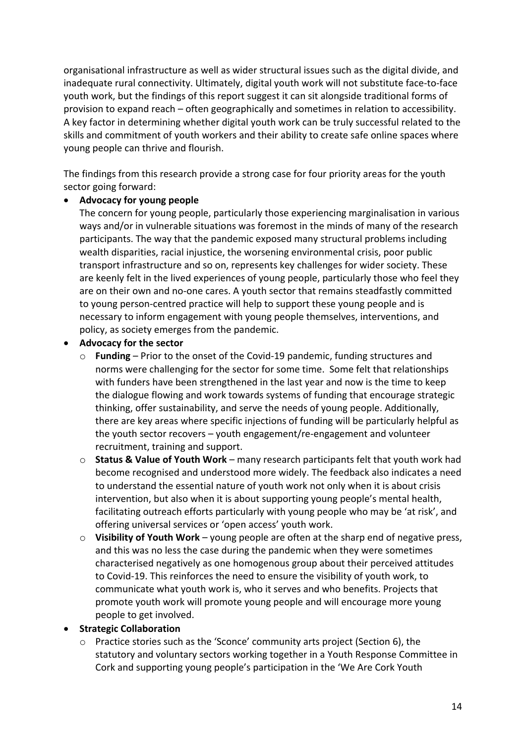organisational infrastructure as well as wider structural issues such as the digital divide, and inadequate rural connectivity. Ultimately, digital youth work will not substitute face-to-face youth work, but the findings of this report suggest it can sit alongside traditional forms of provision to expand reach – often geographically and sometimes in relation to accessibility. A key factor in determining whether digital youth work can be truly successful related to the skills and commitment of youth workers and their ability to create safe online spaces where young people can thrive and flourish.

The findings from this research provide a strong case for four priority areas for the youth sector going forward:

- **Advocacy for young people**
  The concern for young people, particularly those experiencing marginalisation in various ways and/or in vulnerable situations was foremost in the minds of many of the research participants. The way that the pandemic exposed many structural problems including wealth disparities, racial injustice, the worsening environmental crisis, poor public transport infrastructure and so on, represents key challenges for wider society. These are keenly felt in the lived experiences of young people, particularly those who feel they are on their own and no-one cares. A youth sector that remains steadfastly committed to young person-centred practice will help to support these young people and is necessary to inform engagement with young people themselves, interventions, and policy, as society emerges from the pandemic.
- **Advocacy for the sector**
  - **Funding** – Prior to the onset of the Covid-19 pandemic, funding structures and norms were challenging for the sector for some time. Some felt that relationships with funders have been strengthened in the last year and now is the time to keep the dialogue flowing and work towards systems of funding that encourage strategic thinking, offer sustainability, and serve the needs of young people. Additionally, there are key areas where specific injections of funding will be particularly helpful as the youth sector recovers – youth engagement/re-engagement and volunteer recruitment, training and support.
  - **Status & Value of Youth Work** – many research participants felt that youth work had become recognised and understood more widely. The feedback also indicates a need to understand the essential nature of youth work not only when it is about crisis intervention, but also when it is about supporting young people's mental health, facilitating outreach efforts particularly with young people who may be 'at risk', and offering universal services or 'open access' youth work.
  - **Visibility of Youth Work** – young people are often at the sharp end of negative press, and this was no less the case during the pandemic when they were sometimes characterised negatively as one homogenous group about their perceived attitudes to Covid-19. This reinforces the need to ensure the visibility of youth work, to communicate what youth work is, who it serves and who benefits. Projects that promote youth work will promote young people and will encourage more young people to get involved.
- **Strategic Collaboration**
  - Practice stories such as the 'Sconce' community arts project (Section 6), the statutory and voluntary sectors working together in a Youth Response Committee in Cork and supporting young people's participation in the 'We Are Cork Youth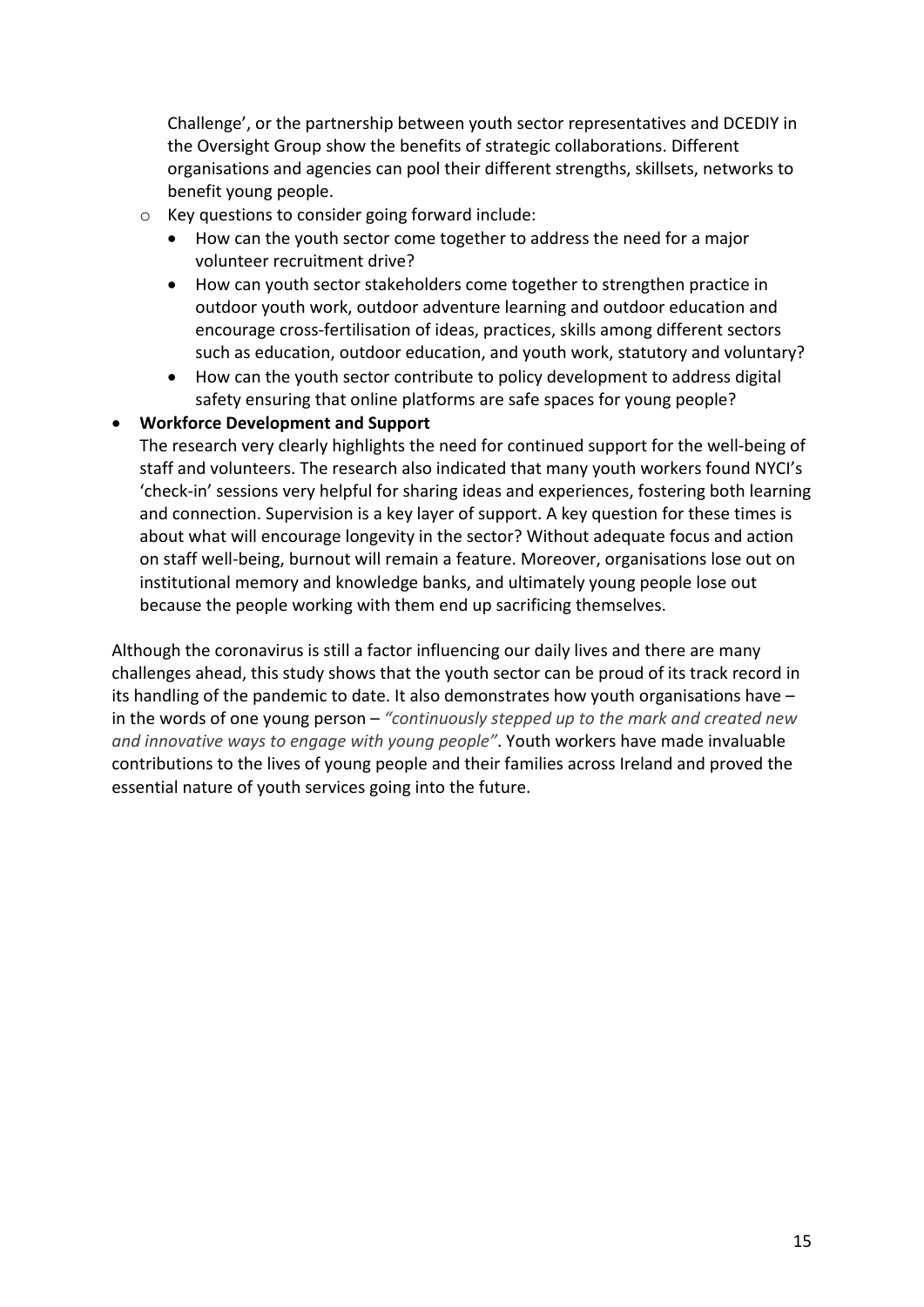Challenge', or the partnership between youth sector representatives and DCEDIY in the Oversight Group show the benefits of strategic collaborations. Different organisations and agencies can pool their different strengths, skillsets, networks to benefit young people.

  - Key questions to consider going forward include:
    - How can the youth sector come together to address the need for a major volunteer recruitment drive?
    - How can youth sector stakeholders come together to strengthen practice in outdoor youth work, outdoor adventure learning and outdoor education and encourage cross-fertilisation of ideas, practices, skills among different sectors such as education, outdoor education, and youth work, statutory and voluntary?
    - How can the youth sector contribute to policy development to address digital safety ensuring that online platforms are safe spaces for young people?

- **Workforce Development and Support**
  The research very clearly highlights the need for continued support for the well-being of staff and volunteers. The research also indicated that many youth workers found NYCI's 'check-in' sessions very helpful for sharing ideas and experiences, fostering both learning and connection. Supervision is a key layer of support. A key question for these times is about what will encourage longevity in the sector? Without adequate focus and action on staff well-being, burnout will remain a feature. Moreover, organisations lose out on institutional memory and knowledge banks, and ultimately young people lose out because the people working with them end up sacrificing themselves.

Although the coronavirus is still a factor influencing our daily lives and there are many challenges ahead, this study shows that the youth sector can be proud of its track record in its handling of the pandemic to date. It also demonstrates how youth organisations have – in the words of one young person – *"continuously stepped up to the mark and created new and innovative ways to engage with young people"*. Youth workers have made invaluable contributions to the lives of young people and their families across Ireland and proved the essential nature of youth services going into the future.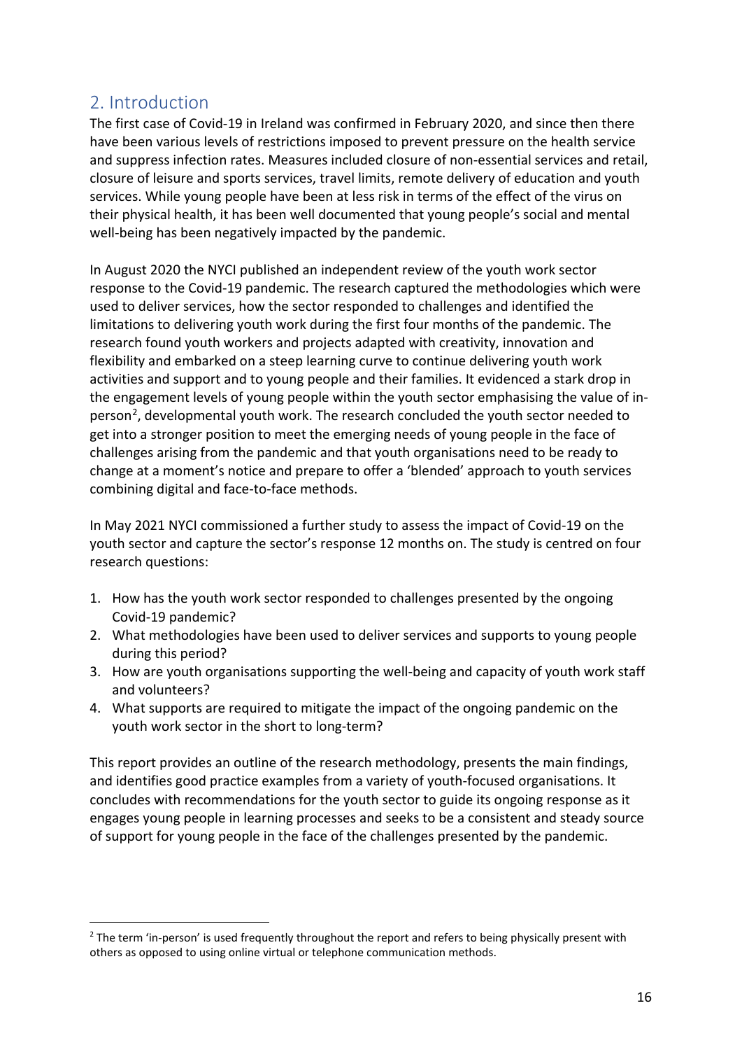## 2. Introduction

The first case of Covid-19 in Ireland was confirmed in February 2020, and since then there have been various levels of restrictions imposed to prevent pressure on the health service and suppress infection rates. Measures included closure of non-essential services and retail, closure of leisure and sports services, travel limits, remote delivery of education and youth services. While young people have been at less risk in terms of the effect of the virus on their physical health, it has been well documented that young people's social and mental well-being has been negatively impacted by the pandemic.

In August 2020 the NYCI published an independent review of the youth work sector response to the Covid-19 pandemic. The research captured the methodologies which were used to deliver services, how the sector responded to challenges and identified the limitations to delivering youth work during the first four months of the pandemic. The research found youth workers and projects adapted with creativity, innovation and flexibility and embarked on a steep learning curve to continue delivering youth work activities and support and to young people and their families. It evidenced a stark drop in the engagement levels of young people within the youth sector emphasising the value of in-person[2], developmental youth work. The research concluded the youth sector needed to get into a stronger position to meet the emerging needs of young people in the face of challenges arising from the pandemic and that youth organisations need to be ready to change at a moment's notice and prepare to offer a 'blended' approach to youth services combining digital and face-to-face methods.

In May 2021 NYCI commissioned a further study to assess the impact of Covid-19 on the youth sector and capture the sector's response 12 months on. The study is centred on four research questions:

1. How has the youth work sector responded to challenges presented by the ongoing Covid-19 pandemic?
2. What methodologies have been used to deliver services and supports to young people during this period?
3. How are youth organisations supporting the well-being and capacity of youth work staff and volunteers?
4. What supports are required to mitigate the impact of the ongoing pandemic on the youth work sector in the short to long-term?

This report provides an outline of the research methodology, presents the main findings, and identifies good practice examples from a variety of youth-focused organisations. It concludes with recommendations for the youth sector to guide its ongoing response as it engages young people in learning processes and seeks to be a consistent and steady source of support for young people in the face of the challenges presented by the pandemic.

[2] The term 'in-person' is used frequently throughout the report and refers to being physically present with others as opposed to using online virtual or telephone communication methods.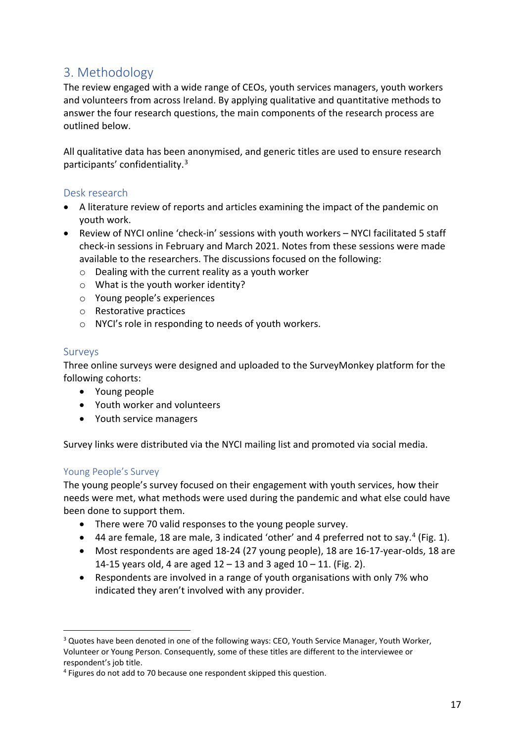## 3. Methodology

The review engaged with a wide range of CEOs, youth services managers, youth workers and volunteers from across Ireland. By applying qualitative and quantitative methods to answer the four research questions, the main components of the research process are outlined below.

All qualitative data has been anonymised, and generic titles are used to ensure research participants' confidentiality.[3]

### Desk research

- A literature review of reports and articles examining the impact of the pandemic on youth work.
- Review of NYCI online 'check-in' sessions with youth workers – NYCI facilitated 5 staff check-in sessions in February and March 2021. Notes from these sessions were made available to the researchers. The discussions focused on the following:
  - Dealing with the current reality as a youth worker
  - What is the youth worker identity?
  - Young people's experiences
  - Restorative practices
  - NYCI's role in responding to needs of youth workers.

### Surveys

Three online surveys were designed and uploaded to the SurveyMonkey platform for the following cohorts:

- Young people
- Youth worker and volunteers
- Youth service managers

Survey links were distributed via the NYCI mailing list and promoted via social media.

### Young People's Survey

The young people's survey focused on their engagement with youth services, how their needs were met, what methods were used during the pandemic and what else could have been done to support them.

- There were 70 valid responses to the young people survey.
- 44 are female, 18 are male, 3 indicated 'other' and 4 preferred not to say.[4] (Fig. 1).
- Most respondents are aged 18-24 (27 young people), 18 are 16-17-year-olds, 18 are 14-15 years old, 4 are aged 12 – 13 and 3 aged 10 – 11. (Fig. 2).
- Respondents are involved in a range of youth organisations with only 7% who indicated they aren't involved with any provider.

---

[3] Quotes have been denoted in one of the following ways: CEO, Youth Service Manager, Youth Worker, Volunteer or Young Person. Consequently, some of these titles are different to the interviewee or respondent's job title.

[4] Figures do not add to 70 because one respondent skipped this question.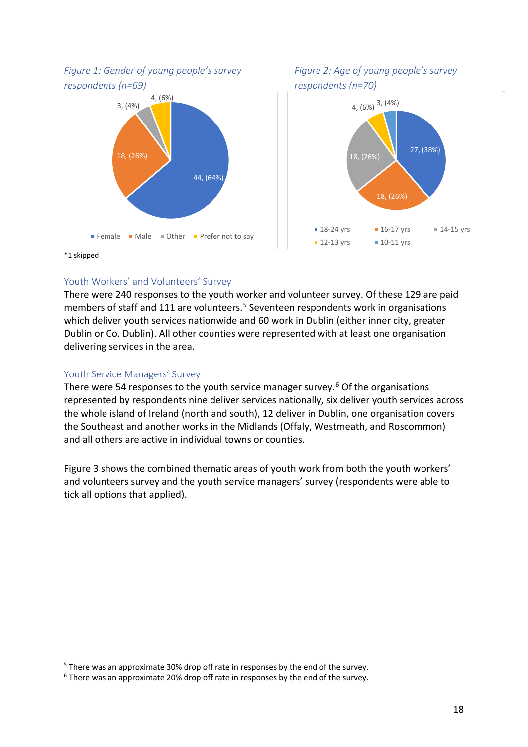*Figure 1: Gender of young people's survey respondents (n=69)*

| Gender | Count | Percentage |
|---|---|---|
| Female | 44 | (64%) |
| Male | 18 | (26%) |
| Other | 3 | (4%) |
| Prefer not to say | 4 | (6%) |

*1 skipped

*Figure 2: Age of young people's survey respondents (n=70)*

| Age | Count | Percentage |
|---|---|---|
| 18-24 yrs | 27 | (38%) |
| 16-17 yrs | 18 | (26%) |
| 14-15 yrs | 18 | (26%) |
| 12-13 yrs | 4 | (6%) |
| 10-11 yrs | 3 | (4%) |

## Youth Workers' and Volunteers' Survey

There were 240 responses to the youth worker and volunteer survey. Of these 129 are paid members of staff and 111 are volunteers.[5] Seventeen respondents work in organisations which deliver youth services nationwide and 60 work in Dublin (either inner city, greater Dublin or Co. Dublin). All other counties were represented with at least one organisation delivering services in the area.

## Youth Service Managers' Survey

There were 54 responses to the youth service manager survey.[6] Of the organisations represented by respondents nine deliver services nationally, six deliver youth services across the whole island of Ireland (north and south), 12 deliver in Dublin, one organisation covers the Southeast and another works in the Midlands (Offaly, Westmeath, and Roscommon) and all others are active in individual towns or counties.

Figure 3 shows the combined thematic areas of youth work from both the youth workers' and volunteers survey and the youth service managers' survey (respondents were able to tick all options that applied).

---

[5] There was an approximate 30% drop off rate in responses by the end of the survey.

[6] There was an approximate 20% drop off rate in responses by the end of the survey.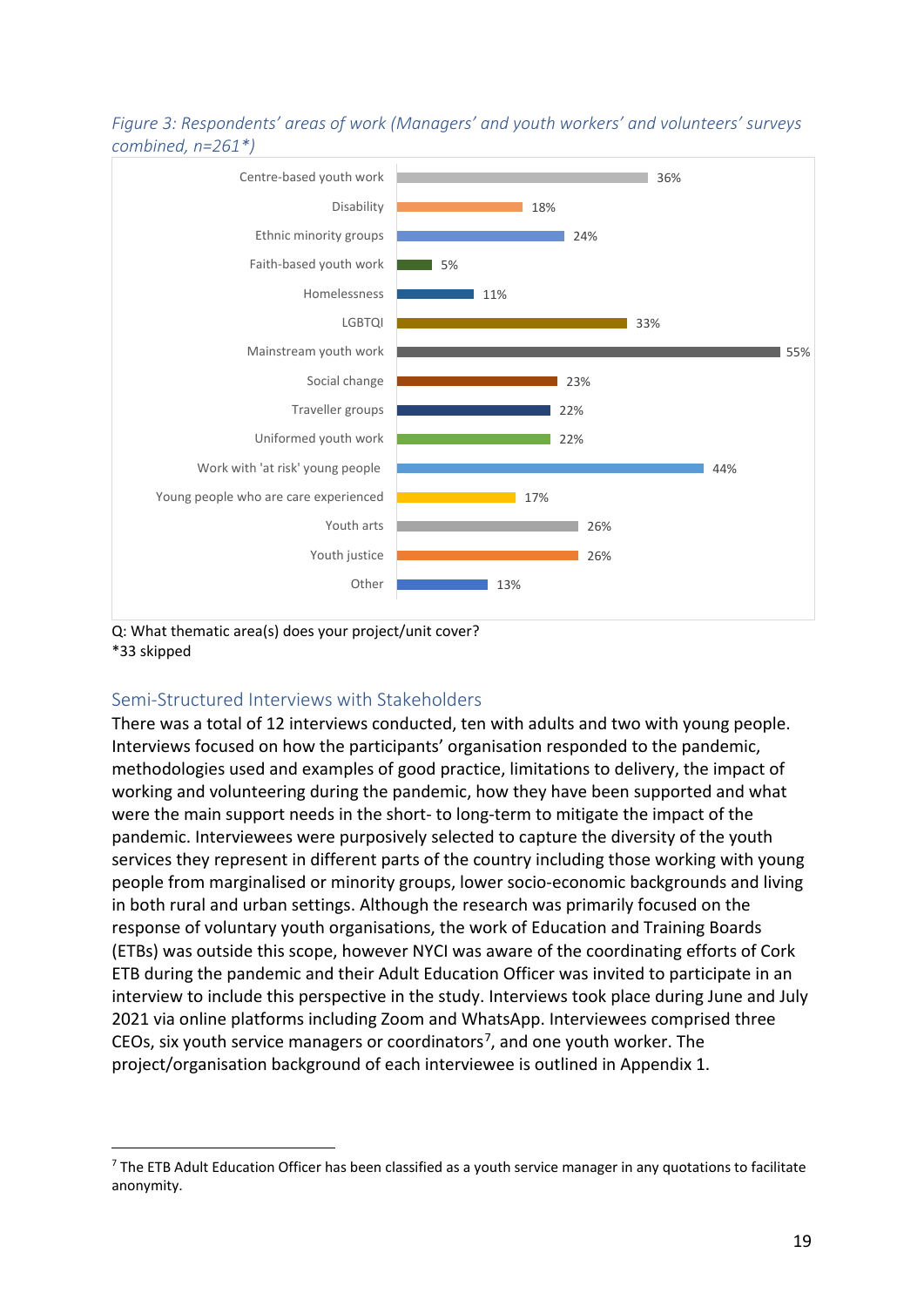*Figure 3: Respondents' areas of work (Managers' and youth workers' and volunteers' surveys combined, n=261*)*

| Area of work | % |
|---|---|
| Centre-based youth work | 36% |
| Disability | 18% |
| Ethnic minority groups | 24% |
| Faith-based youth work | 5% |
| Homelessness | 11% |
| LGBTQI | 33% |
| Mainstream youth work | 55% |
| Social change | 23% |
| Traveller groups | 22% |
| Uniformed youth work | 22% |
| Work with 'at risk' young people | 44% |
| Young people who are care experienced | 17% |
| Youth arts | 26% |
| Youth justice | 26% |
| Other | 13% |

Q: What thematic area(s) does your project/unit cover?
*33 skipped

## Semi-Structured Interviews with Stakeholders

There was a total of 12 interviews conducted, ten with adults and two with young people. Interviews focused on how the participants' organisation responded to the pandemic, methodologies used and examples of good practice, limitations to delivery, the impact of working and volunteering during the pandemic, how they have been supported and what were the main support needs in the short- to long-term to mitigate the impact of the pandemic. Interviewees were purposively selected to capture the diversity of the youth services they represent in different parts of the country including those working with young people from marginalised or minority groups, lower socio-economic backgrounds and living in both rural and urban settings. Although the research was primarily focused on the response of voluntary youth organisations, the work of Education and Training Boards (ETBs) was outside this scope, however NYCI was aware of the coordinating efforts of Cork ETB during the pandemic and their Adult Education Officer was invited to participate in an interview to include this perspective in the study. Interviews took place during June and July 2021 via online platforms including Zoom and WhatsApp. Interviewees comprised three CEOs, six youth service managers or coordinators[7], and one youth worker. The project/organisation background of each interviewee is outlined in Appendix 1.

[7] The ETB Adult Education Officer has been classified as a youth service manager in any quotations to facilitate anonymity.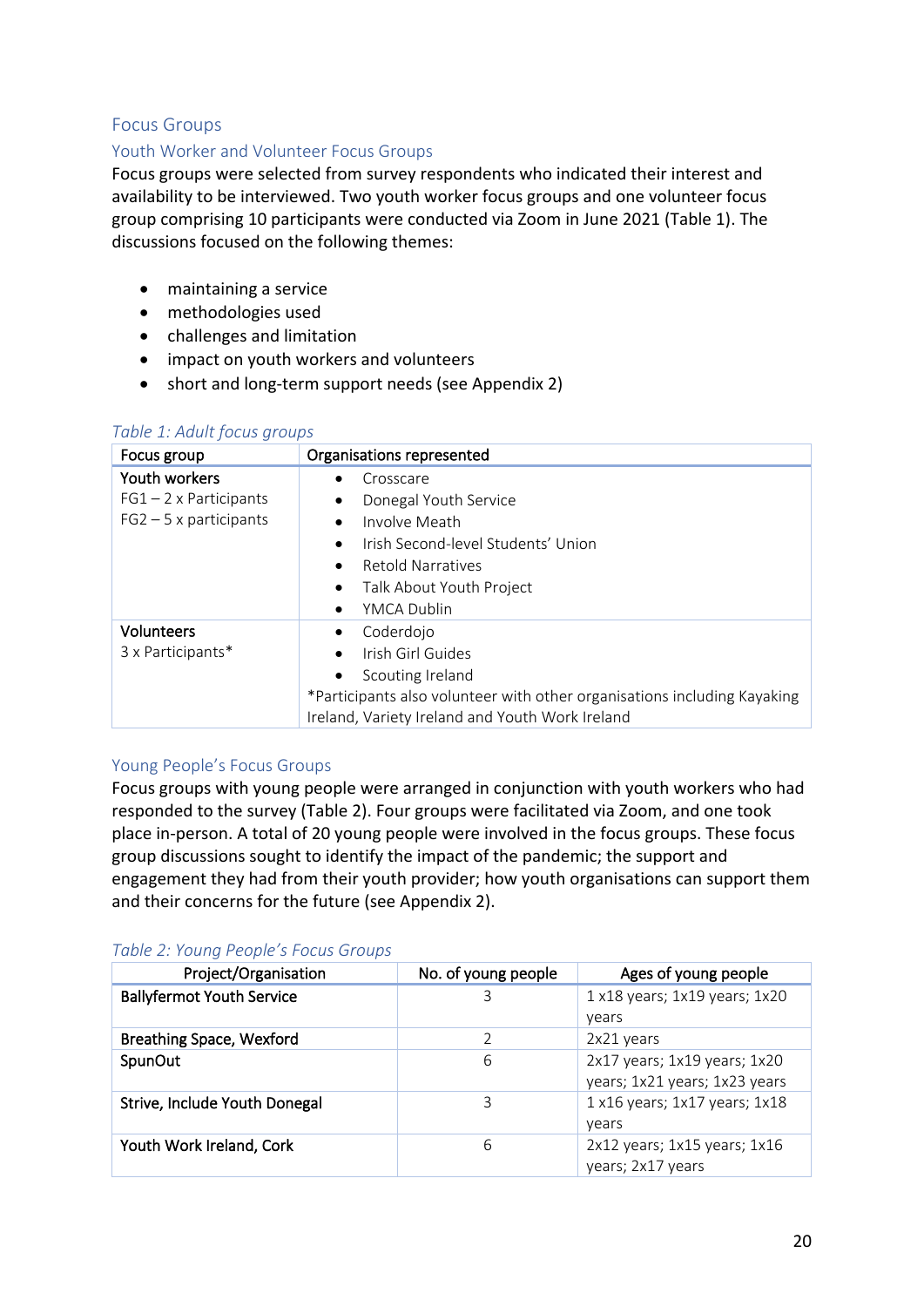## Focus Groups

### Youth Worker and Volunteer Focus Groups

Focus groups were selected from survey respondents who indicated their interest and availability to be interviewed. Two youth worker focus groups and one volunteer focus group comprising 10 participants were conducted via Zoom in June 2021 (Table 1). The discussions focused on the following themes:

- maintaining a service
- methodologies used
- challenges and limitation
- impact on youth workers and volunteers
- short and long-term support needs (see Appendix 2)

*Table 1: Adult focus groups*

| Focus group | Organisations represented |
|---|---|
| Youth workers<br>FG1 – 2 x Participants<br>FG2 – 5 x participants | • Crosscare<br>• Donegal Youth Service<br>• Involve Meath<br>• Irish Second-level Students' Union<br>• Retold Narratives<br>• Talk About Youth Project<br>• YMCA Dublin |
| Volunteers<br>3 x Participants* | • Coderdojo<br>• Irish Girl Guides<br>• Scouting Ireland<br>*Participants also volunteer with other organisations including Kayaking Ireland, Variety Ireland and Youth Work Ireland |

### Young People's Focus Groups

Focus groups with young people were arranged in conjunction with youth workers who had responded to the survey (Table 2). Four groups were facilitated via Zoom, and one took place in-person. A total of 20 young people were involved in the focus groups. These focus group discussions sought to identify the impact of the pandemic; the support and engagement they had from their youth provider; how youth organisations can support them and their concerns for the future (see Appendix 2).

*Table 2: Young People's Focus Groups*

| Project/Organisation | No. of young people | Ages of young people |
|---|---|---|
| Ballyfermot Youth Service | 3 | 1 x18 years; 1x19 years; 1x20 years |
| Breathing Space, Wexford | 2 | 2x21 years |
| SpunOut | 6 | 2x17 years; 1x19 years; 1x20 years; 1x21 years; 1x23 years |
| Strive, Include Youth Donegal | 3 | 1 x16 years; 1x17 years; 1x18 years |
| Youth Work Ireland, Cork | 6 | 2x12 years; 1x15 years; 1x16 years; 2x17 years |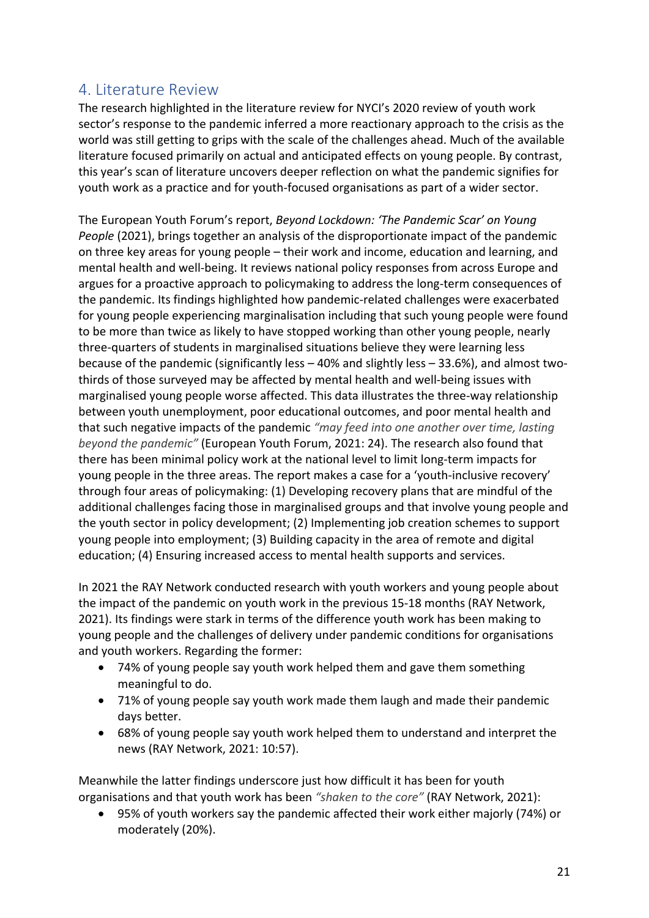## 4. Literature Review

The research highlighted in the literature review for NYCI's 2020 review of youth work sector's response to the pandemic inferred a more reactionary approach to the crisis as the world was still getting to grips with the scale of the challenges ahead. Much of the available literature focused primarily on actual and anticipated effects on young people. By contrast, this year's scan of literature uncovers deeper reflection on what the pandemic signifies for youth work as a practice and for youth-focused organisations as part of a wider sector.

The European Youth Forum's report, *Beyond Lockdown: 'The Pandemic Scar' on Young People* (2021), brings together an analysis of the disproportionate impact of the pandemic on three key areas for young people – their work and income, education and learning, and mental health and well-being. It reviews national policy responses from across Europe and argues for a proactive approach to policymaking to address the long-term consequences of the pandemic. Its findings highlighted how pandemic-related challenges were exacerbated for young people experiencing marginalisation including that such young people were found to be more than twice as likely to have stopped working than other young people, nearly three-quarters of students in marginalised situations believe they were learning less because of the pandemic (significantly less – 40% and slightly less – 33.6%), and almost two-thirds of those surveyed may be affected by mental health and well-being issues with marginalised young people worse affected. This data illustrates the three-way relationship between youth unemployment, poor educational outcomes, and poor mental health and that such negative impacts of the pandemic *"may feed into one another over time, lasting beyond the pandemic"* (European Youth Forum, 2021: 24). The research also found that there has been minimal policy work at the national level to limit long-term impacts for young people in the three areas. The report makes a case for a 'youth-inclusive recovery' through four areas of policymaking: (1) Developing recovery plans that are mindful of the additional challenges facing those in marginalised groups and that involve young people and the youth sector in policy development; (2) Implementing job creation schemes to support young people into employment; (3) Building capacity in the area of remote and digital education; (4) Ensuring increased access to mental health supports and services.

In 2021 the RAY Network conducted research with youth workers and young people about the impact of the pandemic on youth work in the previous 15-18 months (RAY Network, 2021). Its findings were stark in terms of the difference youth work has been making to young people and the challenges of delivery under pandemic conditions for organisations and youth workers. Regarding the former:

- 74% of young people say youth work helped them and gave them something meaningful to do.
- 71% of young people say youth work made them laugh and made their pandemic days better.
- 68% of young people say youth work helped them to understand and interpret the news (RAY Network, 2021: 10:57).

Meanwhile the latter findings underscore just how difficult it has been for youth organisations and that youth work has been *"shaken to the core"* (RAY Network, 2021):

- 95% of youth workers say the pandemic affected their work either majorly (74%) or moderately (20%).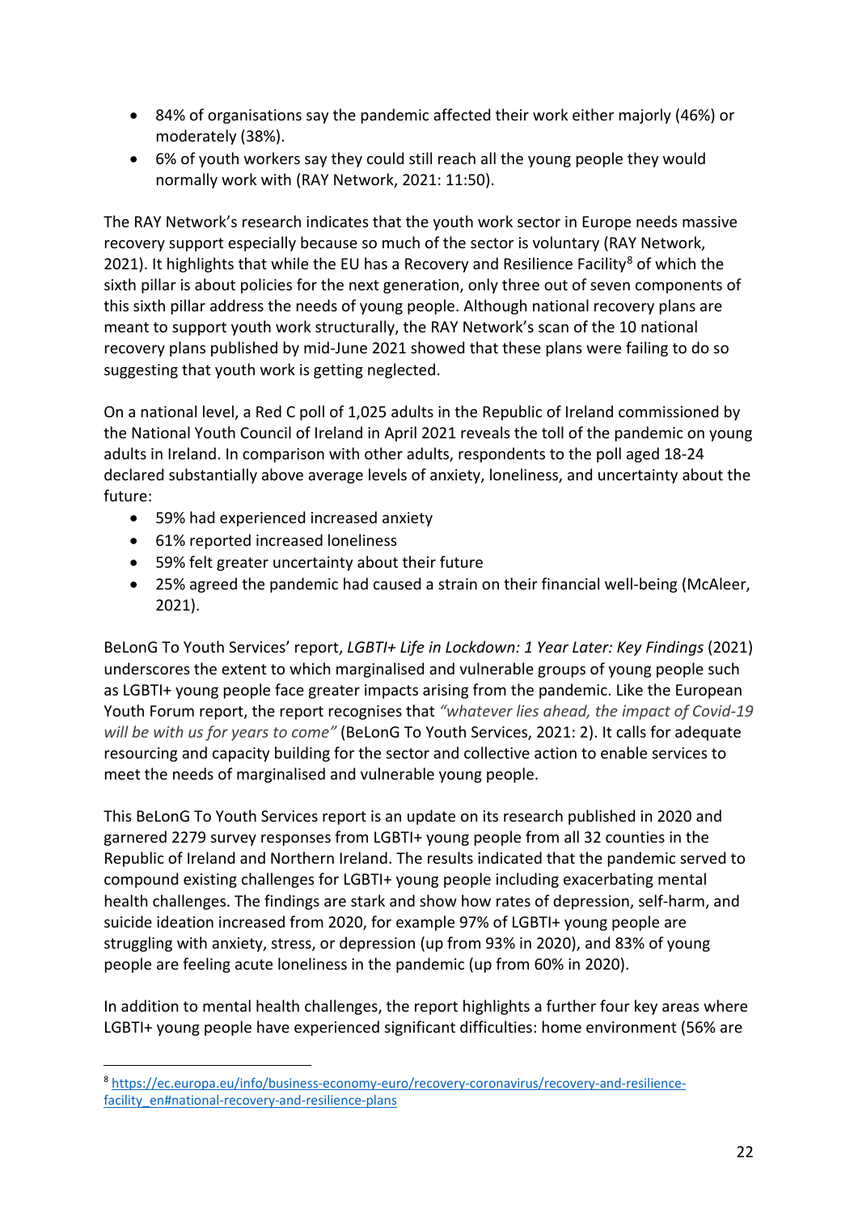- 84% of organisations say the pandemic affected their work either majorly (46%) or moderately (38%).
- 6% of youth workers say they could still reach all the young people they would normally work with (RAY Network, 2021: 11:50).

The RAY Network's research indicates that the youth work sector in Europe needs massive recovery support especially because so much of the sector is voluntary (RAY Network, 2021). It highlights that while the EU has a Recovery and Resilience Facility[8] of which the sixth pillar is about policies for the next generation, only three out of seven components of this sixth pillar address the needs of young people. Although national recovery plans are meant to support youth work structurally, the RAY Network's scan of the 10 national recovery plans published by mid-June 2021 showed that these plans were failing to do so suggesting that youth work is getting neglected.

On a national level, a Red C poll of 1,025 adults in the Republic of Ireland commissioned by the National Youth Council of Ireland in April 2021 reveals the toll of the pandemic on young adults in Ireland. In comparison with other adults, respondents to the poll aged 18-24 declared substantially above average levels of anxiety, loneliness, and uncertainty about the future:

- 59% had experienced increased anxiety
- 61% reported increased loneliness
- 59% felt greater uncertainty about their future
- 25% agreed the pandemic had caused a strain on their financial well-being (McAleer, 2021).

BeLonG To Youth Services' report, *LGBTI+ Life in Lockdown: 1 Year Later: Key Findings* (2021) underscores the extent to which marginalised and vulnerable groups of young people such as LGBTI+ young people face greater impacts arising from the pandemic. Like the European Youth Forum report, the report recognises that *"whatever lies ahead, the impact of Covid-19 will be with us for years to come"* (BeLonG To Youth Services, 2021: 2). It calls for adequate resourcing and capacity building for the sector and collective action to enable services to meet the needs of marginalised and vulnerable young people.

This BeLonG To Youth Services report is an update on its research published in 2020 and garnered 2279 survey responses from LGBTI+ young people from all 32 counties in the Republic of Ireland and Northern Ireland. The results indicated that the pandemic served to compound existing challenges for LGBTI+ young people including exacerbating mental health challenges. The findings are stark and show how rates of depression, self-harm, and suicide ideation increased from 2020, for example 97% of LGBTI+ young people are struggling with anxiety, stress, or depression (up from 93% in 2020), and 83% of young people are feeling acute loneliness in the pandemic (up from 60% in 2020).

In addition to mental health challenges, the report highlights a further four key areas where LGBTI+ young people have experienced significant difficulties: home environment (56% are

---

[8] https://ec.europa.eu/info/business-economy-euro/recovery-coronavirus/recovery-and-resilience-facility_en#national-recovery-and-resilience-plans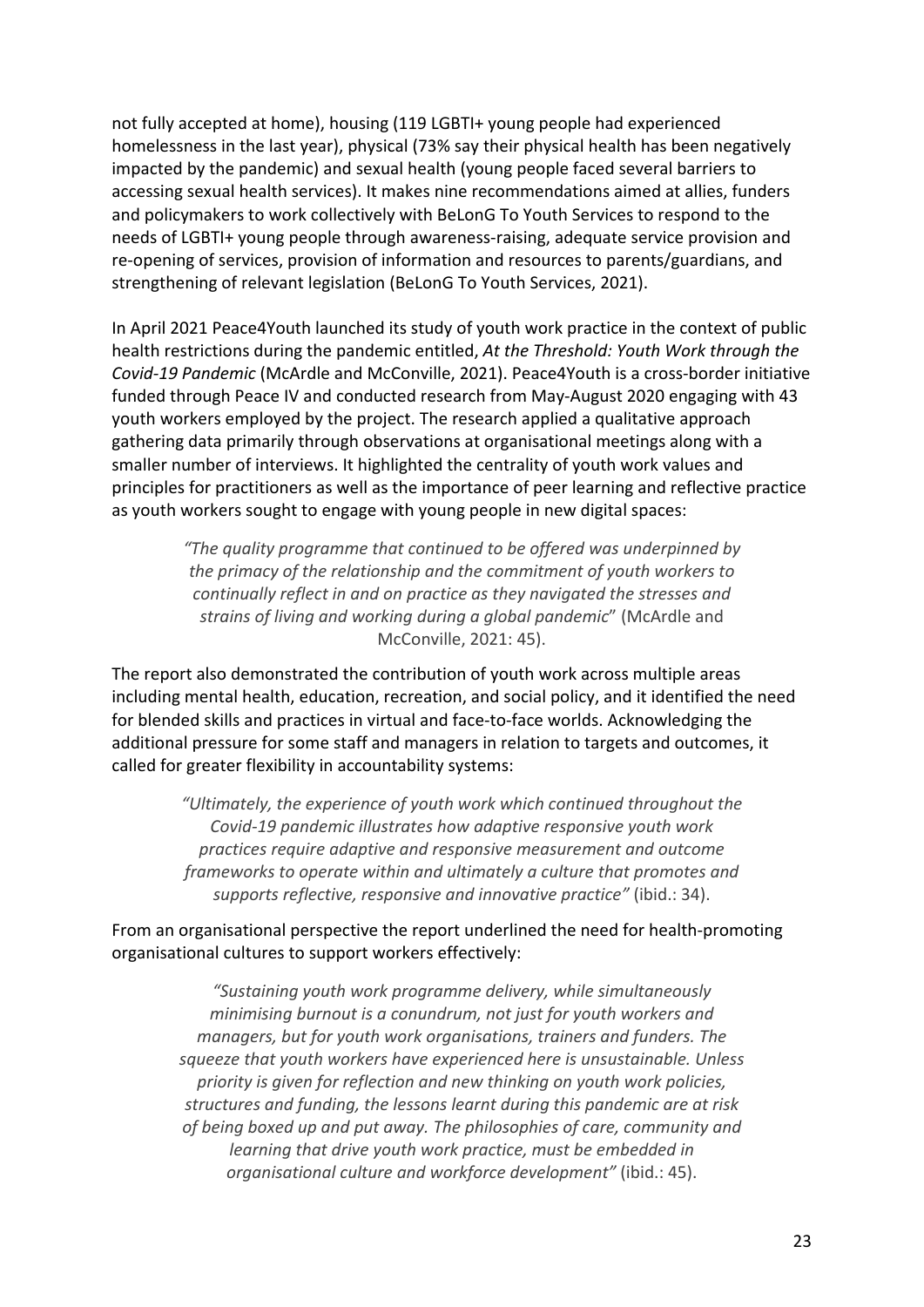not fully accepted at home), housing (119 LGBTI+ young people had experienced homelessness in the last year), physical (73% say their physical health has been negatively impacted by the pandemic) and sexual health (young people faced several barriers to accessing sexual health services). It makes nine recommendations aimed at allies, funders and policymakers to work collectively with BeLonG To Youth Services to respond to the needs of LGBTI+ young people through awareness-raising, adequate service provision and re-opening of services, provision of information and resources to parents/guardians, and strengthening of relevant legislation (BeLonG To Youth Services, 2021).

In April 2021 Peace4Youth launched its study of youth work practice in the context of public health restrictions during the pandemic entitled, *At the Threshold: Youth Work through the Covid-19 Pandemic* (McArdle and McConville, 2021). Peace4Youth is a cross-border initiative funded through Peace IV and conducted research from May-August 2020 engaging with 43 youth workers employed by the project. The research applied a qualitative approach gathering data primarily through observations at organisational meetings along with a smaller number of interviews. It highlighted the centrality of youth work values and principles for practitioners as well as the importance of peer learning and reflective practice as youth workers sought to engage with young people in new digital spaces:

> *"The quality programme that continued to be offered was underpinned by the primacy of the relationship and the commitment of youth workers to continually reflect in and on practice as they navigated the stresses and strains of living and working during a global pandemic*" (McArdle and McConville, 2021: 45).

The report also demonstrated the contribution of youth work across multiple areas including mental health, education, recreation, and social policy, and it identified the need for blended skills and practices in virtual and face-to-face worlds. Acknowledging the additional pressure for some staff and managers in relation to targets and outcomes, it called for greater flexibility in accountability systems:

> *"Ultimately, the experience of youth work which continued throughout the Covid-19 pandemic illustrates how adaptive responsive youth work practices require adaptive and responsive measurement and outcome frameworks to operate within and ultimately a culture that promotes and supports reflective, responsive and innovative practice"* (ibid.: 34).

From an organisational perspective the report underlined the need for health-promoting organisational cultures to support workers effectively:

> *"Sustaining youth work programme delivery, while simultaneously minimising burnout is a conundrum, not just for youth workers and managers, but for youth work organisations, trainers and funders. The squeeze that youth workers have experienced here is unsustainable. Unless priority is given for reflection and new thinking on youth work policies, structures and funding, the lessons learnt during this pandemic are at risk of being boxed up and put away. The philosophies of care, community and learning that drive youth work practice, must be embedded in organisational culture and workforce development"* (ibid.: 45).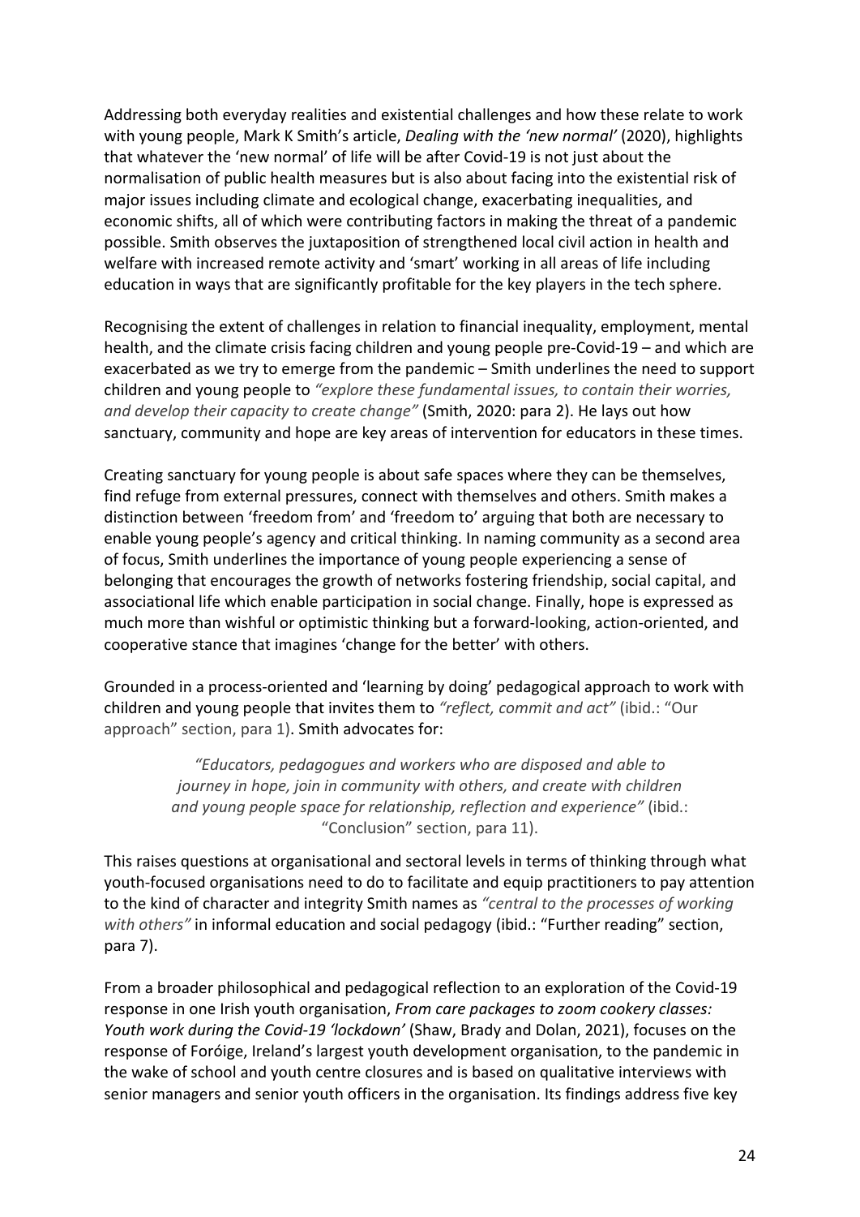Addressing both everyday realities and existential challenges and how these relate to work with young people, Mark K Smith's article, *Dealing with the 'new normal'* (2020), highlights that whatever the 'new normal' of life will be after Covid-19 is not just about the normalisation of public health measures but is also about facing into the existential risk of major issues including climate and ecological change, exacerbating inequalities, and economic shifts, all of which were contributing factors in making the threat of a pandemic possible. Smith observes the juxtaposition of strengthened local civil action in health and welfare with increased remote activity and 'smart' working in all areas of life including education in ways that are significantly profitable for the key players in the tech sphere.

Recognising the extent of challenges in relation to financial inequality, employment, mental health, and the climate crisis facing children and young people pre-Covid-19 – and which are exacerbated as we try to emerge from the pandemic – Smith underlines the need to support children and young people to *"explore these fundamental issues, to contain their worries, and develop their capacity to create change"* (Smith, 2020: para 2). He lays out how sanctuary, community and hope are key areas of intervention for educators in these times.

Creating sanctuary for young people is about safe spaces where they can be themselves, find refuge from external pressures, connect with themselves and others. Smith makes a distinction between 'freedom from' and 'freedom to' arguing that both are necessary to enable young people's agency and critical thinking. In naming community as a second area of focus, Smith underlines the importance of young people experiencing a sense of belonging that encourages the growth of networks fostering friendship, social capital, and associational life which enable participation in social change. Finally, hope is expressed as much more than wishful or optimistic thinking but a forward-looking, action-oriented, and cooperative stance that imagines 'change for the better' with others.

Grounded in a process-oriented and 'learning by doing' pedagogical approach to work with children and young people that invites them to *"reflect, commit and act"* (ibid.: "Our approach" section, para 1). Smith advocates for:

> *"Educators, pedagogues and workers who are disposed and able to journey in hope, join in community with others, and create with children and young people space for relationship, reflection and experience"* (ibid.: "Conclusion" section, para 11).

This raises questions at organisational and sectoral levels in terms of thinking through what youth-focused organisations need to do to facilitate and equip practitioners to pay attention to the kind of character and integrity Smith names as *"central to the processes of working with others"* in informal education and social pedagogy (ibid.: "Further reading" section, para 7).

From a broader philosophical and pedagogical reflection to an exploration of the Covid-19 response in one Irish youth organisation, *From care packages to zoom cookery classes: Youth work during the Covid-19 'lockdown'* (Shaw, Brady and Dolan, 2021), focuses on the response of Foróige, Ireland's largest youth development organisation, to the pandemic in the wake of school and youth centre closures and is based on qualitative interviews with senior managers and senior youth officers in the organisation. Its findings address five key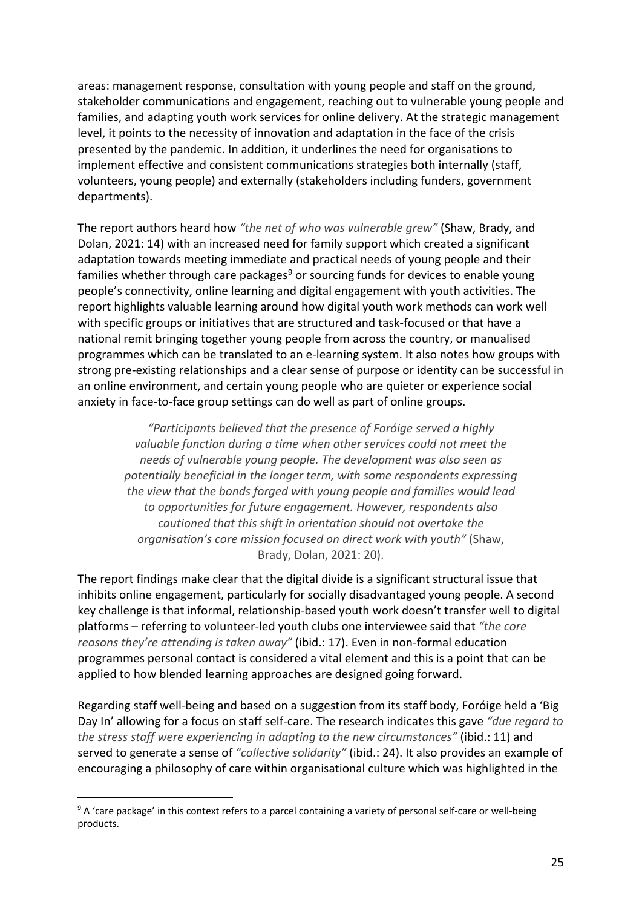areas: management response, consultation with young people and staff on the ground, stakeholder communications and engagement, reaching out to vulnerable young people and families, and adapting youth work services for online delivery. At the strategic management level, it points to the necessity of innovation and adaptation in the face of the crisis presented by the pandemic. In addition, it underlines the need for organisations to implement effective and consistent communications strategies both internally (staff, volunteers, young people) and externally (stakeholders including funders, government departments).

The report authors heard how *"the net of who was vulnerable grew"* (Shaw, Brady, and Dolan, 2021: 14) with an increased need for family support which created a significant adaptation towards meeting immediate and practical needs of young people and their families whether through care packages[9] or sourcing funds for devices to enable young people's connectivity, online learning and digital engagement with youth activities. The report highlights valuable learning around how digital youth work methods can work well with specific groups or initiatives that are structured and task-focused or that have a national remit bringing together young people from across the country, or manualised programmes which can be translated to an e-learning system. It also notes how groups with strong pre-existing relationships and a clear sense of purpose or identity can be successful in an online environment, and certain young people who are quieter or experience social anxiety in face-to-face group settings can do well as part of online groups.

> *"Participants believed that the presence of Foróige served a highly valuable function during a time when other services could not meet the needs of vulnerable young people. The development was also seen as potentially beneficial in the longer term, with some respondents expressing the view that the bonds forged with young people and families would lead to opportunities for future engagement. However, respondents also cautioned that this shift in orientation should not overtake the organisation's core mission focused on direct work with youth"* (Shaw, Brady, Dolan, 2021: 20).

The report findings make clear that the digital divide is a significant structural issue that inhibits online engagement, particularly for socially disadvantaged young people. A second key challenge is that informal, relationship-based youth work doesn't transfer well to digital platforms – referring to volunteer-led youth clubs one interviewee said that *"the core reasons they're attending is taken away"* (ibid.: 17). Even in non-formal education programmes personal contact is considered a vital element and this is a point that can be applied to how blended learning approaches are designed going forward.

Regarding staff well-being and based on a suggestion from its staff body, Foróige held a 'Big Day In' allowing for a focus on staff self-care. The research indicates this gave *"due regard to the stress staff were experiencing in adapting to the new circumstances"* (ibid.: 11) and served to generate a sense of *"collective solidarity"* (ibid.: 24). It also provides an example of encouraging a philosophy of care within organisational culture which was highlighted in the

---

[9] A 'care package' in this context refers to a parcel containing a variety of personal self-care or well-being products.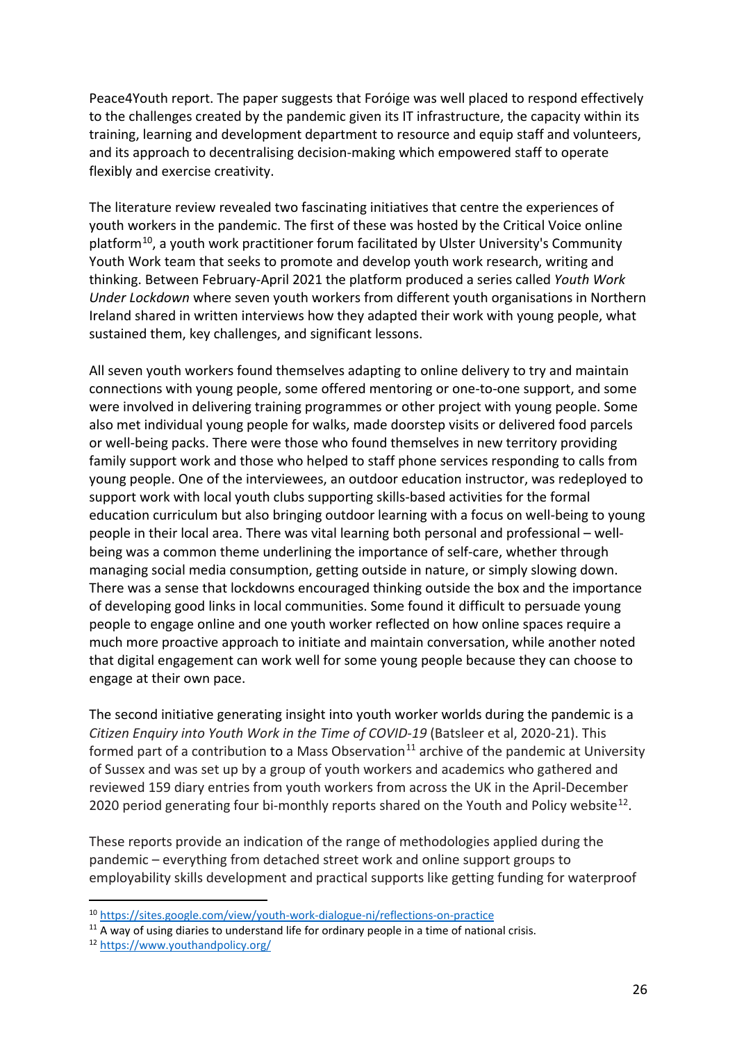Peace4Youth report. The paper suggests that Foróige was well placed to respond effectively to the challenges created by the pandemic given its IT infrastructure, the capacity within its training, learning and development department to resource and equip staff and volunteers, and its approach to decentralising decision-making which empowered staff to operate flexibly and exercise creativity.

The literature review revealed two fascinating initiatives that centre the experiences of youth workers in the pandemic. The first of these was hosted by the Critical Voice online platform[10], a youth work practitioner forum facilitated by Ulster University's Community Youth Work team that seeks to promote and develop youth work research, writing and thinking. Between February-April 2021 the platform produced a series called *Youth Work Under Lockdown* where seven youth workers from different youth organisations in Northern Ireland shared in written interviews how they adapted their work with young people, what sustained them, key challenges, and significant lessons.

All seven youth workers found themselves adapting to online delivery to try and maintain connections with young people, some offered mentoring or one-to-one support, and some were involved in delivering training programmes or other project with young people. Some also met individual young people for walks, made doorstep visits or delivered food parcels or well-being packs. There were those who found themselves in new territory providing family support work and those who helped to staff phone services responding to calls from young people. One of the interviewees, an outdoor education instructor, was redeployed to support work with local youth clubs supporting skills-based activities for the formal education curriculum but also bringing outdoor learning with a focus on well-being to young people in their local area. There was vital learning both personal and professional – well-being was a common theme underlining the importance of self-care, whether through managing social media consumption, getting outside in nature, or simply slowing down. There was a sense that lockdowns encouraged thinking outside the box and the importance of developing good links in local communities. Some found it difficult to persuade young people to engage online and one youth worker reflected on how online spaces require a much more proactive approach to initiate and maintain conversation, while another noted that digital engagement can work well for some young people because they can choose to engage at their own pace.

The second initiative generating insight into youth worker worlds during the pandemic is a *Citizen Enquiry into Youth Work in the Time of COVID-19* (Batsleer et al, 2020-21). This formed part of a contribution to a Mass Observation[11] archive of the pandemic at University of Sussex and was set up by a group of youth workers and academics who gathered and reviewed 159 diary entries from youth workers from across the UK in the April-December 2020 period generating four bi-monthly reports shared on the Youth and Policy website[12].

These reports provide an indication of the range of methodologies applied during the pandemic – everything from detached street work and online support groups to employability skills development and practical supports like getting funding for waterproof

---

[10] https://sites.google.com/view/youth-work-dialogue-ni/reflections-on-practice

[11] A way of using diaries to understand life for ordinary people in a time of national crisis.

[12] https://www.youthandpolicy.org/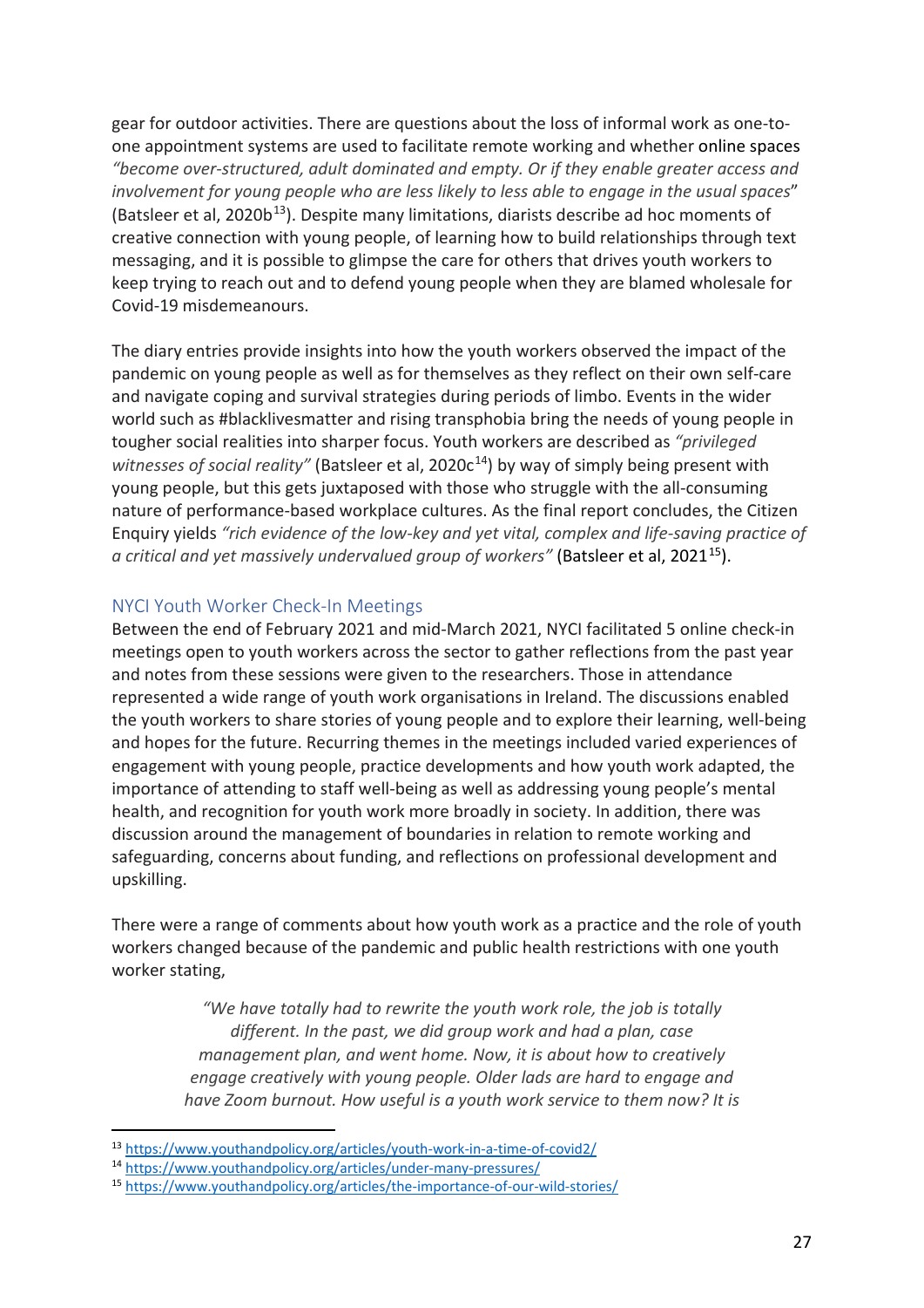gear for outdoor activities. There are questions about the loss of informal work as one-to-one appointment systems are used to facilitate remote working and whether online spaces *"become over-structured, adult dominated and empty. Or if they enable greater access and involvement for young people who are less likely to less able to engage in the usual spaces*" (Batsleer et al, 2020b[13]). Despite many limitations, diarists describe ad hoc moments of creative connection with young people, of learning how to build relationships through text messaging, and it is possible to glimpse the care for others that drives youth workers to keep trying to reach out and to defend young people when they are blamed wholesale for Covid-19 misdemeanours.

The diary entries provide insights into how the youth workers observed the impact of the pandemic on young people as well as for themselves as they reflect on their own self-care and navigate coping and survival strategies during periods of limbo. Events in the wider world such as #blacklivesmatter and rising transphobia bring the needs of young people in tougher social realities into sharper focus. Youth workers are described as *"privileged witnesses of social reality"* (Batsleer et al, 2020c[14]) by way of simply being present with young people, but this gets juxtaposed with those who struggle with the all-consuming nature of performance-based workplace cultures. As the final report concludes, the Citizen Enquiry yields *"rich evidence of the low-key and yet vital, complex and life-saving practice of a critical and yet massively undervalued group of workers"* (Batsleer et al, 2021[15]).

## NYCI Youth Worker Check-In Meetings

Between the end of February 2021 and mid-March 2021, NYCI facilitated 5 online check-in meetings open to youth workers across the sector to gather reflections from the past year and notes from these sessions were given to the researchers. Those in attendance represented a wide range of youth work organisations in Ireland. The discussions enabled the youth workers to share stories of young people and to explore their learning, well-being and hopes for the future. Recurring themes in the meetings included varied experiences of engagement with young people, practice developments and how youth work adapted, the importance of attending to staff well-being as well as addressing young people's mental health, and recognition for youth work more broadly in society. In addition, there was discussion around the management of boundaries in relation to remote working and safeguarding, concerns about funding, and reflections on professional development and upskilling.

There were a range of comments about how youth work as a practice and the role of youth workers changed because of the pandemic and public health restrictions with one youth worker stating,

> *"We have totally had to rewrite the youth work role, the job is totally different. In the past, we did group work and had a plan, case management plan, and went home. Now, it is about how to creatively engage creatively with young people. Older lads are hard to engage and have Zoom burnout. How useful is a youth work service to them now? It is*

---

[13] https://www.youthandpolicy.org/articles/youth-work-in-a-time-of-covid2/

[14] https://www.youthandpolicy.org/articles/under-many-pressures/

[15] https://www.youthandpolicy.org/articles/the-importance-of-our-wild-stories/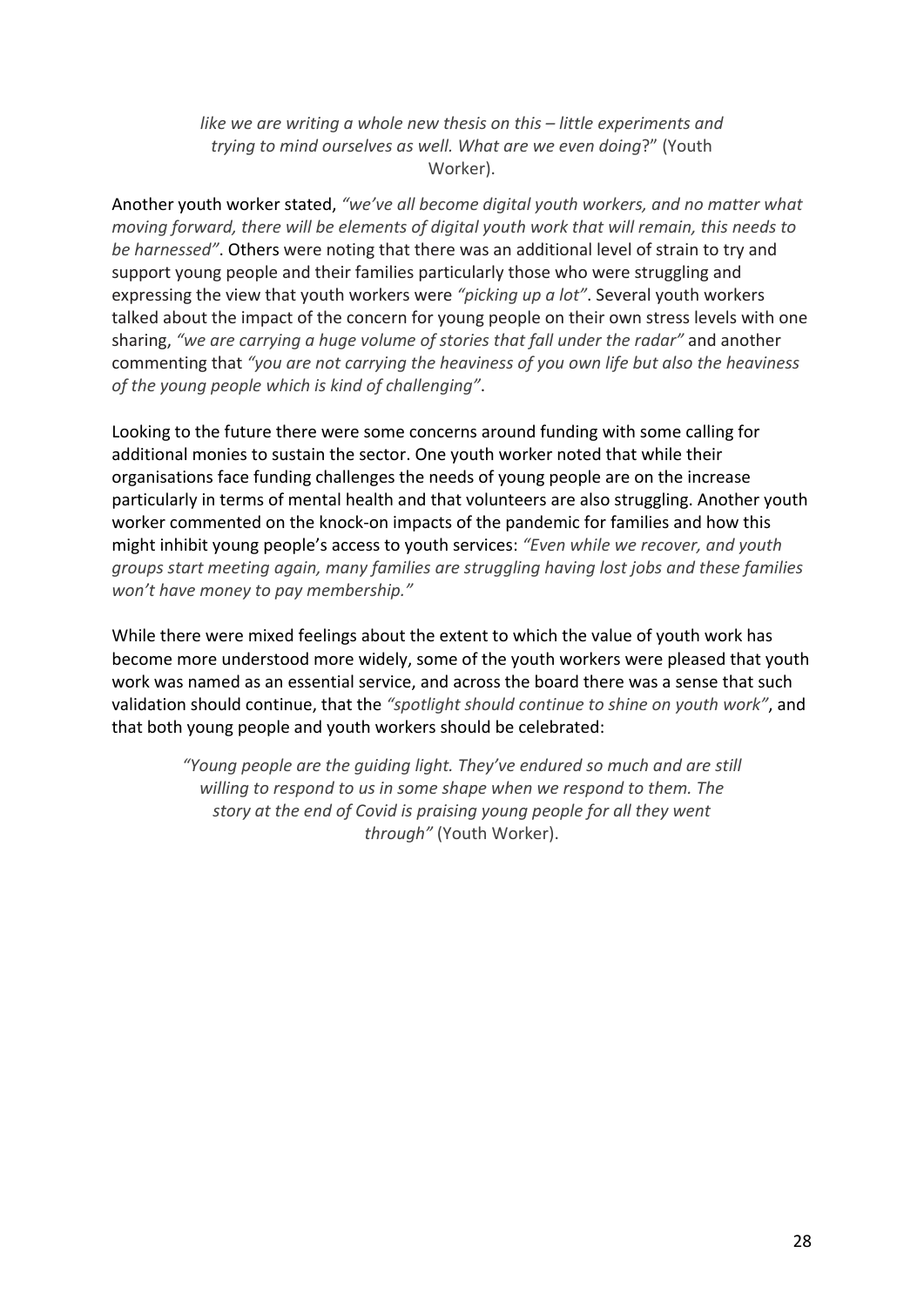*like we are writing a whole new thesis on this – little experiments and trying to mind ourselves as well. What are we even doing*?" (Youth Worker).

Another youth worker stated, *"we've all become digital youth workers, and no matter what moving forward, there will be elements of digital youth work that will remain, this needs to be harnessed"*. Others were noting that there was an additional level of strain to try and support young people and their families particularly those who were struggling and expressing the view that youth workers were *"picking up a lot"*. Several youth workers talked about the impact of the concern for young people on their own stress levels with one sharing, *"we are carrying a huge volume of stories that fall under the radar"* and another commenting that *"you are not carrying the heaviness of you own life but also the heaviness of the young people which is kind of challenging"*.

Looking to the future there were some concerns around funding with some calling for additional monies to sustain the sector. One youth worker noted that while their organisations face funding challenges the needs of young people are on the increase particularly in terms of mental health and that volunteers are also struggling. Another youth worker commented on the knock-on impacts of the pandemic for families and how this might inhibit young people's access to youth services: *"Even while we recover, and youth groups start meeting again, many families are struggling having lost jobs and these families won't have money to pay membership."*

While there were mixed feelings about the extent to which the value of youth work has become more understood more widely, some of the youth workers were pleased that youth work was named as an essential service, and across the board there was a sense that such validation should continue, that the *"spotlight should continue to shine on youth work"*, and that both young people and youth workers should be celebrated:

> *"Young people are the guiding light. They've endured so much and are still willing to respond to us in some shape when we respond to them. The story at the end of Covid is praising young people for all they went through"* (Youth Worker).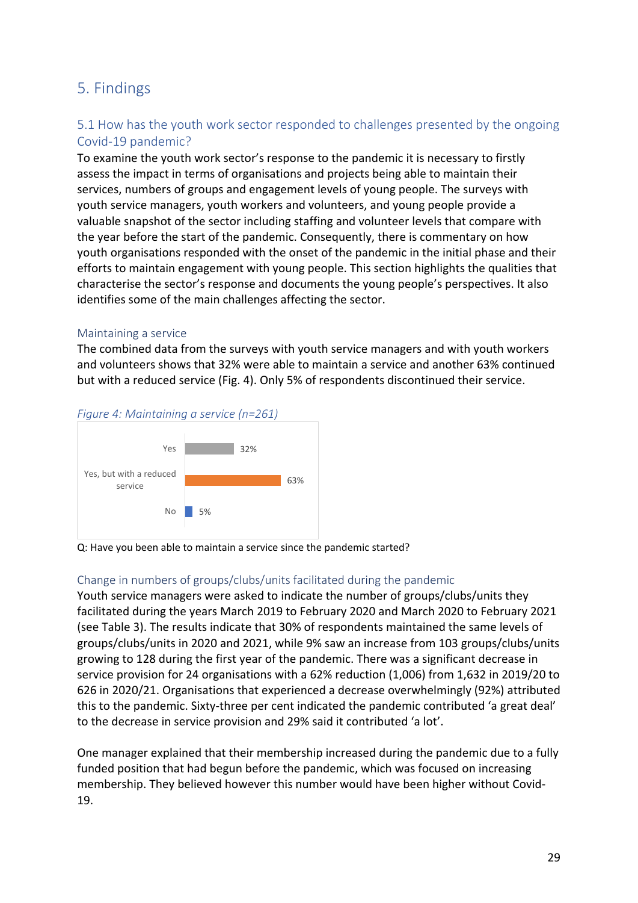# 5. Findings

## 5.1 How has the youth work sector responded to challenges presented by the ongoing Covid-19 pandemic?

To examine the youth work sector's response to the pandemic it is necessary to firstly assess the impact in terms of organisations and projects being able to maintain their services, numbers of groups and engagement levels of young people. The surveys with youth service managers, youth workers and volunteers, and young people provide a valuable snapshot of the sector including staffing and volunteer levels that compare with the year before the start of the pandemic. Consequently, there is commentary on how youth organisations responded with the onset of the pandemic in the initial phase and their efforts to maintain engagement with young people. This section highlights the qualities that characterise the sector's response and documents the young people's perspectives. It also identifies some of the main challenges affecting the sector.

### Maintaining a service

The combined data from the surveys with youth service managers and with youth workers and volunteers shows that 32% were able to maintain a service and another 63% continued but with a reduced service (Fig. 4). Only 5% of respondents discontinued their service.

*Figure 4: Maintaining a service (n=261)*

| Response | % |
|---|---|
| Yes | 32% |
| Yes, but with a reduced service | 63% |
| No | 5% |

Q: Have you been able to maintain a service since the pandemic started?

### Change in numbers of groups/clubs/units facilitated during the pandemic

Youth service managers were asked to indicate the number of groups/clubs/units they facilitated during the years March 2019 to February 2020 and March 2020 to February 2021 (see Table 3). The results indicate that 30% of respondents maintained the same levels of groups/clubs/units in 2020 and 2021, while 9% saw an increase from 103 groups/clubs/units growing to 128 during the first year of the pandemic. There was a significant decrease in service provision for 24 organisations with a 62% reduction (1,006) from 1,632 in 2019/20 to 626 in 2020/21. Organisations that experienced a decrease overwhelmingly (92%) attributed this to the pandemic. Sixty-three per cent indicated the pandemic contributed 'a great deal' to the decrease in service provision and 29% said it contributed 'a lot'.

One manager explained that their membership increased during the pandemic due to a fully funded position that had begun before the pandemic, which was focused on increasing membership. They believed however this number would have been higher without Covid-19.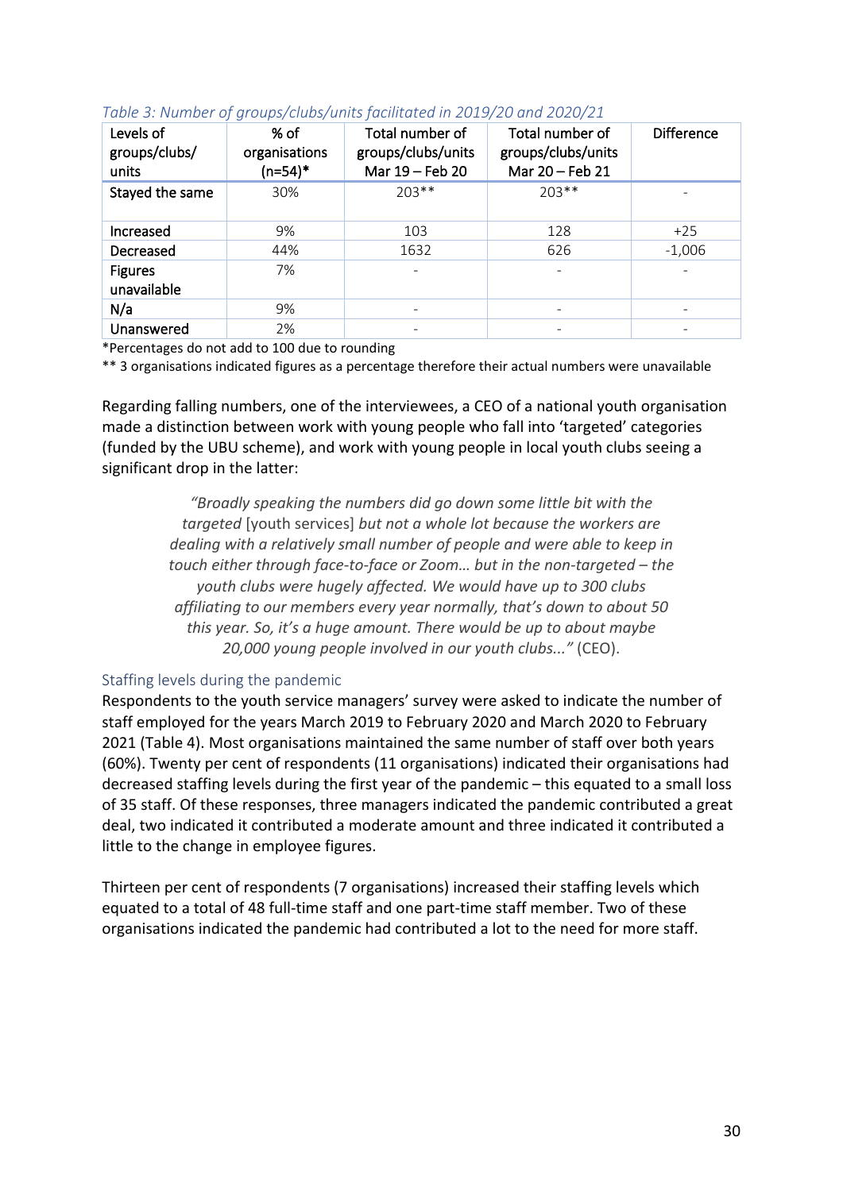*Table 3: Number of groups/clubs/units facilitated in 2019/20 and 2020/21*

| Levels of groups/clubs/ units | % of organisations (n=54)* | Total number of groups/clubs/units Mar 19 – Feb 20 | Total number of groups/clubs/units Mar 20 – Feb 21 | Difference |
|---|---|---|---|---|
| Stayed the same | 30% | 203** | 203** | - |
| Increased | 9% | 103 | 128 | +25 |
| Decreased | 44% | 1632 | 626 | -1,006 |
| Figures unavailable | 7% | - | - | - |
| N/a | 9% | - | - | - |
| Unanswered | 2% | - | - | - |

*Percentages do not add to 100 due to rounding

** 3 organisations indicated figures as a percentage therefore their actual numbers were unavailable

Regarding falling numbers, one of the interviewees, a CEO of a national youth organisation made a distinction between work with young people who fall into 'targeted' categories (funded by the UBU scheme), and work with young people in local youth clubs seeing a significant drop in the latter:

> *"Broadly speaking the numbers did go down some little bit with the targeted* [youth services] *but not a whole lot because the workers are dealing with a relatively small number of people and were able to keep in touch either through face-to-face or Zoom… but in the non-targeted – the youth clubs were hugely affected. We would have up to 300 clubs affiliating to our members every year normally, that's down to about 50 this year. So, it's a huge amount. There would be up to about maybe 20,000 young people involved in our youth clubs..."* (CEO).

### Staffing levels during the pandemic

Respondents to the youth service managers' survey were asked to indicate the number of staff employed for the years March 2019 to February 2020 and March 2020 to February 2021 (Table 4). Most organisations maintained the same number of staff over both years (60%). Twenty per cent of respondents (11 organisations) indicated their organisations had decreased staffing levels during the first year of the pandemic – this equated to a small loss of 35 staff. Of these responses, three managers indicated the pandemic contributed a great deal, two indicated it contributed a moderate amount and three indicated it contributed a little to the change in employee figures.

Thirteen per cent of respondents (7 organisations) increased their staffing levels which equated to a total of 48 full-time staff and one part-time staff member. Two of these organisations indicated the pandemic had contributed a lot to the need for more staff.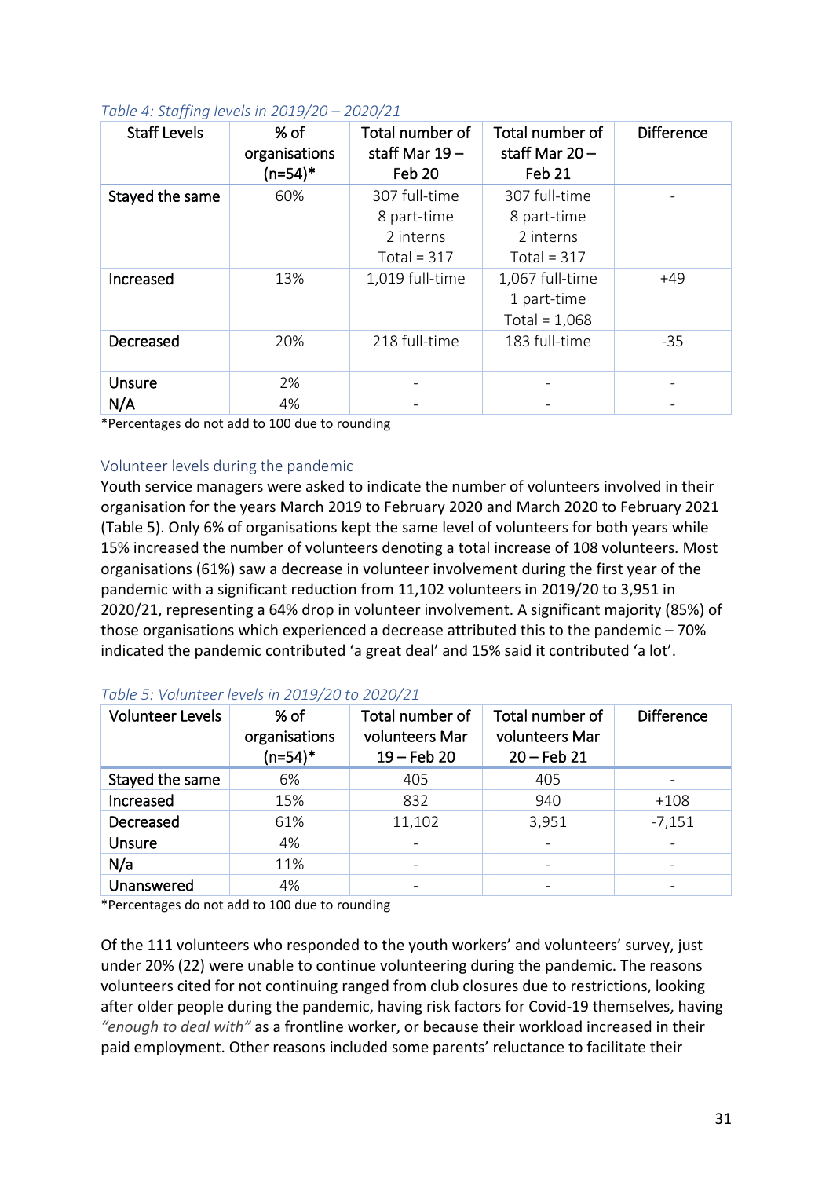*Table 4: Staffing levels in 2019/20 – 2020/21*

| Staff Levels | % of organisations (n=54)* | Total number of staff Mar 19 – Feb 20 | Total number of staff Mar 20 – Feb 21 | Difference |
|---|---|---|---|---|
| Stayed the same | 60% | 307 full-time<br>8 part-time<br>2 interns<br>Total = 317 | 307 full-time<br>8 part-time<br>2 interns<br>Total = 317 | - |
| Increased | 13% | 1,019 full-time | 1,067 full-time<br>1 part-time<br>Total = 1,068 | +49 |
| Decreased | 20% | 218 full-time | 183 full-time | -35 |
| Unsure | 2% | - | - | - |
| N/A | 4% | - | - | - |

*Percentages do not add to 100 due to rounding

## Volunteer levels during the pandemic

Youth service managers were asked to indicate the number of volunteers involved in their organisation for the years March 2019 to February 2020 and March 2020 to February 2021 (Table 5). Only 6% of organisations kept the same level of volunteers for both years while 15% increased the number of volunteers denoting a total increase of 108 volunteers. Most organisations (61%) saw a decrease in volunteer involvement during the first year of the pandemic with a significant reduction from 11,102 volunteers in 2019/20 to 3,951 in 2020/21, representing a 64% drop in volunteer involvement. A significant majority (85%) of those organisations which experienced a decrease attributed this to the pandemic – 70% indicated the pandemic contributed 'a great deal' and 15% said it contributed 'a lot'.

*Table 5: Volunteer levels in 2019/20 to 2020/21*

| Volunteer Levels | % of organisations (n=54)* | Total number of volunteers Mar 19 – Feb 20 | Total number of volunteers Mar 20 – Feb 21 | Difference |
|---|---|---|---|---|
| Stayed the same | 6% | 405 | 405 | - |
| Increased | 15% | 832 | 940 | +108 |
| Decreased | 61% | 11,102 | 3,951 | -7,151 |
| Unsure | 4% | - | - | - |
| N/a | 11% | - | - | - |
| Unanswered | 4% | - | - | - |

*Percentages do not add to 100 due to rounding

Of the 111 volunteers who responded to the youth workers' and volunteers' survey, just under 20% (22) were unable to continue volunteering during the pandemic. The reasons volunteers cited for not continuing ranged from club closures due to restrictions, looking after older people during the pandemic, having risk factors for Covid-19 themselves, having *"enough to deal with"* as a frontline worker, or because their workload increased in their paid employment. Other reasons included some parents' reluctance to facilitate their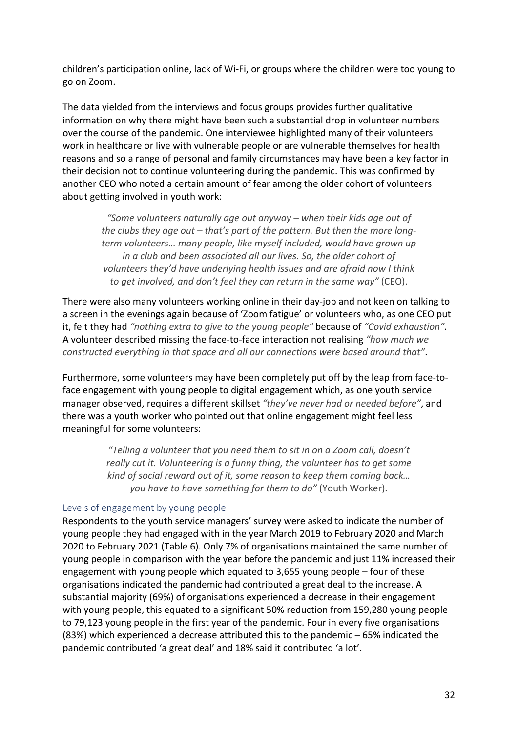children's participation online, lack of Wi-Fi, or groups where the children were too young to go on Zoom.

The data yielded from the interviews and focus groups provides further qualitative information on why there might have been such a substantial drop in volunteer numbers over the course of the pandemic. One interviewee highlighted many of their volunteers work in healthcare or live with vulnerable people or are vulnerable themselves for health reasons and so a range of personal and family circumstances may have been a key factor in their decision not to continue volunteering during the pandemic. This was confirmed by another CEO who noted a certain amount of fear among the older cohort of volunteers about getting involved in youth work:

> *"Some volunteers naturally age out anyway – when their kids age out of the clubs they age out – that's part of the pattern. But then the more long-term volunteers… many people, like myself included, would have grown up in a club and been associated all our lives. So, the older cohort of volunteers they'd have underlying health issues and are afraid now I think to get involved, and don't feel they can return in the same way"* (CEO).

There were also many volunteers working online in their day-job and not keen on talking to a screen in the evenings again because of 'Zoom fatigue' or volunteers who, as one CEO put it, felt they had *"nothing extra to give to the young people"* because of *"Covid exhaustion"*. A volunteer described missing the face-to-face interaction not realising *"how much we constructed everything in that space and all our connections were based around that"*.

Furthermore, some volunteers may have been completely put off by the leap from face-to-face engagement with young people to digital engagement which, as one youth service manager observed, requires a different skillset *"they've never had or needed before"*, and there was a youth worker who pointed out that online engagement might feel less meaningful for some volunteers:

> *"Telling a volunteer that you need them to sit in on a Zoom call, doesn't really cut it. Volunteering is a funny thing, the volunteer has to get some kind of social reward out of it, some reason to keep them coming back… you have to have something for them to do"* (Youth Worker).

### Levels of engagement by young people

Respondents to the youth service managers' survey were asked to indicate the number of young people they had engaged with in the year March 2019 to February 2020 and March 2020 to February 2021 (Table 6). Only 7% of organisations maintained the same number of young people in comparison with the year before the pandemic and just 11% increased their engagement with young people which equated to 3,655 young people – four of these organisations indicated the pandemic had contributed a great deal to the increase. A substantial majority (69%) of organisations experienced a decrease in their engagement with young people, this equated to a significant 50% reduction from 159,280 young people to 79,123 young people in the first year of the pandemic. Four in every five organisations (83%) which experienced a decrease attributed this to the pandemic – 65% indicated the pandemic contributed 'a great deal' and 18% said it contributed 'a lot'.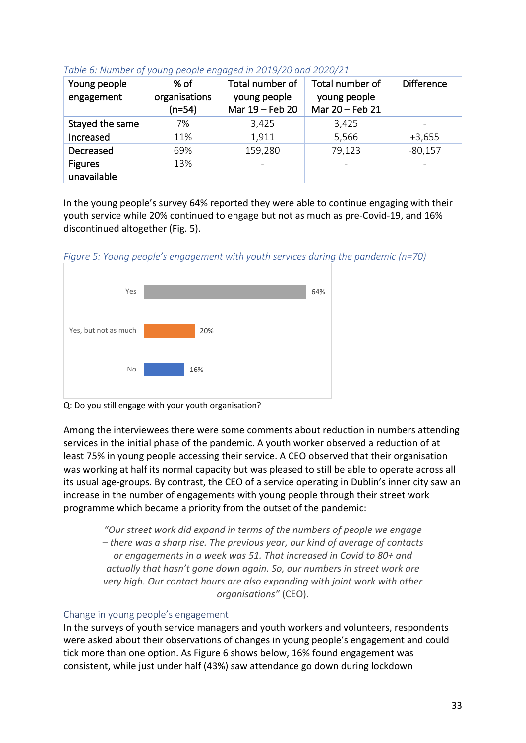*Table 6: Number of young people engaged in 2019/20 and 2020/21*

| Young people engagement | % of organisations (n=54) | Total number of young people Mar 19 – Feb 20 | Total number of young people Mar 20 – Feb 21 | Difference |
|---|---|---|---|---|
| Stayed the same | 7% | 3,425 | 3,425 | - |
| Increased | 11% | 1,911 | 5,566 | +3,655 |
| Decreased | 69% | 159,280 | 79,123 | -80,157 |
| Figures unavailable | 13% | - | - | - |

In the young people's survey 64% reported they were able to continue engaging with their youth service while 20% continued to engage but not as much as pre-Covid-19, and 16% discontinued altogether (Fig. 5).

*Figure 5: Young people's engagement with youth services during the pandemic (n=70)*

| Response | % |
|---|---|
| Yes | 64% |
| Yes, but not as much | 20% |
| No | 16% |

Q: Do you still engage with your youth organisation?

Among the interviewees there were some comments about reduction in numbers attending services in the initial phase of the pandemic. A youth worker observed a reduction of at least 75% in young people accessing their service. A CEO observed that their organisation was working at half its normal capacity but was pleased to still be able to operate across all its usual age-groups. By contrast, the CEO of a service operating in Dublin's inner city saw an increase in the number of engagements with young people through their street work programme which became a priority from the outset of the pandemic:

> *"Our street work did expand in terms of the numbers of people we engage – there was a sharp rise. The previous year, our kind of average of contacts or engagements in a week was 51. That increased in Covid to 80+ and actually that hasn't gone down again. So, our numbers in street work are very high. Our contact hours are also expanding with joint work with other organisations"* (CEO).

### Change in young people's engagement

In the surveys of youth service managers and youth workers and volunteers, respondents were asked about their observations of changes in young people's engagement and could tick more than one option. As Figure 6 shows below, 16% found engagement was consistent, while just under half (43%) saw attendance go down during lockdown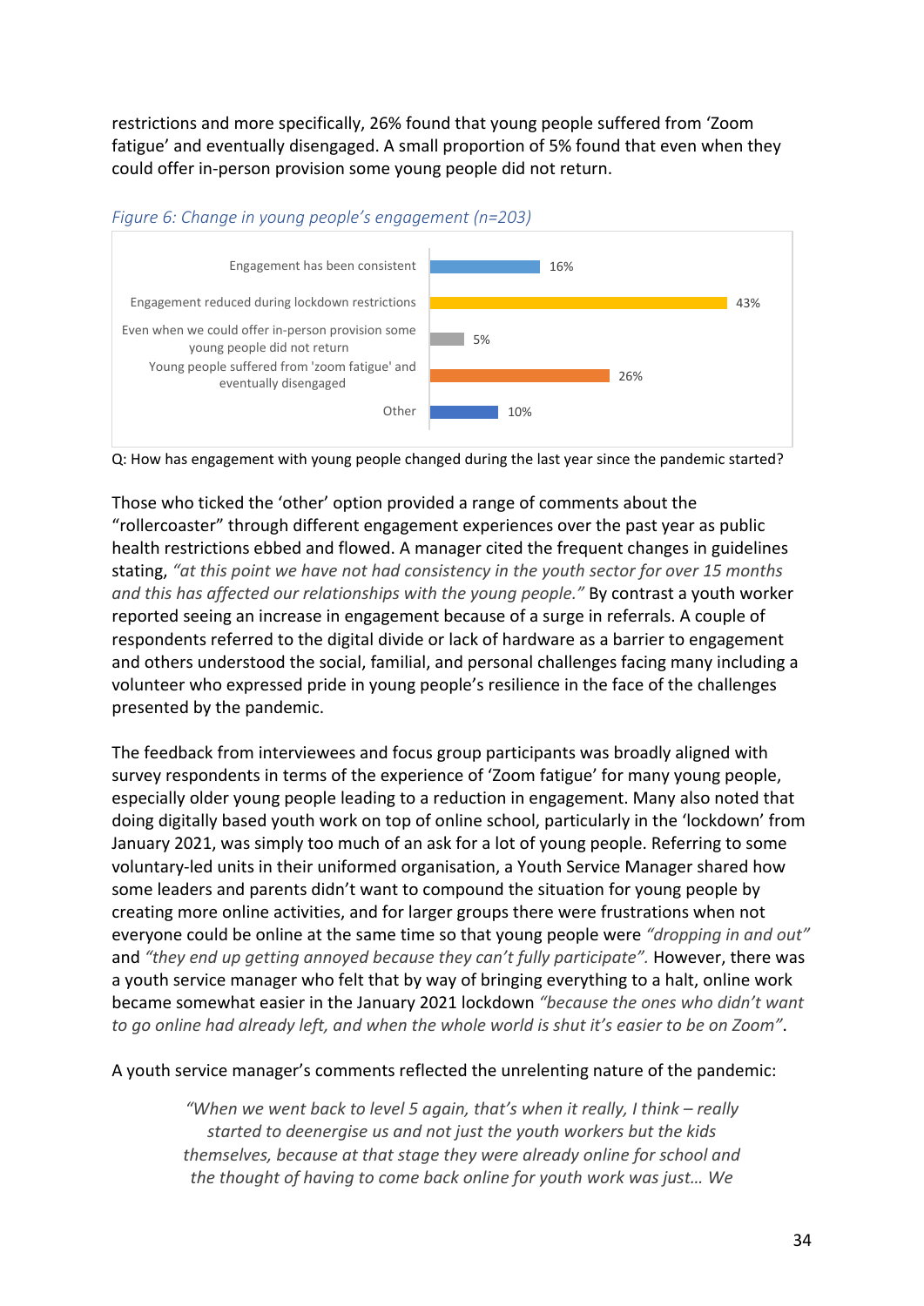restrictions and more specifically, 26% found that young people suffered from 'Zoom fatigue' and eventually disengaged. A small proportion of 5% found that even when they could offer in-person provision some young people did not return.

*Figure 6: Change in young people's engagement (n=203)*

| Response | % |
|---|---|
| Engagement has been consistent | 16% |
| Engagement reduced during lockdown restrictions | 43% |
| Even when we could offer in-person provision some young people did not return | 5% |
| Young people suffered from 'zoom fatigue' and eventually disengaged | 26% |
| Other | 10% |

Q: How has engagement with young people changed during the last year since the pandemic started?

Those who ticked the 'other' option provided a range of comments about the "rollercoaster" through different engagement experiences over the past year as public health restrictions ebbed and flowed. A manager cited the frequent changes in guidelines stating, *"at this point we have not had consistency in the youth sector for over 15 months and this has affected our relationships with the young people."* By contrast a youth worker reported seeing an increase in engagement because of a surge in referrals. A couple of respondents referred to the digital divide or lack of hardware as a barrier to engagement and others understood the social, familial, and personal challenges facing many including a volunteer who expressed pride in young people's resilience in the face of the challenges presented by the pandemic.

The feedback from interviewees and focus group participants was broadly aligned with survey respondents in terms of the experience of 'Zoom fatigue' for many young people, especially older young people leading to a reduction in engagement. Many also noted that doing digitally based youth work on top of online school, particularly in the 'lockdown' from January 2021, was simply too much of an ask for a lot of young people. Referring to some voluntary-led units in their uniformed organisation, a Youth Service Manager shared how some leaders and parents didn't want to compound the situation for young people by creating more online activities, and for larger groups there were frustrations when not everyone could be online at the same time so that young people were *"dropping in and out"* and *"they end up getting annoyed because they can't fully participate"*. However, there was a youth service manager who felt that by way of bringing everything to a halt, online work became somewhat easier in the January 2021 lockdown *"because the ones who didn't want to go online had already left, and when the whole world is shut it's easier to be on Zoom"*.

A youth service manager's comments reflected the unrelenting nature of the pandemic:

> *"When we went back to level 5 again, that's when it really, I think – really started to deenergise us and not just the youth workers but the kids themselves, because at that stage they were already online for school and the thought of having to come back online for youth work was just… We*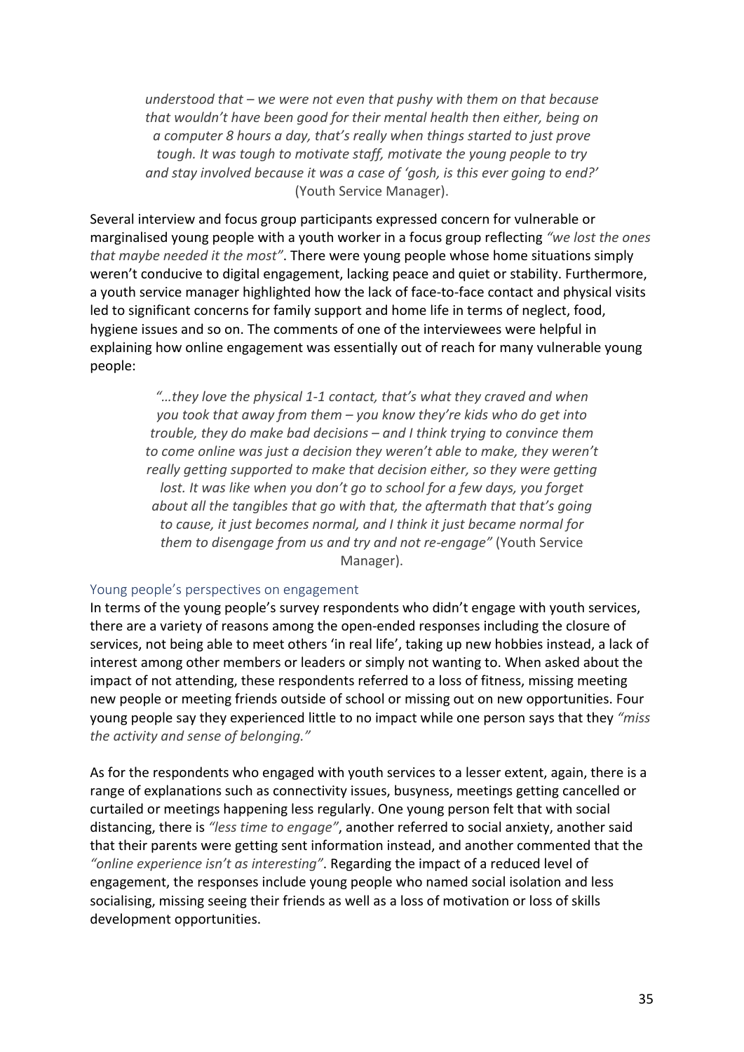> *understood that – we were not even that pushy with them on that because that wouldn't have been good for their mental health then either, being on a computer 8 hours a day, that's really when things started to just prove tough. It was tough to motivate staff, motivate the young people to try and stay involved because it was a case of 'gosh, is this ever going to end?'* (Youth Service Manager).

Several interview and focus group participants expressed concern for vulnerable or marginalised young people with a youth worker in a focus group reflecting *"we lost the ones that maybe needed it the most"*. There were young people whose home situations simply weren't conducive to digital engagement, lacking peace and quiet or stability. Furthermore, a youth service manager highlighted how the lack of face-to-face contact and physical visits led to significant concerns for family support and home life in terms of neglect, food, hygiene issues and so on. The comments of one of the interviewees were helpful in explaining how online engagement was essentially out of reach for many vulnerable young people:

> *"…they love the physical 1-1 contact, that's what they craved and when you took that away from them – you know they're kids who do get into trouble, they do make bad decisions – and I think trying to convince them to come online was just a decision they weren't able to make, they weren't really getting supported to make that decision either, so they were getting lost. It was like when you don't go to school for a few days, you forget about all the tangibles that go with that, the aftermath that that's going to cause, it just becomes normal, and I think it just became normal for them to disengage from us and try and not re-engage"* (Youth Service Manager).

### Young people's perspectives on engagement

In terms of the young people's survey respondents who didn't engage with youth services, there are a variety of reasons among the open-ended responses including the closure of services, not being able to meet others 'in real life', taking up new hobbies instead, a lack of interest among other members or leaders or simply not wanting to. When asked about the impact of not attending, these respondents referred to a loss of fitness, missing meeting new people or meeting friends outside of school or missing out on new opportunities. Four young people say they experienced little to no impact while one person says that they *"miss the activity and sense of belonging."*

As for the respondents who engaged with youth services to a lesser extent, again, there is a range of explanations such as connectivity issues, busyness, meetings getting cancelled or curtailed or meetings happening less regularly. One young person felt that with social distancing, there is *"less time to engage"*, another referred to social anxiety, another said that their parents were getting sent information instead, and another commented that the *"online experience isn't as interesting"*. Regarding the impact of a reduced level of engagement, the responses include young people who named social isolation and less socialising, missing seeing their friends as well as a loss of motivation or loss of skills development opportunities.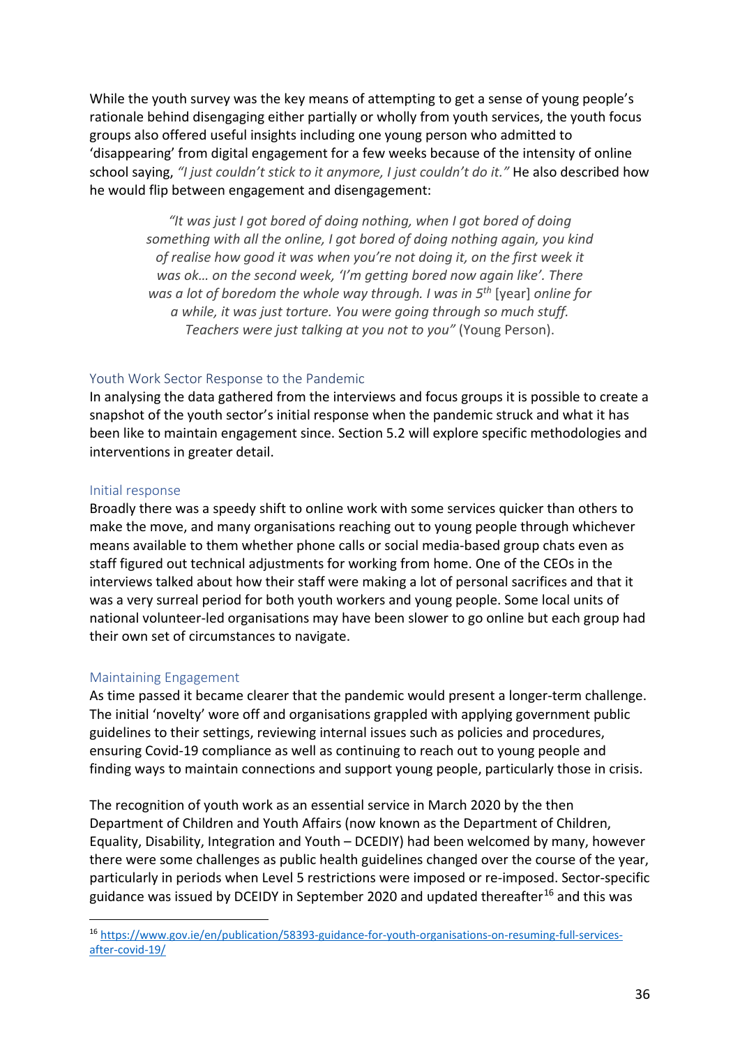While the youth survey was the key means of attempting to get a sense of young people's rationale behind disengaging either partially or wholly from youth services, the youth focus groups also offered useful insights including one young person who admitted to 'disappearing' from digital engagement for a few weeks because of the intensity of online school saying, *"I just couldn't stick to it anymore, I just couldn't do it."* He also described how he would flip between engagement and disengagement:

> *"It was just I got bored of doing nothing, when I got bored of doing something with all the online, I got bored of doing nothing again, you kind of realise how good it was when you're not doing it, on the first week it was ok… on the second week, 'I'm getting bored now again like'. There was a lot of boredom the whole way through. I was in 5th* [year] *online for a while, it was just torture. You were going through so much stuff. Teachers were just talking at you not to you"* (Young Person).

### Youth Work Sector Response to the Pandemic

In analysing the data gathered from the interviews and focus groups it is possible to create a snapshot of the youth sector's initial response when the pandemic struck and what it has been like to maintain engagement since. Section 5.2 will explore specific methodologies and interventions in greater detail.

### Initial response

Broadly there was a speedy shift to online work with some services quicker than others to make the move, and many organisations reaching out to young people through whichever means available to them whether phone calls or social media-based group chats even as staff figured out technical adjustments for working from home. One of the CEOs in the interviews talked about how their staff were making a lot of personal sacrifices and that it was a very surreal period for both youth workers and young people. Some local units of national volunteer-led organisations may have been slower to go online but each group had their own set of circumstances to navigate.

### Maintaining Engagement

As time passed it became clearer that the pandemic would present a longer-term challenge. The initial 'novelty' wore off and organisations grappled with applying government public guidelines to their settings, reviewing internal issues such as policies and procedures, ensuring Covid-19 compliance as well as continuing to reach out to young people and finding ways to maintain connections and support young people, particularly those in crisis.

The recognition of youth work as an essential service in March 2020 by the then Department of Children and Youth Affairs (now known as the Department of Children, Equality, Disability, Integration and Youth – DCEDIY) had been welcomed by many, however there were some challenges as public health guidelines changed over the course of the year, particularly in periods when Level 5 restrictions were imposed or re-imposed. Sector-specific guidance was issued by DCEIDY in September 2020 and updated thereafter[16] and this was

[16] https://www.gov.ie/en/publication/58393-guidance-for-youth-organisations-on-resuming-full-services-after-covid-19/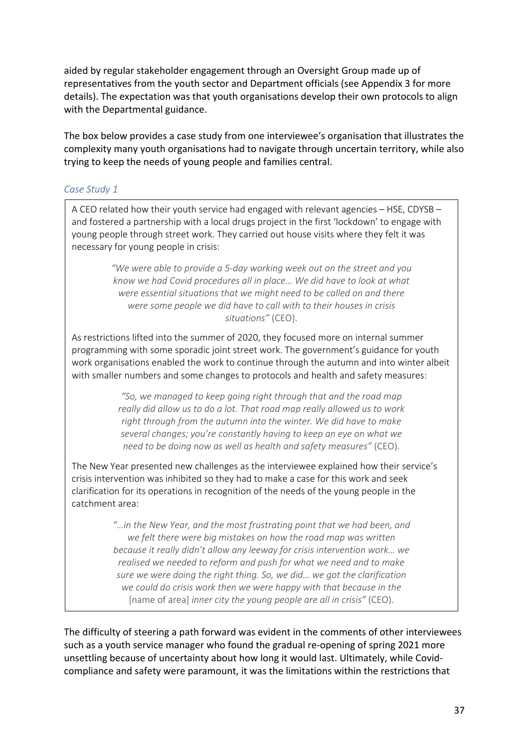aided by regular stakeholder engagement through an Oversight Group made up of representatives from the youth sector and Department officials (see Appendix 3 for more details). The expectation was that youth organisations develop their own protocols to align with the Departmental guidance.

The box below provides a case study from one interviewee's organisation that illustrates the complexity many youth organisations had to navigate through uncertain territory, while also trying to keep the needs of young people and families central.

### *Case Study 1*

A CEO related how their youth service had engaged with relevant agencies – HSE, CDYSB – and fostered a partnership with a local drugs project in the first 'lockdown' to engage with young people through street work. They carried out house visits where they felt it was necessary for young people in crisis:

> *"We were able to provide a 5-day working week out on the street and you know we had Covid procedures all in place… We did have to look at what were essential situations that we might need to be called on and there were some people we did have to call with to their houses in crisis situations"* (CEO).

As restrictions lifted into the summer of 2020, they focused more on internal summer programming with some sporadic joint street work. The government's guidance for youth work organisations enabled the work to continue through the autumn and into winter albeit with smaller numbers and some changes to protocols and health and safety measures:

> *"So, we managed to keep going right through that and the road map really did allow us to do a lot. That road map really allowed us to work right through from the autumn into the winter. We did have to make several changes; you're constantly having to keep an eye on what we need to be doing now as well as health and safety measures"* (CEO).

The New Year presented new challenges as the interviewee explained how their service's crisis intervention was inhibited so they had to make a case for this work and seek clarification for its operations in recognition of the needs of the young people in the catchment area:

> *"…in the New Year, and the most frustrating point that we had been, and we felt there were big mistakes on how the road map was written because it really didn't allow any leeway for crisis intervention work… we realised we needed to reform and push for what we need and to make sure we were doing the right thing. So, we did… we got the clarification we could do crisis work then we were happy with that because in the* [name of area] *inner city the young people are all in crisis"* (CEO).

The difficulty of steering a path forward was evident in the comments of other interviewees such as a youth service manager who found the gradual re-opening of spring 2021 more unsettling because of uncertainty about how long it would last. Ultimately, while Covid-compliance and safety were paramount, it was the limitations within the restrictions that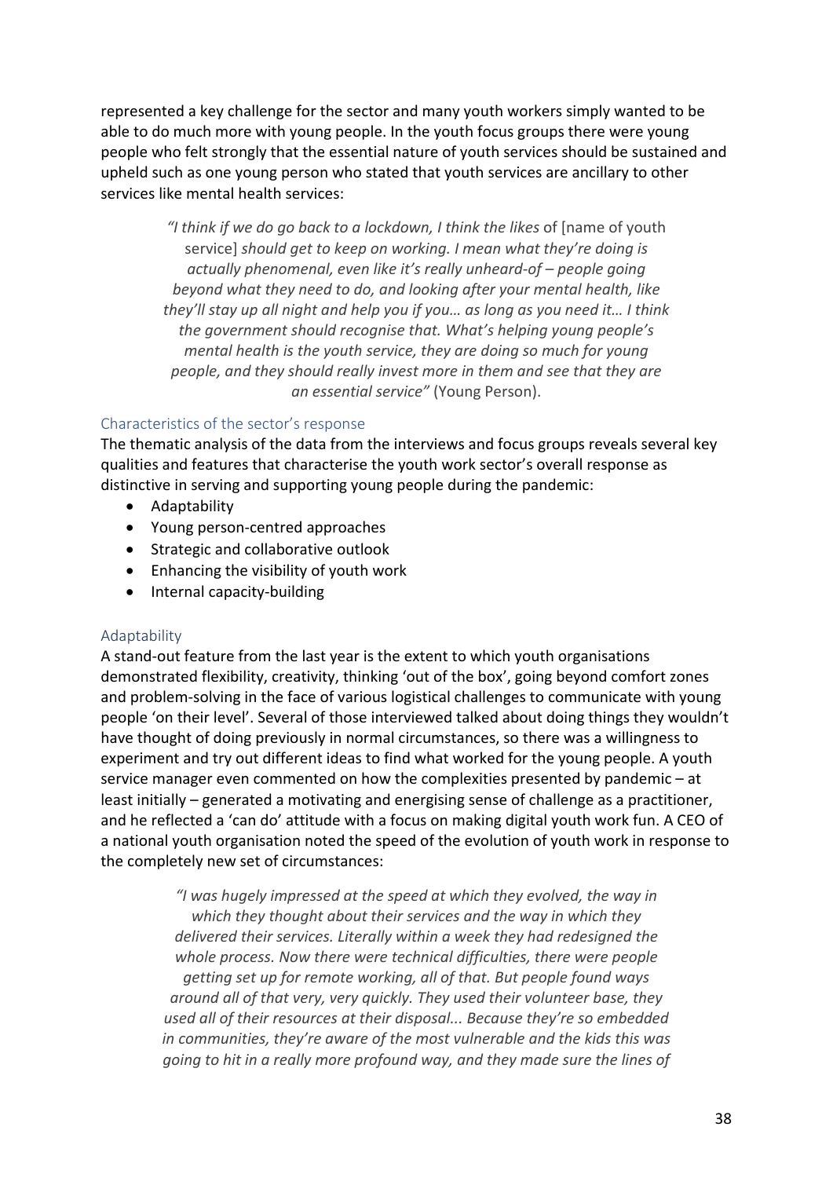represented a key challenge for the sector and many youth workers simply wanted to be able to do much more with young people. In the youth focus groups there were young people who felt strongly that the essential nature of youth services should be sustained and upheld such as one young person who stated that youth services are ancillary to other services like mental health services:

> *"I think if we do go back to a lockdown, I think the likes* of [name of youth service] *should get to keep on working. I mean what they're doing is actually phenomenal, even like it's really unheard-of – people going beyond what they need to do, and looking after your mental health, like they'll stay up all night and help you if you… as long as you need it… I think the government should recognise that. What's helping young people's mental health is the youth service, they are doing so much for young people, and they should really invest more in them and see that they are an essential service"* (Young Person).

### Characteristics of the sector's response

The thematic analysis of the data from the interviews and focus groups reveals several key qualities and features that characterise the youth work sector's overall response as distinctive in serving and supporting young people during the pandemic:

- Adaptability
- Young person-centred approaches
- Strategic and collaborative outlook
- Enhancing the visibility of youth work
- Internal capacity-building

### Adaptability

A stand-out feature from the last year is the extent to which youth organisations demonstrated flexibility, creativity, thinking 'out of the box', going beyond comfort zones and problem-solving in the face of various logistical challenges to communicate with young people 'on their level'. Several of those interviewed talked about doing things they wouldn't have thought of doing previously in normal circumstances, so there was a willingness to experiment and try out different ideas to find what worked for the young people. A youth service manager even commented on how the complexities presented by pandemic – at least initially – generated a motivating and energising sense of challenge as a practitioner, and he reflected a 'can do' attitude with a focus on making digital youth work fun. A CEO of a national youth organisation noted the speed of the evolution of youth work in response to the completely new set of circumstances:

> *"I was hugely impressed at the speed at which they evolved, the way in which they thought about their services and the way in which they delivered their services. Literally within a week they had redesigned the whole process. Now there were technical difficulties, there were people getting set up for remote working, all of that. But people found ways around all of that very, very quickly. They used their volunteer base, they used all of their resources at their disposal... Because they're so embedded in communities, they're aware of the most vulnerable and the kids this was going to hit in a really more profound way, and they made sure the lines of*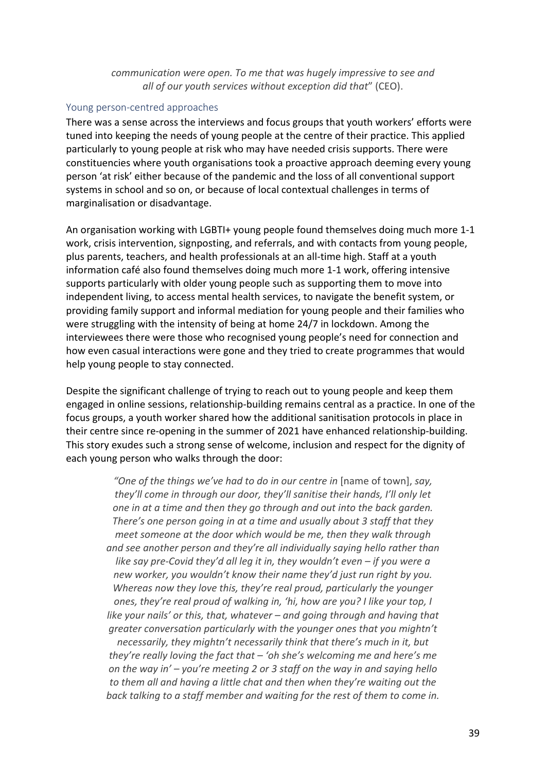*communication were open. To me that was hugely impressive to see and all of our youth services without exception did that*" (CEO).

### Young person-centred approaches

There was a sense across the interviews and focus groups that youth workers' efforts were tuned into keeping the needs of young people at the centre of their practice. This applied particularly to young people at risk who may have needed crisis supports. There were constituencies where youth organisations took a proactive approach deeming every young person 'at risk' either because of the pandemic and the loss of all conventional support systems in school and so on, or because of local contextual challenges in terms of marginalisation or disadvantage.

An organisation working with LGBTI+ young people found themselves doing much more 1-1 work, crisis intervention, signposting, and referrals, and with contacts from young people, plus parents, teachers, and health professionals at an all-time high. Staff at a youth information café also found themselves doing much more 1-1 work, offering intensive supports particularly with older young people such as supporting them to move into independent living, to access mental health services, to navigate the benefit system, or providing family support and informal mediation for young people and their families who were struggling with the intensity of being at home 24/7 in lockdown. Among the interviewees there were those who recognised young people's need for connection and how even casual interactions were gone and they tried to create programmes that would help young people to stay connected.

Despite the significant challenge of trying to reach out to young people and keep them engaged in online sessions, relationship-building remains central as a practice. In one of the focus groups, a youth worker shared how the additional sanitisation protocols in place in their centre since re-opening in the summer of 2021 have enhanced relationship-building. This story exudes such a strong sense of welcome, inclusion and respect for the dignity of each young person who walks through the door:

> *"One of the things we've had to do in our centre in* [name of town], *say, they'll come in through our door, they'll sanitise their hands, I'll only let one in at a time and then they go through and out into the back garden. There's one person going in at a time and usually about 3 staff that they meet someone at the door which would be me, then they walk through and see another person and they're all individually saying hello rather than like say pre-Covid they'd all leg it in, they wouldn't even – if you were a new worker, you wouldn't know their name they'd just run right by you. Whereas now they love this, they're real proud, particularly the younger ones, they're real proud of walking in, 'hi, how are you? I like your top, I like your nails' or this, that, whatever – and going through and having that greater conversation particularly with the younger ones that you mightn't necessarily, they mightn't necessarily think that there's much in it, but they're really loving the fact that – 'oh she's welcoming me and here's me on the way in' – you're meeting 2 or 3 staff on the way in and saying hello to them all and having a little chat and then when they're waiting out the back talking to a staff member and waiting for the rest of them to come in.*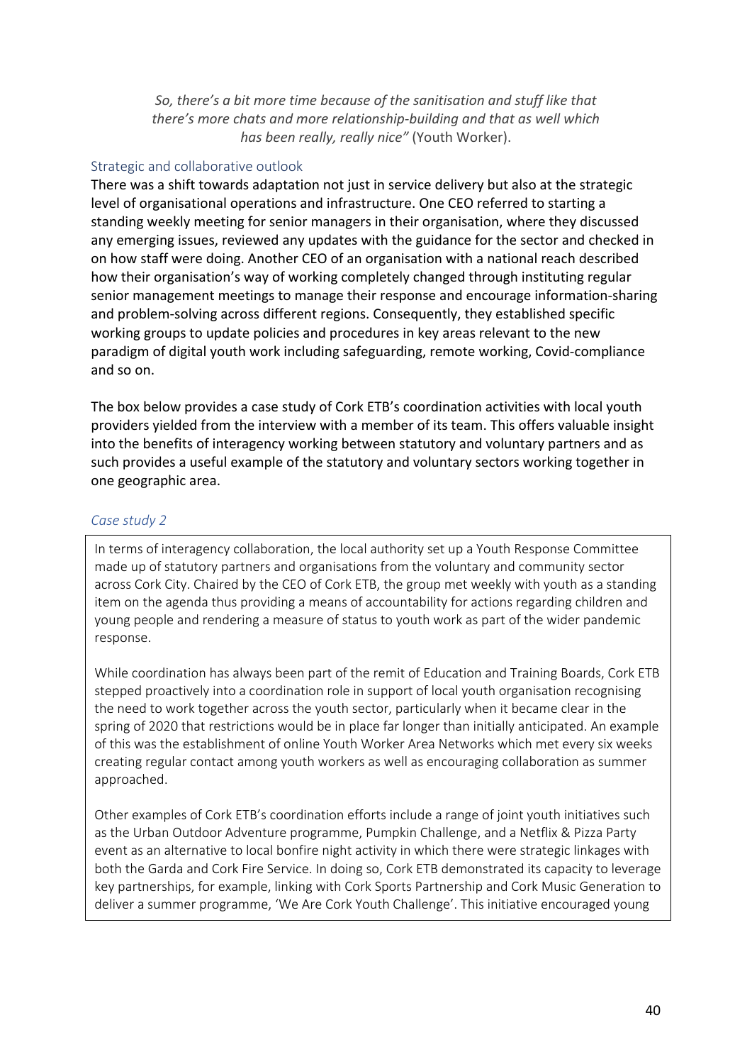*So, there's a bit more time because of the sanitisation and stuff like that there's more chats and more relationship-building and that as well which has been really, really nice"* (Youth Worker).

### Strategic and collaborative outlook

There was a shift towards adaptation not just in service delivery but also at the strategic level of organisational operations and infrastructure. One CEO referred to starting a standing weekly meeting for senior managers in their organisation, where they discussed any emerging issues, reviewed any updates with the guidance for the sector and checked in on how staff were doing. Another CEO of an organisation with a national reach described how their organisation's way of working completely changed through instituting regular senior management meetings to manage their response and encourage information-sharing and problem-solving across different regions. Consequently, they established specific working groups to update policies and procedures in key areas relevant to the new paradigm of digital youth work including safeguarding, remote working, Covid-compliance and so on.

The box below provides a case study of Cork ETB's coordination activities with local youth providers yielded from the interview with a member of its team. This offers valuable insight into the benefits of interagency working between statutory and voluntary partners and as such provides a useful example of the statutory and voluntary sectors working together in one geographic area.

### *Case study 2*

In terms of interagency collaboration, the local authority set up a Youth Response Committee made up of statutory partners and organisations from the voluntary and community sector across Cork City. Chaired by the CEO of Cork ETB, the group met weekly with youth as a standing item on the agenda thus providing a means of accountability for actions regarding children and young people and rendering a measure of status to youth work as part of the wider pandemic response.

While coordination has always been part of the remit of Education and Training Boards, Cork ETB stepped proactively into a coordination role in support of local youth organisation recognising the need to work together across the youth sector, particularly when it became clear in the spring of 2020 that restrictions would be in place far longer than initially anticipated. An example of this was the establishment of online Youth Worker Area Networks which met every six weeks creating regular contact among youth workers as well as encouraging collaboration as summer approached.

Other examples of Cork ETB's coordination efforts include a range of joint youth initiatives such as the Urban Outdoor Adventure programme, Pumpkin Challenge, and a Netflix & Pizza Party event as an alternative to local bonfire night activity in which there were strategic linkages with both the Garda and Cork Fire Service. In doing so, Cork ETB demonstrated its capacity to leverage key partnerships, for example, linking with Cork Sports Partnership and Cork Music Generation to deliver a summer programme, 'We Are Cork Youth Challenge'. This initiative encouraged young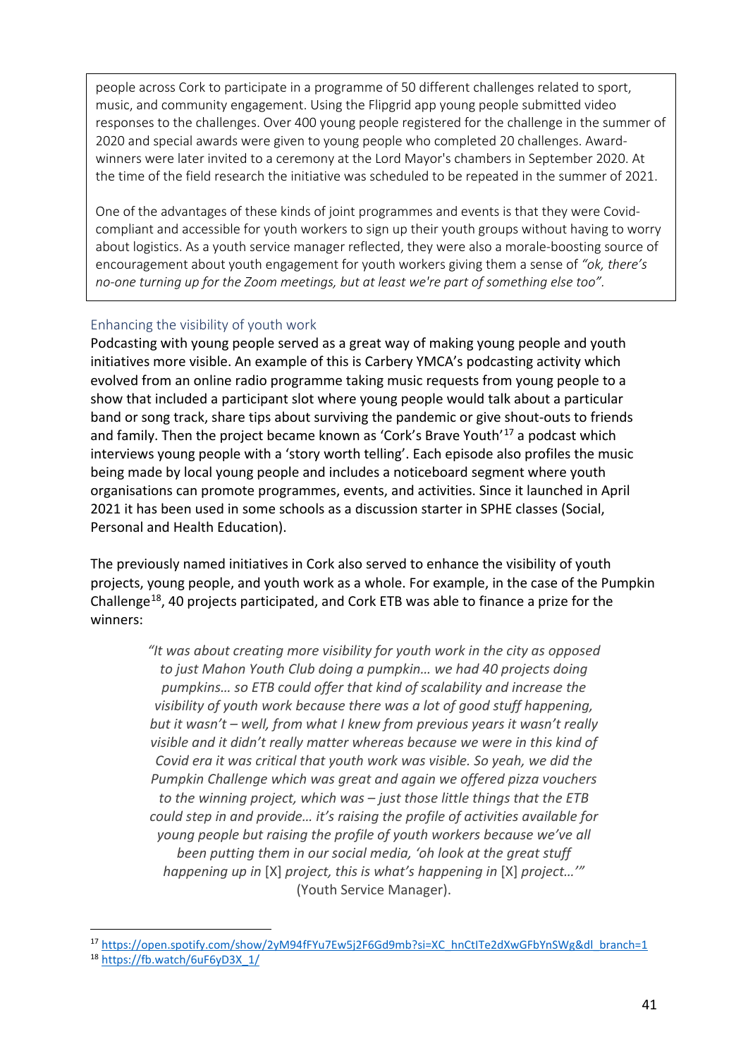people across Cork to participate in a programme of 50 different challenges related to sport, music, and community engagement. Using the Flipgrid app young people submitted video responses to the challenges. Over 400 young people registered for the challenge in the summer of 2020 and special awards were given to young people who completed 20 challenges. Award-winners were later invited to a ceremony at the Lord Mayor's chambers in September 2020. At the time of the field research the initiative was scheduled to be repeated in the summer of 2021.

One of the advantages of these kinds of joint programmes and events is that they were Covid-compliant and accessible for youth workers to sign up their youth groups without having to worry about logistics. As a youth service manager reflected, they were also a morale-boosting source of encouragement about youth engagement for youth workers giving them a sense of *"ok, there's no-one turning up for the Zoom meetings, but at least we're part of something else too"*.

### Enhancing the visibility of youth work

Podcasting with young people served as a great way of making young people and youth initiatives more visible. An example of this is Carbery YMCA's podcasting activity which evolved from an online radio programme taking music requests from young people to a show that included a participant slot where young people would talk about a particular band or song track, share tips about surviving the pandemic or give shout-outs to friends and family. Then the project became known as 'Cork's Brave Youth'[17] a podcast which interviews young people with a 'story worth telling'. Each episode also profiles the music being made by local young people and includes a noticeboard segment where youth organisations can promote programmes, events, and activities. Since it launched in April 2021 it has been used in some schools as a discussion starter in SPHE classes (Social, Personal and Health Education).

The previously named initiatives in Cork also served to enhance the visibility of youth projects, young people, and youth work as a whole. For example, in the case of the Pumpkin Challenge[18], 40 projects participated, and Cork ETB was able to finance a prize for the winners:

> *"It was about creating more visibility for youth work in the city as opposed to just Mahon Youth Club doing a pumpkin… we had 40 projects doing pumpkins… so ETB could offer that kind of scalability and increase the visibility of youth work because there was a lot of good stuff happening, but it wasn't – well, from what I knew from previous years it wasn't really visible and it didn't really matter whereas because we were in this kind of Covid era it was critical that youth work was visible. So yeah, we did the Pumpkin Challenge which was great and again we offered pizza vouchers to the winning project, which was – just those little things that the ETB could step in and provide… it's raising the profile of activities available for young people but raising the profile of youth workers because we've all been putting them in our social media, 'oh look at the great stuff happening up in* [X] *project, this is what's happening in* [X] *project…'"* (Youth Service Manager).

[17] https://open.spotify.com/show/2yM94fFYu7Ew5j2F6Gd9mb?si=XC_hnCtITe2dXwGFbYnSWg&dl_branch=1

[18] https://fb.watch/6uF6yD3X_1/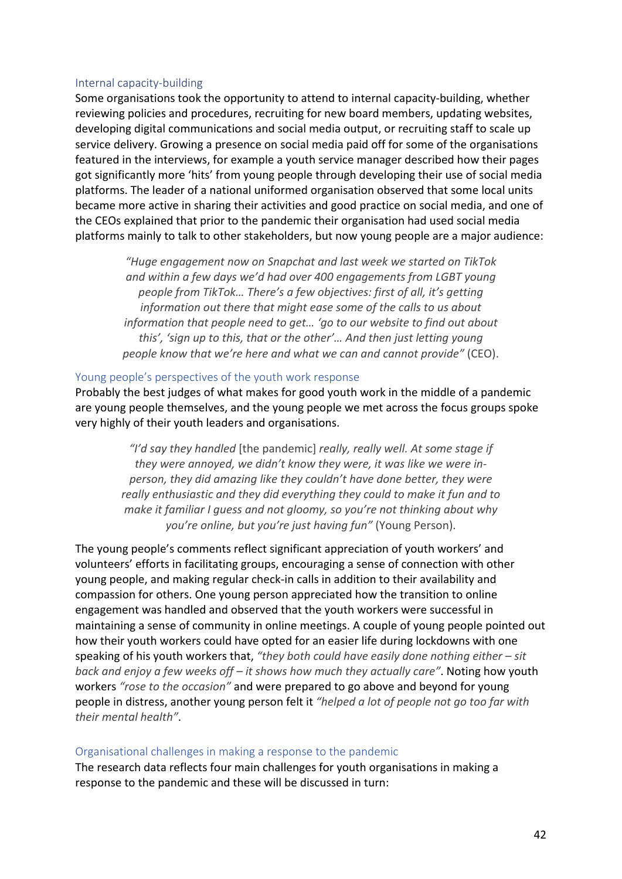### Internal capacity-building

Some organisations took the opportunity to attend to internal capacity-building, whether reviewing policies and procedures, recruiting for new board members, updating websites, developing digital communications and social media output, or recruiting staff to scale up service delivery. Growing a presence on social media paid off for some of the organisations featured in the interviews, for example a youth service manager described how their pages got significantly more 'hits' from young people through developing their use of social media platforms. The leader of a national uniformed organisation observed that some local units became more active in sharing their activities and good practice on social media, and one of the CEOs explained that prior to the pandemic their organisation had used social media platforms mainly to talk to other stakeholders, but now young people are a major audience:

> *"Huge engagement now on Snapchat and last week we started on TikTok and within a few days we'd had over 400 engagements from LGBT young people from TikTok… There's a few objectives: first of all, it's getting information out there that might ease some of the calls to us about information that people need to get… 'go to our website to find out about this', 'sign up to this, that or the other'… And then just letting young people know that we're here and what we can and cannot provide"* (CEO).

### Young people's perspectives of the youth work response

Probably the best judges of what makes for good youth work in the middle of a pandemic are young people themselves, and the young people we met across the focus groups spoke very highly of their youth leaders and organisations.

> *"I'd say they handled* [the pandemic] *really, really well. At some stage if they were annoyed, we didn't know they were, it was like we were in-person, they did amazing like they couldn't have done better, they were really enthusiastic and they did everything they could to make it fun and to make it familiar I guess and not gloomy, so you're not thinking about why you're online, but you're just having fun"* (Young Person).

The young people's comments reflect significant appreciation of youth workers' and volunteers' efforts in facilitating groups, encouraging a sense of connection with other young people, and making regular check-in calls in addition to their availability and compassion for others. One young person appreciated how the transition to online engagement was handled and observed that the youth workers were successful in maintaining a sense of community in online meetings. A couple of young people pointed out how their youth workers could have opted for an easier life during lockdowns with one speaking of his youth workers that, *"they both could have easily done nothing either – sit back and enjoy a few weeks off – it shows how much they actually care"*. Noting how youth workers *"rose to the occasion"* and were prepared to go above and beyond for young people in distress, another young person felt it *"helped a lot of people not go too far with their mental health"*.

### Organisational challenges in making a response to the pandemic

The research data reflects four main challenges for youth organisations in making a response to the pandemic and these will be discussed in turn: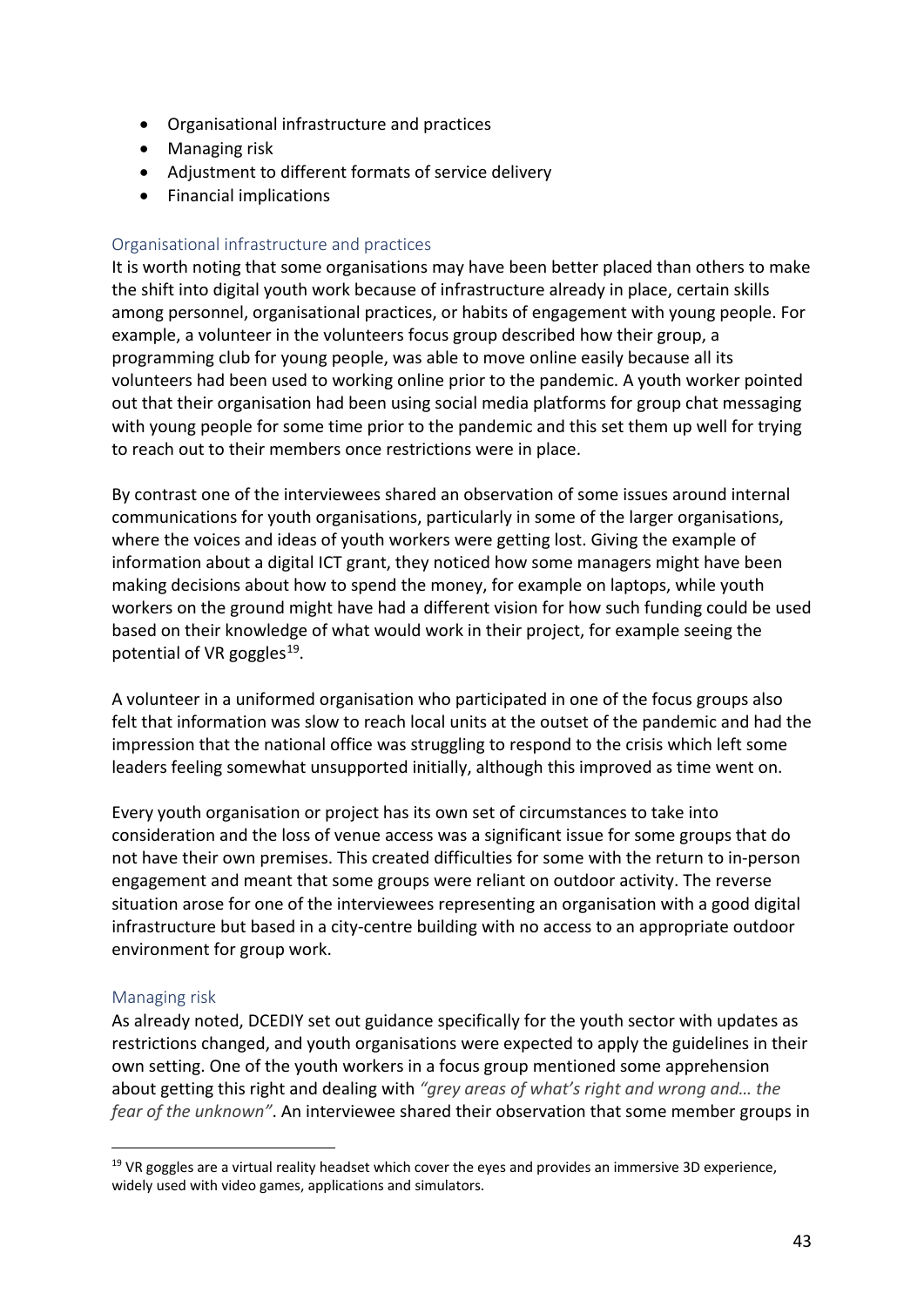- Organisational infrastructure and practices
- Managing risk
- Adjustment to different formats of service delivery
- Financial implications

### Organisational infrastructure and practices

It is worth noting that some organisations may have been better placed than others to make the shift into digital youth work because of infrastructure already in place, certain skills among personnel, organisational practices, or habits of engagement with young people. For example, a volunteer in the volunteers focus group described how their group, a programming club for young people, was able to move online easily because all its volunteers had been used to working online prior to the pandemic. A youth worker pointed out that their organisation had been using social media platforms for group chat messaging with young people for some time prior to the pandemic and this set them up well for trying to reach out to their members once restrictions were in place.

By contrast one of the interviewees shared an observation of some issues around internal communications for youth organisations, particularly in some of the larger organisations, where the voices and ideas of youth workers were getting lost. Giving the example of information about a digital ICT grant, they noticed how some managers might have been making decisions about how to spend the money, for example on laptops, while youth workers on the ground might have had a different vision for how such funding could be used based on their knowledge of what would work in their project, for example seeing the potential of VR goggles[19].

A volunteer in a uniformed organisation who participated in one of the focus groups also felt that information was slow to reach local units at the outset of the pandemic and had the impression that the national office was struggling to respond to the crisis which left some leaders feeling somewhat unsupported initially, although this improved as time went on.

Every youth organisation or project has its own set of circumstances to take into consideration and the loss of venue access was a significant issue for some groups that do not have their own premises. This created difficulties for some with the return to in-person engagement and meant that some groups were reliant on outdoor activity. The reverse situation arose for one of the interviewees representing an organisation with a good digital infrastructure but based in a city-centre building with no access to an appropriate outdoor environment for group work.

### Managing risk

As already noted, DCEDIY set out guidance specifically for the youth sector with updates as restrictions changed, and youth organisations were expected to apply the guidelines in their own setting. One of the youth workers in a focus group mentioned some apprehension about getting this right and dealing with *"grey areas of what's right and wrong and… the fear of the unknown"*. An interviewee shared their observation that some member groups in

[19] VR goggles are a virtual reality headset which cover the eyes and provides an immersive 3D experience, widely used with video games, applications and simulators.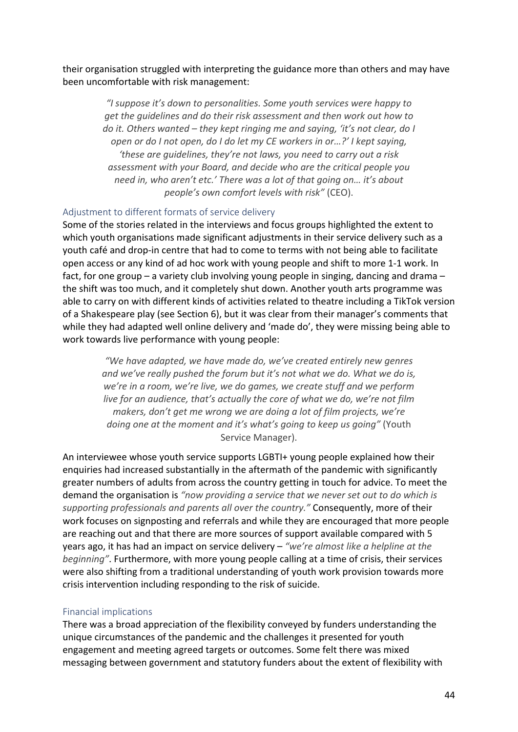their organisation struggled with interpreting the guidance more than others and may have been uncomfortable with risk management:

> *"I suppose it's down to personalities. Some youth services were happy to get the guidelines and do their risk assessment and then work out how to do it. Others wanted – they kept ringing me and saying, 'it's not clear, do I open or do I not open, do I do let my CE workers in or…?' I kept saying, 'these are guidelines, they're not laws, you need to carry out a risk assessment with your Board, and decide who are the critical people you need in, who aren't etc.' There was a lot of that going on… it's about people's own comfort levels with risk"* (CEO).

### Adjustment to different formats of service delivery

Some of the stories related in the interviews and focus groups highlighted the extent to which youth organisations made significant adjustments in their service delivery such as a youth café and drop-in centre that had to come to terms with not being able to facilitate open access or any kind of ad hoc work with young people and shift to more 1-1 work. In fact, for one group – a variety club involving young people in singing, dancing and drama – the shift was too much, and it completely shut down. Another youth arts programme was able to carry on with different kinds of activities related to theatre including a TikTok version of a Shakespeare play (see Section 6), but it was clear from their manager's comments that while they had adapted well online delivery and 'made do', they were missing being able to work towards live performance with young people:

> *"We have adapted, we have made do, we've created entirely new genres and we've really pushed the forum but it's not what we do. What we do is, we're in a room, we're live, we do games, we create stuff and we perform live for an audience, that's actually the core of what we do, we're not film makers, don't get me wrong we are doing a lot of film projects, we're doing one at the moment and it's what's going to keep us going"* (Youth Service Manager).

An interviewee whose youth service supports LGBTI+ young people explained how their enquiries had increased substantially in the aftermath of the pandemic with significantly greater numbers of adults from across the country getting in touch for advice. To meet the demand the organisation is *"now providing a service that we never set out to do which is supporting professionals and parents all over the country."* Consequently, more of their work focuses on signposting and referrals and while they are encouraged that more people are reaching out and that there are more sources of support available compared with 5 years ago, it has had an impact on service delivery – *"we're almost like a helpline at the beginning"*. Furthermore, with more young people calling at a time of crisis, their services were also shifting from a traditional understanding of youth work provision towards more crisis intervention including responding to the risk of suicide.

### Financial implications

There was a broad appreciation of the flexibility conveyed by funders understanding the unique circumstances of the pandemic and the challenges it presented for youth engagement and meeting agreed targets or outcomes. Some felt there was mixed messaging between government and statutory funders about the extent of flexibility with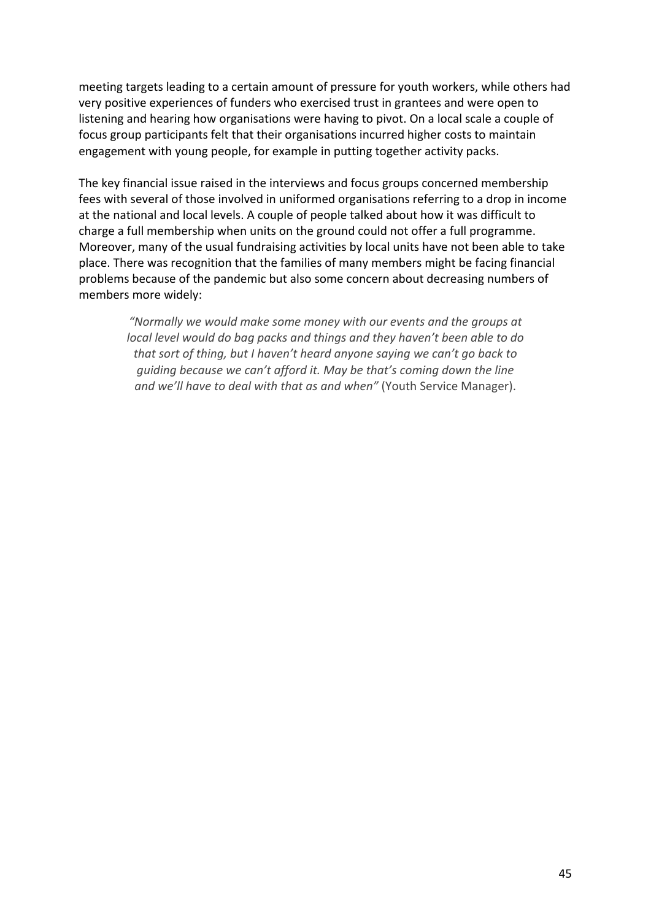meeting targets leading to a certain amount of pressure for youth workers, while others had very positive experiences of funders who exercised trust in grantees and were open to listening and hearing how organisations were having to pivot. On a local scale a couple of focus group participants felt that their organisations incurred higher costs to maintain engagement with young people, for example in putting together activity packs.

The key financial issue raised in the interviews and focus groups concerned membership fees with several of those involved in uniformed organisations referring to a drop in income at the national and local levels. A couple of people talked about how it was difficult to charge a full membership when units on the ground could not offer a full programme. Moreover, many of the usual fundraising activities by local units have not been able to take place. There was recognition that the families of many members might be facing financial problems because of the pandemic but also some concern about decreasing numbers of members more widely:

> *"Normally we would make some money with our events and the groups at local level would do bag packs and things and they haven't been able to do that sort of thing, but I haven't heard anyone saying we can't go back to guiding because we can't afford it. May be that's coming down the line and we'll have to deal with that as and when"* (Youth Service Manager).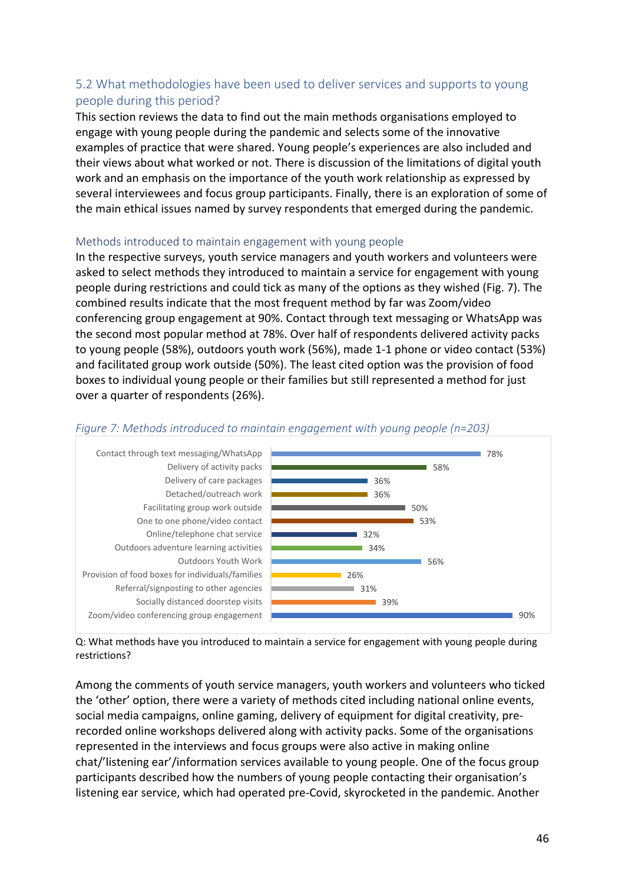## 5.2 What methodologies have been used to deliver services and supports to young people during this period?

This section reviews the data to find out the main methods organisations employed to engage with young people during the pandemic and selects some of the innovative examples of practice that were shared. Young people's experiences are also included and their views about what worked or not. There is discussion of the limitations of digital youth work and an emphasis on the importance of the youth work relationship as expressed by several interviewees and focus group participants. Finally, there is an exploration of some of the main ethical issues named by survey respondents that emerged during the pandemic.

### Methods introduced to maintain engagement with young people

In the respective surveys, youth service managers and youth workers and volunteers were asked to select methods they introduced to maintain a service for engagement with young people during restrictions and could tick as many of the options as they wished (Fig. 7). The combined results indicate that the most frequent method by far was Zoom/video conferencing group engagement at 90%. Contact through text messaging or WhatsApp was the second most popular method at 78%. Over half of respondents delivered activity packs to young people (58%), outdoors youth work (56%), made 1-1 phone or video contact (53%) and facilitated group work outside (50%). The least cited option was the provision of food boxes to individual young people or their families but still represented a method for just over a quarter of respondents (26%).

*Figure 7: Methods introduced to maintain engagement with young people (n=203)*

| Method | % |
| --- | --- |
| Contact through text messaging/WhatsApp | 78% |
| Delivery of activity packs | 58% |
| Delivery of care packages | 36% |
| Detached/outreach work | 36% |
| Facilitating group work outside | 50% |
| One to one phone/video contact | 53% |
| Online/telephone chat service | 32% |
| Outdoors adventure learning activities | 34% |
| Outdoors Youth Work | 56% |
| Provision of food boxes for individuals/families | 26% |
| Referral/signposting to other agencies | 31% |
| Socially distanced doorstep visits | 39% |
| Zoom/video conferencing group engagement | 90% |

Q: What methods have you introduced to maintain a service for engagement with young people during restrictions?

Among the comments of youth service managers, youth workers and volunteers who ticked the 'other' option, there were a variety of methods cited including national online events, social media campaigns, online gaming, delivery of equipment for digital creativity, pre-recorded online workshops delivered along with activity packs. Some of the organisations represented in the interviews and focus groups were also active in making online chat/'listening ear'/information services available to young people. One of the focus group participants described how the numbers of young people contacting their organisation's listening ear service, which had operated pre-Covid, skyrocketed in the pandemic. Another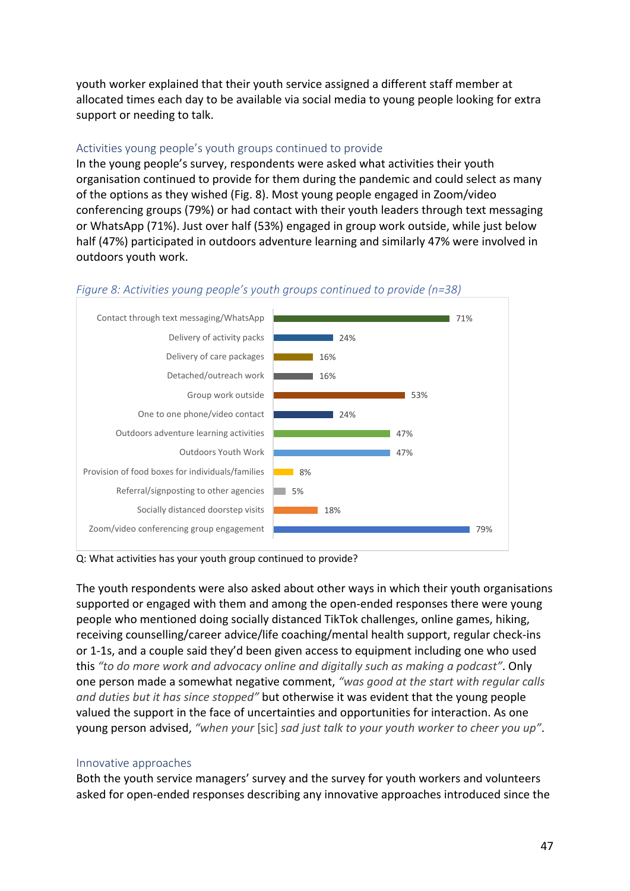youth worker explained that their youth service assigned a different staff member at allocated times each day to be available via social media to young people looking for extra support or needing to talk.

### Activities young people's youth groups continued to provide

In the young people's survey, respondents were asked what activities their youth organisation continued to provide for them during the pandemic and could select as many of the options as they wished (Fig. 8). Most young people engaged in Zoom/video conferencing groups (79%) or had contact with their youth leaders through text messaging or WhatsApp (71%). Just over half (53%) engaged in group work outside, while just below half (47%) participated in outdoors adventure learning and similarly 47% were involved in outdoors youth work.

*Figure 8: Activities young people's youth groups continued to provide (n=38)*

| Activity | % |
|---|---|
| Contact through text messaging/WhatsApp | 71% |
| Delivery of activity packs | 24% |
| Delivery of care packages | 16% |
| Detached/outreach work | 16% |
| Group work outside | 53% |
| One to one phone/video contact | 24% |
| Outdoors adventure learning activities | 47% |
| Outdoors Youth Work | 47% |
| Provision of food boxes for individuals/families | 8% |
| Referral/signposting to other agencies | 5% |
| Socially distanced doorstep visits | 18% |
| Zoom/video conferencing group engagement | 79% |

Q: What activities has your youth group continued to provide?

The youth respondents were also asked about other ways in which their youth organisations supported or engaged with them and among the open-ended responses there were young people who mentioned doing socially distanced TikTok challenges, online games, hiking, receiving counselling/career advice/life coaching/mental health support, regular check-ins or 1-1s, and a couple said they'd been given access to equipment including one who used this *"to do more work and advocacy online and digitally such as making a podcast"*. Only one person made a somewhat negative comment, *"was good at the start with regular calls and duties but it has since stopped"* but otherwise it was evident that the young people valued the support in the face of uncertainties and opportunities for interaction. As one young person advised, *"when your* [sic] *sad just talk to your youth worker to cheer you up"*.

### Innovative approaches

Both the youth service managers' survey and the survey for youth workers and volunteers asked for open-ended responses describing any innovative approaches introduced since the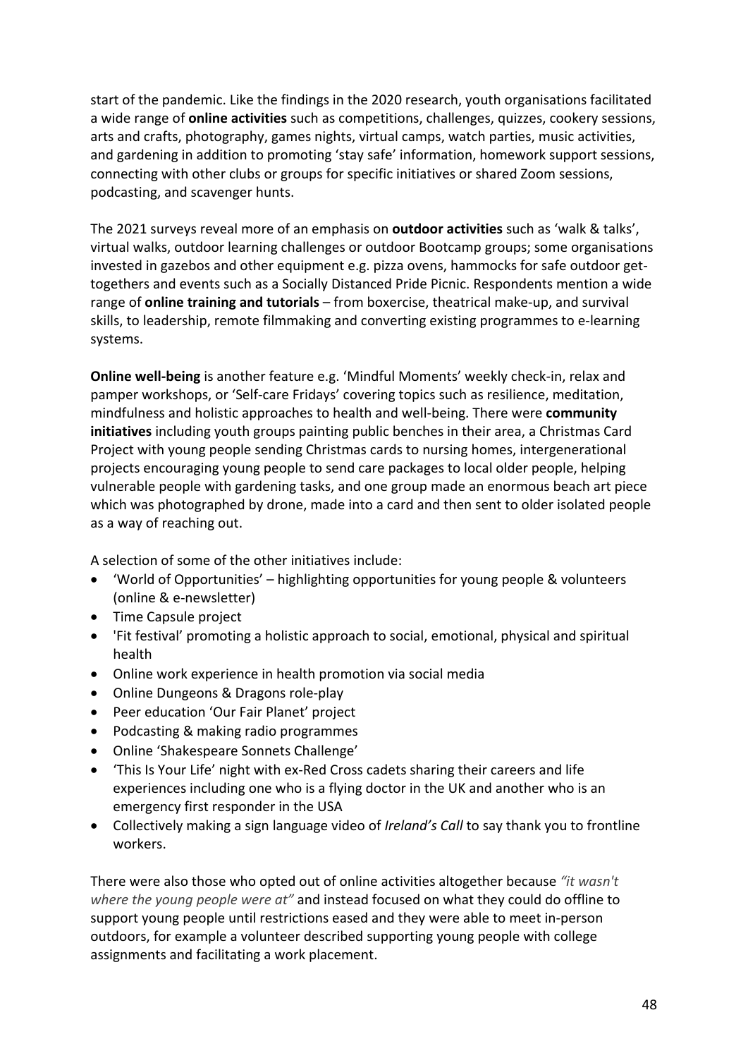start of the pandemic. Like the findings in the 2020 research, youth organisations facilitated a wide range of **online activities** such as competitions, challenges, quizzes, cookery sessions, arts and crafts, photography, games nights, virtual camps, watch parties, music activities, and gardening in addition to promoting 'stay safe' information, homework support sessions, connecting with other clubs or groups for specific initiatives or shared Zoom sessions, podcasting, and scavenger hunts.

The 2021 surveys reveal more of an emphasis on **outdoor activities** such as 'walk & talks', virtual walks, outdoor learning challenges or outdoor Bootcamp groups; some organisations invested in gazebos and other equipment e.g. pizza ovens, hammocks for safe outdoor get-togethers and events such as a Socially Distanced Pride Picnic. Respondents mention a wide range of **online training and tutorials** – from boxercise, theatrical make-up, and survival skills, to leadership, remote filmmaking and converting existing programmes to e-learning systems.

**Online well-being** is another feature e.g. 'Mindful Moments' weekly check-in, relax and pamper workshops, or 'Self-care Fridays' covering topics such as resilience, meditation, mindfulness and holistic approaches to health and well-being. There were **community initiatives** including youth groups painting public benches in their area, a Christmas Card Project with young people sending Christmas cards to nursing homes, intergenerational projects encouraging young people to send care packages to local older people, helping vulnerable people with gardening tasks, and one group made an enormous beach art piece which was photographed by drone, made into a card and then sent to older isolated people as a way of reaching out.

A selection of some of the other initiatives include:

- 'World of Opportunities' – highlighting opportunities for young people & volunteers (online & e-newsletter)
- Time Capsule project
- 'Fit festival' promoting a holistic approach to social, emotional, physical and spiritual health
- Online work experience in health promotion via social media
- Online Dungeons & Dragons role-play
- Peer education 'Our Fair Planet' project
- Podcasting & making radio programmes
- Online 'Shakespeare Sonnets Challenge'
- 'This Is Your Life' night with ex-Red Cross cadets sharing their careers and life experiences including one who is a flying doctor in the UK and another who is an emergency first responder in the USA
- Collectively making a sign language video of *Ireland's Call* to say thank you to frontline workers.

There were also those who opted out of online activities altogether because *"it wasn't where the young people were at"* and instead focused on what they could do offline to support young people until restrictions eased and they were able to meet in-person outdoors, for example a volunteer described supporting young people with college assignments and facilitating a work placement.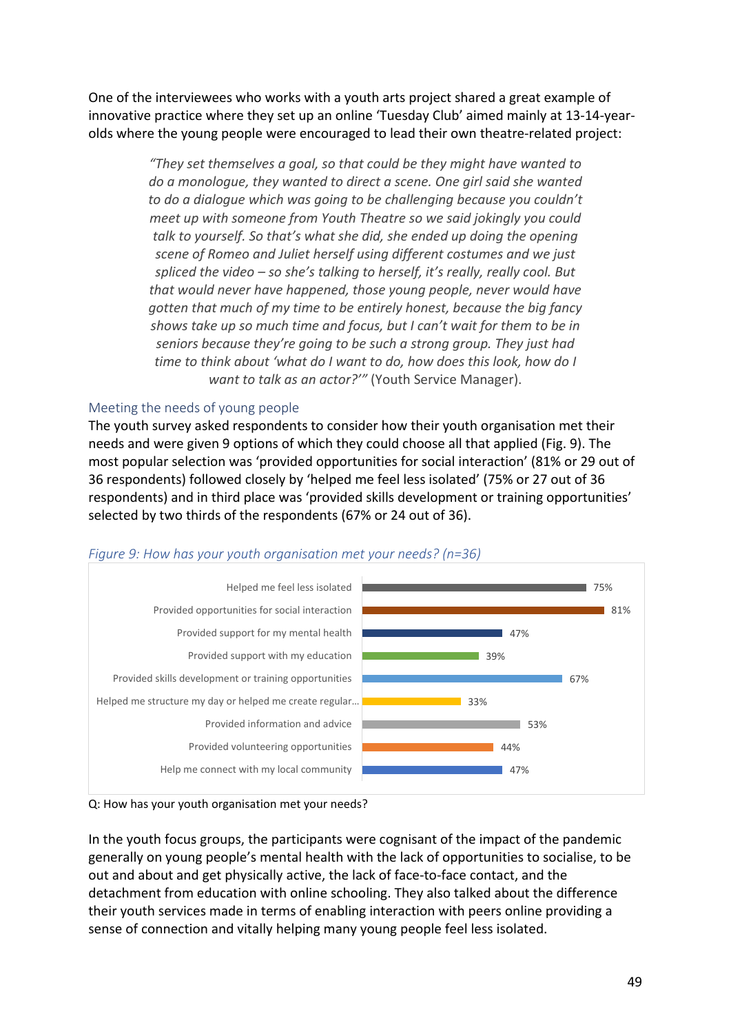One of the interviewees who works with a youth arts project shared a great example of innovative practice where they set up an online 'Tuesday Club' aimed mainly at 13-14-year-olds where the young people were encouraged to lead their own theatre-related project:

> *"They set themselves a goal, so that could be they might have wanted to do a monologue, they wanted to direct a scene. One girl said she wanted to do a dialogue which was going to be challenging because you couldn't meet up with someone from Youth Theatre so we said jokingly you could talk to yourself. So that's what she did, she ended up doing the opening scene of Romeo and Juliet herself using different costumes and we just spliced the video – so she's talking to herself, it's really, really cool. But that would never have happened, those young people, never would have gotten that much of my time to be entirely honest, because the big fancy shows take up so much time and focus, but I can't wait for them to be in seniors because they're going to be such a strong group. They just had time to think about 'what do I want to do, how does this look, how do I want to talk as an actor?'"* (Youth Service Manager).

### Meeting the needs of young people

The youth survey asked respondents to consider how their youth organisation met their needs and were given 9 options of which they could choose all that applied (Fig. 9). The most popular selection was 'provided opportunities for social interaction' (81% or 29 out of 36 respondents) followed closely by 'helped me feel less isolated' (75% or 27 out of 36 respondents) and in third place was 'provided skills development or training opportunities' selected by two thirds of the respondents (67% or 24 out of 36).

*Figure 9: How has your youth organisation met your needs? (n=36)*

| Response | % |
|---|---|
| Helped me feel less isolated | 75% |
| Provided opportunities for social interaction | 81% |
| Provided support for my mental health | 47% |
| Provided support with my education | 39% |
| Provided skills development or training opportunities | 67% |
| Helped me structure my day or helped me create regular... | 33% |
| Provided information and advice | 53% |
| Provided volunteering opportunities | 44% |
| Help me connect with my local community | 47% |

Q: How has your youth organisation met your needs?

In the youth focus groups, the participants were cognisant of the impact of the pandemic generally on young people's mental health with the lack of opportunities to socialise, to be out and about and get physically active, the lack of face-to-face contact, and the detachment from education with online schooling. They also talked about the difference their youth services made in terms of enabling interaction with peers online providing a sense of connection and vitally helping many young people feel less isolated.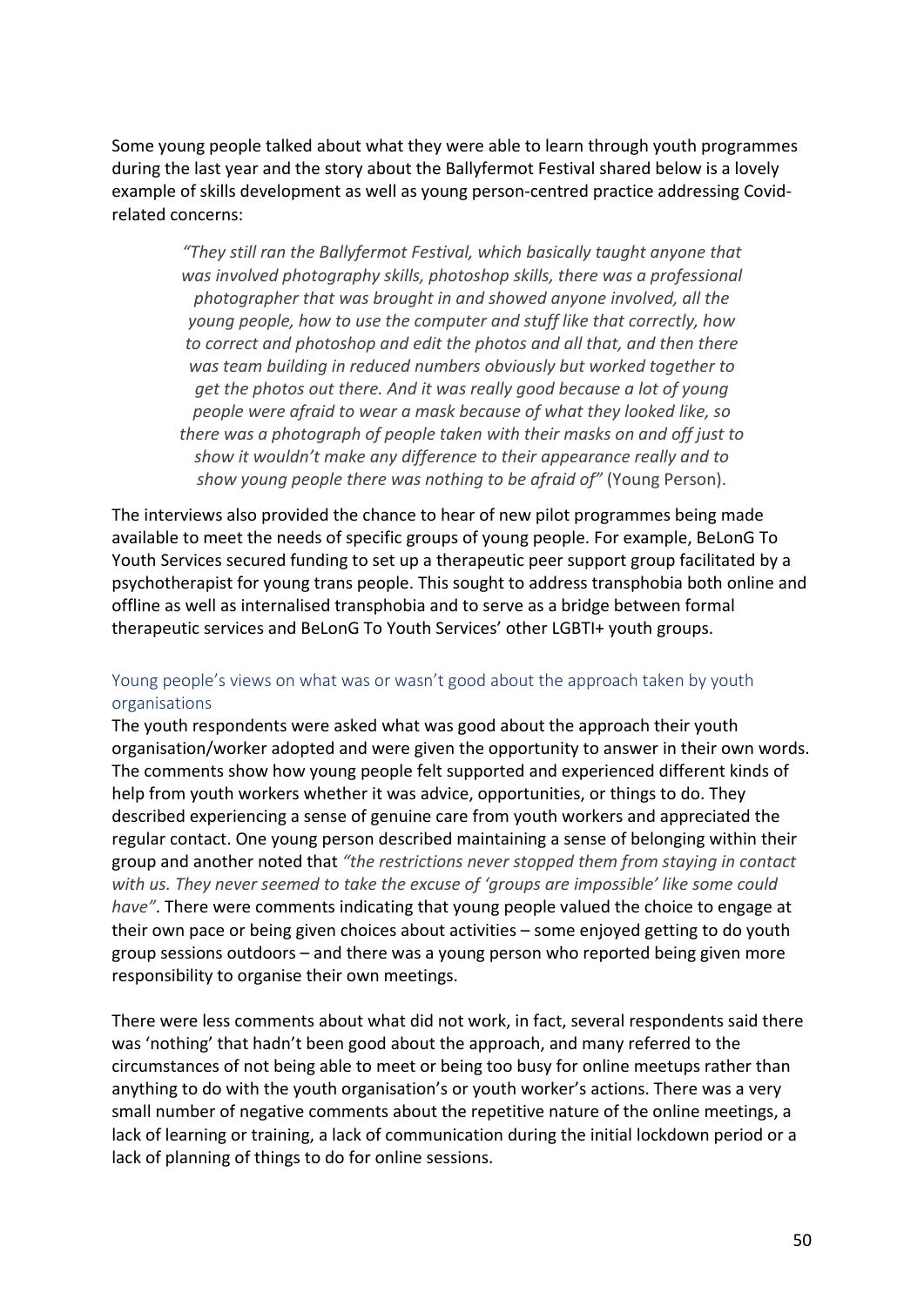Some young people talked about what they were able to learn through youth programmes during the last year and the story about the Ballyfermot Festival shared below is a lovely example of skills development as well as young person-centred practice addressing Covid-related concerns:

> *"They still ran the Ballyfermot Festival, which basically taught anyone that was involved photography skills, photoshop skills, there was a professional photographer that was brought in and showed anyone involved, all the young people, how to use the computer and stuff like that correctly, how to correct and photoshop and edit the photos and all that, and then there was team building in reduced numbers obviously but worked together to get the photos out there. And it was really good because a lot of young people were afraid to wear a mask because of what they looked like, so there was a photograph of people taken with their masks on and off just to show it wouldn't make any difference to their appearance really and to show young people there was nothing to be afraid of"* (Young Person).

The interviews also provided the chance to hear of new pilot programmes being made available to meet the needs of specific groups of young people. For example, BeLonG To Youth Services secured funding to set up a therapeutic peer support group facilitated by a psychotherapist for young trans people. This sought to address transphobia both online and offline as well as internalised transphobia and to serve as a bridge between formal therapeutic services and BeLonG To Youth Services' other LGBTI+ youth groups.

### Young people's views on what was or wasn't good about the approach taken by youth organisations

The youth respondents were asked what was good about the approach their youth organisation/worker adopted and were given the opportunity to answer in their own words. The comments show how young people felt supported and experienced different kinds of help from youth workers whether it was advice, opportunities, or things to do. They described experiencing a sense of genuine care from youth workers and appreciated the regular contact. One young person described maintaining a sense of belonging within their group and another noted that *"the restrictions never stopped them from staying in contact with us. They never seemed to take the excuse of 'groups are impossible' like some could have"*. There were comments indicating that young people valued the choice to engage at their own pace or being given choices about activities – some enjoyed getting to do youth group sessions outdoors – and there was a young person who reported being given more responsibility to organise their own meetings.

There were less comments about what did not work, in fact, several respondents said there was 'nothing' that hadn't been good about the approach, and many referred to the circumstances of not being able to meet or being too busy for online meetups rather than anything to do with the youth organisation's or youth worker's actions. There was a very small number of negative comments about the repetitive nature of the online meetings, a lack of learning or training, a lack of communication during the initial lockdown period or a lack of planning of things to do for online sessions.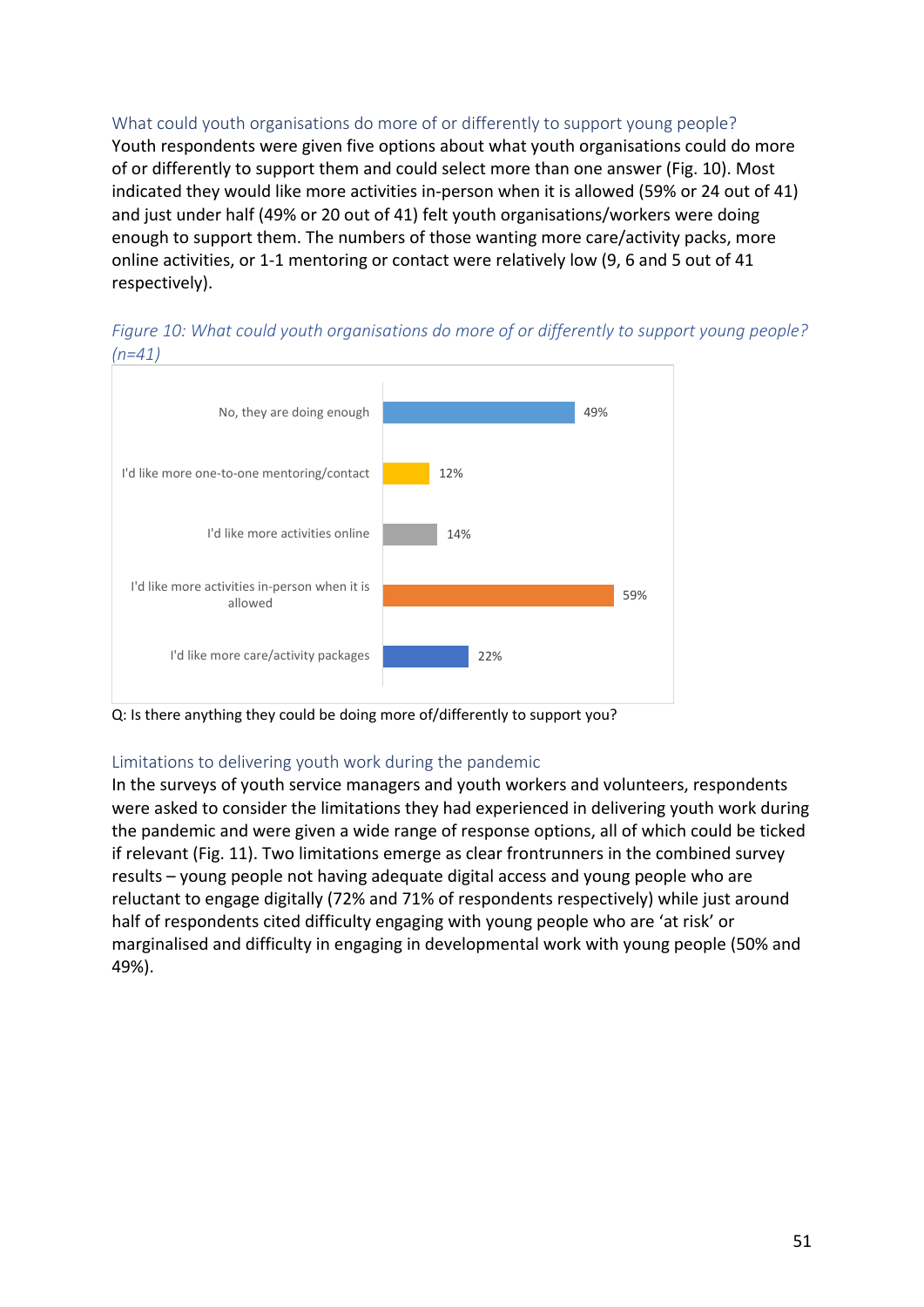### What could youth organisations do more of or differently to support young people?

Youth respondents were given five options about what youth organisations could do more of or differently to support them and could select more than one answer (Fig. 10). Most indicated they would like more activities in-person when it is allowed (59% or 24 out of 41) and just under half (49% or 20 out of 41) felt youth organisations/workers were doing enough to support them. The numbers of those wanting more care/activity packs, more online activities, or 1-1 mentoring or contact were relatively low (9, 6 and 5 out of 41 respectively).

*Figure 10: What could youth organisations do more of or differently to support young people? (n=41)*

| Response | % |
|---|---|
| No, they are doing enough | 49% |
| I'd like more one-to-one mentoring/contact | 12% |
| I'd like more activities online | 14% |
| I'd like more activities in-person when it is allowed | 59% |
| I'd like more care/activity packages | 22% |

Q: Is there anything they could be doing more of/differently to support you?

### Limitations to delivering youth work during the pandemic

In the surveys of youth service managers and youth workers and volunteers, respondents were asked to consider the limitations they had experienced in delivering youth work during the pandemic and were given a wide range of response options, all of which could be ticked if relevant (Fig. 11). Two limitations emerge as clear frontrunners in the combined survey results – young people not having adequate digital access and young people who are reluctant to engage digitally (72% and 71% of respondents respectively) while just around half of respondents cited difficulty engaging with young people who are 'at risk' or marginalised and difficulty in engaging in developmental work with young people (50% and 49%).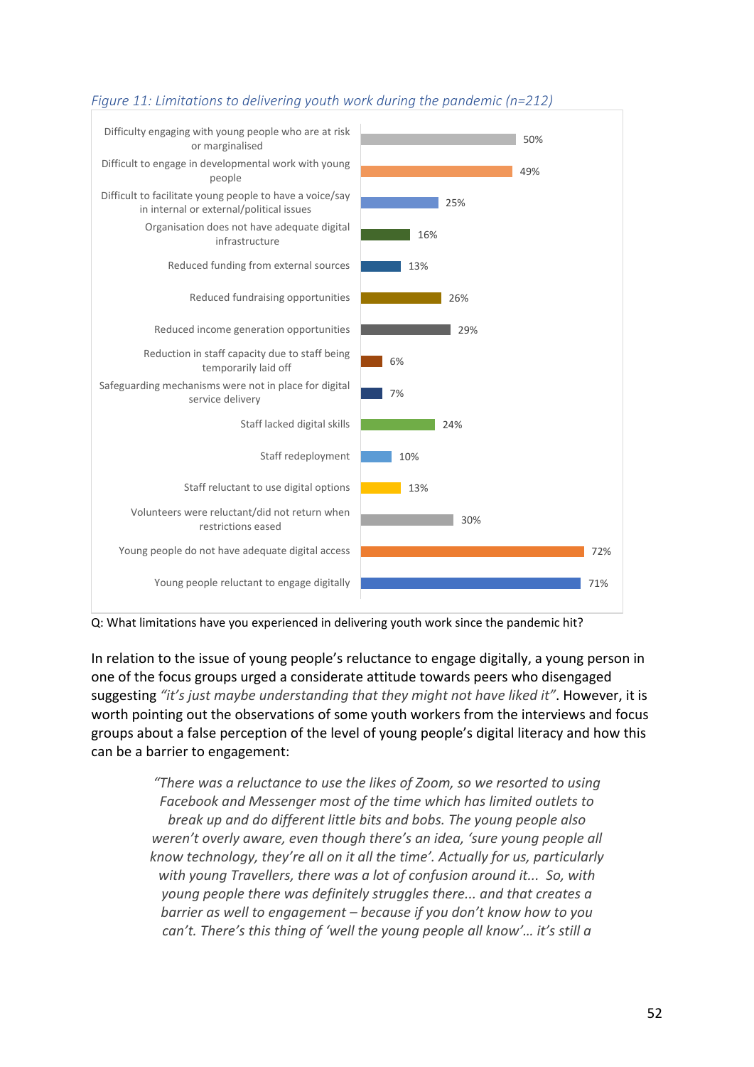*Figure 11: Limitations to delivering youth work during the pandemic (n=212)*

| Limitation | % |
|---|---|
| Difficulty engaging with young people who are at risk or marginalised | 50% |
| Difficult to engage in developmental work with young people | 49% |
| Difficult to facilitate young people to have a voice/say in internal or external/political issues | 25% |
| Organisation does not have adequate digital infrastructure | 16% |
| Reduced funding from external sources | 13% |
| Reduced fundraising opportunities | 26% |
| Reduced income generation opportunities | 29% |
| Reduction in staff capacity due to staff being temporarily laid off | 6% |
| Safeguarding mechanisms were not in place for digital service delivery | 7% |
| Staff lacked digital skills | 24% |
| Staff redeployment | 10% |
| Staff reluctant to use digital options | 13% |
| Volunteers were reluctant/did not return when restrictions eased | 30% |
| Young people do not have adequate digital access | 72% |
| Young people reluctant to engage digitally | 71% |

Q: What limitations have you experienced in delivering youth work since the pandemic hit?

In relation to the issue of young people's reluctance to engage digitally, a young person in one of the focus groups urged a considerate attitude towards peers who disengaged suggesting *"it's just maybe understanding that they might not have liked it"*. However, it is worth pointing out the observations of some youth workers from the interviews and focus groups about a false perception of the level of young people's digital literacy and how this can be a barrier to engagement:

> *"There was a reluctance to use the likes of Zoom, so we resorted to using Facebook and Messenger most of the time which has limited outlets to break up and do different little bits and bobs. The young people also weren't overly aware, even though there's an idea, 'sure young people all know technology, they're all on it all the time'. Actually for us, particularly with young Travellers, there was a lot of confusion around it... So, with young people there was definitely struggles there... and that creates a barrier as well to engagement – because if you don't know how to you can't. There's this thing of 'well the young people all know'... it's still a*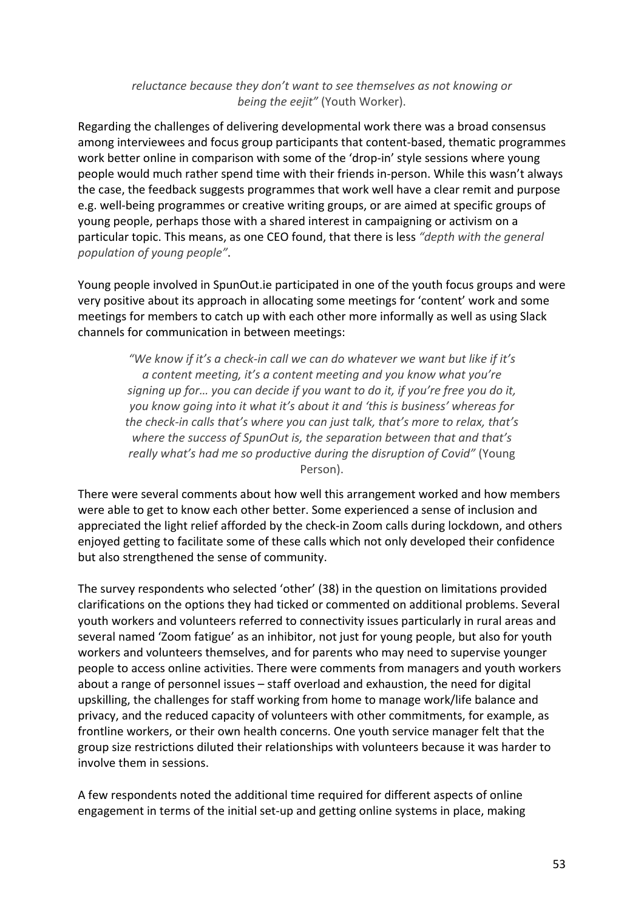*reluctance because they don't want to see themselves as not knowing or being the eejit"* (Youth Worker).

Regarding the challenges of delivering developmental work there was a broad consensus among interviewees and focus group participants that content-based, thematic programmes work better online in comparison with some of the 'drop-in' style sessions where young people would much rather spend time with their friends in-person. While this wasn't always the case, the feedback suggests programmes that work well have a clear remit and purpose e.g. well-being programmes or creative writing groups, or are aimed at specific groups of young people, perhaps those with a shared interest in campaigning or activism on a particular topic. This means, as one CEO found, that there is less *"depth with the general population of young people"*.

Young people involved in SpunOut.ie participated in one of the youth focus groups and were very positive about its approach in allocating some meetings for 'content' work and some meetings for members to catch up with each other more informally as well as using Slack channels for communication in between meetings:

> *"We know if it's a check-in call we can do whatever we want but like if it's a content meeting, it's a content meeting and you know what you're signing up for… you can decide if you want to do it, if you're free you do it, you know going into it what it's about it and 'this is business' whereas for the check-in calls that's where you can just talk, that's more to relax, that's where the success of SpunOut is, the separation between that and that's really what's had me so productive during the disruption of Covid"* (Young Person).

There were several comments about how well this arrangement worked and how members were able to get to know each other better. Some experienced a sense of inclusion and appreciated the light relief afforded by the check-in Zoom calls during lockdown, and others enjoyed getting to facilitate some of these calls which not only developed their confidence but also strengthened the sense of community.

The survey respondents who selected 'other' (38) in the question on limitations provided clarifications on the options they had ticked or commented on additional problems. Several youth workers and volunteers referred to connectivity issues particularly in rural areas and several named 'Zoom fatigue' as an inhibitor, not just for young people, but also for youth workers and volunteers themselves, and for parents who may need to supervise younger people to access online activities. There were comments from managers and youth workers about a range of personnel issues – staff overload and exhaustion, the need for digital upskilling, the challenges for staff working from home to manage work/life balance and privacy, and the reduced capacity of volunteers with other commitments, for example, as frontline workers, or their own health concerns. One youth service manager felt that the group size restrictions diluted their relationships with volunteers because it was harder to involve them in sessions.

A few respondents noted the additional time required for different aspects of online engagement in terms of the initial set-up and getting online systems in place, making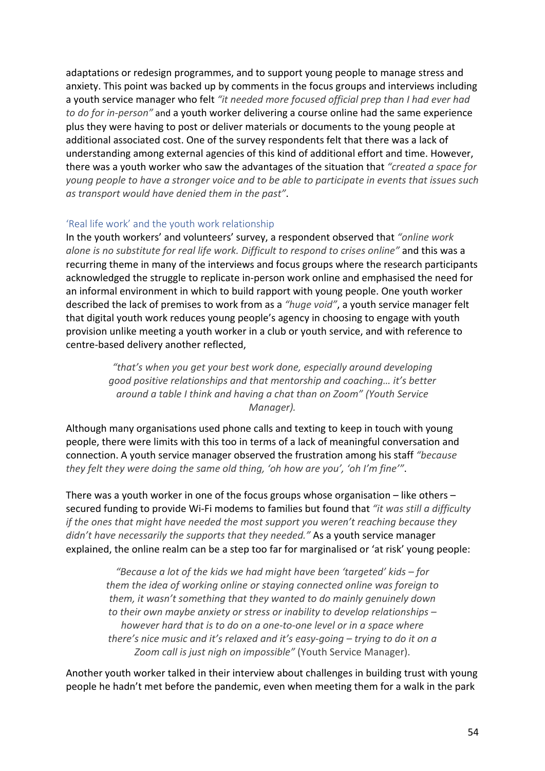adaptations or redesign programmes, and to support young people to manage stress and anxiety. This point was backed up by comments in the focus groups and interviews including a youth service manager who felt *"it needed more focused official prep than I had ever had to do for in-person"* and a youth worker delivering a course online had the same experience plus they were having to post or deliver materials or documents to the young people at additional associated cost. One of the survey respondents felt that there was a lack of understanding among external agencies of this kind of additional effort and time. However, there was a youth worker who saw the advantages of the situation that *"created a space for young people to have a stronger voice and to be able to participate in events that issues such as transport would have denied them in the past"*.

### 'Real life work' and the youth work relationship

In the youth workers' and volunteers' survey, a respondent observed that *"online work alone is no substitute for real life work. Difficult to respond to crises online"* and this was a recurring theme in many of the interviews and focus groups where the research participants acknowledged the struggle to replicate in-person work online and emphasised the need for an informal environment in which to build rapport with young people. One youth worker described the lack of premises to work from as a *"huge void"*, a youth service manager felt that digital youth work reduces young people's agency in choosing to engage with youth provision unlike meeting a youth worker in a club or youth service, and with reference to centre-based delivery another reflected,

> *"that's when you get your best work done, especially around developing good positive relationships and that mentorship and coaching… it's better around a table I think and having a chat than on Zoom" (Youth Service Manager).*

Although many organisations used phone calls and texting to keep in touch with young people, there were limits with this too in terms of a lack of meaningful conversation and connection. A youth service manager observed the frustration among his staff *"because they felt they were doing the same old thing, 'oh how are you', 'oh I'm fine'"*.

There was a youth worker in one of the focus groups whose organisation – like others – secured funding to provide Wi-Fi modems to families but found that *"it was still a difficulty if the ones that might have needed the most support you weren't reaching because they didn't have necessarily the supports that they needed."* As a youth service manager explained, the online realm can be a step too far for marginalised or 'at risk' young people:

> *"Because a lot of the kids we had might have been 'targeted' kids – for them the idea of working online or staying connected online was foreign to them, it wasn't something that they wanted to do mainly genuinely down to their own maybe anxiety or stress or inability to develop relationships – however hard that is to do on a one-to-one level or in a space where there's nice music and it's relaxed and it's easy-going – trying to do it on a Zoom call is just nigh on impossible"* (Youth Service Manager).

Another youth worker talked in their interview about challenges in building trust with young people he hadn't met before the pandemic, even when meeting them for a walk in the park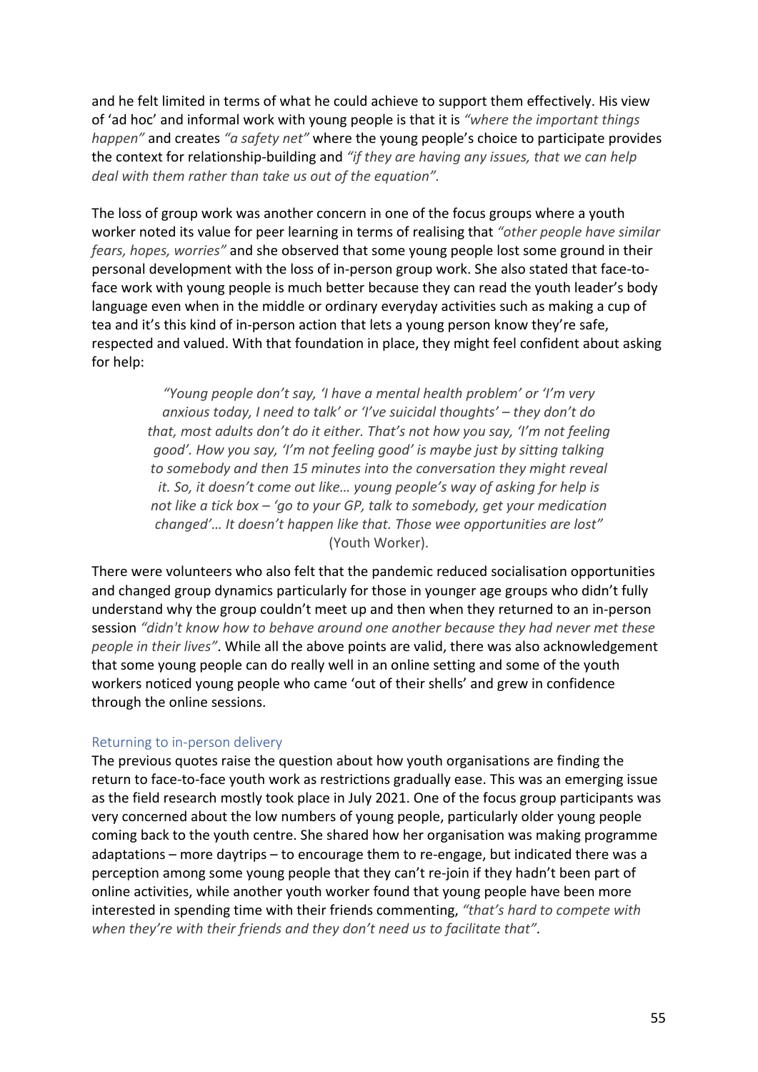and he felt limited in terms of what he could achieve to support them effectively. His view of 'ad hoc' and informal work with young people is that it is *"where the important things happen"* and creates *"a safety net"* where the young people's choice to participate provides the context for relationship-building and *"if they are having any issues, that we can help deal with them rather than take us out of the equation".*

The loss of group work was another concern in one of the focus groups where a youth worker noted its value for peer learning in terms of realising that *"other people have similar fears, hopes, worries"* and she observed that some young people lost some ground in their personal development with the loss of in-person group work. She also stated that face-to-face work with young people is much better because they can read the youth leader's body language even when in the middle or ordinary everyday activities such as making a cup of tea and it's this kind of in-person action that lets a young person know they're safe, respected and valued. With that foundation in place, they might feel confident about asking for help:

> *"Young people don't say, 'I have a mental health problem' or 'I'm very anxious today, I need to talk' or 'I've suicidal thoughts' – they don't do that, most adults don't do it either. That's not how you say, 'I'm not feeling good'. How you say, 'I'm not feeling good' is maybe just by sitting talking to somebody and then 15 minutes into the conversation they might reveal it. So, it doesn't come out like… young people's way of asking for help is not like a tick box – 'go to your GP, talk to somebody, get your medication changed'… It doesn't happen like that. Those wee opportunities are lost"* (Youth Worker).

There were volunteers who also felt that the pandemic reduced socialisation opportunities and changed group dynamics particularly for those in younger age groups who didn't fully understand why the group couldn't meet up and then when they returned to an in-person session *"didn't know how to behave around one another because they had never met these people in their lives"*. While all the above points are valid, there was also acknowledgement that some young people can do really well in an online setting and some of the youth workers noticed young people who came 'out of their shells' and grew in confidence through the online sessions.

### Returning to in-person delivery

The previous quotes raise the question about how youth organisations are finding the return to face-to-face youth work as restrictions gradually ease. This was an emerging issue as the field research mostly took place in July 2021. One of the focus group participants was very concerned about the low numbers of young people, particularly older young people coming back to the youth centre. She shared how her organisation was making programme adaptations – more daytrips – to encourage them to re-engage, but indicated there was a perception among some young people that they can't re-join if they hadn't been part of online activities, while another youth worker found that young people have been more interested in spending time with their friends commenting, *"that's hard to compete with when they're with their friends and they don't need us to facilitate that"*.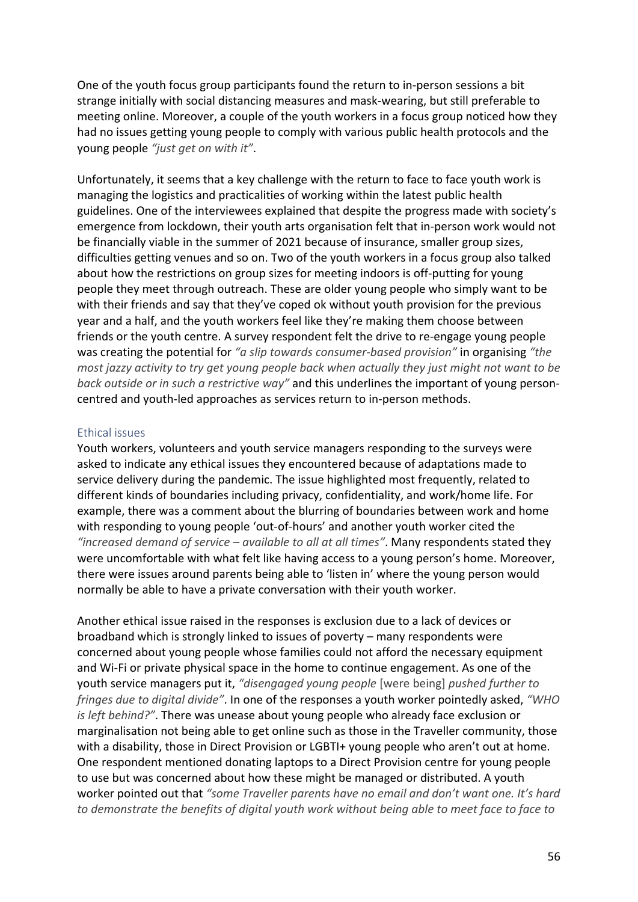One of the youth focus group participants found the return to in-person sessions a bit strange initially with social distancing measures and mask-wearing, but still preferable to meeting online. Moreover, a couple of the youth workers in a focus group noticed how they had no issues getting young people to comply with various public health protocols and the young people *"just get on with it"*.

Unfortunately, it seems that a key challenge with the return to face to face youth work is managing the logistics and practicalities of working within the latest public health guidelines. One of the interviewees explained that despite the progress made with society's emergence from lockdown, their youth arts organisation felt that in-person work would not be financially viable in the summer of 2021 because of insurance, smaller group sizes, difficulties getting venues and so on. Two of the youth workers in a focus group also talked about how the restrictions on group sizes for meeting indoors is off-putting for young people they meet through outreach. These are older young people who simply want to be with their friends and say that they've coped ok without youth provision for the previous year and a half, and the youth workers feel like they're making them choose between friends or the youth centre. A survey respondent felt the drive to re-engage young people was creating the potential for *"a slip towards consumer-based provision"* in organising *"the most jazzy activity to try get young people back when actually they just might not want to be back outside or in such a restrictive way"* and this underlines the important of young person-centred and youth-led approaches as services return to in-person methods.

## Ethical issues

Youth workers, volunteers and youth service managers responding to the surveys were asked to indicate any ethical issues they encountered because of adaptations made to service delivery during the pandemic. The issue highlighted most frequently, related to different kinds of boundaries including privacy, confidentiality, and work/home life. For example, there was a comment about the blurring of boundaries between work and home with responding to young people 'out-of-hours' and another youth worker cited the *"increased demand of service – available to all at all times"*. Many respondents stated they were uncomfortable with what felt like having access to a young person's home. Moreover, there were issues around parents being able to 'listen in' where the young person would normally be able to have a private conversation with their youth worker.

Another ethical issue raised in the responses is exclusion due to a lack of devices or broadband which is strongly linked to issues of poverty – many respondents were concerned about young people whose families could not afford the necessary equipment and Wi-Fi or private physical space in the home to continue engagement. As one of the youth service managers put it, *"disengaged young people* [were being] *pushed further to fringes due to digital divide"*. In one of the responses a youth worker pointedly asked, *"WHO is left behind?"*. There was unease about young people who already face exclusion or marginalisation not being able to get online such as those in the Traveller community, those with a disability, those in Direct Provision or LGBTI+ young people who aren't out at home. One respondent mentioned donating laptops to a Direct Provision centre for young people to use but was concerned about how these might be managed or distributed. A youth worker pointed out that *"some Traveller parents have no email and don't want one. It's hard to demonstrate the benefits of digital youth work without being able to meet face to face to*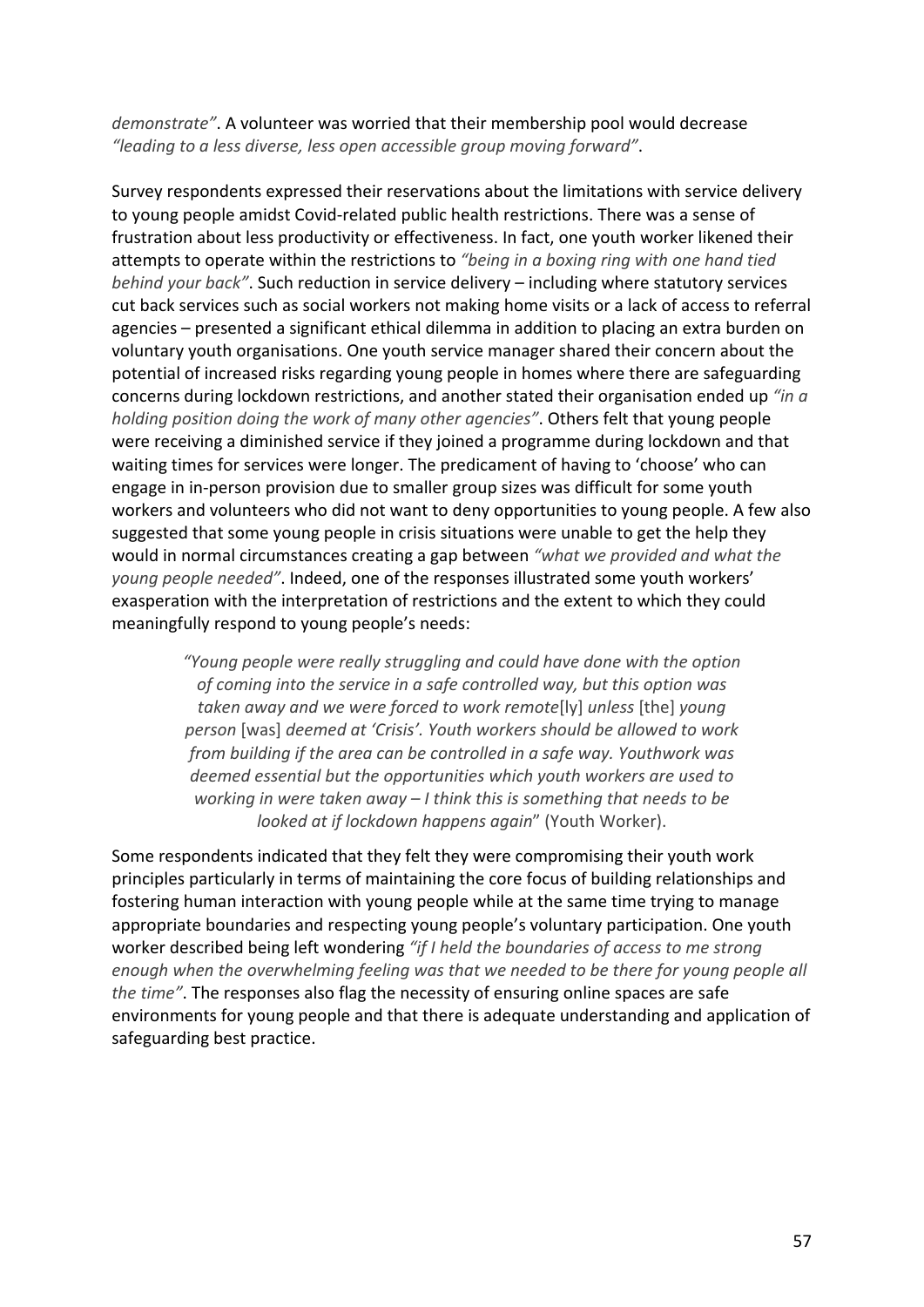*demonstrate"*. A volunteer was worried that their membership pool would decrease *"leading to a less diverse, less open accessible group moving forward"*.

Survey respondents expressed their reservations about the limitations with service delivery to young people amidst Covid-related public health restrictions. There was a sense of frustration about less productivity or effectiveness. In fact, one youth worker likened their attempts to operate within the restrictions to *"being in a boxing ring with one hand tied behind your back"*. Such reduction in service delivery – including where statutory services cut back services such as social workers not making home visits or a lack of access to referral agencies – presented a significant ethical dilemma in addition to placing an extra burden on voluntary youth organisations. One youth service manager shared their concern about the potential of increased risks regarding young people in homes where there are safeguarding concerns during lockdown restrictions, and another stated their organisation ended up *"in a holding position doing the work of many other agencies"*. Others felt that young people were receiving a diminished service if they joined a programme during lockdown and that waiting times for services were longer. The predicament of having to 'choose' who can engage in in-person provision due to smaller group sizes was difficult for some youth workers and volunteers who did not want to deny opportunities to young people. A few also suggested that some young people in crisis situations were unable to get the help they would in normal circumstances creating a gap between *"what we provided and what the young people needed"*. Indeed, one of the responses illustrated some youth workers' exasperation with the interpretation of restrictions and the extent to which they could meaningfully respond to young people's needs:

> *"Young people were really struggling and could have done with the option of coming into the service in a safe controlled way, but this option was taken away and we were forced to work remote*[ly] *unless* [the] *young person* [was] *deemed at 'Crisis'. Youth workers should be allowed to work from building if the area can be controlled in a safe way. Youthwork was deemed essential but the opportunities which youth workers are used to working in were taken away – I think this is something that needs to be looked at if lockdown happens again*" (Youth Worker).

Some respondents indicated that they felt they were compromising their youth work principles particularly in terms of maintaining the core focus of building relationships and fostering human interaction with young people while at the same time trying to manage appropriate boundaries and respecting young people's voluntary participation. One youth worker described being left wondering *"if I held the boundaries of access to me strong enough when the overwhelming feeling was that we needed to be there for young people all the time"*. The responses also flag the necessity of ensuring online spaces are safe environments for young people and that there is adequate understanding and application of safeguarding best practice.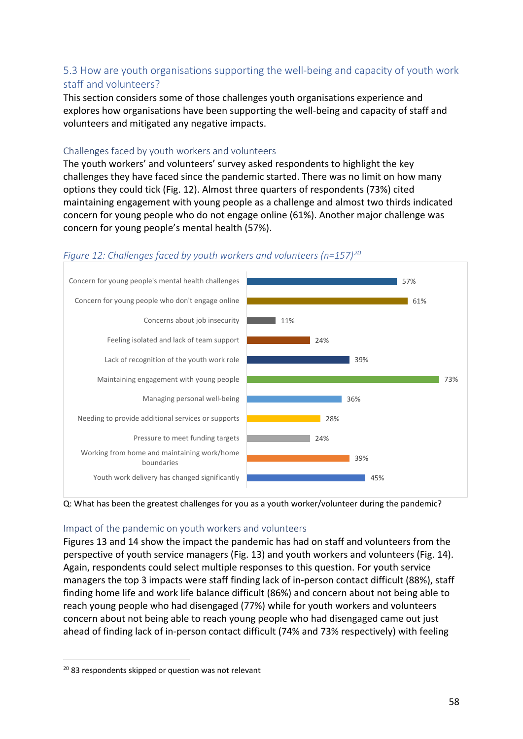## 5.3 How are youth organisations supporting the well-being and capacity of youth work staff and volunteers?

This section considers some of those challenges youth organisations experience and explores how organisations have been supporting the well-being and capacity of staff and volunteers and mitigated any negative impacts.

### Challenges faced by youth workers and volunteers

The youth workers' and volunteers' survey asked respondents to highlight the key challenges they have faced since the pandemic started. There was no limit on how many options they could tick (Fig. 12). Almost three quarters of respondents (73%) cited maintaining engagement with young people as a challenge and almost two thirds indicated concern for young people who do not engage online (61%). Another major challenge was concern for young people's mental health (57%).

*Figure 12: Challenges faced by youth workers and volunteers (n=157)[20]*

| Challenge | % |
|---|---|
| Concern for young people's mental health challenges | 57% |
| Concern for young people who don't engage online | 61% |
| Concerns about job insecurity | 11% |
| Feeling isolated and lack of team support | 24% |
| Lack of recognition of the youth work role | 39% |
| Maintaining engagement with young people | 73% |
| Managing personal well-being | 36% |
| Needing to provide additional services or supports | 28% |
| Pressure to meet funding targets | 24% |
| Working from home and maintaining work/home boundaries | 39% |
| Youth work delivery has changed significantly | 45% |

Q: What has been the greatest challenges for you as a youth worker/volunteer during the pandemic?

### Impact of the pandemic on youth workers and volunteers

Figures 13 and 14 show the impact the pandemic has had on staff and volunteers from the perspective of youth service managers (Fig. 13) and youth workers and volunteers (Fig. 14). Again, respondents could select multiple responses to this question. For youth service managers the top 3 impacts were staff finding lack of in-person contact difficult (88%), staff finding home life and work life balance difficult (86%) and concern about not being able to reach young people who had disengaged (77%) while for youth workers and volunteers concern about not being able to reach young people who had disengaged came out just ahead of finding lack of in-person contact difficult (74% and 73% respectively) with feeling

[20] 83 respondents skipped or question was not relevant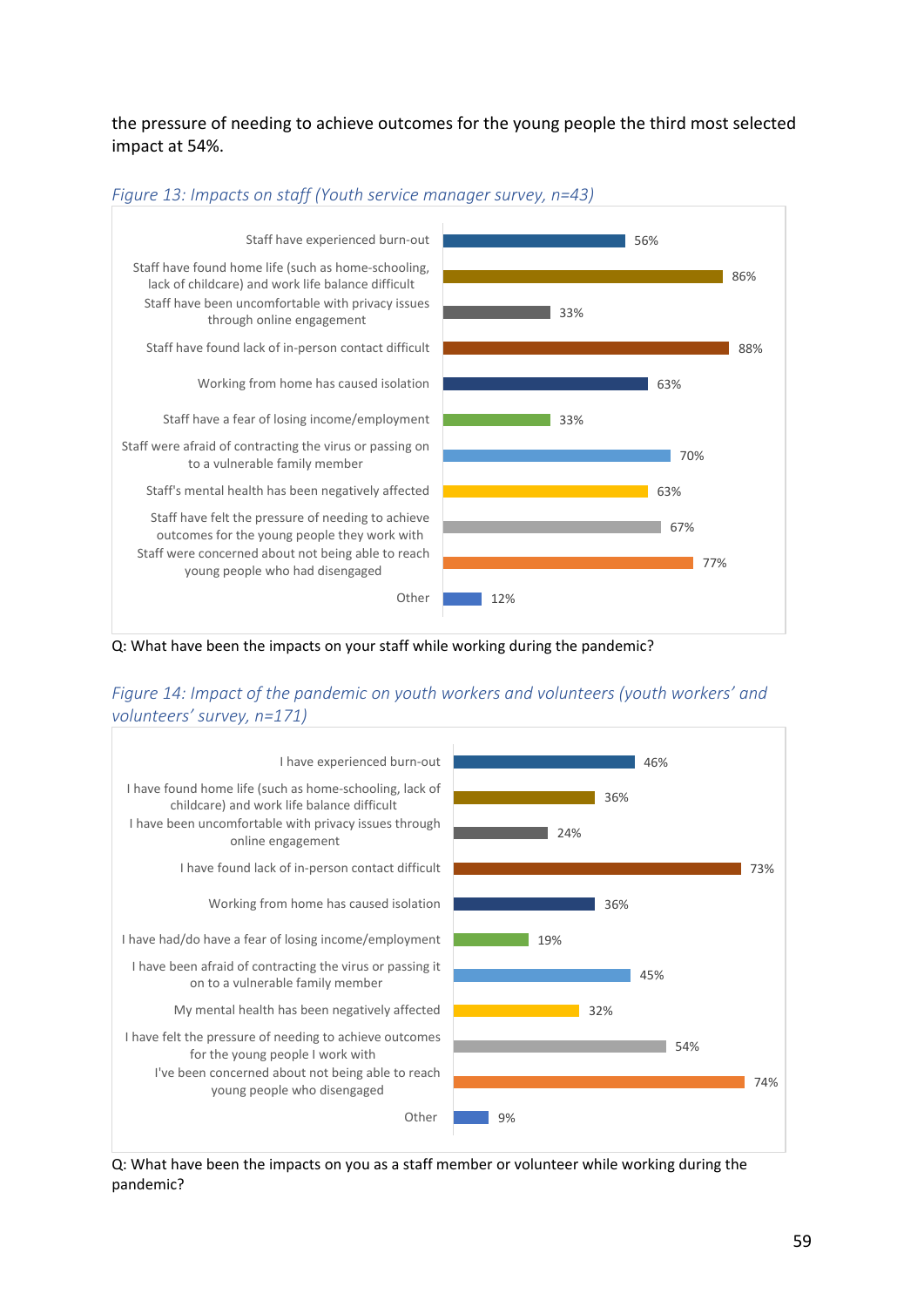the pressure of needing to achieve outcomes for the young people the third most selected impact at 54%.

*Figure 13: Impacts on staff (Youth service manager survey, n=43)*

| Impact | % |
|---|---|
| Staff have experienced burn-out | 56% |
| Staff have found home life (such as home-schooling, lack of childcare) and work life balance difficult | 86% |
| Staff have been uncomfortable with privacy issues through online engagement | 33% |
| Staff have found lack of in-person contact difficult | 88% |
| Working from home has caused isolation | 63% |
| Staff have a fear of losing income/employment | 33% |
| Staff were afraid of contracting the virus or passing on to a vulnerable family member | 70% |
| Staff's mental health has been negatively affected | 63% |
| Staff have felt the pressure of needing to achieve outcomes for the young people they work with | 67% |
| Staff were concerned about not being able to reach young people who had disengaged | 77% |
| Other | 12% |

Q: What have been the impacts on your staff while working during the pandemic?

*Figure 14: Impact of the pandemic on youth workers and volunteers (youth workers' and volunteers' survey, n=171)*

| Impact | % |
|---|---|
| I have experienced burn-out | 46% |
| I have found home life (such as home-schooling, lack of childcare) and work life balance difficult | 36% |
| I have been uncomfortable with privacy issues through online engagement | 24% |
| I have found lack of in-person contact difficult | 73% |
| Working from home has caused isolation | 36% |
| I have had/do have a fear of losing income/employment | 19% |
| I have been afraid of contracting the virus or passing it on to a vulnerable family member | 45% |
| My mental health has been negatively affected | 32% |
| I have felt the pressure of needing to achieve outcomes for the young people I work with | 54% |
| I've been concerned about not being able to reach young people who disengaged | 74% |
| Other | 9% |

Q: What have been the impacts on you as a staff member or volunteer while working during the pandemic?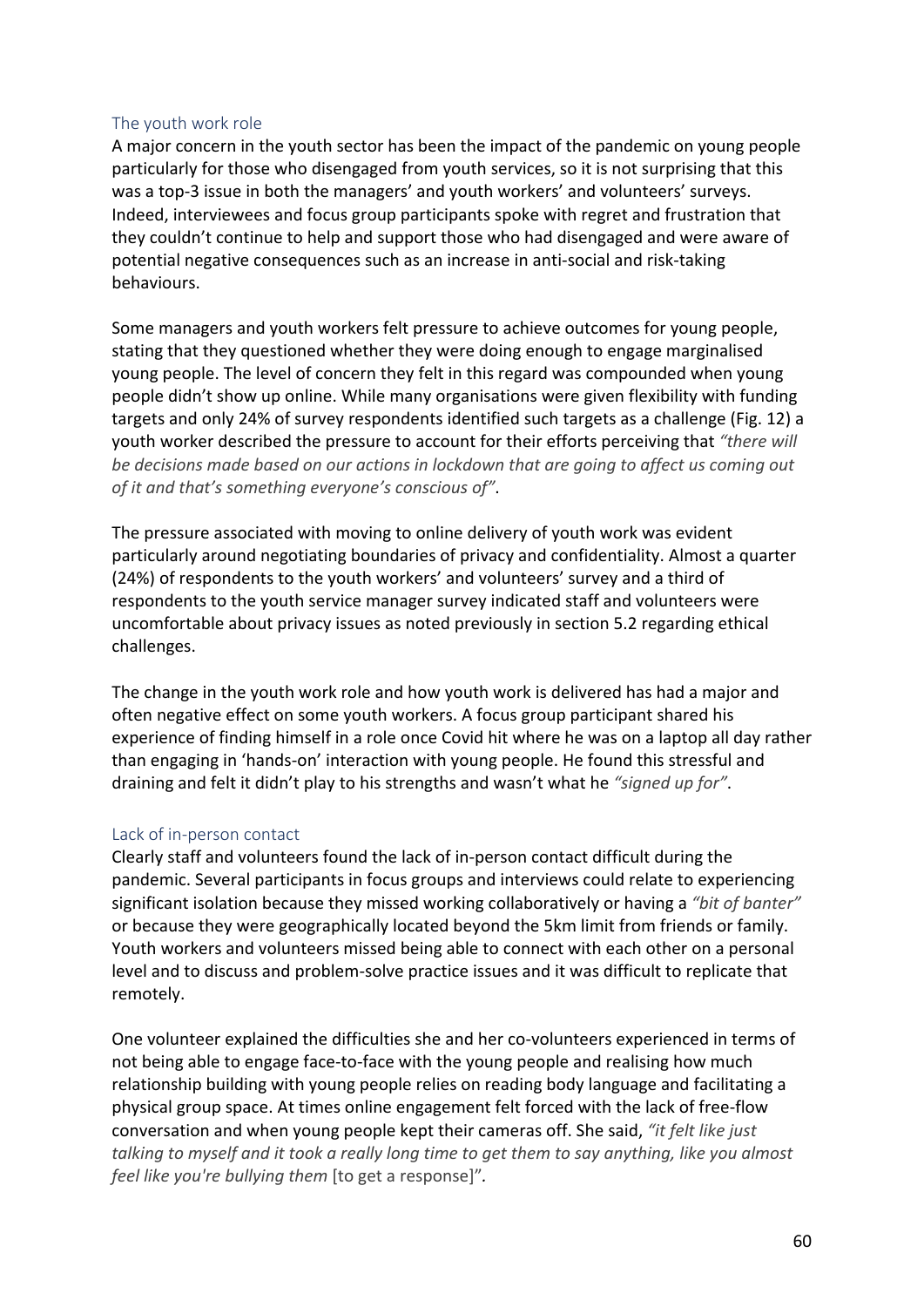### The youth work role

A major concern in the youth sector has been the impact of the pandemic on young people particularly for those who disengaged from youth services, so it is not surprising that this was a top-3 issue in both the managers' and youth workers' and volunteers' surveys. Indeed, interviewees and focus group participants spoke with regret and frustration that they couldn't continue to help and support those who had disengaged and were aware of potential negative consequences such as an increase in anti-social and risk-taking behaviours.

Some managers and youth workers felt pressure to achieve outcomes for young people, stating that they questioned whether they were doing enough to engage marginalised young people. The level of concern they felt in this regard was compounded when young people didn't show up online. While many organisations were given flexibility with funding targets and only 24% of survey respondents identified such targets as a challenge (Fig. 12) a youth worker described the pressure to account for their efforts perceiving that *"there will be decisions made based on our actions in lockdown that are going to affect us coming out of it and that's something everyone's conscious of"*.

The pressure associated with moving to online delivery of youth work was evident particularly around negotiating boundaries of privacy and confidentiality. Almost a quarter (24%) of respondents to the youth workers' and volunteers' survey and a third of respondents to the youth service manager survey indicated staff and volunteers were uncomfortable about privacy issues as noted previously in section 5.2 regarding ethical challenges.

The change in the youth work role and how youth work is delivered has had a major and often negative effect on some youth workers. A focus group participant shared his experience of finding himself in a role once Covid hit where he was on a laptop all day rather than engaging in 'hands-on' interaction with young people. He found this stressful and draining and felt it didn't play to his strengths and wasn't what he *"signed up for"*.

### Lack of in-person contact

Clearly staff and volunteers found the lack of in-person contact difficult during the pandemic. Several participants in focus groups and interviews could relate to experiencing significant isolation because they missed working collaboratively or having a *"bit of banter"* or because they were geographically located beyond the 5km limit from friends or family. Youth workers and volunteers missed being able to connect with each other on a personal level and to discuss and problem-solve practice issues and it was difficult to replicate that remotely.

One volunteer explained the difficulties she and her co-volunteers experienced in terms of not being able to engage face-to-face with the young people and realising how much relationship building with young people relies on reading body language and facilitating a physical group space. At times online engagement felt forced with the lack of free-flow conversation and when young people kept their cameras off. She said, *"it felt like just talking to myself and it took a really long time to get them to say anything, like you almost feel like you're bullying them* [to get a response]".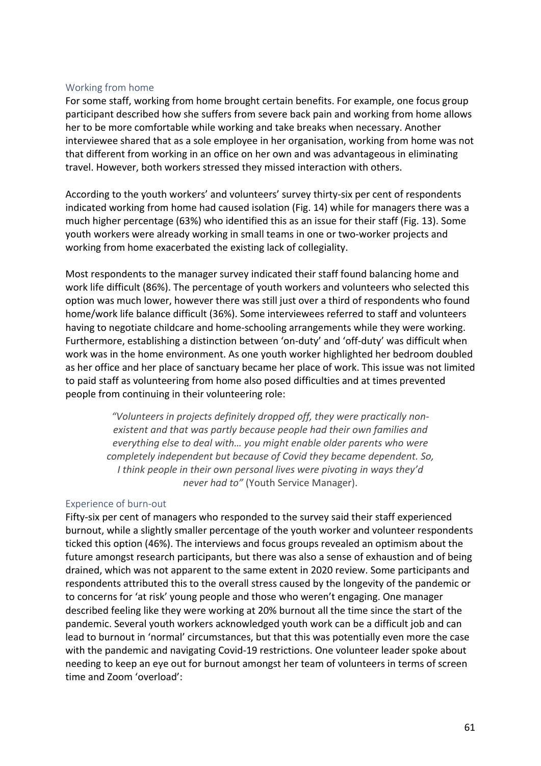### Working from home

For some staff, working from home brought certain benefits. For example, one focus group participant described how she suffers from severe back pain and working from home allows her to be more comfortable while working and take breaks when necessary. Another interviewee shared that as a sole employee in her organisation, working from home was not that different from working in an office on her own and was advantageous in eliminating travel. However, both workers stressed they missed interaction with others.

According to the youth workers' and volunteers' survey thirty-six per cent of respondents indicated working from home had caused isolation (Fig. 14) while for managers there was a much higher percentage (63%) who identified this as an issue for their staff (Fig. 13). Some youth workers were already working in small teams in one or two-worker projects and working from home exacerbated the existing lack of collegiality.

Most respondents to the manager survey indicated their staff found balancing home and work life difficult (86%). The percentage of youth workers and volunteers who selected this option was much lower, however there was still just over a third of respondents who found home/work life balance difficult (36%). Some interviewees referred to staff and volunteers having to negotiate childcare and home-schooling arrangements while they were working. Furthermore, establishing a distinction between 'on-duty' and 'off-duty' was difficult when work was in the home environment. As one youth worker highlighted her bedroom doubled as her office and her place of sanctuary became her place of work. This issue was not limited to paid staff as volunteering from home also posed difficulties and at times prevented people from continuing in their volunteering role:

> *"Volunteers in projects definitely dropped off, they were practically non-existent and that was partly because people had their own families and everything else to deal with… you might enable older parents who were completely independent but because of Covid they became dependent. So, I think people in their own personal lives were pivoting in ways they'd never had to"* (Youth Service Manager).

### Experience of burn-out

Fifty-six per cent of managers who responded to the survey said their staff experienced burnout, while a slightly smaller percentage of the youth worker and volunteer respondents ticked this option (46%). The interviews and focus groups revealed an optimism about the future amongst research participants, but there was also a sense of exhaustion and of being drained, which was not apparent to the same extent in 2020 review. Some participants and respondents attributed this to the overall stress caused by the longevity of the pandemic or to concerns for 'at risk' young people and those who weren't engaging. One manager described feeling like they were working at 20% burnout all the time since the start of the pandemic. Several youth workers acknowledged youth work can be a difficult job and can lead to burnout in 'normal' circumstances, but that this was potentially even more the case with the pandemic and navigating Covid-19 restrictions. One volunteer leader spoke about needing to keep an eye out for burnout amongst her team of volunteers in terms of screen time and Zoom 'overload':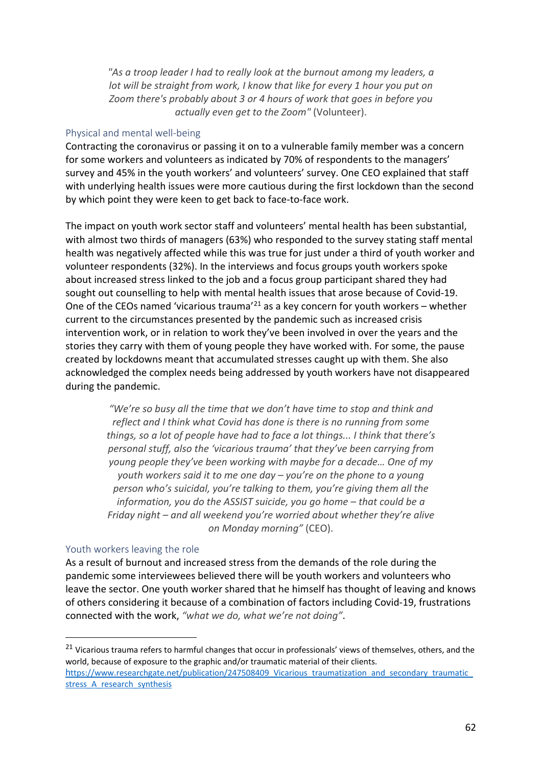> *"As a troop leader I had to really look at the burnout among my leaders, a lot will be straight from work, I know that like for every 1 hour you put on Zoom there's probably about 3 or 4 hours of work that goes in before you actually even get to the Zoom"* (Volunteer).

### Physical and mental well-being

Contracting the coronavirus or passing it on to a vulnerable family member was a concern for some workers and volunteers as indicated by 70% of respondents to the managers' survey and 45% in the youth workers' and volunteers' survey. One CEO explained that staff with underlying health issues were more cautious during the first lockdown than the second by which point they were keen to get back to face-to-face work.

The impact on youth work sector staff and volunteers' mental health has been substantial, with almost two thirds of managers (63%) who responded to the survey stating staff mental health was negatively affected while this was true for just under a third of youth worker and volunteer respondents (32%). In the interviews and focus groups youth workers spoke about increased stress linked to the job and a focus group participant shared they had sought out counselling to help with mental health issues that arose because of Covid-19. One of the CEOs named 'vicarious trauma'[21] as a key concern for youth workers – whether current to the circumstances presented by the pandemic such as increased crisis intervention work, or in relation to work they've been involved in over the years and the stories they carry with them of young people they have worked with. For some, the pause created by lockdowns meant that accumulated stresses caught up with them. She also acknowledged the complex needs being addressed by youth workers have not disappeared during the pandemic.

> *"We're so busy all the time that we don't have time to stop and think and reflect and I think what Covid has done is there is no running from some things, so a lot of people have had to face a lot things... I think that there's personal stuff, also the 'vicarious trauma' that they've been carrying from young people they've been working with maybe for a decade… One of my youth workers said it to me one day – you're on the phone to a young person who's suicidal, you're talking to them, you're giving them all the information, you do the ASSIST suicide, you go home – that could be a Friday night – and all weekend you're worried about whether they're alive on Monday morning"* (CEO).

### Youth workers leaving the role

As a result of burnout and increased stress from the demands of the role during the pandemic some interviewees believed there will be youth workers and volunteers who leave the sector. One youth worker shared that he himself has thought of leaving and knows of others considering it because of a combination of factors including Covid-19, frustrations connected with the work, *"what we do, what we're not doing"*.

---

[21] Vicarious trauma refers to harmful changes that occur in professionals' views of themselves, others, and the world, because of exposure to the graphic and/or traumatic material of their clients. https://www.researchgate.net/publication/247508409_Vicarious_traumatization_and_secondary_traumatic_stress_A_research_synthesis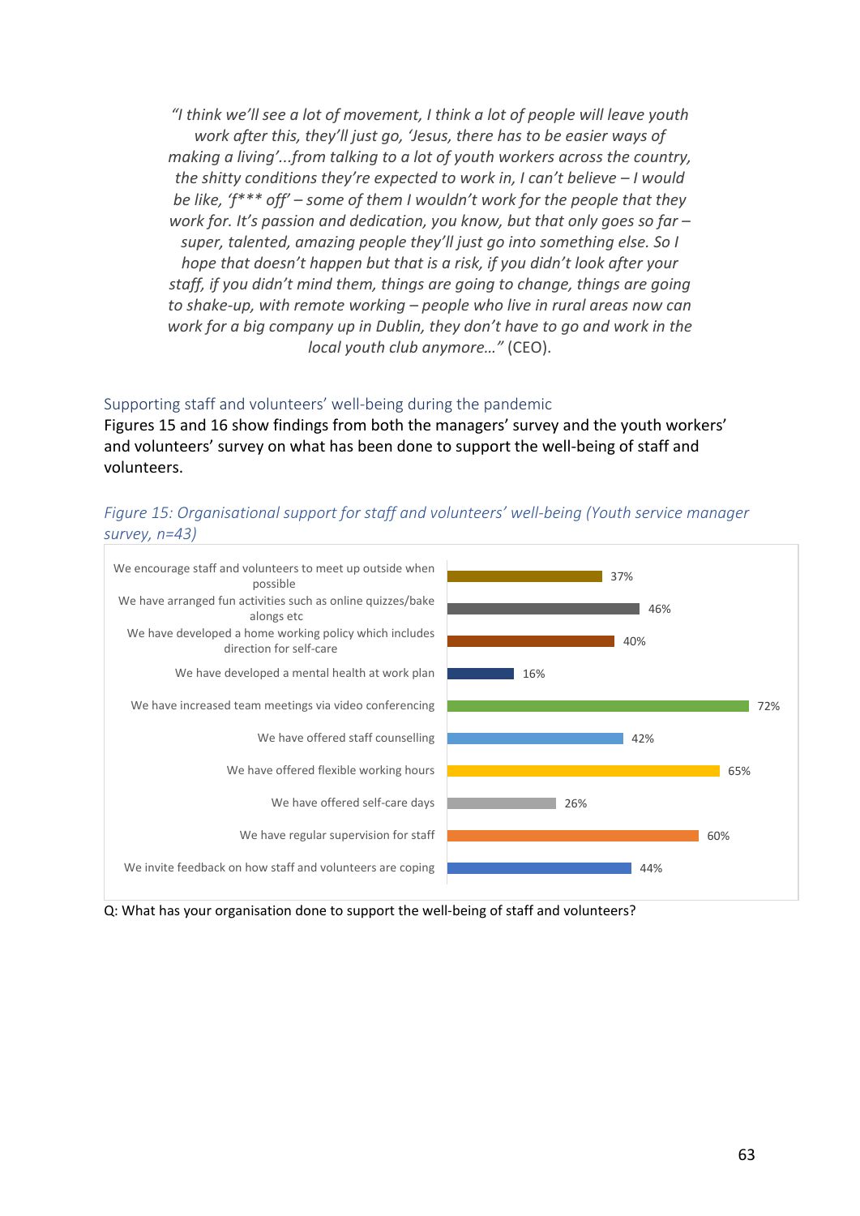*"I think we'll see a lot of movement, I think a lot of people will leave youth work after this, they'll just go, 'Jesus, there has to be easier ways of making a living'...from talking to a lot of youth workers across the country, the shitty conditions they're expected to work in, I can't believe – I would be like, 'f*** off' – some of them I wouldn't work for the people that they work for. It's passion and dedication, you know, but that only goes so far – super, talented, amazing people they'll just go into something else. So I hope that doesn't happen but that is a risk, if you didn't look after your staff, if you didn't mind them, things are going to change, things are going to shake-up, with remote working – people who live in rural areas now can work for a big company up in Dublin, they don't have to go and work in the local youth club anymore…"* (CEO).

## Supporting staff and volunteers' well-being during the pandemic

Figures 15 and 16 show findings from both the managers' survey and the youth workers' and volunteers' survey on what has been done to support the well-being of staff and volunteers.

*Figure 15: Organisational support for staff and volunteers' well-being (Youth service manager survey, n=43)*

| Support | % |
|---|---|
| We encourage staff and volunteers to meet up outside when possible | 37% |
| We have arranged fun activities such as online quizzes/bake alongs etc | 46% |
| We have developed a home working policy which includes direction for self-care | 40% |
| We have developed a mental health at work plan | 16% |
| We have increased team meetings via video conferencing | 72% |
| We have offered staff counselling | 42% |
| We have offered flexible working hours | 65% |
| We have offered self-care days | 26% |
| We have regular supervision for staff | 60% |
| We invite feedback on how staff and volunteers are coping | 44% |

Q: What has your organisation done to support the well-being of staff and volunteers?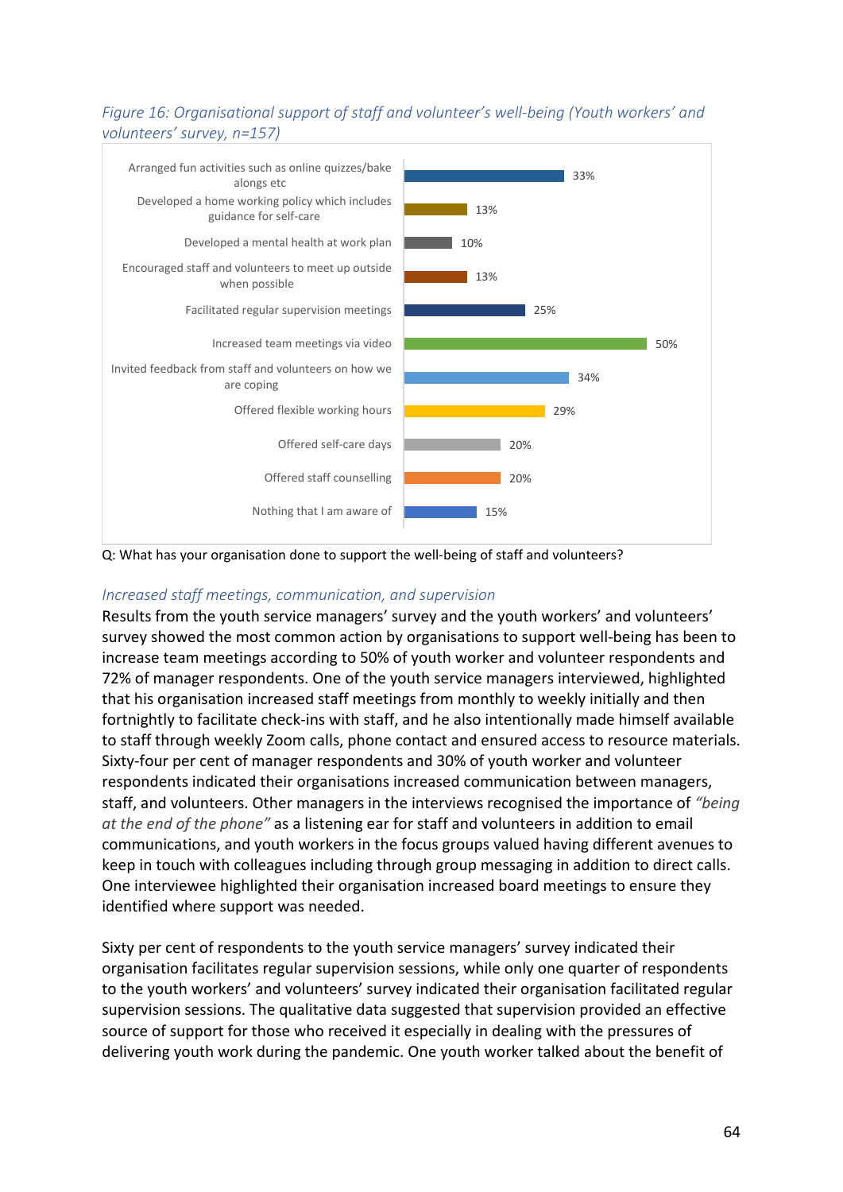*Figure 16: Organisational support of staff and volunteer's well-being (Youth workers' and volunteers' survey, n=157)*

| Response | % |
|---|---|
| Arranged fun activities such as online quizzes/bake alongs etc | 33% |
| Developed a home working policy which includes guidance for self-care | 13% |
| Developed a mental health at work plan | 10% |
| Encouraged staff and volunteers to meet up outside when possible | 13% |
| Facilitated regular supervision meetings | 25% |
| Increased team meetings via video | 50% |
| Invited feedback from staff and volunteers on how we are coping | 34% |
| Offered flexible working hours | 29% |
| Offered self-care days | 20% |
| Offered staff counselling | 20% |
| Nothing that I am aware of | 15% |

Q: What has your organisation done to support the well-being of staff and volunteers?

### *Increased staff meetings, communication, and supervision*

Results from the youth service managers' survey and the youth workers' and volunteers' survey showed the most common action by organisations to support well-being has been to increase team meetings according to 50% of youth worker and volunteer respondents and 72% of manager respondents. One of the youth service managers interviewed, highlighted that his organisation increased staff meetings from monthly to weekly initially and then fortnightly to facilitate check-ins with staff, and he also intentionally made himself available to staff through weekly Zoom calls, phone contact and ensured access to resource materials. Sixty-four per cent of manager respondents and 30% of youth worker and volunteer respondents indicated their organisations increased communication between managers, staff, and volunteers. Other managers in the interviews recognised the importance of *"being at the end of the phone"* as a listening ear for staff and volunteers in addition to email communications, and youth workers in the focus groups valued having different avenues to keep in touch with colleagues including through group messaging in addition to direct calls. One interviewee highlighted their organisation increased board meetings to ensure they identified where support was needed.

Sixty per cent of respondents to the youth service managers' survey indicated their organisation facilitates regular supervision sessions, while only one quarter of respondents to the youth workers' and volunteers' survey indicated their organisation facilitated regular supervision sessions. The qualitative data suggested that supervision provided an effective source of support for those who received it especially in dealing with the pressures of delivering youth work during the pandemic. One youth worker talked about the benefit of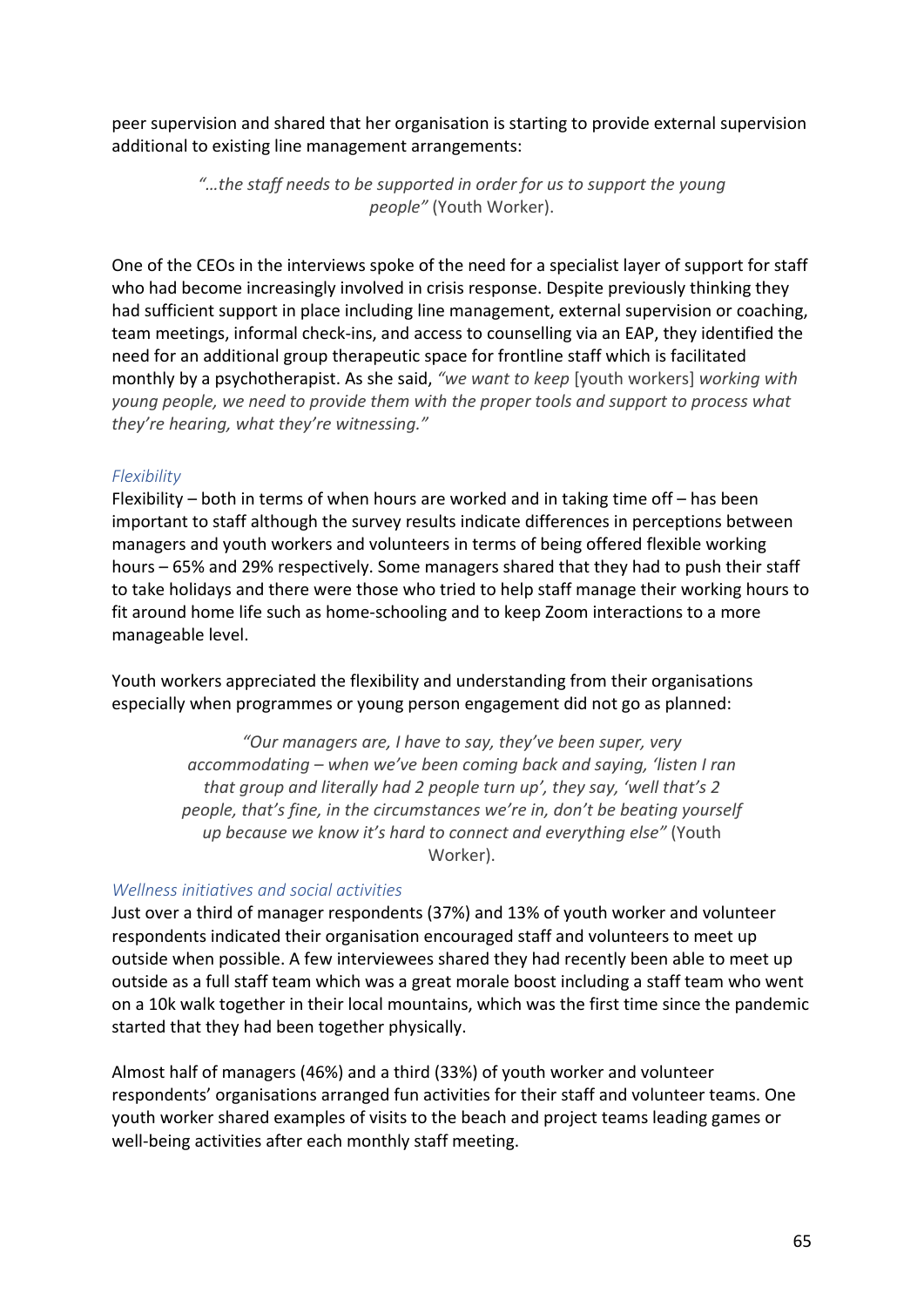peer supervision and shared that her organisation is starting to provide external supervision additional to existing line management arrangements:

> *"…the staff needs to be supported in order for us to support the young people"* (Youth Worker).

One of the CEOs in the interviews spoke of the need for a specialist layer of support for staff who had become increasingly involved in crisis response. Despite previously thinking they had sufficient support in place including line management, external supervision or coaching, team meetings, informal check-ins, and access to counselling via an EAP, they identified the need for an additional group therapeutic space for frontline staff which is facilitated monthly by a psychotherapist. As she said, *"we want to keep* [youth workers] *working with young people, we need to provide them with the proper tools and support to process what they're hearing, what they're witnessing."*

### *Flexibility*

Flexibility – both in terms of when hours are worked and in taking time off – has been important to staff although the survey results indicate differences in perceptions between managers and youth workers and volunteers in terms of being offered flexible working hours – 65% and 29% respectively. Some managers shared that they had to push their staff to take holidays and there were those who tried to help staff manage their working hours to fit around home life such as home-schooling and to keep Zoom interactions to a more manageable level.

Youth workers appreciated the flexibility and understanding from their organisations especially when programmes or young person engagement did not go as planned:

> *"Our managers are, I have to say, they've been super, very accommodating – when we've been coming back and saying, 'listen I ran that group and literally had 2 people turn up', they say, 'well that's 2 people, that's fine, in the circumstances we're in, don't be beating yourself up because we know it's hard to connect and everything else"* (Youth Worker).

### *Wellness initiatives and social activities*

Just over a third of manager respondents (37%) and 13% of youth worker and volunteer respondents indicated their organisation encouraged staff and volunteers to meet up outside when possible. A few interviewees shared they had recently been able to meet up outside as a full staff team which was a great morale boost including a staff team who went on a 10k walk together in their local mountains, which was the first time since the pandemic started that they had been together physically.

Almost half of managers (46%) and a third (33%) of youth worker and volunteer respondents' organisations arranged fun activities for their staff and volunteer teams. One youth worker shared examples of visits to the beach and project teams leading games or well-being activities after each monthly staff meeting.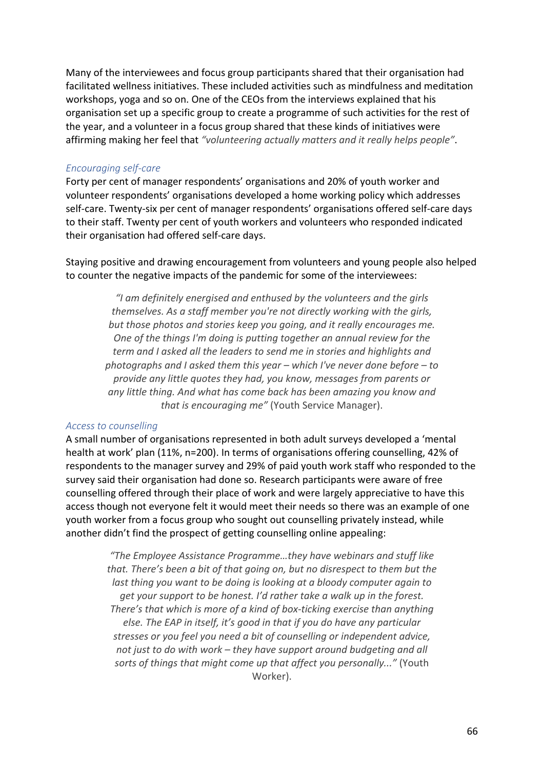Many of the interviewees and focus group participants shared that their organisation had facilitated wellness initiatives. These included activities such as mindfulness and meditation workshops, yoga and so on. One of the CEOs from the interviews explained that his organisation set up a specific group to create a programme of such activities for the rest of the year, and a volunteer in a focus group shared that these kinds of initiatives were affirming making her feel that *"volunteering actually matters and it really helps people"*.

### *Encouraging self-care*

Forty per cent of manager respondents' organisations and 20% of youth worker and volunteer respondents' organisations developed a home working policy which addresses self-care. Twenty-six per cent of manager respondents' organisations offered self-care days to their staff. Twenty per cent of youth workers and volunteers who responded indicated their organisation had offered self-care days.

Staying positive and drawing encouragement from volunteers and young people also helped to counter the negative impacts of the pandemic for some of the interviewees:

> *"I am definitely energised and enthused by the volunteers and the girls themselves. As a staff member you're not directly working with the girls, but those photos and stories keep you going, and it really encourages me. One of the things I'm doing is putting together an annual review for the term and I asked all the leaders to send me in stories and highlights and photographs and I asked them this year – which I've never done before – to provide any little quotes they had, you know, messages from parents or any little thing. And what has come back has been amazing you know and that is encouraging me"* (Youth Service Manager).

### *Access to counselling*

A small number of organisations represented in both adult surveys developed a 'mental health at work' plan (11%, n=200). In terms of organisations offering counselling, 42% of respondents to the manager survey and 29% of paid youth work staff who responded to the survey said their organisation had done so. Research participants were aware of free counselling offered through their place of work and were largely appreciative to have this access though not everyone felt it would meet their needs so there was an example of one youth worker from a focus group who sought out counselling privately instead, while another didn't find the prospect of getting counselling online appealing:

> *"The Employee Assistance Programme…they have webinars and stuff like that. There's been a bit of that going on, but no disrespect to them but the last thing you want to be doing is looking at a bloody computer again to get your support to be honest. I'd rather take a walk up in the forest. There's that which is more of a kind of box-ticking exercise than anything else. The EAP in itself, it's good in that if you do have any particular stresses or you feel you need a bit of counselling or independent advice, not just to do with work – they have support around budgeting and all sorts of things that might come up that affect you personally..."* (Youth Worker).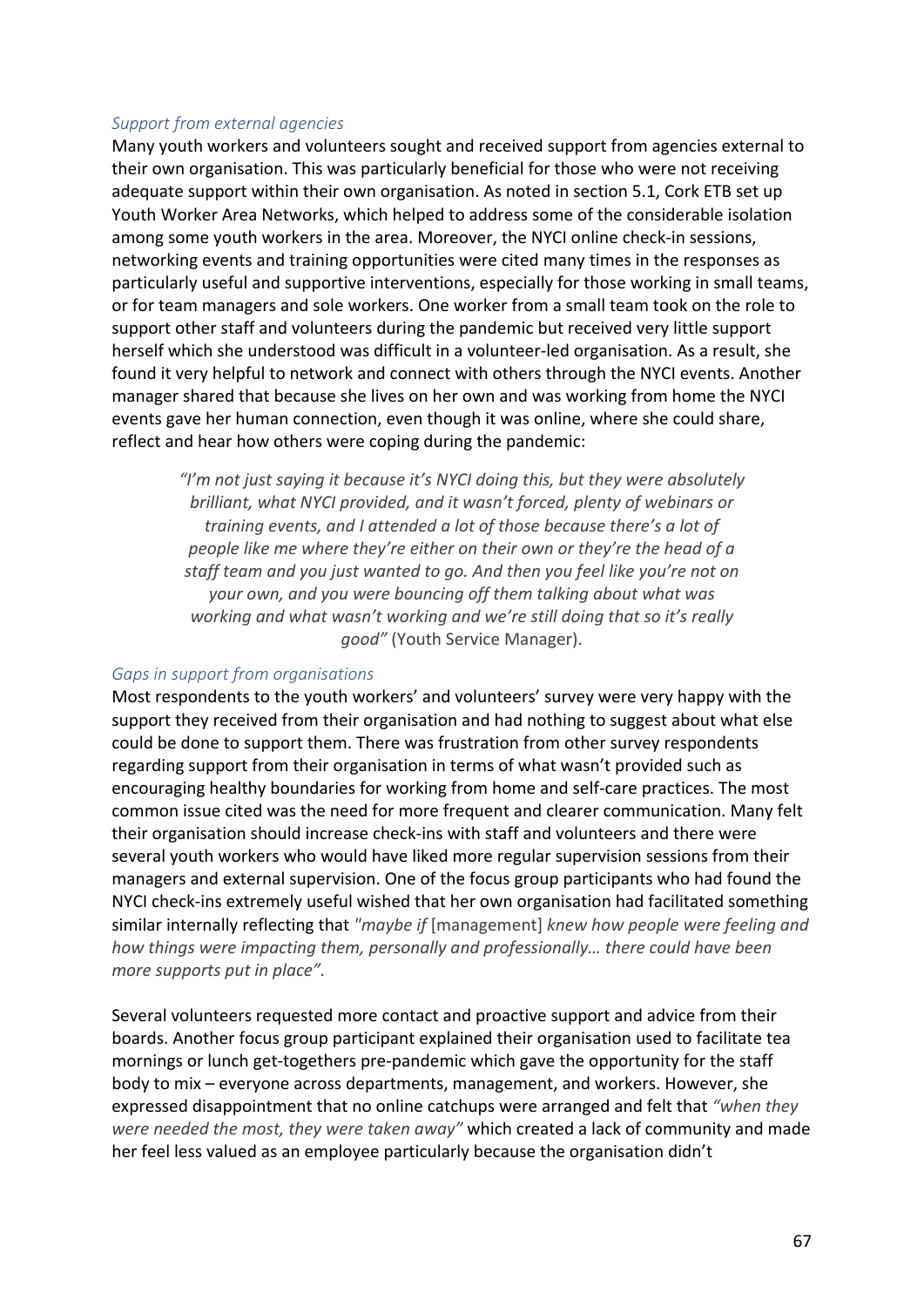### *Support from external agencies*

Many youth workers and volunteers sought and received support from agencies external to their own organisation. This was particularly beneficial for those who were not receiving adequate support within their own organisation. As noted in section 5.1, Cork ETB set up Youth Worker Area Networks, which helped to address some of the considerable isolation among some youth workers in the area. Moreover, the NYCI online check-in sessions, networking events and training opportunities were cited many times in the responses as particularly useful and supportive interventions, especially for those working in small teams, or for team managers and sole workers. One worker from a small team took on the role to support other staff and volunteers during the pandemic but received very little support herself which she understood was difficult in a volunteer-led organisation. As a result, she found it very helpful to network and connect with others through the NYCI events. Another manager shared that because she lives on her own and was working from home the NYCI events gave her human connection, even though it was online, where she could share, reflect and hear how others were coping during the pandemic:

> *"I'm not just saying it because it's NYCI doing this, but they were absolutely brilliant, what NYCI provided, and it wasn't forced, plenty of webinars or training events, and I attended a lot of those because there's a lot of people like me where they're either on their own or they're the head of a staff team and you just wanted to go. And then you feel like you're not on your own, and you were bouncing off them talking about what was working and what wasn't working and we're still doing that so it's really good"* (Youth Service Manager).

### *Gaps in support from organisations*

Most respondents to the youth workers' and volunteers' survey were very happy with the support they received from their organisation and had nothing to suggest about what else could be done to support them. There was frustration from other survey respondents regarding support from their organisation in terms of what wasn't provided such as encouraging healthy boundaries for working from home and self-care practices. The most common issue cited was the need for more frequent and clearer communication. Many felt their organisation should increase check-ins with staff and volunteers and there were several youth workers who would have liked more regular supervision sessions from their managers and external supervision. One of the focus group participants who had found the NYCI check-ins extremely useful wished that her own organisation had facilitated something similar internally reflecting that *"maybe if* [management] *knew how people were feeling and how things were impacting them, personally and professionally… there could have been more supports put in place"*.

Several volunteers requested more contact and proactive support and advice from their boards. Another focus group participant explained their organisation used to facilitate tea mornings or lunch get-togethers pre-pandemic which gave the opportunity for the staff body to mix – everyone across departments, management, and workers. However, she expressed disappointment that no online catchups were arranged and felt that *"when they were needed the most, they were taken away"* which created a lack of community and made her feel less valued as an employee particularly because the organisation didn't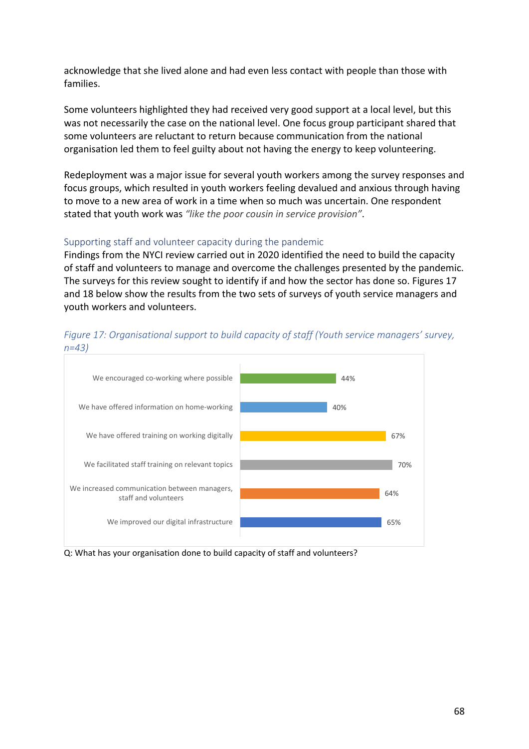acknowledge that she lived alone and had even less contact with people than those with families.

Some volunteers highlighted they had received very good support at a local level, but this was not necessarily the case on the national level. One focus group participant shared that some volunteers are reluctant to return because communication from the national organisation led them to feel guilty about not having the energy to keep volunteering.

Redeployment was a major issue for several youth workers among the survey responses and focus groups, which resulted in youth workers feeling devalued and anxious through having to move to a new area of work in a time when so much was uncertain. One respondent stated that youth work was *"like the poor cousin in service provision"*.

### Supporting staff and volunteer capacity during the pandemic

Findings from the NYCI review carried out in 2020 identified the need to build the capacity of staff and volunteers to manage and overcome the challenges presented by the pandemic. The surveys for this review sought to identify if and how the sector has done so. Figures 17 and 18 below show the results from the two sets of surveys of youth service managers and youth workers and volunteers.

*Figure 17: Organisational support to build capacity of staff (Youth service managers' survey, n=43)*

| Response | % |
|---|---|
| We encouraged co-working where possible | 44% |
| We have offered information on home-working | 40% |
| We have offered training on working digitally | 67% |
| We facilitated staff training on relevant topics | 70% |
| We increased communication between managers, staff and volunteers | 64% |
| We improved our digital infrastructure | 65% |

Q: What has your organisation done to build capacity of staff and volunteers?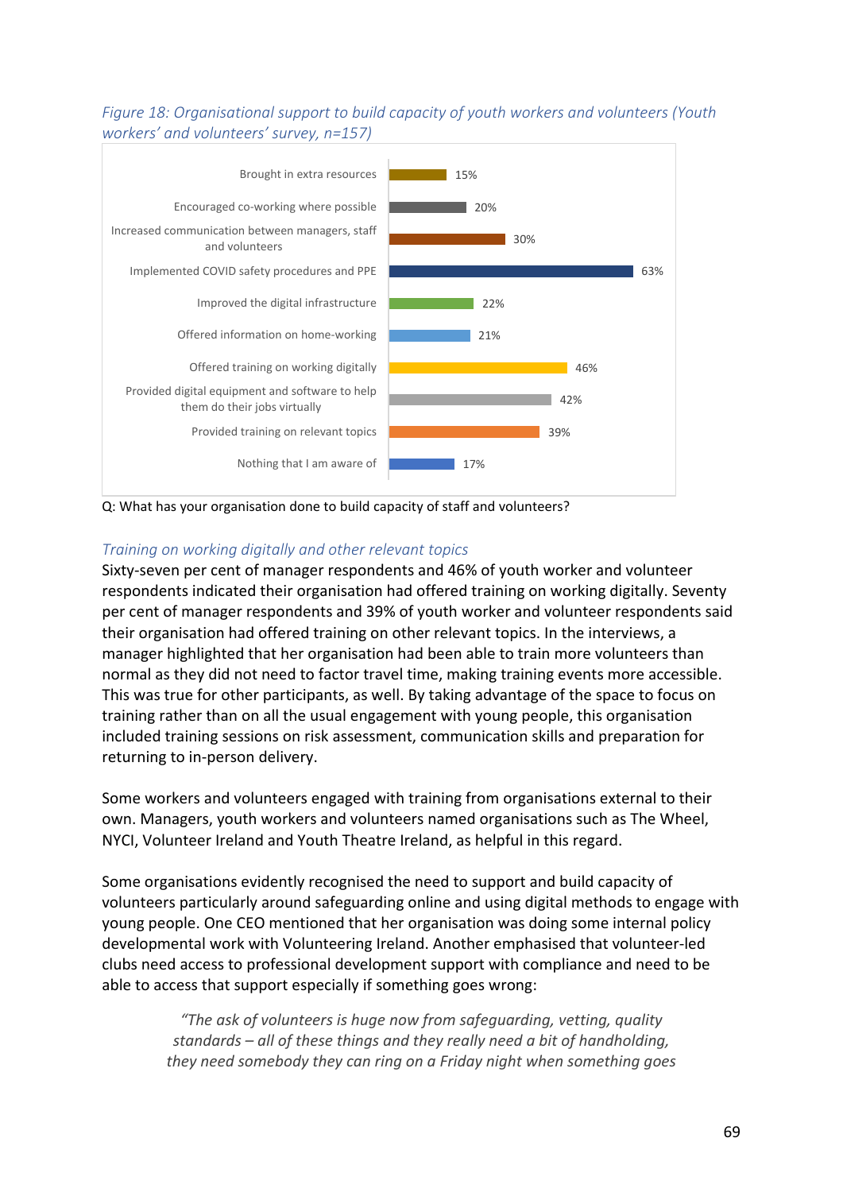*Figure 18: Organisational support to build capacity of youth workers and volunteers (Youth workers' and volunteers' survey, n=157)*

| Response | % |
|---|---|
| Brought in extra resources | 15% |
| Encouraged co-working where possible | 20% |
| Increased communication between managers, staff and volunteers | 30% |
| Implemented COVID safety procedures and PPE | 63% |
| Improved the digital infrastructure | 22% |
| Offered information on home-working | 21% |
| Offered training on working digitally | 46% |
| Provided digital equipment and software to help them do their jobs virtually | 42% |
| Provided training on relevant topics | 39% |
| Nothing that I am aware of | 17% |

Q: What has your organisation done to build capacity of staff and volunteers?

### *Training on working digitally and other relevant topics*

Sixty-seven per cent of manager respondents and 46% of youth worker and volunteer respondents indicated their organisation had offered training on working digitally. Seventy per cent of manager respondents and 39% of youth worker and volunteer respondents said their organisation had offered training on other relevant topics. In the interviews, a manager highlighted that her organisation had been able to train more volunteers than normal as they did not need to factor travel time, making training events more accessible. This was true for other participants, as well. By taking advantage of the space to focus on training rather than on all the usual engagement with young people, this organisation included training sessions on risk assessment, communication skills and preparation for returning to in-person delivery.

Some workers and volunteers engaged with training from organisations external to their own. Managers, youth workers and volunteers named organisations such as The Wheel, NYCI, Volunteer Ireland and Youth Theatre Ireland, as helpful in this regard.

Some organisations evidently recognised the need to support and build capacity of volunteers particularly around safeguarding online and using digital methods to engage with young people. One CEO mentioned that her organisation was doing some internal policy developmental work with Volunteering Ireland. Another emphasised that volunteer-led clubs need access to professional development support with compliance and need to be able to access that support especially if something goes wrong:

> *"The ask of volunteers is huge now from safeguarding, vetting, quality standards – all of these things and they really need a bit of handholding, they need somebody they can ring on a Friday night when something goes*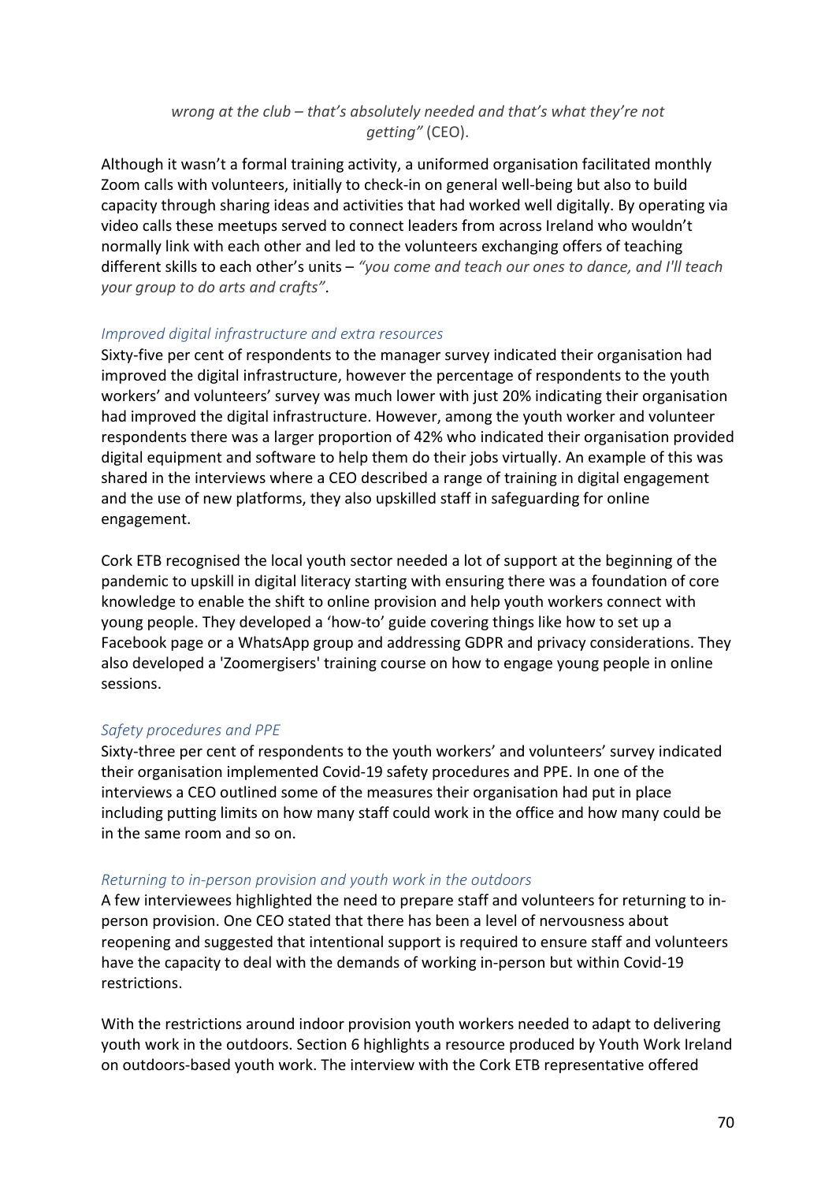*wrong at the club – that's absolutely needed and that's what they're not getting"* (CEO).

Although it wasn't a formal training activity, a uniformed organisation facilitated monthly Zoom calls with volunteers, initially to check-in on general well-being but also to build capacity through sharing ideas and activities that had worked well digitally. By operating via video calls these meetups served to connect leaders from across Ireland who wouldn't normally link with each other and led to the volunteers exchanging offers of teaching different skills to each other's units – *"you come and teach our ones to dance, and I'll teach your group to do arts and crafts"*.

### *Improved digital infrastructure and extra resources*

Sixty-five per cent of respondents to the manager survey indicated their organisation had improved the digital infrastructure, however the percentage of respondents to the youth workers' and volunteers' survey was much lower with just 20% indicating their organisation had improved the digital infrastructure. However, among the youth worker and volunteer respondents there was a larger proportion of 42% who indicated their organisation provided digital equipment and software to help them do their jobs virtually. An example of this was shared in the interviews where a CEO described a range of training in digital engagement and the use of new platforms, they also upskilled staff in safeguarding for online engagement.

Cork ETB recognised the local youth sector needed a lot of support at the beginning of the pandemic to upskill in digital literacy starting with ensuring there was a foundation of core knowledge to enable the shift to online provision and help youth workers connect with young people. They developed a 'how-to' guide covering things like how to set up a Facebook page or a WhatsApp group and addressing GDPR and privacy considerations. They also developed a 'Zoomergisers' training course on how to engage young people in online sessions.

### *Safety procedures and PPE*

Sixty-three per cent of respondents to the youth workers' and volunteers' survey indicated their organisation implemented Covid-19 safety procedures and PPE. In one of the interviews a CEO outlined some of the measures their organisation had put in place including putting limits on how many staff could work in the office and how many could be in the same room and so on.

### *Returning to in-person provision and youth work in the outdoors*

A few interviewees highlighted the need to prepare staff and volunteers for returning to in-person provision. One CEO stated that there has been a level of nervousness about reopening and suggested that intentional support is required to ensure staff and volunteers have the capacity to deal with the demands of working in-person but within Covid-19 restrictions.

With the restrictions around indoor provision youth workers needed to adapt to delivering youth work in the outdoors. Section 6 highlights a resource produced by Youth Work Ireland on outdoors-based youth work. The interview with the Cork ETB representative offered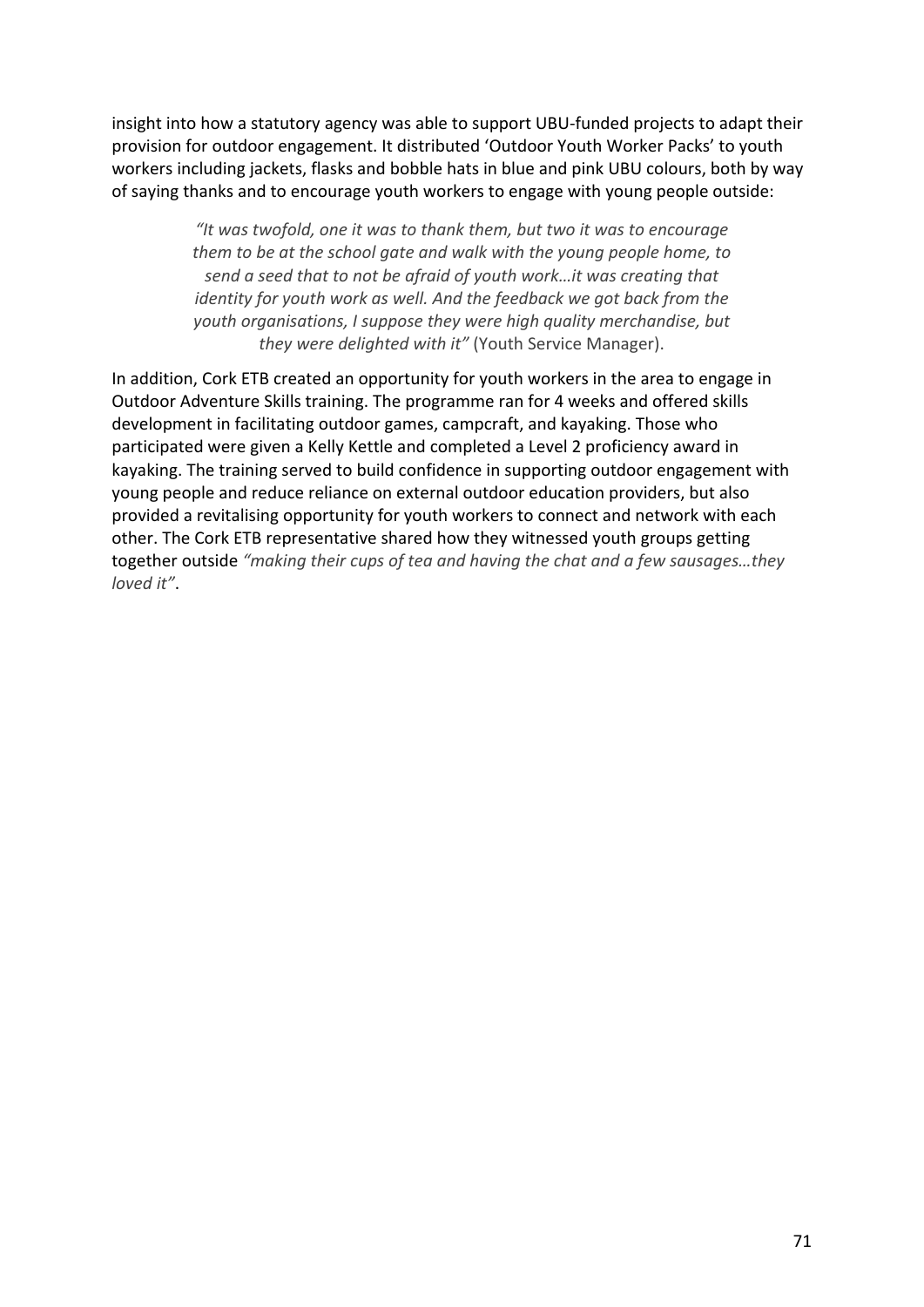insight into how a statutory agency was able to support UBU-funded projects to adapt their provision for outdoor engagement. It distributed 'Outdoor Youth Worker Packs' to youth workers including jackets, flasks and bobble hats in blue and pink UBU colours, both by way of saying thanks and to encourage youth workers to engage with young people outside:

> *"It was twofold, one it was to thank them, but two it was to encourage them to be at the school gate and walk with the young people home, to send a seed that to not be afraid of youth work…it was creating that identity for youth work as well. And the feedback we got back from the youth organisations, I suppose they were high quality merchandise, but they were delighted with it"* (Youth Service Manager).

In addition, Cork ETB created an opportunity for youth workers in the area to engage in Outdoor Adventure Skills training. The programme ran for 4 weeks and offered skills development in facilitating outdoor games, campcraft, and kayaking. Those who participated were given a Kelly Kettle and completed a Level 2 proficiency award in kayaking. The training served to build confidence in supporting outdoor engagement with young people and reduce reliance on external outdoor education providers, but also provided a revitalising opportunity for youth workers to connect and network with each other. The Cork ETB representative shared how they witnessed youth groups getting together outside *"making their cups of tea and having the chat and a few sausages…they loved it"*.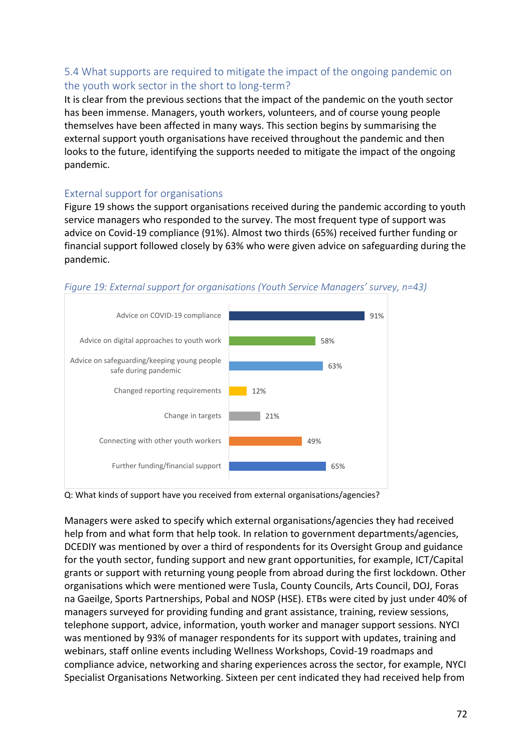## 5.4 What supports are required to mitigate the impact of the ongoing pandemic on the youth work sector in the short to long-term?

It is clear from the previous sections that the impact of the pandemic on the youth sector has been immense. Managers, youth workers, volunteers, and of course young people themselves have been affected in many ways. This section begins by summarising the external support youth organisations have received throughout the pandemic and then looks to the future, identifying the supports needed to mitigate the impact of the ongoing pandemic.

### External support for organisations

Figure 19 shows the support organisations received during the pandemic according to youth service managers who responded to the survey. The most frequent type of support was advice on Covid-19 compliance (91%). Almost two thirds (65%) received further funding or financial support followed closely by 63% who were given advice on safeguarding during the pandemic.

*Figure 19: External support for organisations (Youth Service Managers' survey, n=43)*

| Type of support | % |
|---|---|
| Advice on COVID-19 compliance | 91% |
| Advice on digital approaches to youth work | 58% |
| Advice on safeguarding/keeping young people safe during pandemic | 63% |
| Changed reporting requirements | 12% |
| Change in targets | 21% |
| Connecting with other youth workers | 49% |
| Further funding/financial support | 65% |

Q: What kinds of support have you received from external organisations/agencies?

Managers were asked to specify which external organisations/agencies they had received help from and what form that help took. In relation to government departments/agencies, DCEDIY was mentioned by over a third of respondents for its Oversight Group and guidance for the youth sector, funding support and new grant opportunities, for example, ICT/Capital grants or support with returning young people from abroad during the first lockdown. Other organisations which were mentioned were Tusla, County Councils, Arts Council, DOJ, Foras na Gaeilge, Sports Partnerships, Pobal and NOSP (HSE). ETBs were cited by just under 40% of managers surveyed for providing funding and grant assistance, training, review sessions, telephone support, advice, information, youth worker and manager support sessions. NYCI was mentioned by 93% of manager respondents for its support with updates, training and webinars, staff online events including Wellness Workshops, Covid-19 roadmaps and compliance advice, networking and sharing experiences across the sector, for example, NYCI Specialist Organisations Networking. Sixteen per cent indicated they had received help from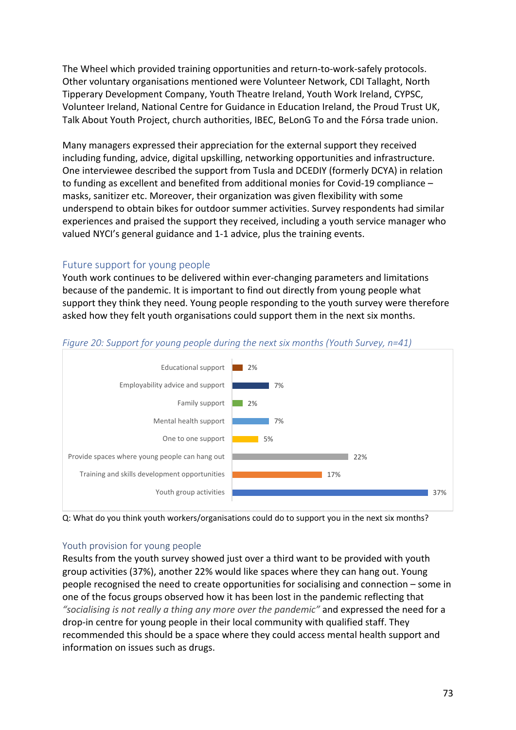The Wheel which provided training opportunities and return-to-work-safely protocols. Other voluntary organisations mentioned were Volunteer Network, CDI Tallaght, North Tipperary Development Company, Youth Theatre Ireland, Youth Work Ireland, CYPSC, Volunteer Ireland, National Centre for Guidance in Education Ireland, the Proud Trust UK, Talk About Youth Project, church authorities, IBEC, BeLonG To and the Fórsa trade union.

Many managers expressed their appreciation for the external support they received including funding, advice, digital upskilling, networking opportunities and infrastructure. One interviewee described the support from Tusla and DCEDIY (formerly DCYA) in relation to funding as excellent and benefited from additional monies for Covid-19 compliance – masks, sanitizer etc. Moreover, their organization was given flexibility with some underspend to obtain bikes for outdoor summer activities. Survey respondents had similar experiences and praised the support they received, including a youth service manager who valued NYCI's general guidance and 1-1 advice, plus the training events.

## Future support for young people

Youth work continues to be delivered within ever-changing parameters and limitations because of the pandemic. It is important to find out directly from young people what support they think they need. Young people responding to the youth survey were therefore asked how they felt youth organisations could support them in the next six months.

*Figure 20: Support for young people during the next six months (Youth Survey, n=41)*

| Support | % |
|---|---|
| Educational support | 2% |
| Employability advice and support | 7% |
| Family support | 2% |
| Mental health support | 7% |
| One to one support | 5% |
| Provide spaces where young people can hang out | 22% |
| Training and skills development opportunities | 17% |
| Youth group activities | 37% |

Q: What do you think youth workers/organisations could do to support you in the next six months?

## Youth provision for young people

Results from the youth survey showed just over a third want to be provided with youth group activities (37%), another 22% would like spaces where they can hang out. Young people recognised the need to create opportunities for socialising and connection – some in one of the focus groups observed how it has been lost in the pandemic reflecting that *"socialising is not really a thing any more over the pandemic"* and expressed the need for a drop-in centre for young people in their local community with qualified staff. They recommended this should be a space where they could access mental health support and information on issues such as drugs.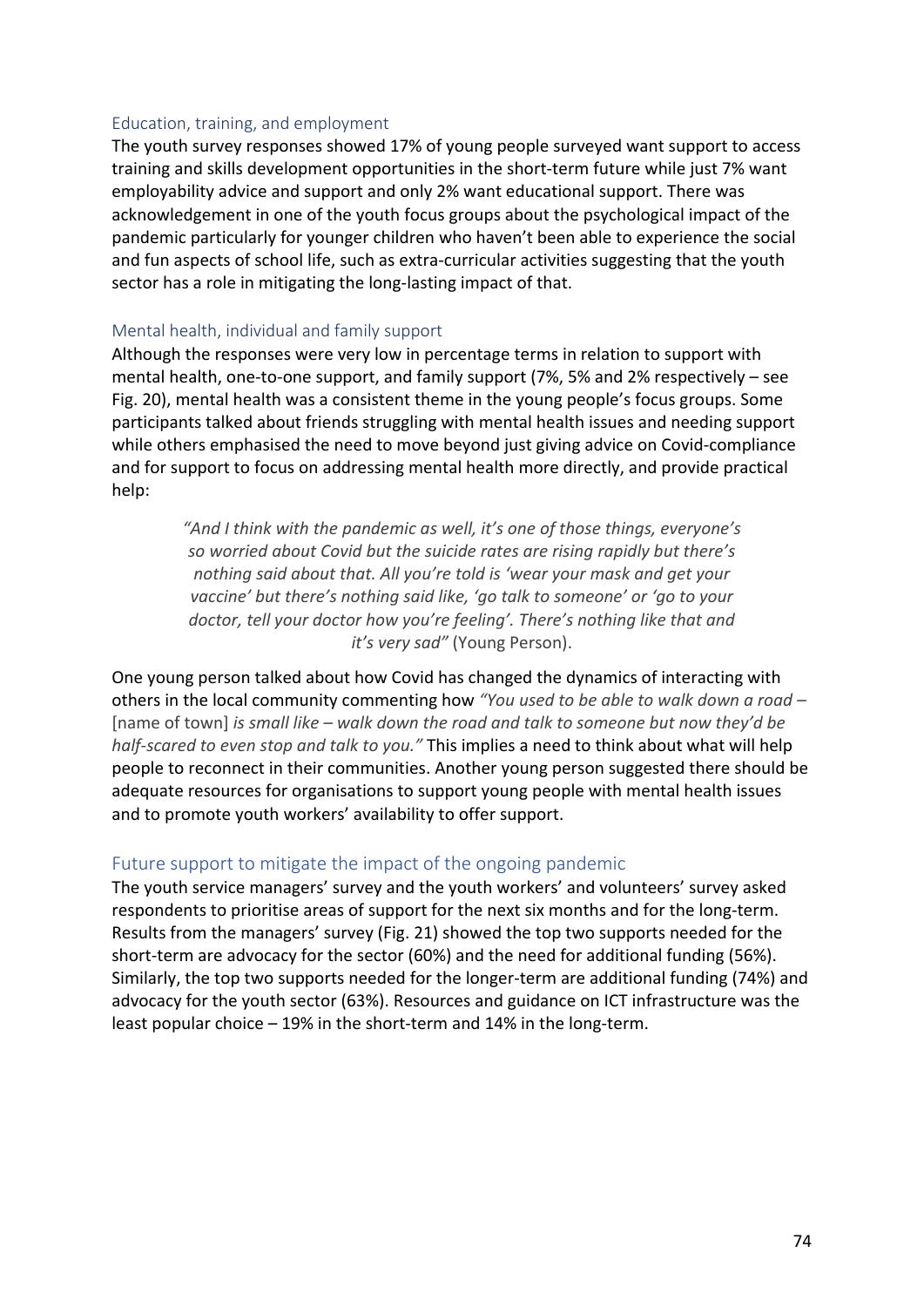### Education, training, and employment

The youth survey responses showed 17% of young people surveyed want support to access training and skills development opportunities in the short-term future while just 7% want employability advice and support and only 2% want educational support. There was acknowledgement in one of the youth focus groups about the psychological impact of the pandemic particularly for younger children who haven't been able to experience the social and fun aspects of school life, such as extra-curricular activities suggesting that the youth sector has a role in mitigating the long-lasting impact of that.

### Mental health, individual and family support

Although the responses were very low in percentage terms in relation to support with mental health, one-to-one support, and family support (7%, 5% and 2% respectively – see Fig. 20), mental health was a consistent theme in the young people's focus groups. Some participants talked about friends struggling with mental health issues and needing support while others emphasised the need to move beyond just giving advice on Covid-compliance and for support to focus on addressing mental health more directly, and provide practical help:

> *"And I think with the pandemic as well, it's one of those things, everyone's so worried about Covid but the suicide rates are rising rapidly but there's nothing said about that. All you're told is 'wear your mask and get your vaccine' but there's nothing said like, 'go talk to someone' or 'go to your doctor, tell your doctor how you're feeling'. There's nothing like that and it's very sad"* (Young Person).

One young person talked about how Covid has changed the dynamics of interacting with others in the local community commenting how *"You used to be able to walk down a road –* [name of town] *is small like – walk down the road and talk to someone but now they'd be half-scared to even stop and talk to you."* This implies a need to think about what will help people to reconnect in their communities. Another young person suggested there should be adequate resources for organisations to support young people with mental health issues and to promote youth workers' availability to offer support.

## Future support to mitigate the impact of the ongoing pandemic

The youth service managers' survey and the youth workers' and volunteers' survey asked respondents to prioritise areas of support for the next six months and for the long-term. Results from the managers' survey (Fig. 21) showed the top two supports needed for the short-term are advocacy for the sector (60%) and the need for additional funding (56%). Similarly, the top two supports needed for the longer-term are additional funding (74%) and advocacy for the youth sector (63%). Resources and guidance on ICT infrastructure was the least popular choice – 19% in the short-term and 14% in the long-term.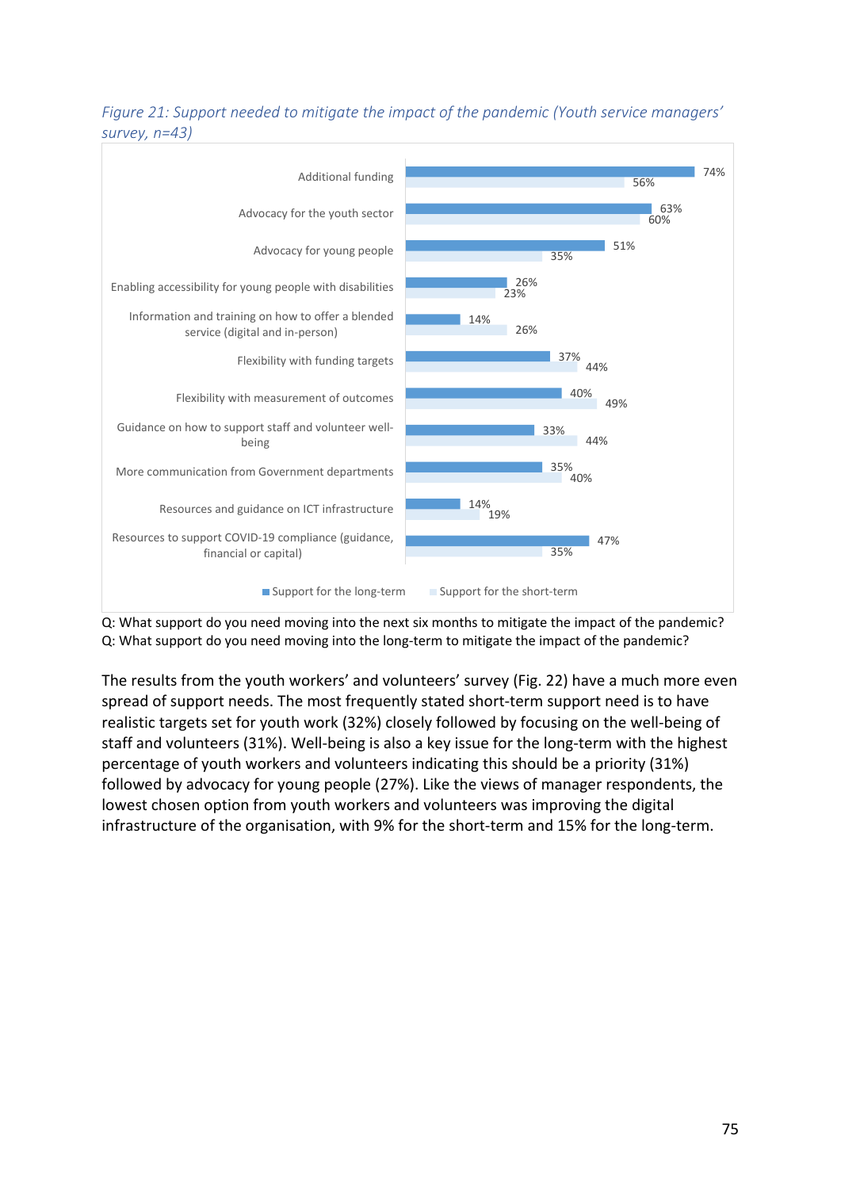*Figure 21: Support needed to mitigate the impact of the pandemic (Youth service managers' survey, n=43)*

| | Support for the long-term | Support for the short-term |
|---|---|---|
| Additional funding | 74% | 56% |
| Advocacy for the youth sector | 63% | 60% |
| Advocacy for young people | 51% | 35% |
| Enabling accessibility for young people with disabilities | 26% | 23% |
| Information and training on how to offer a blended service (digital and in-person) | 14% | 26% |
| Flexibility with funding targets | 37% | 44% |
| Flexibility with measurement of outcomes | 40% | 49% |
| Guidance on how to support staff and volunteer well-being | 33% | 44% |
| More communication from Government departments | 35% | 40% |
| Resources and guidance on ICT infrastructure | 14% | 19% |
| Resources to support COVID-19 compliance (guidance, financial or capital) | 47% | 35% |

Q: What support do you need moving into the next six months to mitigate the impact of the pandemic?
Q: What support do you need moving into the long-term to mitigate the impact of the pandemic?

The results from the youth workers' and volunteers' survey (Fig. 22) have a much more even spread of support needs. The most frequently stated short-term support need is to have realistic targets set for youth work (32%) closely followed by focusing on the well-being of staff and volunteers (31%). Well-being is also a key issue for the long-term with the highest percentage of youth workers and volunteers indicating this should be a priority (31%) followed by advocacy for young people (27%). Like the views of manager respondents, the lowest chosen option from youth workers and volunteers was improving the digital infrastructure of the organisation, with 9% for the short-term and 15% for the long-term.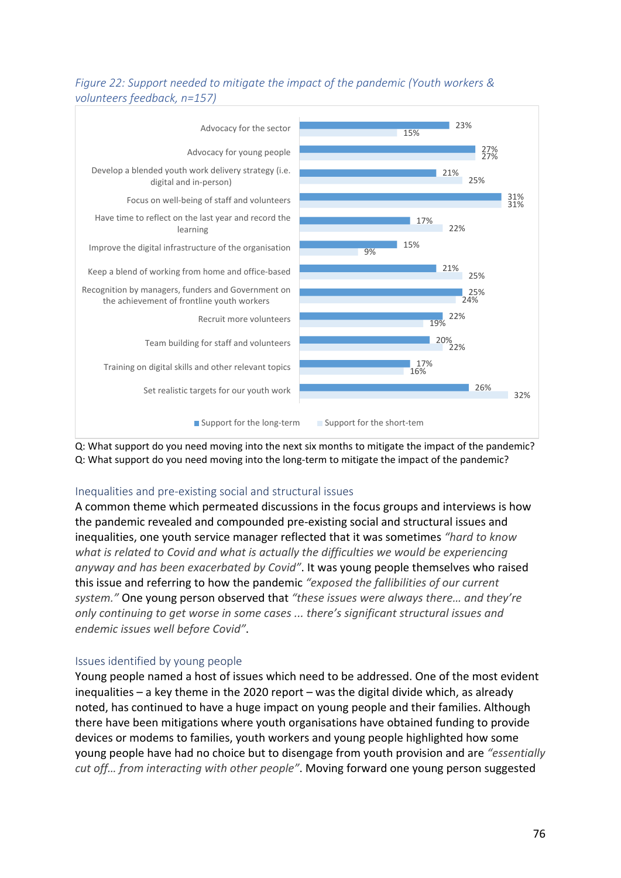*Figure 22: Support needed to mitigate the impact of the pandemic (Youth workers & volunteers feedback, n=157)*

| | Support for the long-term | Support for the short-tem |
|---|---|---|
| Advocacy for the sector | 23% | 15% |
| Advocacy for young people | 27% | 27% |
| Develop a blended youth work delivery strategy (i.e. digital and in-person) | 21% | 25% |
| Focus on well-being of staff and volunteers | 31% | 31% |
| Have time to reflect on the last year and record the learning | 17% | 22% |
| Improve the digital infrastructure of the organisation | 15% | 9% |
| Keep a blend of working from home and office-based | 21% | 25% |
| Recognition by managers, funders and Government on the achievement of frontline youth workers | 25% | 24% |
| Recruit more volunteers | 22% | 19% |
| Team building for staff and volunteers | 20% | 22% |
| Training on digital skills and other relevant topics | 17% | 16% |
| Set realistic targets for our youth work | 26% | 32% |

Q: What support do you need moving into the next six months to mitigate the impact of the pandemic?
Q: What support do you need moving into the long-term to mitigate the impact of the pandemic?

## Inequalities and pre-existing social and structural issues

A common theme which permeated discussions in the focus groups and interviews is how the pandemic revealed and compounded pre-existing social and structural issues and inequalities, one youth service manager reflected that it was sometimes *"hard to know what is related to Covid and what is actually the difficulties we would be experiencing anyway and has been exacerbated by Covid"*. It was young people themselves who raised this issue and referring to how the pandemic *"exposed the fallibilities of our current system."* One young person observed that *"these issues were always there… and they're only continuing to get worse in some cases ... there's significant structural issues and endemic issues well before Covid"*.

## Issues identified by young people

Young people named a host of issues which need to be addressed. One of the most evident inequalities – a key theme in the 2020 report – was the digital divide which, as already noted, has continued to have a huge impact on young people and their families. Although there have been mitigations where youth organisations have obtained funding to provide devices or modems to families, youth workers and young people highlighted how some young people have had no choice but to disengage from youth provision and are *"essentially cut off… from interacting with other people"*. Moving forward one young person suggested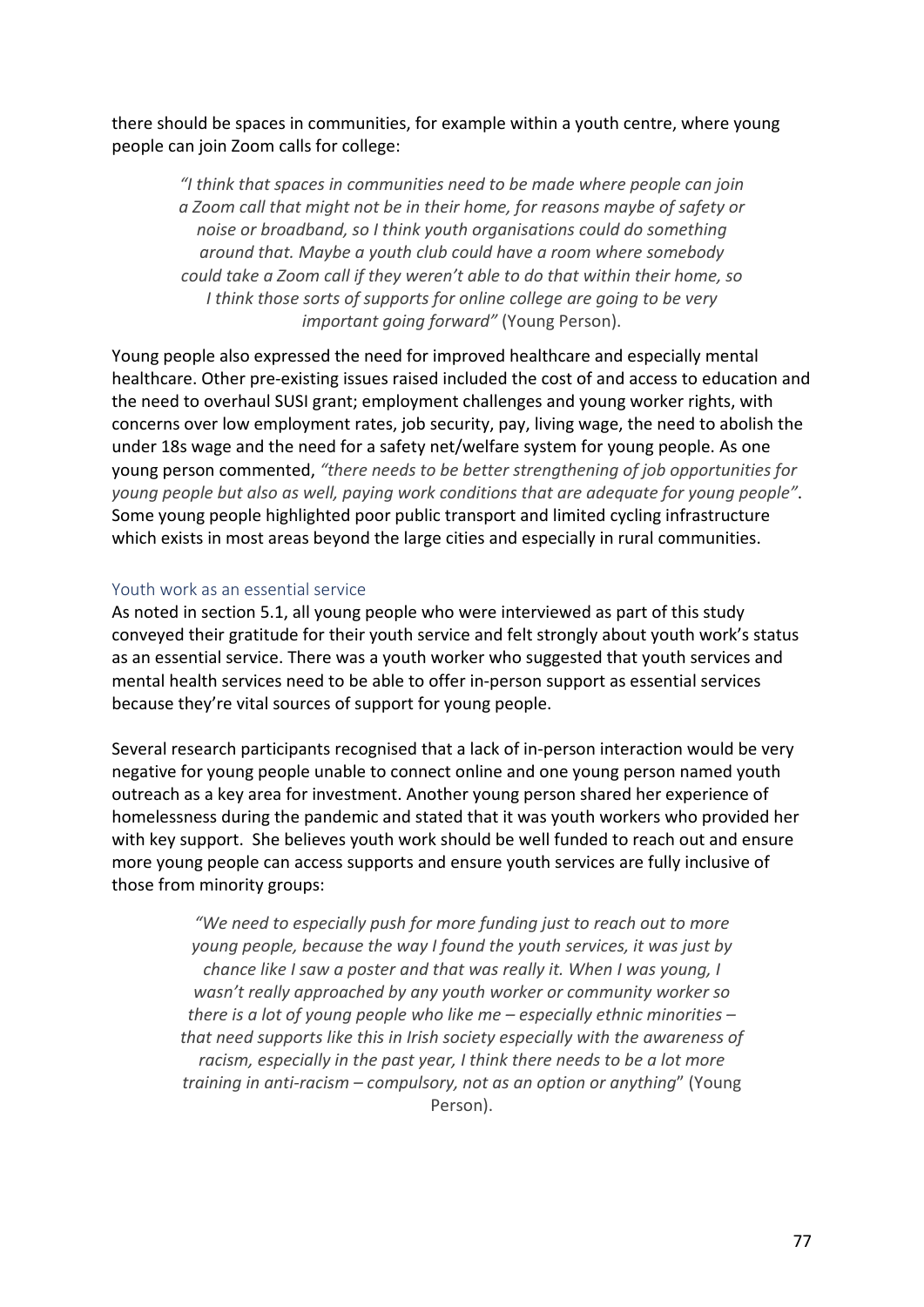there should be spaces in communities, for example within a youth centre, where young people can join Zoom calls for college:

> *"I think that spaces in communities need to be made where people can join a Zoom call that might not be in their home, for reasons maybe of safety or noise or broadband, so I think youth organisations could do something around that. Maybe a youth club could have a room where somebody could take a Zoom call if they weren't able to do that within their home, so I think those sorts of supports for online college are going to be very important going forward"* (Young Person).

Young people also expressed the need for improved healthcare and especially mental healthcare. Other pre-existing issues raised included the cost of and access to education and the need to overhaul SUSI grant; employment challenges and young worker rights, with concerns over low employment rates, job security, pay, living wage, the need to abolish the under 18s wage and the need for a safety net/welfare system for young people. As one young person commented, *"there needs to be better strengthening of job opportunities for young people but also as well, paying work conditions that are adequate for young people"*. Some young people highlighted poor public transport and limited cycling infrastructure which exists in most areas beyond the large cities and especially in rural communities.

### Youth work as an essential service

As noted in section 5.1, all young people who were interviewed as part of this study conveyed their gratitude for their youth service and felt strongly about youth work's status as an essential service. There was a youth worker who suggested that youth services and mental health services need to be able to offer in-person support as essential services because they're vital sources of support for young people.

Several research participants recognised that a lack of in-person interaction would be very negative for young people unable to connect online and one young person named youth outreach as a key area for investment. Another young person shared her experience of homelessness during the pandemic and stated that it was youth workers who provided her with key support. She believes youth work should be well funded to reach out and ensure more young people can access supports and ensure youth services are fully inclusive of those from minority groups:

> *"We need to especially push for more funding just to reach out to more young people, because the way I found the youth services, it was just by chance like I saw a poster and that was really it. When I was young, I wasn't really approached by any youth worker or community worker so there is a lot of young people who like me – especially ethnic minorities – that need supports like this in Irish society especially with the awareness of racism, especially in the past year, I think there needs to be a lot more training in anti-racism – compulsory, not as an option or anything"* (Young Person).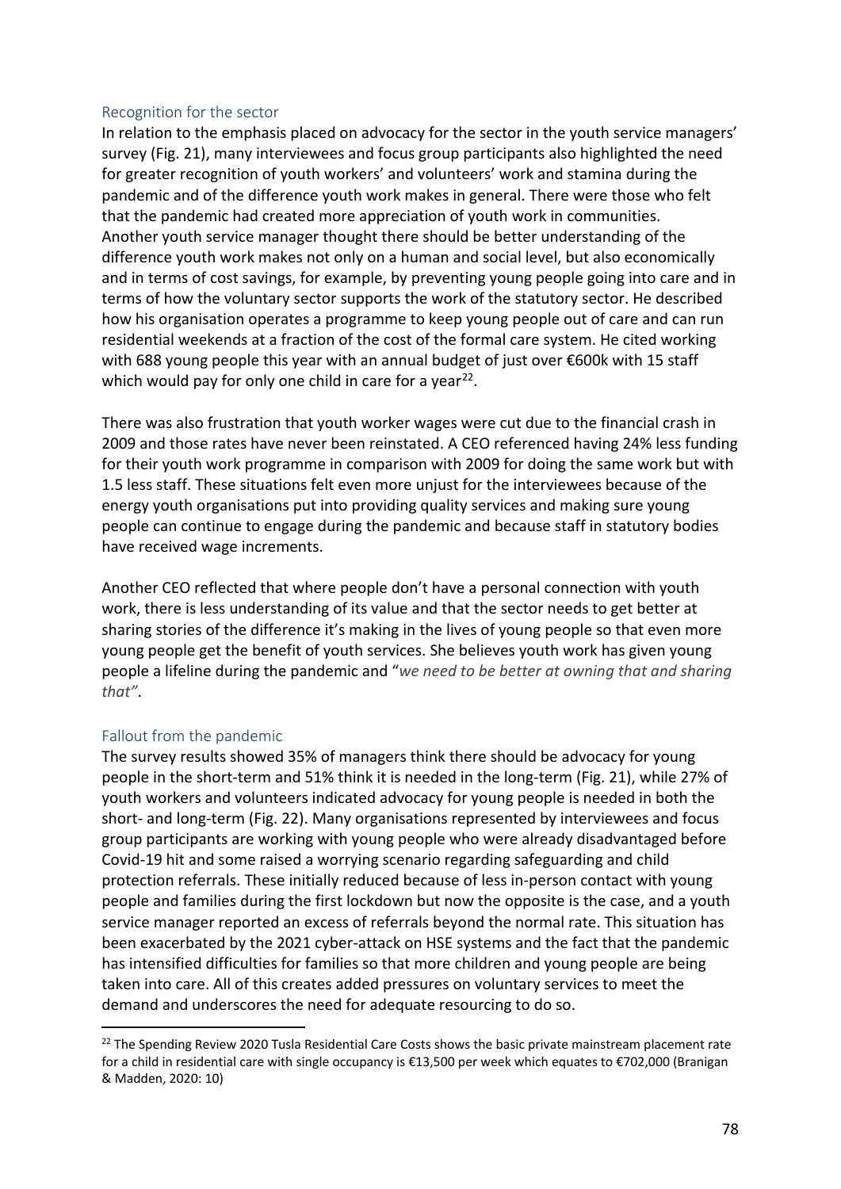### Recognition for the sector

In relation to the emphasis placed on advocacy for the sector in the youth service managers' survey (Fig. 21), many interviewees and focus group participants also highlighted the need for greater recognition of youth workers' and volunteers' work and stamina during the pandemic and of the difference youth work makes in general. There were those who felt that the pandemic had created more appreciation of youth work in communities. Another youth service manager thought there should be better understanding of the difference youth work makes not only on a human and social level, but also economically and in terms of cost savings, for example, by preventing young people going into care and in terms of how the voluntary sector supports the work of the statutory sector. He described how his organisation operates a programme to keep young people out of care and can run residential weekends at a fraction of the cost of the formal care system. He cited working with 688 young people this year with an annual budget of just over €600k with 15 staff which would pay for only one child in care for a year[22].

There was also frustration that youth worker wages were cut due to the financial crash in 2009 and those rates have never been reinstated. A CEO referenced having 24% less funding for their youth work programme in comparison with 2009 for doing the same work but with 1.5 less staff. These situations felt even more unjust for the interviewees because of the energy youth organisations put into providing quality services and making sure young people can continue to engage during the pandemic and because staff in statutory bodies have received wage increments.

Another CEO reflected that where people don't have a personal connection with youth work, there is less understanding of its value and that the sector needs to get better at sharing stories of the difference it's making in the lives of young people so that even more young people get the benefit of youth services. She believes youth work has given young people a lifeline during the pandemic and "*we need to be better at owning that and sharing that"*.

### Fallout from the pandemic

The survey results showed 35% of managers think there should be advocacy for young people in the short-term and 51% think it is needed in the long-term (Fig. 21), while 27% of youth workers and volunteers indicated advocacy for young people is needed in both the short- and long-term (Fig. 22). Many organisations represented by interviewees and focus group participants are working with young people who were already disadvantaged before Covid-19 hit and some raised a worrying scenario regarding safeguarding and child protection referrals. These initially reduced because of less in-person contact with young people and families during the first lockdown but now the opposite is the case, and a youth service manager reported an excess of referrals beyond the normal rate. This situation has been exacerbated by the 2021 cyber-attack on HSE systems and the fact that the pandemic has intensified difficulties for families so that more children and young people are being taken into care. All of this creates added pressures on voluntary services to meet the demand and underscores the need for adequate resourcing to do so.

---

[22] The Spending Review 2020 Tusla Residential Care Costs shows the basic private mainstream placement rate for a child in residential care with single occupancy is €13,500 per week which equates to €702,000 (Branigan & Madden, 2020: 10)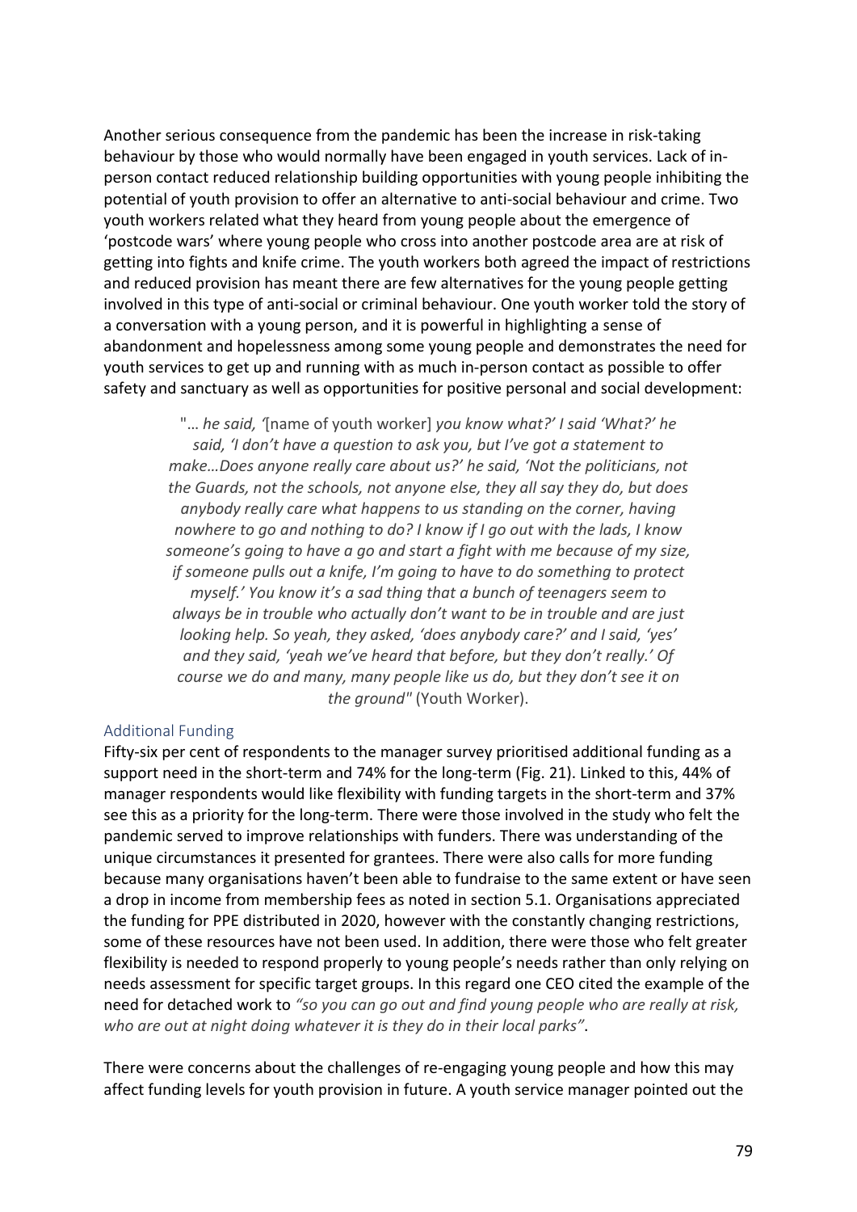Another serious consequence from the pandemic has been the increase in risk-taking behaviour by those who would normally have been engaged in youth services. Lack of in-person contact reduced relationship building opportunities with young people inhibiting the potential of youth provision to offer an alternative to anti-social behaviour and crime. Two youth workers related what they heard from young people about the emergence of 'postcode wars' where young people who cross into another postcode area are at risk of getting into fights and knife crime. The youth workers both agreed the impact of restrictions and reduced provision has meant there are few alternatives for the young people getting involved in this type of anti-social or criminal behaviour. One youth worker told the story of a conversation with a young person, and it is powerful in highlighting a sense of abandonment and hopelessness among some young people and demonstrates the need for youth services to get up and running with as much in-person contact as possible to offer safety and sanctuary as well as opportunities for positive personal and social development:

> "… *he said, '*[name of youth worker] *you know what?' I said 'What?' he said, 'I don't have a question to ask you, but I've got a statement to make…Does anyone really care about us?' he said, 'Not the politicians, not the Guards, not the schools, not anyone else, they all say they do, but does anybody really care what happens to us standing on the corner, having nowhere to go and nothing to do? I know if I go out with the lads, I know someone's going to have a go and start a fight with me because of my size, if someone pulls out a knife, I'm going to have to do something to protect myself.' You know it's a sad thing that a bunch of teenagers seem to always be in trouble who actually don't want to be in trouble and are just looking help. So yeah, they asked, 'does anybody care?' and I said, 'yes' and they said, 'yeah we've heard that before, but they don't really.' Of course we do and many, many people like us do, but they don't see it on the ground"* (Youth Worker).

### Additional Funding

Fifty-six per cent of respondents to the manager survey prioritised additional funding as a support need in the short-term and 74% for the long-term (Fig. 21). Linked to this, 44% of manager respondents would like flexibility with funding targets in the short-term and 37% see this as a priority for the long-term. There were those involved in the study who felt the pandemic served to improve relationships with funders. There was understanding of the unique circumstances it presented for grantees. There were also calls for more funding because many organisations haven't been able to fundraise to the same extent or have seen a drop in income from membership fees as noted in section 5.1. Organisations appreciated the funding for PPE distributed in 2020, however with the constantly changing restrictions, some of these resources have not been used. In addition, there were those who felt greater flexibility is needed to respond properly to young people's needs rather than only relying on needs assessment for specific target groups. In this regard one CEO cited the example of the need for detached work to *"so you can go out and find young people who are really at risk, who are out at night doing whatever it is they do in their local parks"*.

There were concerns about the challenges of re-engaging young people and how this may affect funding levels for youth provision in future. A youth service manager pointed out the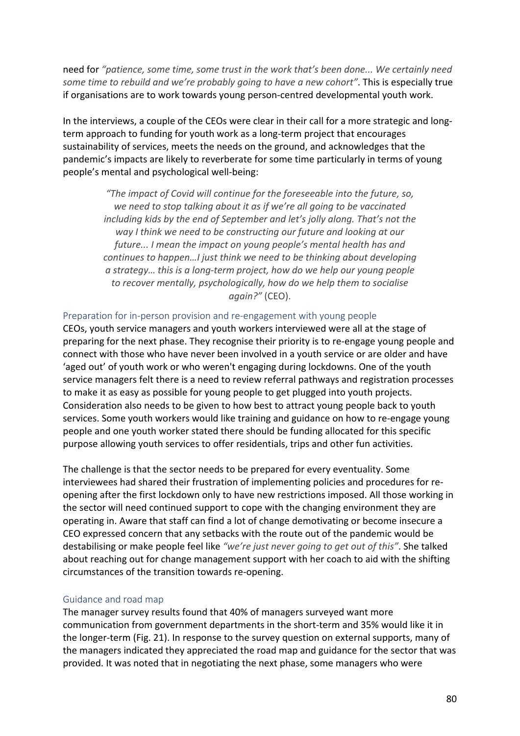need for *"patience, some time, some trust in the work that's been done... We certainly need some time to rebuild and we're probably going to have a new cohort"*. This is especially true if organisations are to work towards young person-centred developmental youth work.

In the interviews, a couple of the CEOs were clear in their call for a more strategic and long-term approach to funding for youth work as a long-term project that encourages sustainability of services, meets the needs on the ground, and acknowledges that the pandemic's impacts are likely to reverberate for some time particularly in terms of young people's mental and psychological well-being:

> *"The impact of Covid will continue for the foreseeable into the future, so, we need to stop talking about it as if we're all going to be vaccinated including kids by the end of September and let's jolly along. That's not the way I think we need to be constructing our future and looking at our future... I mean the impact on young people's mental health has and continues to happen…I just think we need to be thinking about developing a strategy… this is a long-term project, how do we help our young people to recover mentally, psychologically, how do we help them to socialise again?"* (CEO).

### Preparation for in-person provision and re-engagement with young people

CEOs, youth service managers and youth workers interviewed were all at the stage of preparing for the next phase. They recognise their priority is to re-engage young people and connect with those who have never been involved in a youth service or are older and have 'aged out' of youth work or who weren't engaging during lockdowns. One of the youth service managers felt there is a need to review referral pathways and registration processes to make it as easy as possible for young people to get plugged into youth projects. Consideration also needs to be given to how best to attract young people back to youth services. Some youth workers would like training and guidance on how to re-engage young people and one youth worker stated there should be funding allocated for this specific purpose allowing youth services to offer residentials, trips and other fun activities.

The challenge is that the sector needs to be prepared for every eventuality. Some interviewees had shared their frustration of implementing policies and procedures for re-opening after the first lockdown only to have new restrictions imposed. All those working in the sector will need continued support to cope with the changing environment they are operating in. Aware that staff can find a lot of change demotivating or become insecure a CEO expressed concern that any setbacks with the route out of the pandemic would be destabilising or make people feel like *"we're just never going to get out of this"*. She talked about reaching out for change management support with her coach to aid with the shifting circumstances of the transition towards re-opening.

### Guidance and road map

The manager survey results found that 40% of managers surveyed want more communication from government departments in the short-term and 35% would like it in the longer-term (Fig. 21). In response to the survey question on external supports, many of the managers indicated they appreciated the road map and guidance for the sector that was provided. It was noted that in negotiating the next phase, some managers who were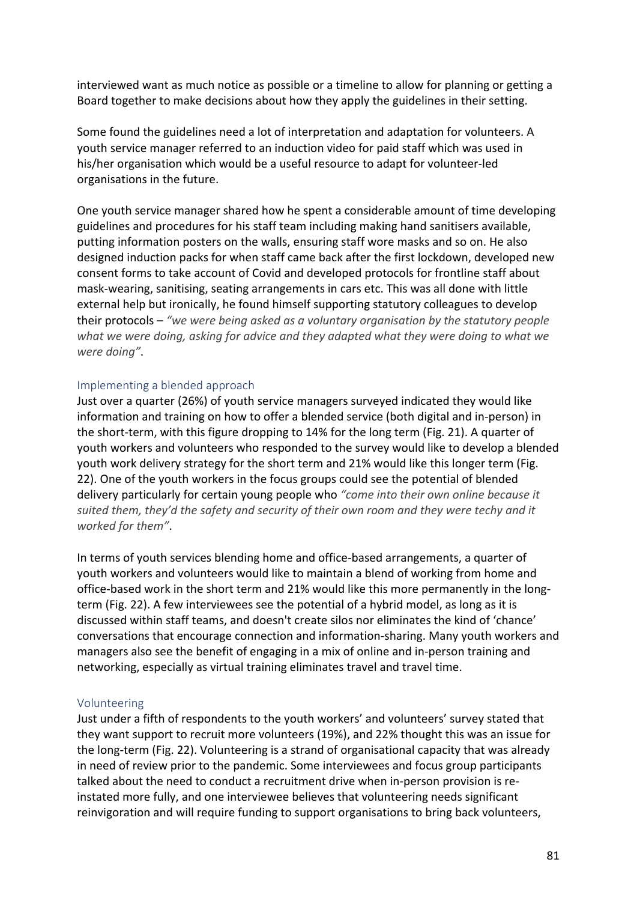interviewed want as much notice as possible or a timeline to allow for planning or getting a Board together to make decisions about how they apply the guidelines in their setting.

Some found the guidelines need a lot of interpretation and adaptation for volunteers. A youth service manager referred to an induction video for paid staff which was used in his/her organisation which would be a useful resource to adapt for volunteer-led organisations in the future.

One youth service manager shared how he spent a considerable amount of time developing guidelines and procedures for his staff team including making hand sanitisers available, putting information posters on the walls, ensuring staff wore masks and so on. He also designed induction packs for when staff came back after the first lockdown, developed new consent forms to take account of Covid and developed protocols for frontline staff about mask-wearing, sanitising, seating arrangements in cars etc. This was all done with little external help but ironically, he found himself supporting statutory colleagues to develop their protocols – *"we were being asked as a voluntary organisation by the statutory people what we were doing, asking for advice and they adapted what they were doing to what we were doing"*.

### Implementing a blended approach

Just over a quarter (26%) of youth service managers surveyed indicated they would like information and training on how to offer a blended service (both digital and in-person) in the short-term, with this figure dropping to 14% for the long term (Fig. 21). A quarter of youth workers and volunteers who responded to the survey would like to develop a blended youth work delivery strategy for the short term and 21% would like this longer term (Fig. 22). One of the youth workers in the focus groups could see the potential of blended delivery particularly for certain young people who *"come into their own online because it suited them, they'd the safety and security of their own room and they were techy and it worked for them"*.

In terms of youth services blending home and office-based arrangements, a quarter of youth workers and volunteers would like to maintain a blend of working from home and office-based work in the short term and 21% would like this more permanently in the long-term (Fig. 22). A few interviewees see the potential of a hybrid model, as long as it is discussed within staff teams, and doesn't create silos nor eliminates the kind of 'chance' conversations that encourage connection and information-sharing. Many youth workers and managers also see the benefit of engaging in a mix of online and in-person training and networking, especially as virtual training eliminates travel and travel time.

### Volunteering

Just under a fifth of respondents to the youth workers' and volunteers' survey stated that they want support to recruit more volunteers (19%), and 22% thought this was an issue for the long-term (Fig. 22). Volunteering is a strand of organisational capacity that was already in need of review prior to the pandemic. Some interviewees and focus group participants talked about the need to conduct a recruitment drive when in-person provision is re-instated more fully, and one interviewee believes that volunteering needs significant reinvigoration and will require funding to support organisations to bring back volunteers,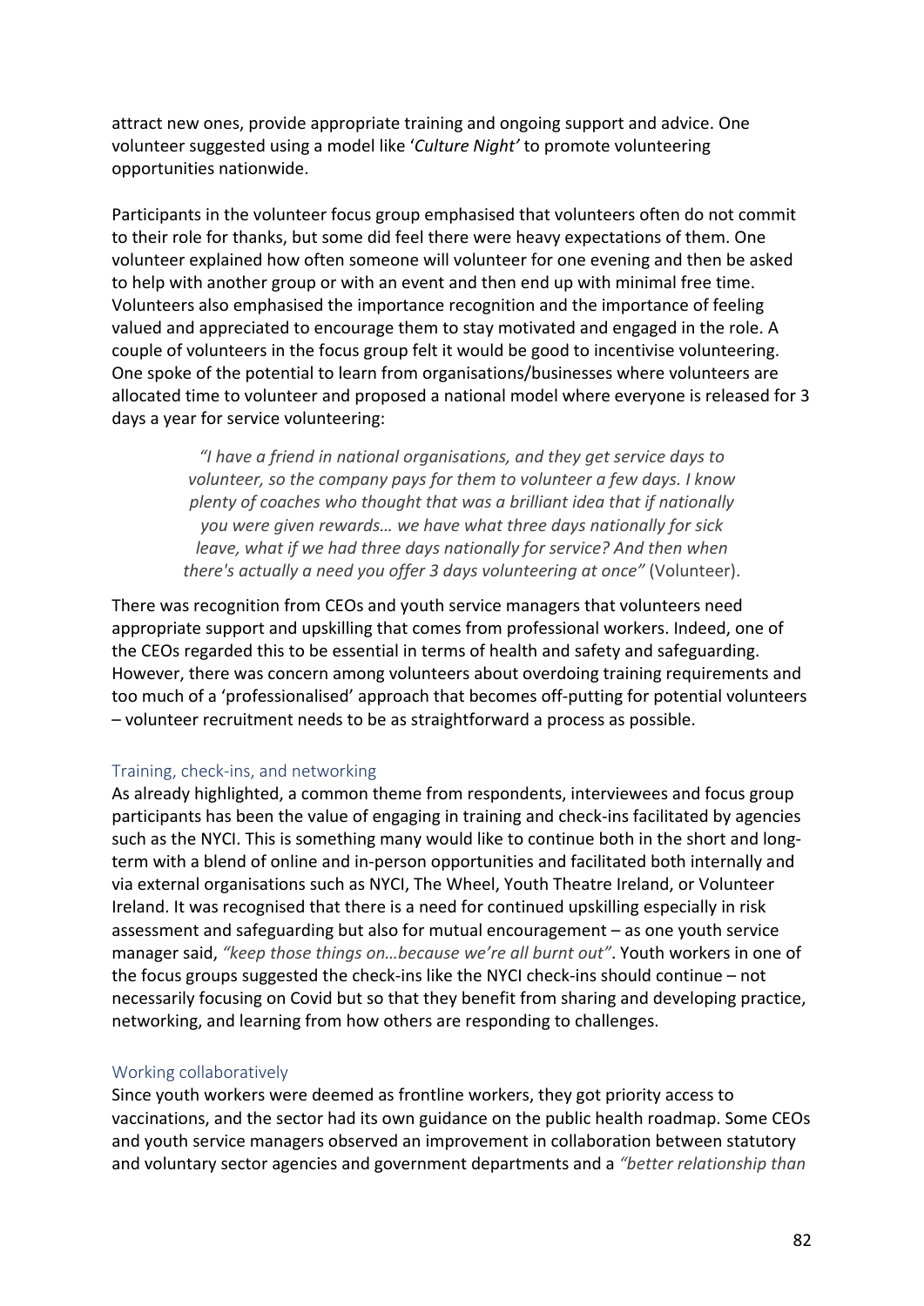attract new ones, provide appropriate training and ongoing support and advice. One volunteer suggested using a model like '*Culture Night*' to promote volunteering opportunities nationwide.

Participants in the volunteer focus group emphasised that volunteers often do not commit to their role for thanks, but some did feel there were heavy expectations of them. One volunteer explained how often someone will volunteer for one evening and then be asked to help with another group or with an event and then end up with minimal free time. Volunteers also emphasised the importance recognition and the importance of feeling valued and appreciated to encourage them to stay motivated and engaged in the role. A couple of volunteers in the focus group felt it would be good to incentivise volunteering. One spoke of the potential to learn from organisations/businesses where volunteers are allocated time to volunteer and proposed a national model where everyone is released for 3 days a year for service volunteering:

> *"I have a friend in national organisations, and they get service days to volunteer, so the company pays for them to volunteer a few days. I know plenty of coaches who thought that was a brilliant idea that if nationally you were given rewards… we have what three days nationally for sick leave, what if we had three days nationally for service? And then when there's actually a need you offer 3 days volunteering at once"* (Volunteer).

There was recognition from CEOs and youth service managers that volunteers need appropriate support and upskilling that comes from professional workers. Indeed, one of the CEOs regarded this to be essential in terms of health and safety and safeguarding. However, there was concern among volunteers about overdoing training requirements and too much of a 'professionalised' approach that becomes off-putting for potential volunteers – volunteer recruitment needs to be as straightforward a process as possible.

### Training, check-ins, and networking

As already highlighted, a common theme from respondents, interviewees and focus group participants has been the value of engaging in training and check-ins facilitated by agencies such as the NYCI. This is something many would like to continue both in the short and long-term with a blend of online and in-person opportunities and facilitated both internally and via external organisations such as NYCI, The Wheel, Youth Theatre Ireland, or Volunteer Ireland. It was recognised that there is a need for continued upskilling especially in risk assessment and safeguarding but also for mutual encouragement – as one youth service manager said, *"keep those things on…because we're all burnt out"*. Youth workers in one of the focus groups suggested the check-ins like the NYCI check-ins should continue – not necessarily focusing on Covid but so that they benefit from sharing and developing practice, networking, and learning from how others are responding to challenges.

### Working collaboratively

Since youth workers were deemed as frontline workers, they got priority access to vaccinations, and the sector had its own guidance on the public health roadmap. Some CEOs and youth service managers observed an improvement in collaboration between statutory and voluntary sector agencies and government departments and a *"better relationship than*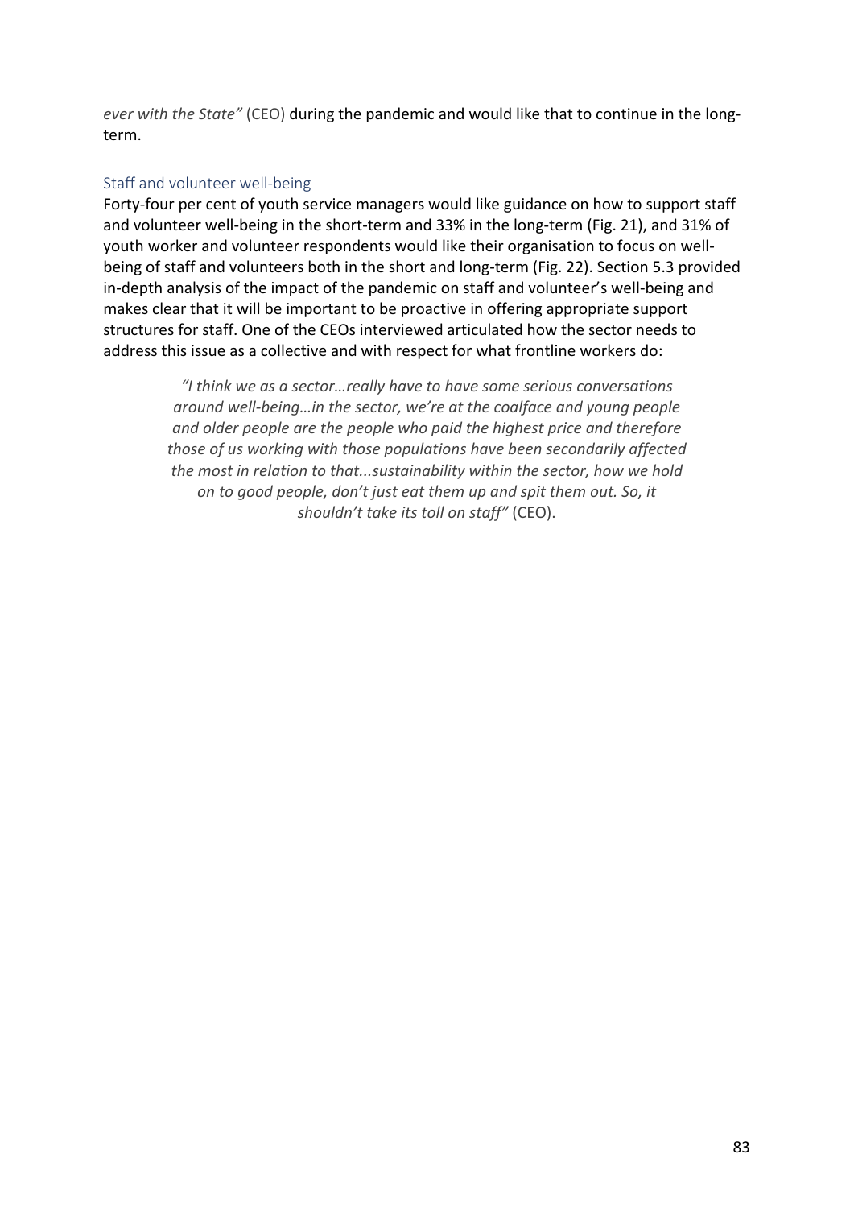*ever with the State"* (CEO) during the pandemic and would like that to continue in the long-term.

### Staff and volunteer well-being

Forty-four per cent of youth service managers would like guidance on how to support staff and volunteer well-being in the short-term and 33% in the long-term (Fig. 21), and 31% of youth worker and volunteer respondents would like their organisation to focus on well-being of staff and volunteers both in the short and long-term (Fig. 22). Section 5.3 provided in-depth analysis of the impact of the pandemic on staff and volunteer's well-being and makes clear that it will be important to be proactive in offering appropriate support structures for staff. One of the CEOs interviewed articulated how the sector needs to address this issue as a collective and with respect for what frontline workers do:

> *"I think we as a sector…really have to have some serious conversations around well-being…in the sector, we're at the coalface and young people and older people are the people who paid the highest price and therefore those of us working with those populations have been secondarily affected the most in relation to that...sustainability within the sector, how we hold on to good people, don't just eat them up and spit them out. So, it shouldn't take its toll on staff"* (CEO).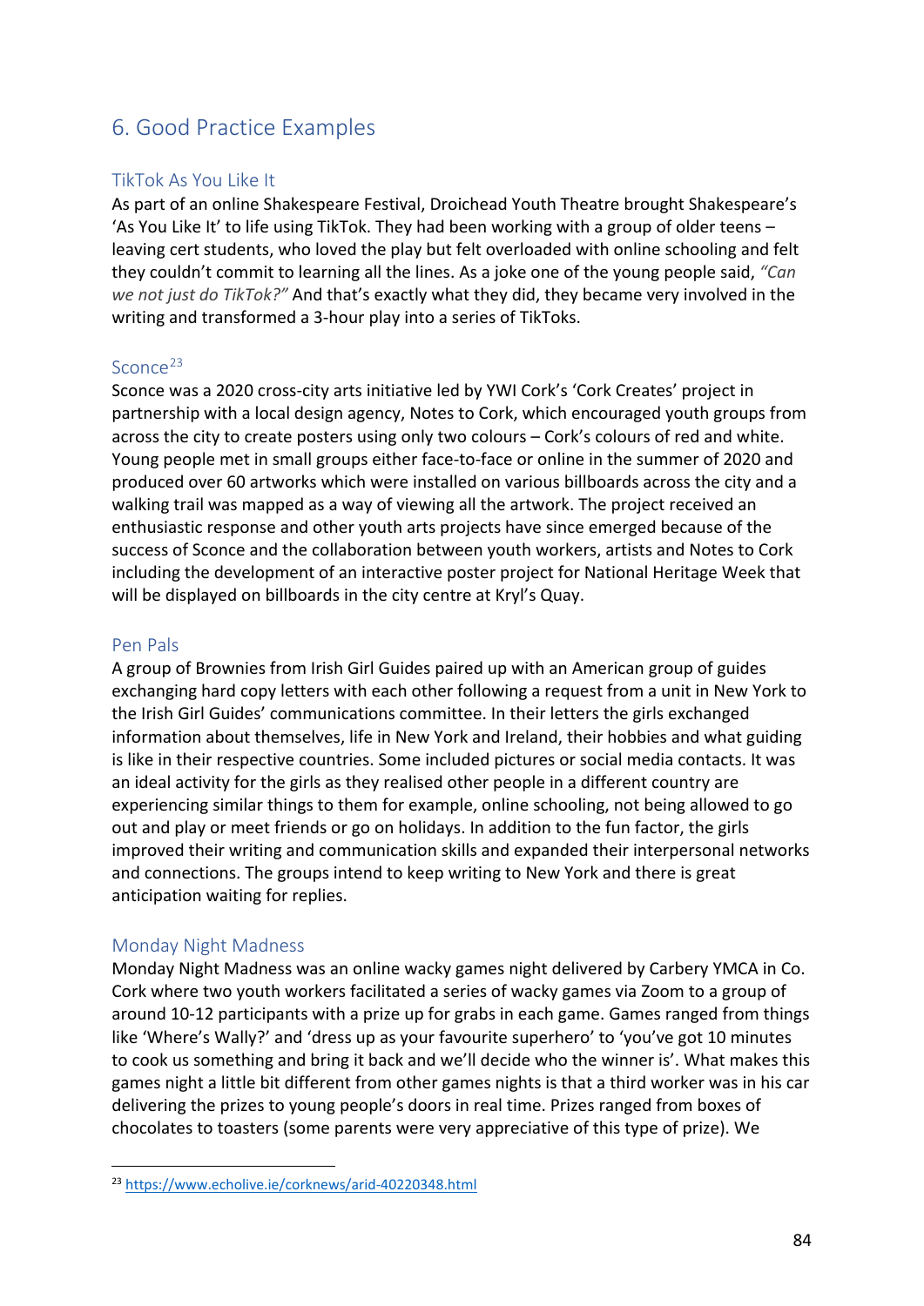## 6. Good Practice Examples

### TikTok As You Like It

As part of an online Shakespeare Festival, Droichead Youth Theatre brought Shakespeare's 'As You Like It' to life using TikTok. They had been working with a group of older teens – leaving cert students, who loved the play but felt overloaded with online schooling and felt they couldn't commit to learning all the lines. As a joke one of the young people said, *"Can we not just do TikTok?"* And that's exactly what they did, they became very involved in the writing and transformed a 3-hour play into a series of TikToks.

### Sconce[23]

Sconce was a 2020 cross-city arts initiative led by YWI Cork's 'Cork Creates' project in partnership with a local design agency, Notes to Cork, which encouraged youth groups from across the city to create posters using only two colours – Cork's colours of red and white. Young people met in small groups either face-to-face or online in the summer of 2020 and produced over 60 artworks which were installed on various billboards across the city and a walking trail was mapped as a way of viewing all the artwork. The project received an enthusiastic response and other youth arts projects have since emerged because of the success of Sconce and the collaboration between youth workers, artists and Notes to Cork including the development of an interactive poster project for National Heritage Week that will be displayed on billboards in the city centre at Kryl's Quay.

### Pen Pals

A group of Brownies from Irish Girl Guides paired up with an American group of guides exchanging hard copy letters with each other following a request from a unit in New York to the Irish Girl Guides' communications committee. In their letters the girls exchanged information about themselves, life in New York and Ireland, their hobbies and what guiding is like in their respective countries. Some included pictures or social media contacts. It was an ideal activity for the girls as they realised other people in a different country are experiencing similar things to them for example, online schooling, not being allowed to go out and play or meet friends or go on holidays. In addition to the fun factor, the girls improved their writing and communication skills and expanded their interpersonal networks and connections. The groups intend to keep writing to New York and there is great anticipation waiting for replies.

### Monday Night Madness

Monday Night Madness was an online wacky games night delivered by Carbery YMCA in Co. Cork where two youth workers facilitated a series of wacky games via Zoom to a group of around 10-12 participants with a prize up for grabs in each game. Games ranged from things like 'Where's Wally?' and 'dress up as your favourite superhero' to 'you've got 10 minutes to cook us something and bring it back and we'll decide who the winner is'. What makes this games night a little bit different from other games nights is that a third worker was in his car delivering the prizes to young people's doors in real time. Prizes ranged from boxes of chocolates to toasters (some parents were very appreciative of this type of prize). We

---

[23] https://www.echolive.ie/corknews/arid-40220348.html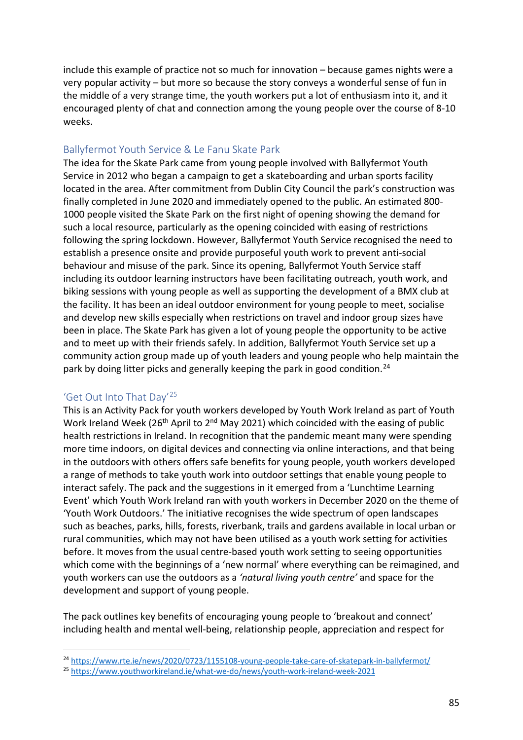include this example of practice not so much for innovation – because games nights were a very popular activity – but more so because the story conveys a wonderful sense of fun in the middle of a very strange time, the youth workers put a lot of enthusiasm into it, and it encouraged plenty of chat and connection among the young people over the course of 8-10 weeks.

### Ballyfermot Youth Service & Le Fanu Skate Park

The idea for the Skate Park came from young people involved with Ballyfermot Youth Service in 2012 who began a campaign to get a skateboarding and urban sports facility located in the area. After commitment from Dublin City Council the park's construction was finally completed in June 2020 and immediately opened to the public. An estimated 800-1000 people visited the Skate Park on the first night of opening showing the demand for such a local resource, particularly as the opening coincided with easing of restrictions following the spring lockdown. However, Ballyfermot Youth Service recognised the need to establish a presence onsite and provide purposeful youth work to prevent anti-social behaviour and misuse of the park. Since its opening, Ballyfermot Youth Service staff including its outdoor learning instructors have been facilitating outreach, youth work, and biking sessions with young people as well as supporting the development of a BMX club at the facility. It has been an ideal outdoor environment for young people to meet, socialise and develop new skills especially when restrictions on travel and indoor group sizes have been in place. The Skate Park has given a lot of young people the opportunity to be active and to meet up with their friends safely. In addition, Ballyfermot Youth Service set up a community action group made up of youth leaders and young people who help maintain the park by doing litter picks and generally keeping the park in good condition.[24]

### 'Get Out Into That Day'[25]

This is an Activity Pack for youth workers developed by Youth Work Ireland as part of Youth Work Ireland Week (26th April to 2nd May 2021) which coincided with the easing of public health restrictions in Ireland. In recognition that the pandemic meant many were spending more time indoors, on digital devices and connecting via online interactions, and that being in the outdoors with others offers safe benefits for young people, youth workers developed a range of methods to take youth work into outdoor settings that enable young people to interact safely. The pack and the suggestions in it emerged from a 'Lunchtime Learning Event' which Youth Work Ireland ran with youth workers in December 2020 on the theme of 'Youth Work Outdoors.' The initiative recognises the wide spectrum of open landscapes such as beaches, parks, hills, forests, riverbank, trails and gardens available in local urban or rural communities, which may not have been utilised as a youth work setting for activities before. It moves from the usual centre-based youth work setting to seeing opportunities which come with the beginnings of a 'new normal' where everything can be reimagined, and youth workers can use the outdoors as a *'natural living youth centre'* and space for the development and support of young people.

The pack outlines key benefits of encouraging young people to 'breakout and connect' including health and mental well-being, relationship people, appreciation and respect for

---

[24] https://www.rte.ie/news/2020/0723/1155108-young-people-take-care-of-skatepark-in-ballyfermot/

[25] https://www.youthworkireland.ie/what-we-do/news/youth-work-ireland-week-2021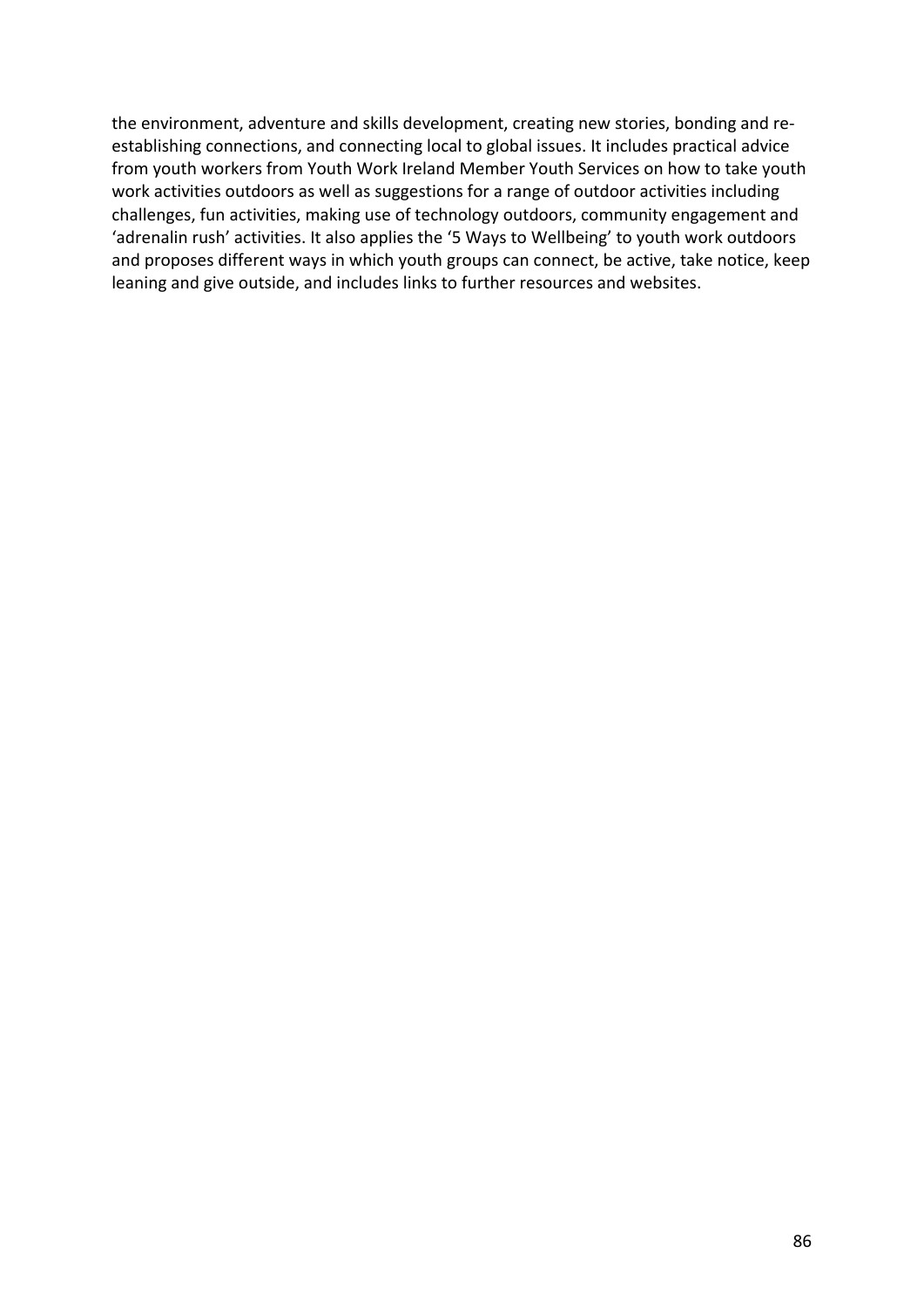the environment, adventure and skills development, creating new stories, bonding and re-establishing connections, and connecting local to global issues. It includes practical advice from youth workers from Youth Work Ireland Member Youth Services on how to take youth work activities outdoors as well as suggestions for a range of outdoor activities including challenges, fun activities, making use of technology outdoors, community engagement and 'adrenalin rush' activities. It also applies the '5 Ways to Wellbeing' to youth work outdoors and proposes different ways in which youth groups can connect, be active, take notice, keep leaning and give outside, and includes links to further resources and websites.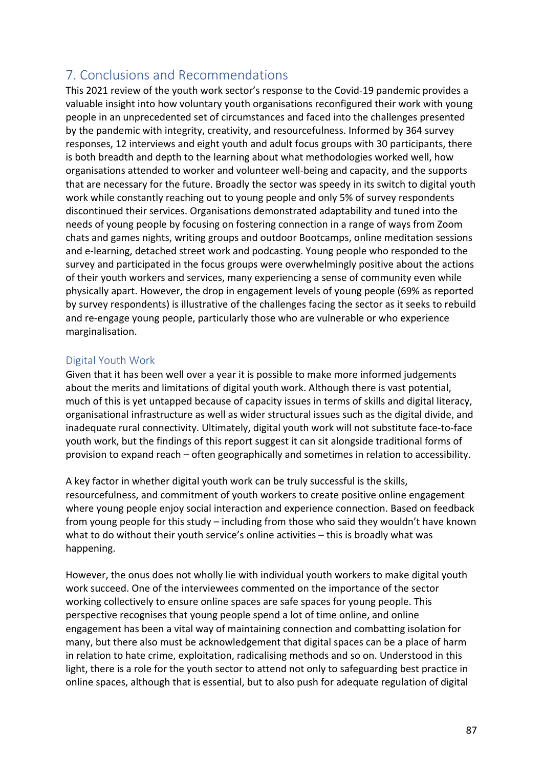## 7. Conclusions and Recommendations

This 2021 review of the youth work sector's response to the Covid-19 pandemic provides a valuable insight into how voluntary youth organisations reconfigured their work with young people in an unprecedented set of circumstances and faced into the challenges presented by the pandemic with integrity, creativity, and resourcefulness. Informed by 364 survey responses, 12 interviews and eight youth and adult focus groups with 30 participants, there is both breadth and depth to the learning about what methodologies worked well, how organisations attended to worker and volunteer well-being and capacity, and the supports that are necessary for the future. Broadly the sector was speedy in its switch to digital youth work while constantly reaching out to young people and only 5% of survey respondents discontinued their services. Organisations demonstrated adaptability and tuned into the needs of young people by focusing on fostering connection in a range of ways from Zoom chats and games nights, writing groups and outdoor Bootcamps, online meditation sessions and e-learning, detached street work and podcasting. Young people who responded to the survey and participated in the focus groups were overwhelmingly positive about the actions of their youth workers and services, many experiencing a sense of community even while physically apart. However, the drop in engagement levels of young people (69% as reported by survey respondents) is illustrative of the challenges facing the sector as it seeks to rebuild and re-engage young people, particularly those who are vulnerable or who experience marginalisation.

### Digital Youth Work

Given that it has been well over a year it is possible to make more informed judgements about the merits and limitations of digital youth work. Although there is vast potential, much of this is yet untapped because of capacity issues in terms of skills and digital literacy, organisational infrastructure as well as wider structural issues such as the digital divide, and inadequate rural connectivity. Ultimately, digital youth work will not substitute face-to-face youth work, but the findings of this report suggest it can sit alongside traditional forms of provision to expand reach – often geographically and sometimes in relation to accessibility.

A key factor in whether digital youth work can be truly successful is the skills, resourcefulness, and commitment of youth workers to create positive online engagement where young people enjoy social interaction and experience connection. Based on feedback from young people for this study – including from those who said they wouldn't have known what to do without their youth service's online activities – this is broadly what was happening.

However, the onus does not wholly lie with individual youth workers to make digital youth work succeed. One of the interviewees commented on the importance of the sector working collectively to ensure online spaces are safe spaces for young people. This perspective recognises that young people spend a lot of time online, and online engagement has been a vital way of maintaining connection and combatting isolation for many, but there also must be acknowledgement that digital spaces can be a place of harm in relation to hate crime, exploitation, radicalising methods and so on. Understood in this light, there is a role for the youth sector to attend not only to safeguarding best practice in online spaces, although that is essential, but to also push for adequate regulation of digital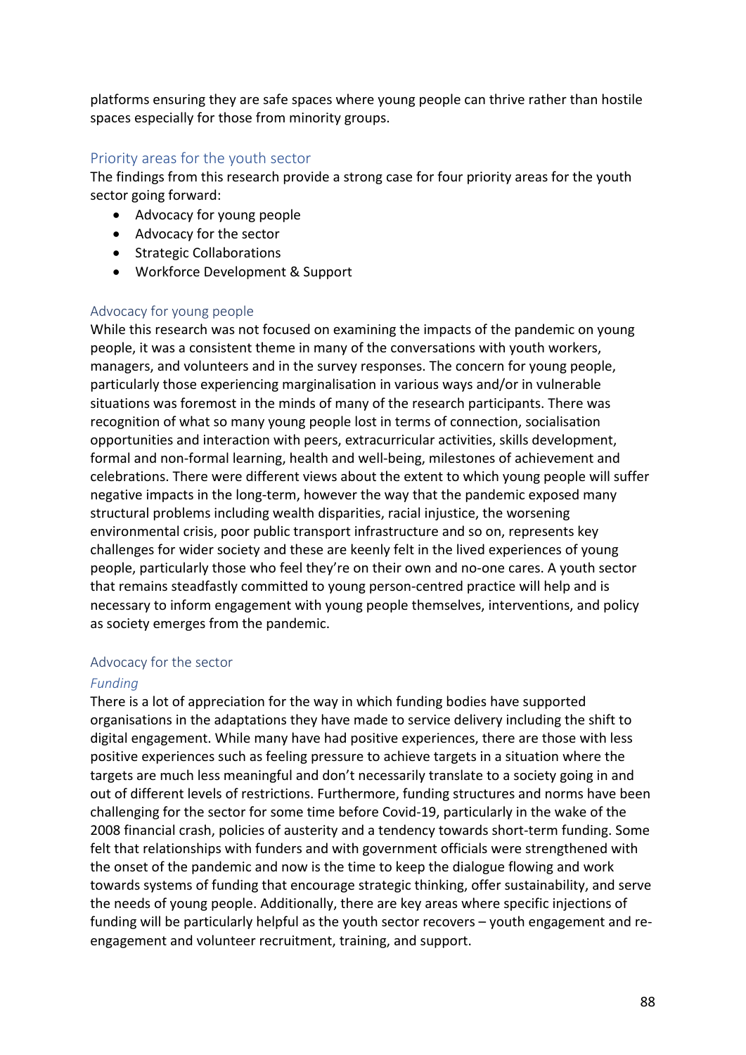platforms ensuring they are safe spaces where young people can thrive rather than hostile spaces especially for those from minority groups.

## Priority areas for the youth sector

The findings from this research provide a strong case for four priority areas for the youth sector going forward:

- Advocacy for young people
- Advocacy for the sector
- Strategic Collaborations
- Workforce Development & Support

### Advocacy for young people

While this research was not focused on examining the impacts of the pandemic on young people, it was a consistent theme in many of the conversations with youth workers, managers, and volunteers and in the survey responses. The concern for young people, particularly those experiencing marginalisation in various ways and/or in vulnerable situations was foremost in the minds of many of the research participants. There was recognition of what so many young people lost in terms of connection, socialisation opportunities and interaction with peers, extracurricular activities, skills development, formal and non-formal learning, health and well-being, milestones of achievement and celebrations. There were different views about the extent to which young people will suffer negative impacts in the long-term, however the way that the pandemic exposed many structural problems including wealth disparities, racial injustice, the worsening environmental crisis, poor public transport infrastructure and so on, represents key challenges for wider society and these are keenly felt in the lived experiences of young people, particularly those who feel they're on their own and no-one cares. A youth sector that remains steadfastly committed to young person-centred practice will help and is necessary to inform engagement with young people themselves, interventions, and policy as society emerges from the pandemic.

### Advocacy for the sector

#### *Funding*

There is a lot of appreciation for the way in which funding bodies have supported organisations in the adaptations they have made to service delivery including the shift to digital engagement. While many have had positive experiences, there are those with less positive experiences such as feeling pressure to achieve targets in a situation where the targets are much less meaningful and don't necessarily translate to a society going in and out of different levels of restrictions. Furthermore, funding structures and norms have been challenging for the sector for some time before Covid-19, particularly in the wake of the 2008 financial crash, policies of austerity and a tendency towards short-term funding. Some felt that relationships with funders and with government officials were strengthened with the onset of the pandemic and now is the time to keep the dialogue flowing and work towards systems of funding that encourage strategic thinking, offer sustainability, and serve the needs of young people. Additionally, there are key areas where specific injections of funding will be particularly helpful as the youth sector recovers – youth engagement and re-engagement and volunteer recruitment, training, and support.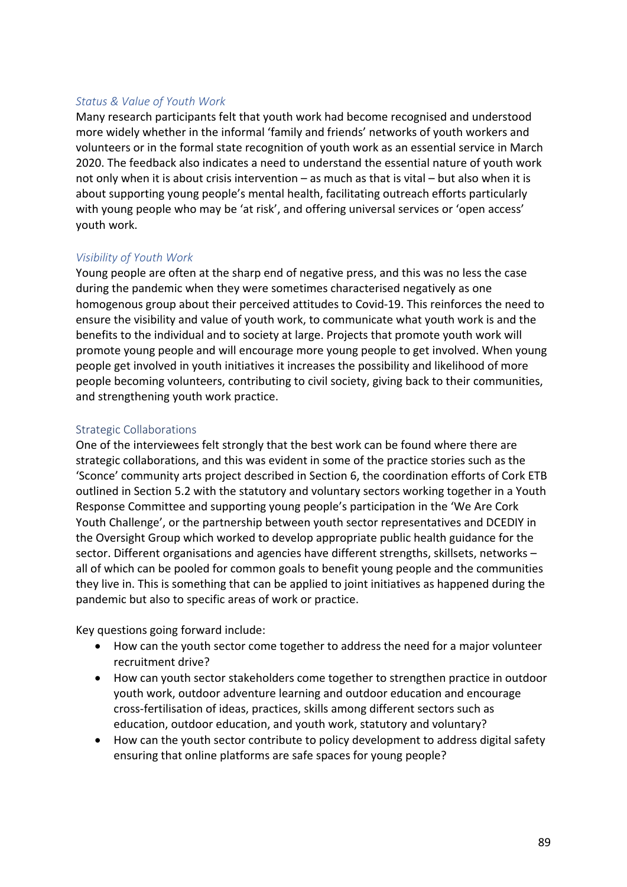### *Status & Value of Youth Work*

Many research participants felt that youth work had become recognised and understood more widely whether in the informal 'family and friends' networks of youth workers and volunteers or in the formal state recognition of youth work as an essential service in March 2020. The feedback also indicates a need to understand the essential nature of youth work not only when it is about crisis intervention – as much as that is vital – but also when it is about supporting young people's mental health, facilitating outreach efforts particularly with young people who may be 'at risk', and offering universal services or 'open access' youth work.

### *Visibility of Youth Work*

Young people are often at the sharp end of negative press, and this was no less the case during the pandemic when they were sometimes characterised negatively as one homogenous group about their perceived attitudes to Covid-19. This reinforces the need to ensure the visibility and value of youth work, to communicate what youth work is and the benefits to the individual and to society at large. Projects that promote youth work will promote young people and will encourage more young people to get involved. When young people get involved in youth initiatives it increases the possibility and likelihood of more people becoming volunteers, contributing to civil society, giving back to their communities, and strengthening youth work practice.

### Strategic Collaborations

One of the interviewees felt strongly that the best work can be found where there are strategic collaborations, and this was evident in some of the practice stories such as the 'Sconce' community arts project described in Section 6, the coordination efforts of Cork ETB outlined in Section 5.2 with the statutory and voluntary sectors working together in a Youth Response Committee and supporting young people's participation in the 'We Are Cork Youth Challenge', or the partnership between youth sector representatives and DCEDIY in the Oversight Group which worked to develop appropriate public health guidance for the sector. Different organisations and agencies have different strengths, skillsets, networks – all of which can be pooled for common goals to benefit young people and the communities they live in. This is something that can be applied to joint initiatives as happened during the pandemic but also to specific areas of work or practice.

Key questions going forward include:

- How can the youth sector come together to address the need for a major volunteer recruitment drive?
- How can youth sector stakeholders come together to strengthen practice in outdoor youth work, outdoor adventure learning and outdoor education and encourage cross-fertilisation of ideas, practices, skills among different sectors such as education, outdoor education, and youth work, statutory and voluntary?
- How can the youth sector contribute to policy development to address digital safety ensuring that online platforms are safe spaces for young people?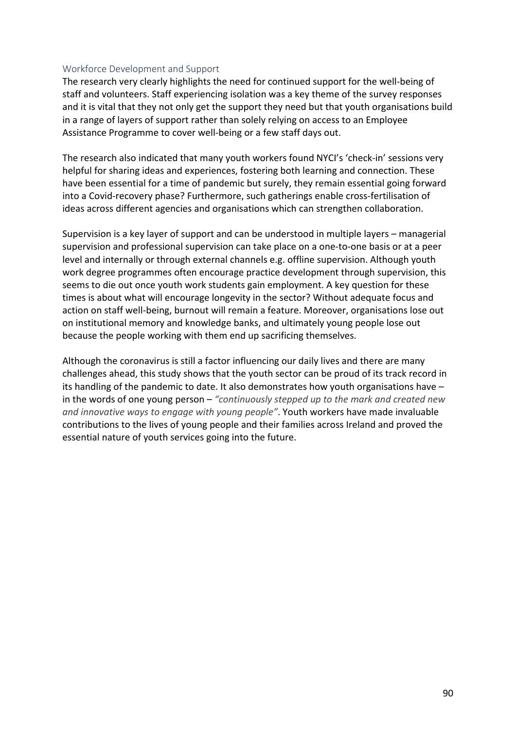### Workforce Development and Support

The research very clearly highlights the need for continued support for the well-being of staff and volunteers. Staff experiencing isolation was a key theme of the survey responses and it is vital that they not only get the support they need but that youth organisations build in a range of layers of support rather than solely relying on access to an Employee Assistance Programme to cover well-being or a few staff days out.

The research also indicated that many youth workers found NYCI's 'check-in' sessions very helpful for sharing ideas and experiences, fostering both learning and connection. These have been essential for a time of pandemic but surely, they remain essential going forward into a Covid-recovery phase? Furthermore, such gatherings enable cross-fertilisation of ideas across different agencies and organisations which can strengthen collaboration.

Supervision is a key layer of support and can be understood in multiple layers – managerial supervision and professional supervision can take place on a one-to-one basis or at a peer level and internally or through external channels e.g. offline supervision. Although youth work degree programmes often encourage practice development through supervision, this seems to die out once youth work students gain employment. A key question for these times is about what will encourage longevity in the sector? Without adequate focus and action on staff well-being, burnout will remain a feature. Moreover, organisations lose out on institutional memory and knowledge banks, and ultimately young people lose out because the people working with them end up sacrificing themselves.

Although the coronavirus is still a factor influencing our daily lives and there are many challenges ahead, this study shows that the youth sector can be proud of its track record in its handling of the pandemic to date. It also demonstrates how youth organisations have – in the words of one young person – *"continuously stepped up to the mark and created new and innovative ways to engage with young people"*. Youth workers have made invaluable contributions to the lives of young people and their families across Ireland and proved the essential nature of youth services going into the future.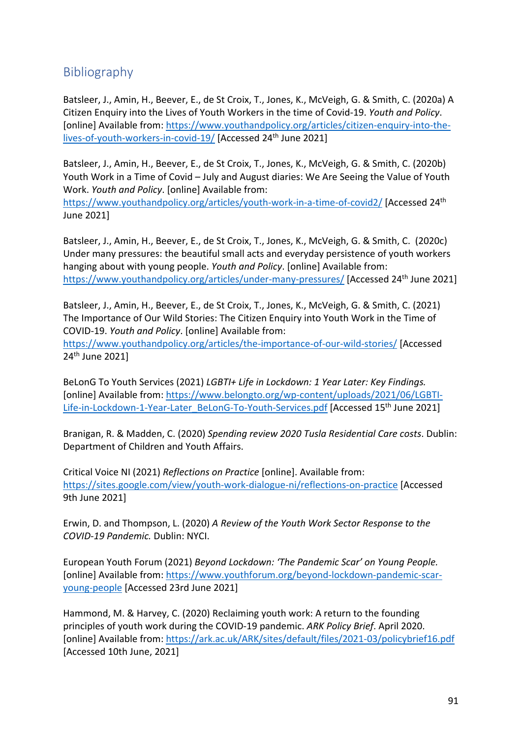## Bibliography

Batsleer, J., Amin, H., Beever, E., de St Croix, T., Jones, K., McVeigh, G. & Smith, C. (2020a) A Citizen Enquiry into the Lives of Youth Workers in the time of Covid-19. *Youth and Policy*. [online] Available from: https://www.youthandpolicy.org/articles/citizen-enquiry-into-the-lives-of-youth-workers-in-covid-19/ [Accessed 24th June 2021]

Batsleer, J., Amin, H., Beever, E., de St Croix, T., Jones, K., McVeigh, G. & Smith, C. (2020b) Youth Work in a Time of Covid – July and August diaries: We Are Seeing the Value of Youth Work. *Youth and Policy*. [online] Available from: https://www.youthandpolicy.org/articles/youth-work-in-a-time-of-covid2/ [Accessed 24th June 2021]

Batsleer, J., Amin, H., Beever, E., de St Croix, T., Jones, K., McVeigh, G. & Smith, C. (2020c) Under many pressures: the beautiful small acts and everyday persistence of youth workers hanging about with young people. *Youth and Policy*. [online] Available from: https://www.youthandpolicy.org/articles/under-many-pressures/ [Accessed 24th June 2021]

Batsleer, J., Amin, H., Beever, E., de St Croix, T., Jones, K., McVeigh, G. & Smith, C. (2021) The Importance of Our Wild Stories: The Citizen Enquiry into Youth Work in the Time of COVID-19. *Youth and Policy*. [online] Available from: https://www.youthandpolicy.org/articles/the-importance-of-our-wild-stories/ [Accessed 24th June 2021]

BeLonG To Youth Services (2021) *LGBTI+ Life in Lockdown: 1 Year Later: Key Findings.* [online] Available from: https://www.belongto.org/wp-content/uploads/2021/06/LGBTI-Life-in-Lockdown-1-Year-Later_BeLonG-To-Youth-Services.pdf [Accessed 15th June 2021]

Branigan, R. & Madden, C. (2020) *Spending review 2020 Tusla Residential Care costs*. Dublin: Department of Children and Youth Affairs.

Critical Voice NI (2021) *Reflections on Practice* [online]. Available from: https://sites.google.com/view/youth-work-dialogue-ni/reflections-on-practice [Accessed 9th June 2021]

Erwin, D. and Thompson, L. (2020) *A Review of the Youth Work Sector Response to the COVID-19 Pandemic.* Dublin: NYCI.

European Youth Forum (2021) *Beyond Lockdown: 'The Pandemic Scar' on Young People.* [online] Available from: https://www.youthforum.org/beyond-lockdown-pandemic-scar-young-people [Accessed 23rd June 2021]

Hammond, M. & Harvey, C. (2020) Reclaiming youth work: A return to the founding principles of youth work during the COVID-19 pandemic. *ARK Policy Brief*. April 2020. [online] Available from: https://ark.ac.uk/ARK/sites/default/files/2021-03/policybrief16.pdf [Accessed 10th June, 2021]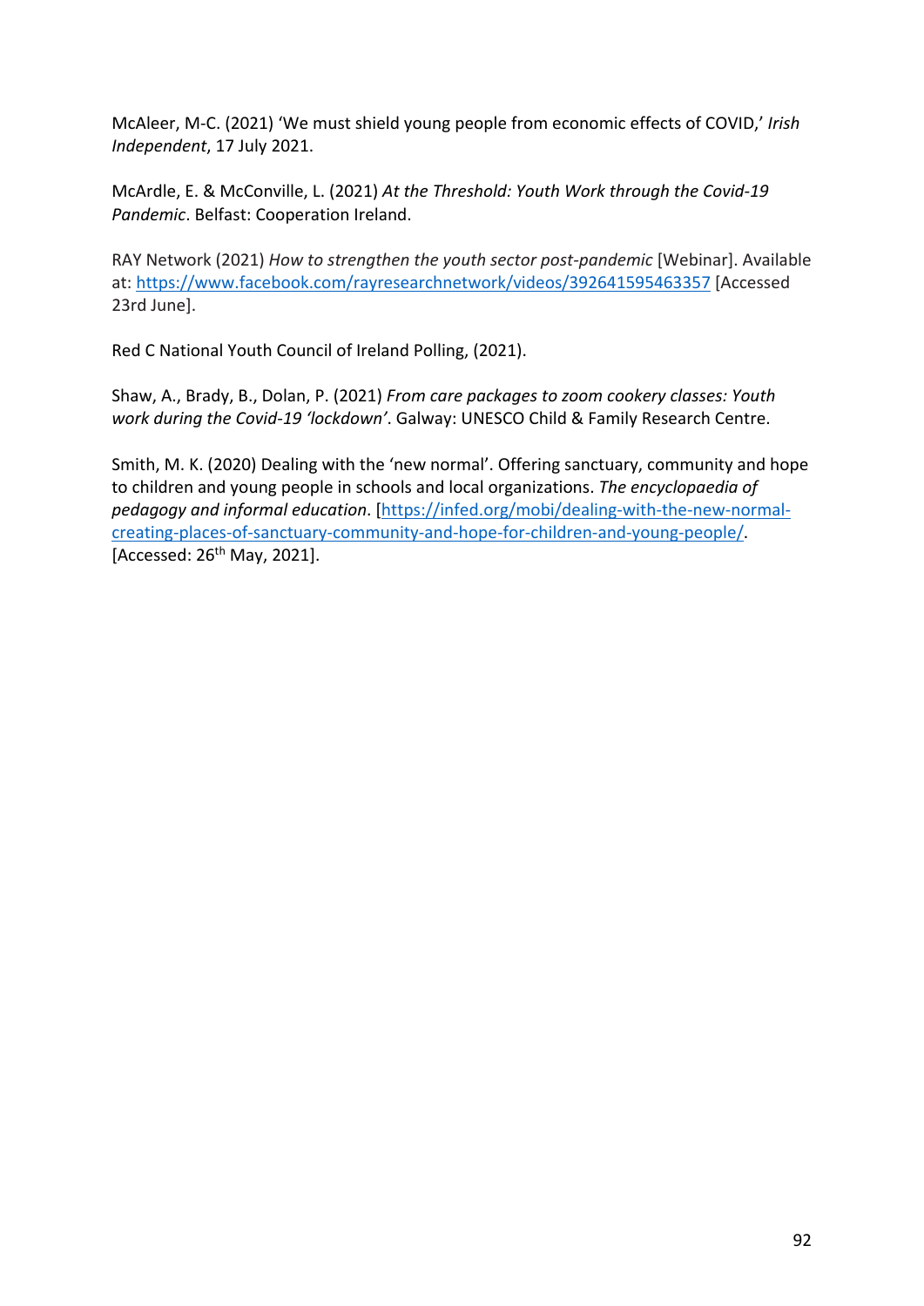McAleer, M-C. (2021) 'We must shield young people from economic effects of COVID,' *Irish Independent*, 17 July 2021.

McArdle, E. & McConville, L. (2021) *At the Threshold: Youth Work through the Covid-19 Pandemic*. Belfast: Cooperation Ireland.

RAY Network (2021) *How to strengthen the youth sector post-pandemic* [Webinar]. Available at: https://www.facebook.com/rayresearchnetwork/videos/392641595463357 [Accessed 23rd June].

Red C National Youth Council of Ireland Polling, (2021).

Shaw, A., Brady, B., Dolan, P. (2021) *From care packages to zoom cookery classes: Youth work during the Covid-19 'lockdown'*. Galway: UNESCO Child & Family Research Centre.

Smith, M. K. (2020) Dealing with the 'new normal'. Offering sanctuary, community and hope to children and young people in schools and local organizations. *The encyclopaedia of pedagogy and informal education*. [https://infed.org/mobi/dealing-with-the-new-normal-creating-places-of-sanctuary-community-and-hope-for-children-and-young-people/. [Accessed: 26th May, 2021].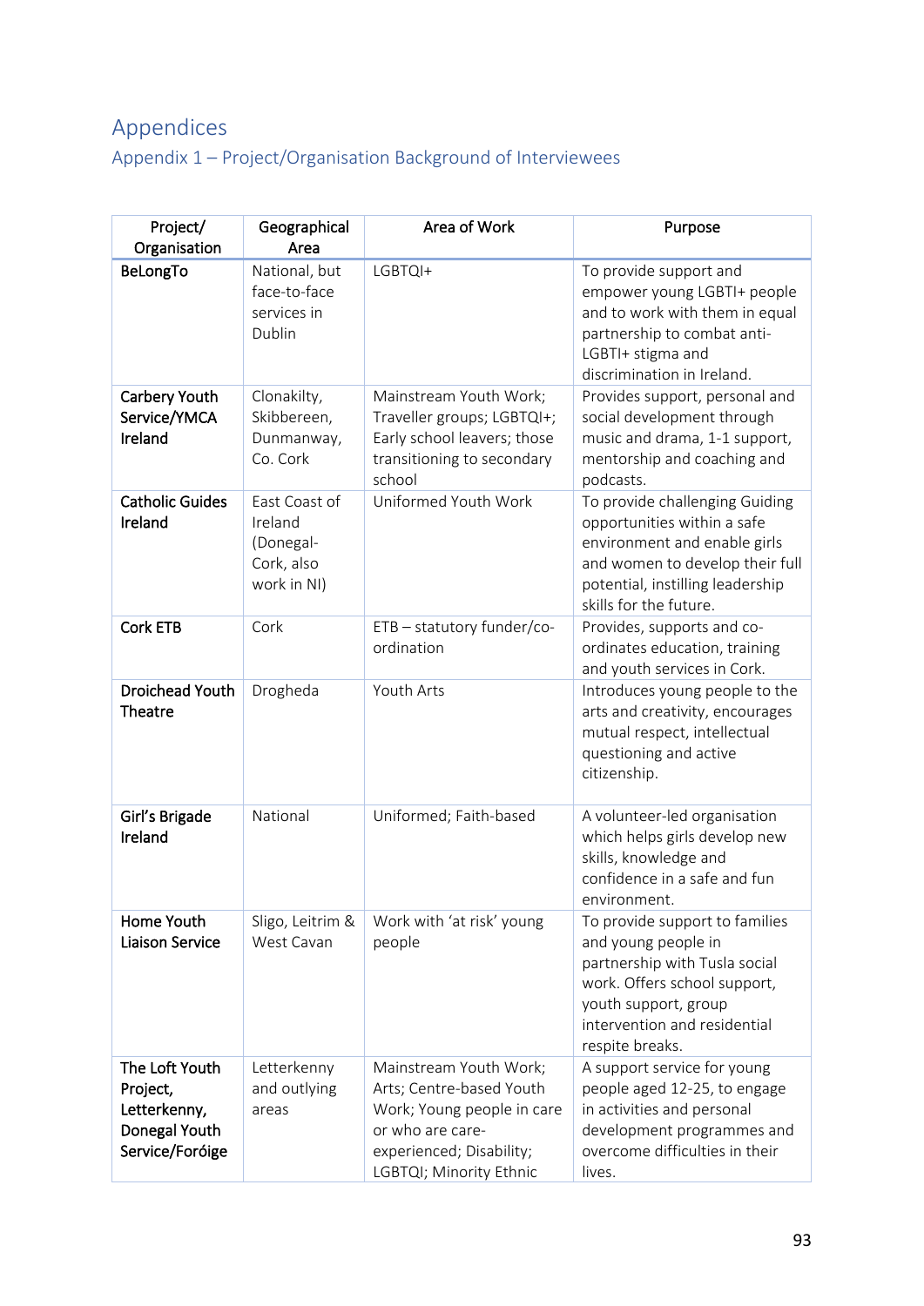# Appendices

## Appendix 1 – Project/Organisation Background of Interviewees

| Project/ Organisation | Geographical Area | Area of Work | Purpose |
|---|---|---|---|
| **BeLongTo** | National, but face-to-face services in Dublin | LGBTQI+ | To provide support and empower young LGBTI+ people and to work with them in equal partnership to combat anti-LGBTI+ stigma and discrimination in Ireland. |
| **Carbery Youth Service/YMCA Ireland** | Clonakilty, Skibbereen, Dunmanway, Co. Cork | Mainstream Youth Work; Traveller groups; LGBTQI+; Early school leavers; those transitioning to secondary school | Provides support, personal and social development through music and drama, 1-1 support, mentorship and coaching and podcasts. |
| **Catholic Guides Ireland** | East Coast of Ireland (Donegal-Cork, also work in NI) | Uniformed Youth Work | To provide challenging Guiding opportunities within a safe environment and enable girls and women to develop their full potential, instilling leadership skills for the future. |
| **Cork ETB** | Cork | ETB – statutory funder/co-ordination | Provides, supports and co-ordinates education, training and youth services in Cork. |
| **Droichead Youth Theatre** | Drogheda | Youth Arts | Introduces young people to the arts and creativity, encourages mutual respect, intellectual questioning and active citizenship. |
| **Girl's Brigade Ireland** | National | Uniformed; Faith-based | A volunteer-led organisation which helps girls develop new skills, knowledge and confidence in a safe and fun environment. |
| **Home Youth Liaison Service** | Sligo, Leitrim & West Cavan | Work with 'at risk' young people | To provide support to families and young people in partnership with Tusla social work. Offers school support, youth support, group intervention and residential respite breaks. |
| **The Loft Youth Project, Letterkenny, Donegal Youth Service/Foróige** | Letterkenny and outlying areas | Mainstream Youth Work; Arts; Centre-based Youth Work; Young people in care or who are care-experienced; Disability; LGBTQI; Minority Ethnic | A support service for young people aged 12-25, to engage in activities and personal development programmes and overcome difficulties in their lives. |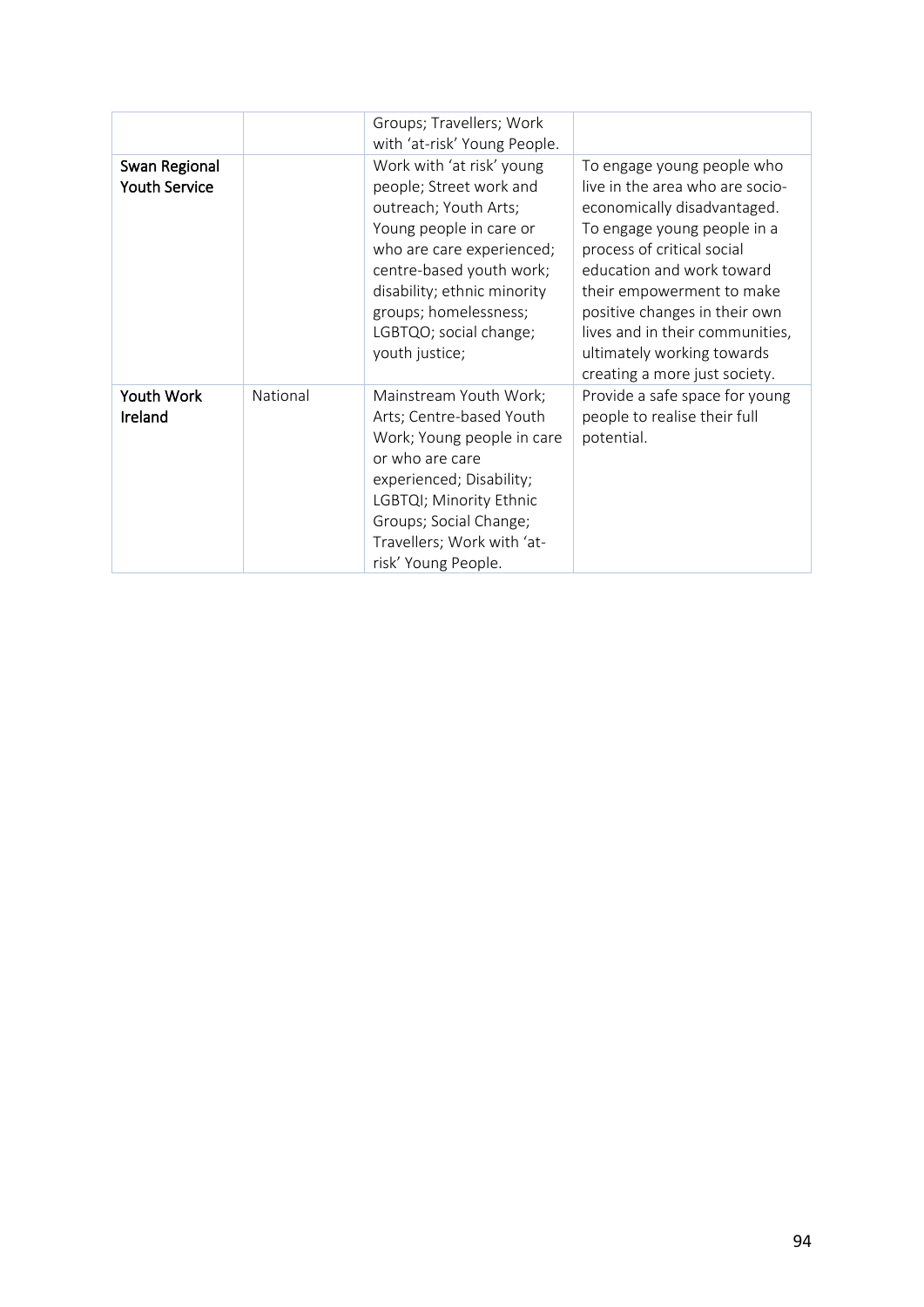| | | | |
|---|---|---|---|
| | | Groups; Travellers; Work with 'at-risk' Young People. | |
| **Swan Regional Youth Service** | | Work with 'at risk' young people; Street work and outreach; Youth Arts; Young people in care or who are care experienced; centre-based youth work; disability; ethnic minority groups; homelessness; LGBTQO; social change; youth justice; | To engage young people who live in the area who are socio-economically disadvantaged. To engage young people in a process of critical social education and work toward their empowerment to make positive changes in their own lives and in their communities, ultimately working towards creating a more just society. |
| **Youth Work Ireland** | National | Mainstream Youth Work; Arts; Centre-based Youth Work; Young people in care or who are care experienced; Disability; LGBTQI; Minority Ethnic Groups; Social Change; Travellers; Work with 'at-risk' Young People. | Provide a safe space for young people to realise their full potential. |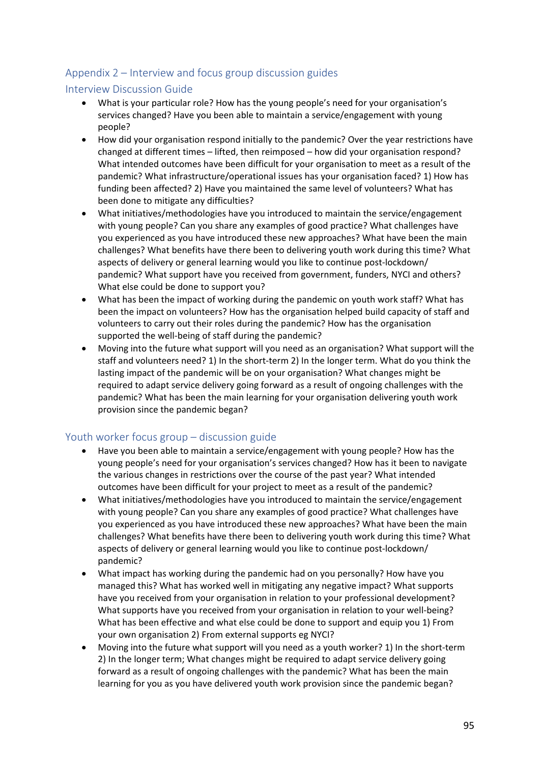## Appendix 2 – Interview and focus group discussion guides

### Interview Discussion Guide

- What is your particular role? How has the young people's need for your organisation's services changed? Have you been able to maintain a service/engagement with young people?
- How did your organisation respond initially to the pandemic? Over the year restrictions have changed at different times – lifted, then reimposed – how did your organisation respond? What intended outcomes have been difficult for your organisation to meet as a result of the pandemic? What infrastructure/operational issues has your organisation faced? 1) How has funding been affected? 2) Have you maintained the same level of volunteers? What has been done to mitigate any difficulties?
- What initiatives/methodologies have you introduced to maintain the service/engagement with young people? Can you share any examples of good practice? What challenges have you experienced as you have introduced these new approaches? What have been the main challenges? What benefits have there been to delivering youth work during this time? What aspects of delivery or general learning would you like to continue post-lockdown/ pandemic? What support have you received from government, funders, NYCI and others? What else could be done to support you?
- What has been the impact of working during the pandemic on youth work staff? What has been the impact on volunteers? How has the organisation helped build capacity of staff and volunteers to carry out their roles during the pandemic? How has the organisation supported the well-being of staff during the pandemic?
- Moving into the future what support will you need as an organisation? What support will the staff and volunteers need? 1) In the short-term 2) In the longer term. What do you think the lasting impact of the pandemic will be on your organisation? What changes might be required to adapt service delivery going forward as a result of ongoing challenges with the pandemic? What has been the main learning for your organisation delivering youth work provision since the pandemic began?

### Youth worker focus group – discussion guide

- Have you been able to maintain a service/engagement with young people? How has the young people's need for your organisation's services changed? How has it been to navigate the various changes in restrictions over the course of the past year? What intended outcomes have been difficult for your project to meet as a result of the pandemic?
- What initiatives/methodologies have you introduced to maintain the service/engagement with young people? Can you share any examples of good practice? What challenges have you experienced as you have introduced these new approaches? What have been the main challenges? What benefits have there been to delivering youth work during this time? What aspects of delivery or general learning would you like to continue post-lockdown/ pandemic?
- What impact has working during the pandemic had on you personally? How have you managed this? What has worked well in mitigating any negative impact? What supports have you received from your organisation in relation to your professional development? What supports have you received from your organisation in relation to your well-being? What has been effective and what else could be done to support and equip you 1) From your own organisation 2) From external supports eg NYCI?
- Moving into the future what support will you need as a youth worker? 1) In the short-term 2) In the longer term; What changes might be required to adapt service delivery going forward as a result of ongoing challenges with the pandemic? What has been the main learning for you as you have delivered youth work provision since the pandemic began?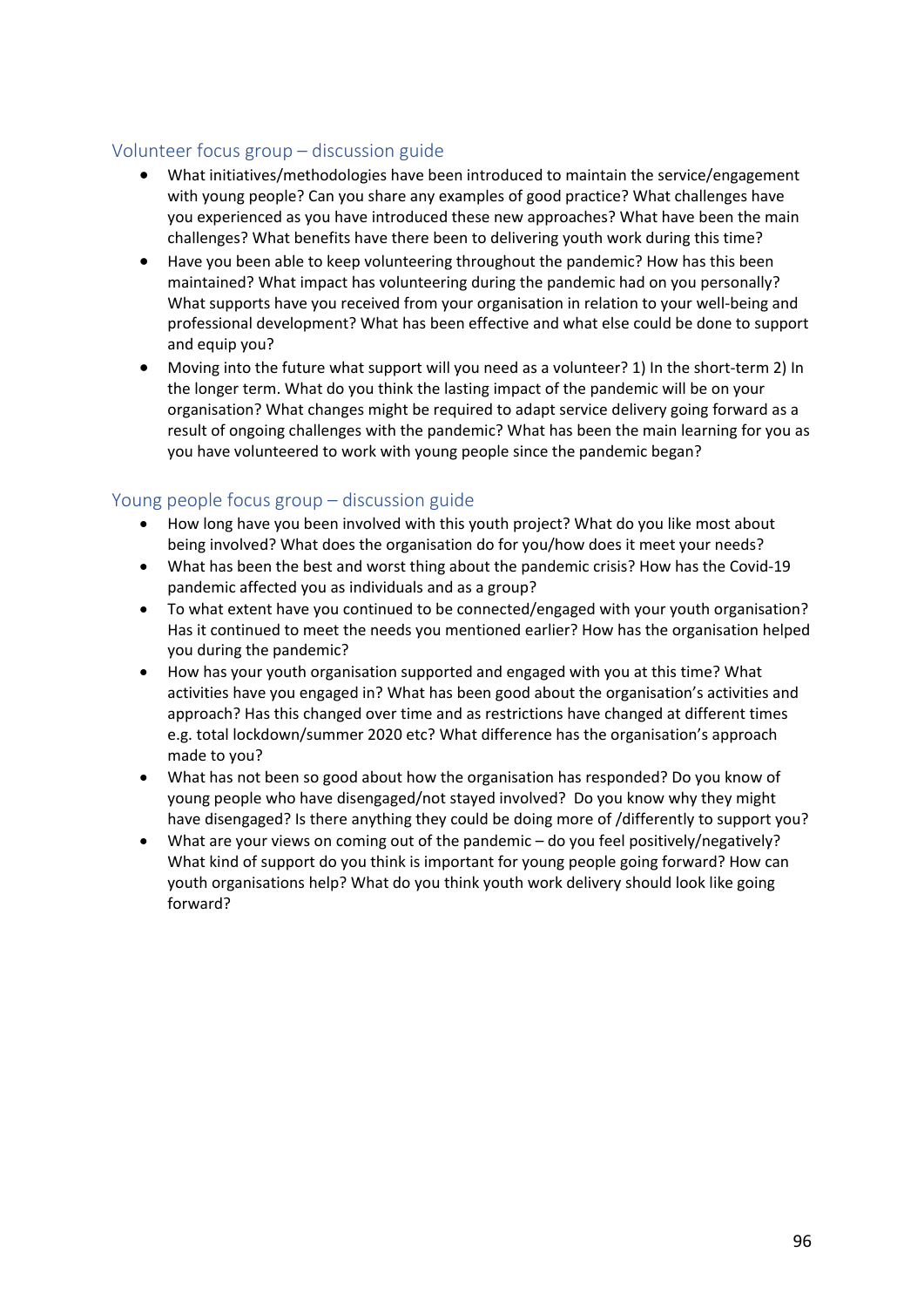## Volunteer focus group – discussion guide

- What initiatives/methodologies have been introduced to maintain the service/engagement with young people? Can you share any examples of good practice? What challenges have you experienced as you have introduced these new approaches? What have been the main challenges? What benefits have there been to delivering youth work during this time?
- Have you been able to keep volunteering throughout the pandemic? How has this been maintained? What impact has volunteering during the pandemic had on you personally? What supports have you received from your organisation in relation to your well-being and professional development? What has been effective and what else could be done to support and equip you?
- Moving into the future what support will you need as a volunteer? 1) In the short-term 2) In the longer term. What do you think the lasting impact of the pandemic will be on your organisation? What changes might be required to adapt service delivery going forward as a result of ongoing challenges with the pandemic? What has been the main learning for you as you have volunteered to work with young people since the pandemic began?

## Young people focus group – discussion guide

- How long have you been involved with this youth project? What do you like most about being involved? What does the organisation do for you/how does it meet your needs?
- What has been the best and worst thing about the pandemic crisis? How has the Covid-19 pandemic affected you as individuals and as a group?
- To what extent have you continued to be connected/engaged with your youth organisation? Has it continued to meet the needs you mentioned earlier? How has the organisation helped you during the pandemic?
- How has your youth organisation supported and engaged with you at this time? What activities have you engaged in? What has been good about the organisation's activities and approach? Has this changed over time and as restrictions have changed at different times e.g. total lockdown/summer 2020 etc? What difference has the organisation's approach made to you?
- What has not been so good about how the organisation has responded? Do you know of young people who have disengaged/not stayed involved? Do you know why they might have disengaged? Is there anything they could be doing more of /differently to support you?
- What are your views on coming out of the pandemic – do you feel positively/negatively? What kind of support do you think is important for young people going forward? How can youth organisations help? What do you think youth work delivery should look like going forward?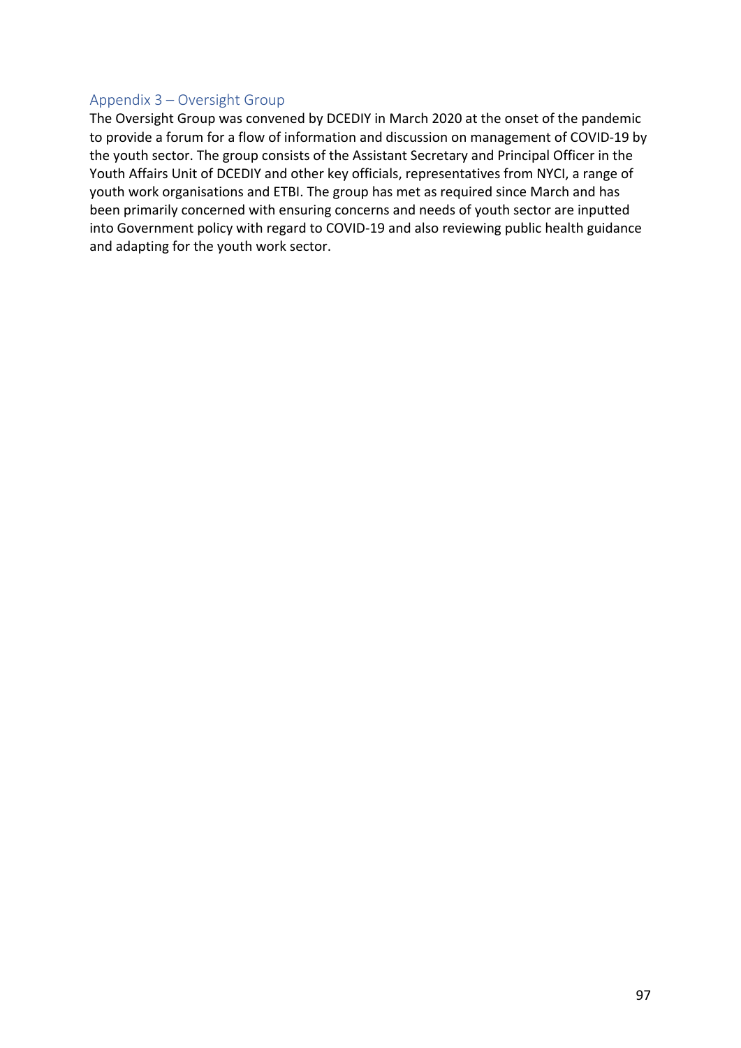## Appendix 3 – Oversight Group

The Oversight Group was convened by DCEDIY in March 2020 at the onset of the pandemic to provide a forum for a flow of information and discussion on management of COVID-19 by the youth sector. The group consists of the Assistant Secretary and Principal Officer in the Youth Affairs Unit of DCEDIY and other key officials, representatives from NYCI, a range of youth work organisations and ETBI. The group has met as required since March and has been primarily concerned with ensuring concerns and needs of youth sector are inputted into Government policy with regard to COVID-19 and also reviewing public health guidance and adapting for the youth work sector.